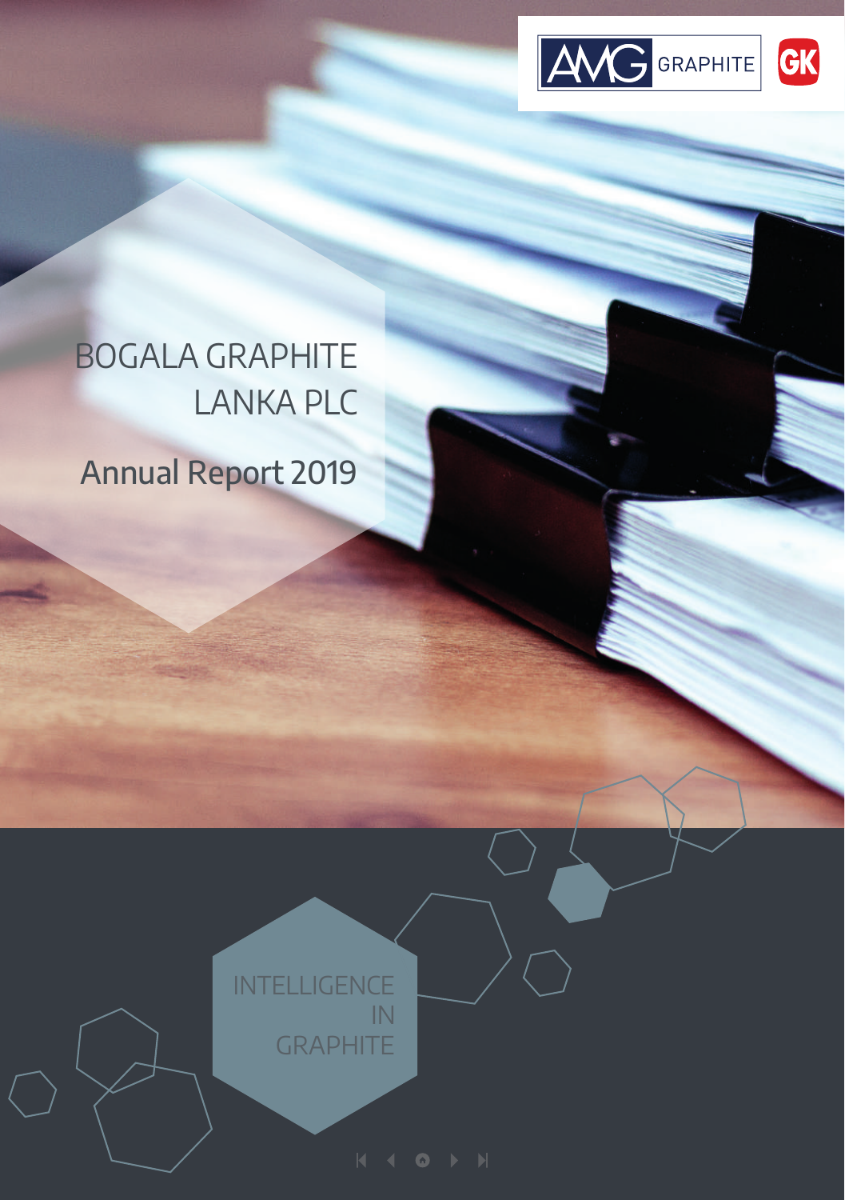AMG GRAPHITE GK

# BOGALA GRAPHITE LANKA PLC

## Annual Report 2019

INTELLIGENCE IN GRAPHITE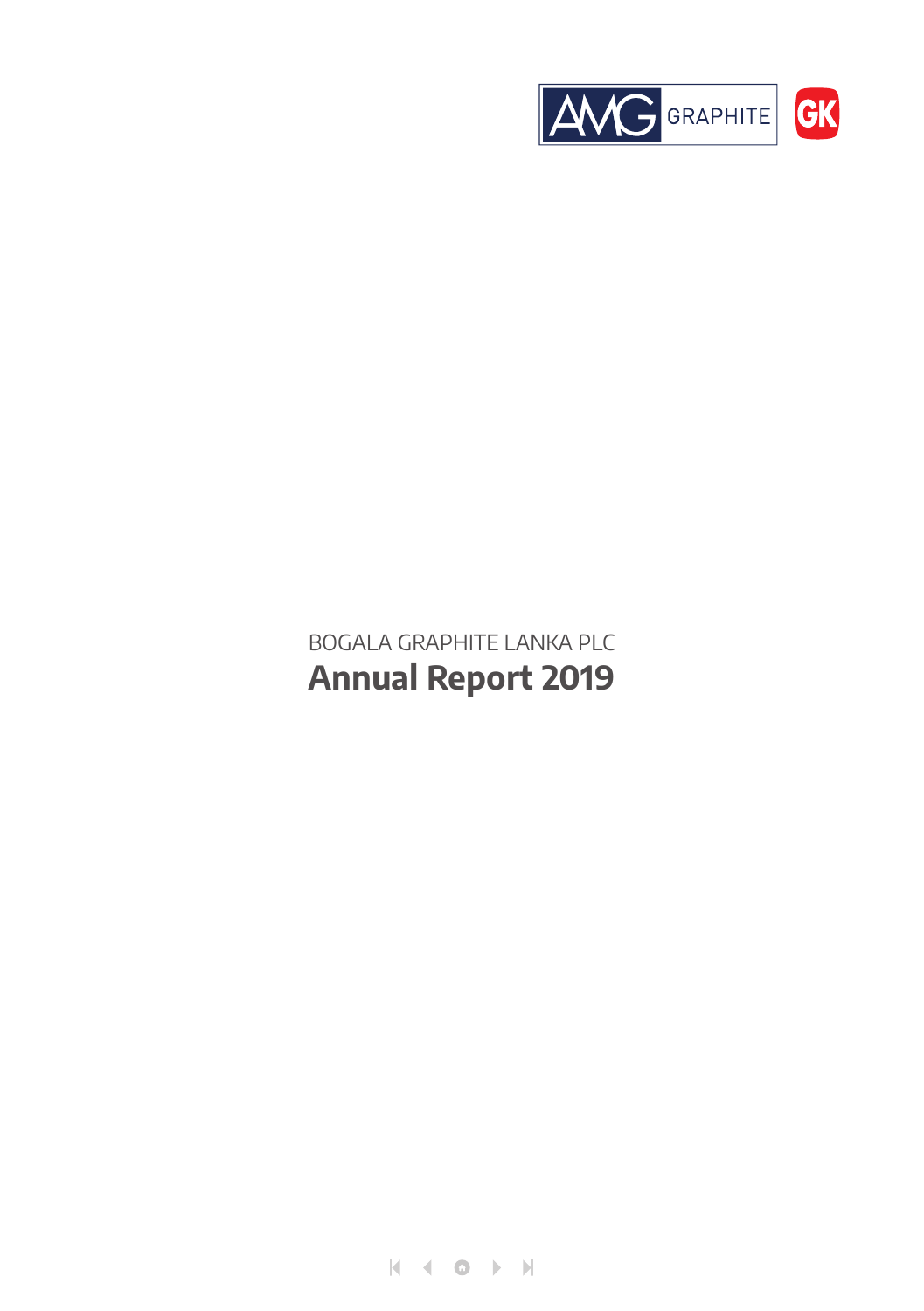BOGALA GRAPHITE LANKA PLC

# Annual Report 2019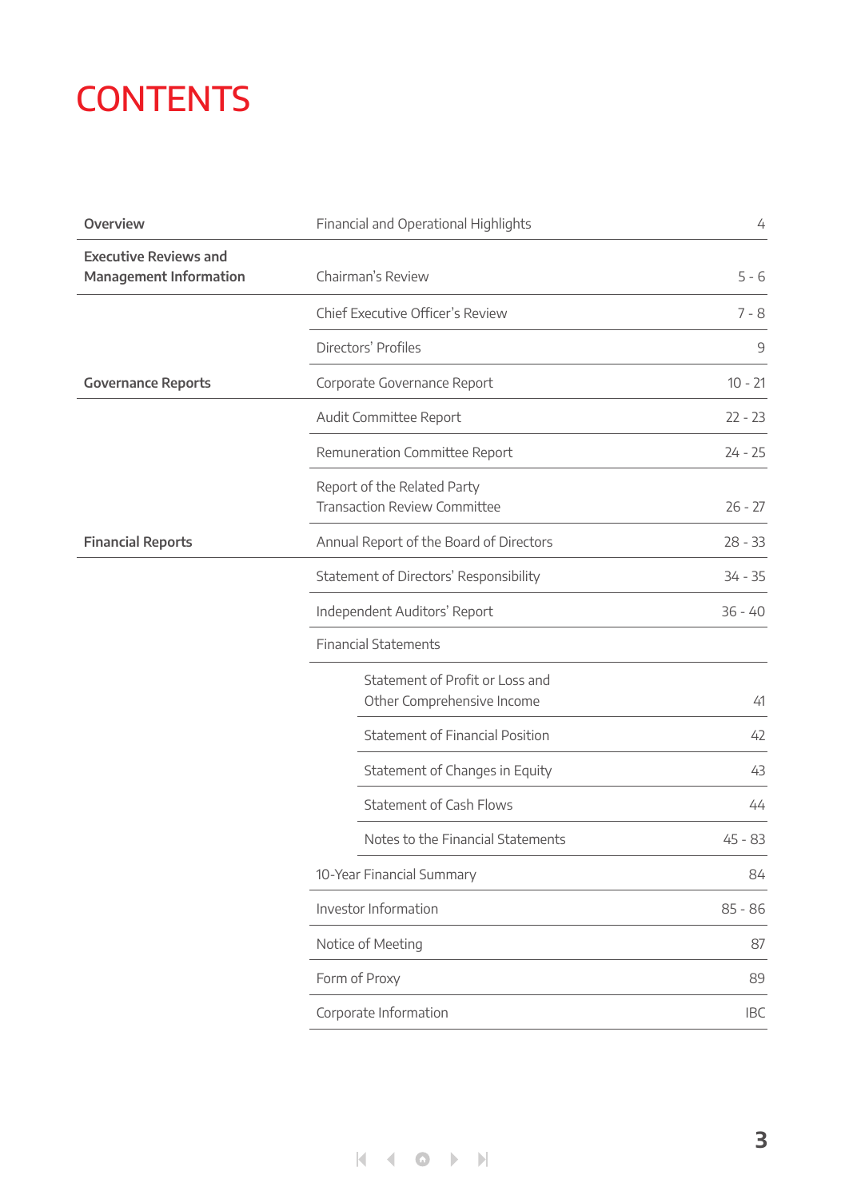# CONTENTS

| Section | Title | Page |
|---|---|---|
| **Overview** | Financial and Operational Highlights | 4 |
| **Executive Reviews and Management Information** | Chairman's Review | 5 - 6 |
| | Chief Executive Officer's Review | 7 - 8 |
| | Directors' Profiles | 9 |
| **Governance Reports** | Corporate Governance Report | 10 - 21 |
| | Audit Committee Report | 22 - 23 |
| | Remuneration Committee Report | 24 - 25 |
| | Report of the Related Party Transaction Review Committee | 26 - 27 |
| **Financial Reports** | Annual Report of the Board of Directors | 28 - 33 |
| | Statement of Directors' Responsibility | 34 - 35 |
| | Independent Auditors' Report | 36 - 40 |
| | Financial Statements | |
| | Statement of Profit or Loss and Other Comprehensive Income | 41 |
| | Statement of Financial Position | 42 |
| | Statement of Changes in Equity | 43 |
| | Statement of Cash Flows | 44 |
| | Notes to the Financial Statements | 45 - 83 |
| | 10-Year Financial Summary | 84 |
| | Investor Information | 85 - 86 |
| | Notice of Meeting | 87 |
| | Form of Proxy | 89 |
| | Corporate Information | IBC |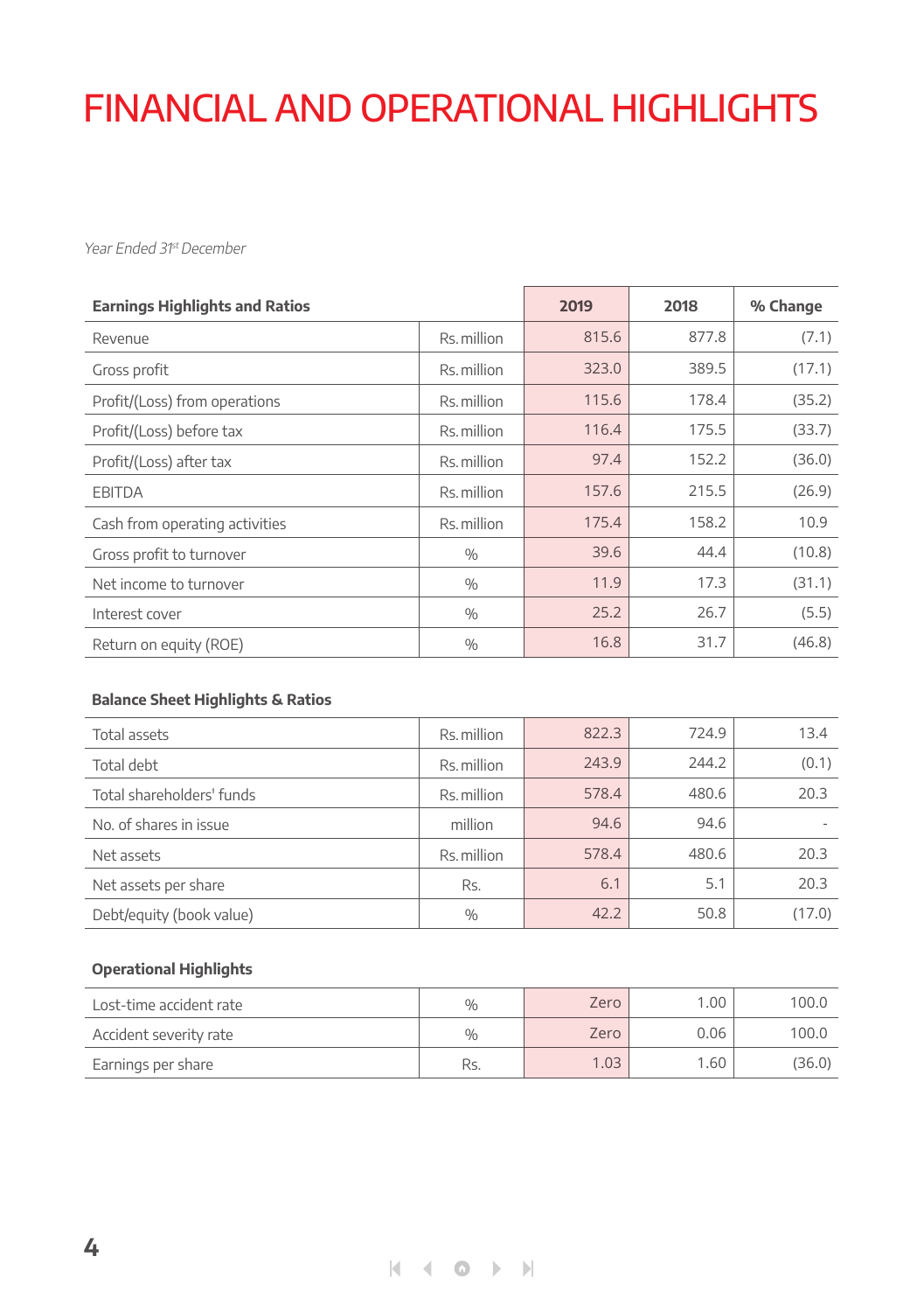# FINANCIAL AND OPERATIONAL HIGHLIGHTS

*Year Ended 31st December*

| Earnings Highlights and Ratios | | 2019 | 2018 | % Change |
|---|---|---|---|---|
| Revenue | Rs. million | 815.6 | 877.8 | (7.1) |
| Gross profit | Rs. million | 323.0 | 389.5 | (17.1) |
| Profit/(Loss) from operations | Rs. million | 115.6 | 178.4 | (35.2) |
| Profit/(Loss) before tax | Rs. million | 116.4 | 175.5 | (33.7) |
| Profit/(Loss) after tax | Rs. million | 97.4 | 152.2 | (36.0) |
| EBITDA | Rs. million | 157.6 | 215.5 | (26.9) |
| Cash from operating activities | Rs. million | 175.4 | 158.2 | 10.9 |
| Gross profit to turnover | % | 39.6 | 44.4 | (10.8) |
| Net income to turnover | % | 11.9 | 17.3 | (31.1) |
| Interest cover | % | 25.2 | 26.7 | (5.5) |
| Return on equity (ROE) | % | 16.8 | 31.7 | (46.8) |

**Balance Sheet Highlights & Ratios**

| | | 2019 | 2018 | % Change |
|---|---|---|---|---|
| Total assets | Rs. million | 822.3 | 724.9 | 13.4 |
| Total debt | Rs. million | 243.9 | 244.2 | (0.1) |
| Total shareholders' funds | Rs. million | 578.4 | 480.6 | 20.3 |
| No. of shares in issue | million | 94.6 | 94.6 | - |
| Net assets | Rs. million | 578.4 | 480.6 | 20.3 |
| Net assets per share | Rs. | 6.1 | 5.1 | 20.3 |
| Debt/equity (book value) | % | 42.2 | 50.8 | (17.0) |

**Operational Highlights**

| | | 2019 | 2018 | % Change |
|---|---|---|---|---|
| Lost-time accident rate | % | Zero | 1.00 | 100.0 |
| Accident severity rate | % | Zero | 0.06 | 100.0 |
| Earnings per share | Rs. | 1.03 | 1.60 | (36.0) |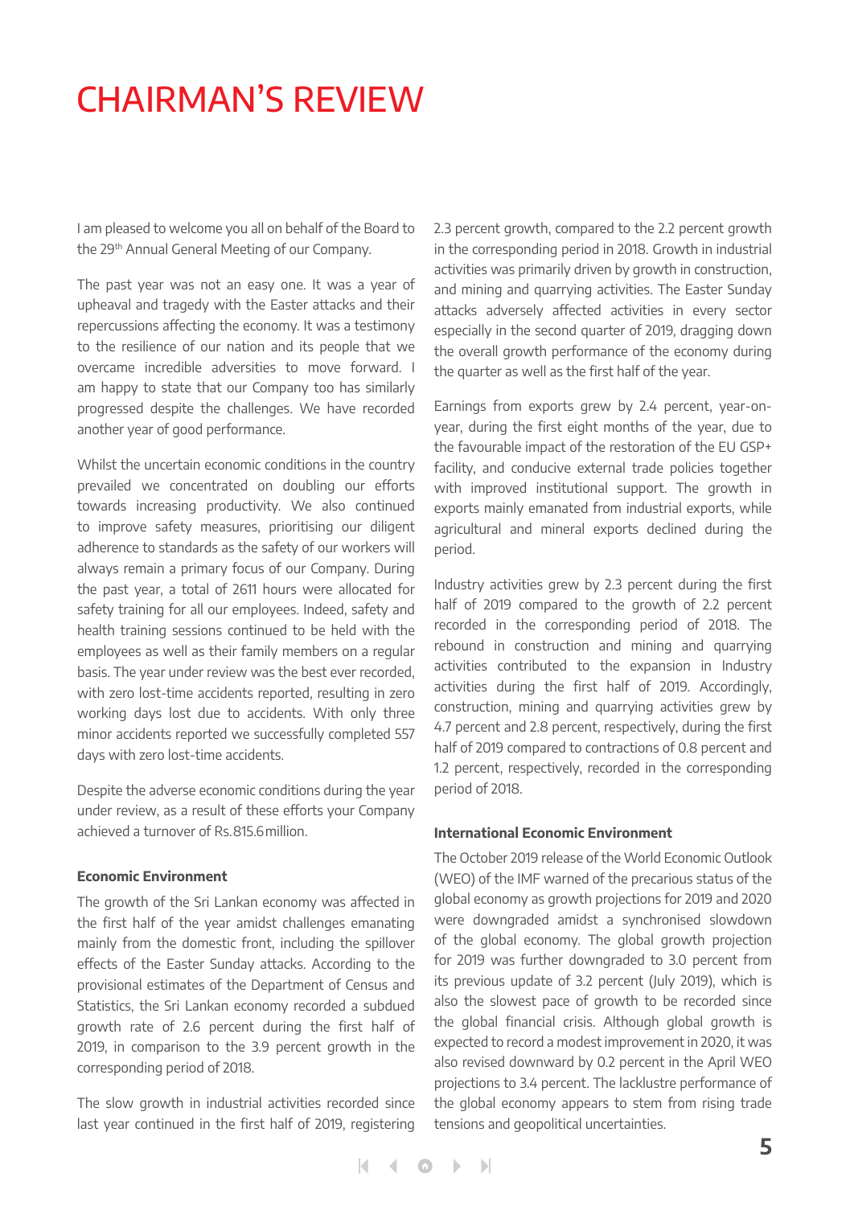# CHAIRMAN'S REVIEW

I am pleased to welcome you all on behalf of the Board to the 29th Annual General Meeting of our Company.

The past year was not an easy one. It was a year of upheaval and tragedy with the Easter attacks and their repercussions affecting the economy. It was a testimony to the resilience of our nation and its people that we overcame incredible adversities to move forward. I am happy to state that our Company too has similarly progressed despite the challenges. We have recorded another year of good performance.

Whilst the uncertain economic conditions in the country prevailed we concentrated on doubling our efforts towards increasing productivity. We also continued to improve safety measures, prioritising our diligent adherence to standards as the safety of our workers will always remain a primary focus of our Company. During the past year, a total of 2611 hours were allocated for safety training for all our employees. Indeed, safety and health training sessions continued to be held with the employees as well as their family members on a regular basis. The year under review was the best ever recorded, with zero lost-time accidents reported, resulting in zero working days lost due to accidents. With only three minor accidents reported we successfully completed 557 days with zero lost-time accidents.

Despite the adverse economic conditions during the year under review, as a result of these efforts your Company achieved a turnover of Rs.815.6 million.

**Economic Environment**

The growth of the Sri Lankan economy was affected in the first half of the year amidst challenges emanating mainly from the domestic front, including the spillover effects of the Easter Sunday attacks. According to the provisional estimates of the Department of Census and Statistics, the Sri Lankan economy recorded a subdued growth rate of 2.6 percent during the first half of 2019, in comparison to the 3.9 percent growth in the corresponding period of 2018.

The slow growth in industrial activities recorded since last year continued in the first half of 2019, registering 2.3 percent growth, compared to the 2.2 percent growth in the corresponding period in 2018. Growth in industrial activities was primarily driven by growth in construction, and mining and quarrying activities. The Easter Sunday attacks adversely affected activities in every sector especially in the second quarter of 2019, dragging down the overall growth performance of the economy during the quarter as well as the first half of the year.

Earnings from exports grew by 2.4 percent, year-on-year, during the first eight months of the year, due to the favourable impact of the restoration of the EU GSP+ facility, and conducive external trade policies together with improved institutional support. The growth in exports mainly emanated from industrial exports, while agricultural and mineral exports declined during the period.

Industry activities grew by 2.3 percent during the first half of 2019 compared to the growth of 2.2 percent recorded in the corresponding period of 2018. The rebound in construction and mining and quarrying activities contributed to the expansion in Industry activities during the first half of 2019. Accordingly, construction, mining and quarrying activities grew by 4.7 percent and 2.8 percent, respectively, during the first half of 2019 compared to contractions of 0.8 percent and 1.2 percent, respectively, recorded in the corresponding period of 2018.

**International Economic Environment**

The October 2019 release of the World Economic Outlook (WEO) of the IMF warned of the precarious status of the global economy as growth projections for 2019 and 2020 were downgraded amidst a synchronised slowdown of the global economy. The global growth projection for 2019 was further downgraded to 3.0 percent from its previous update of 3.2 percent (July 2019), which is also the slowest pace of growth to be recorded since the global financial crisis. Although global growth is expected to record a modest improvement in 2020, it was also revised downward by 0.2 percent in the April WEO projections to 3.4 percent. The lacklustre performance of the global economy appears to stem from rising trade tensions and geopolitical uncertainties.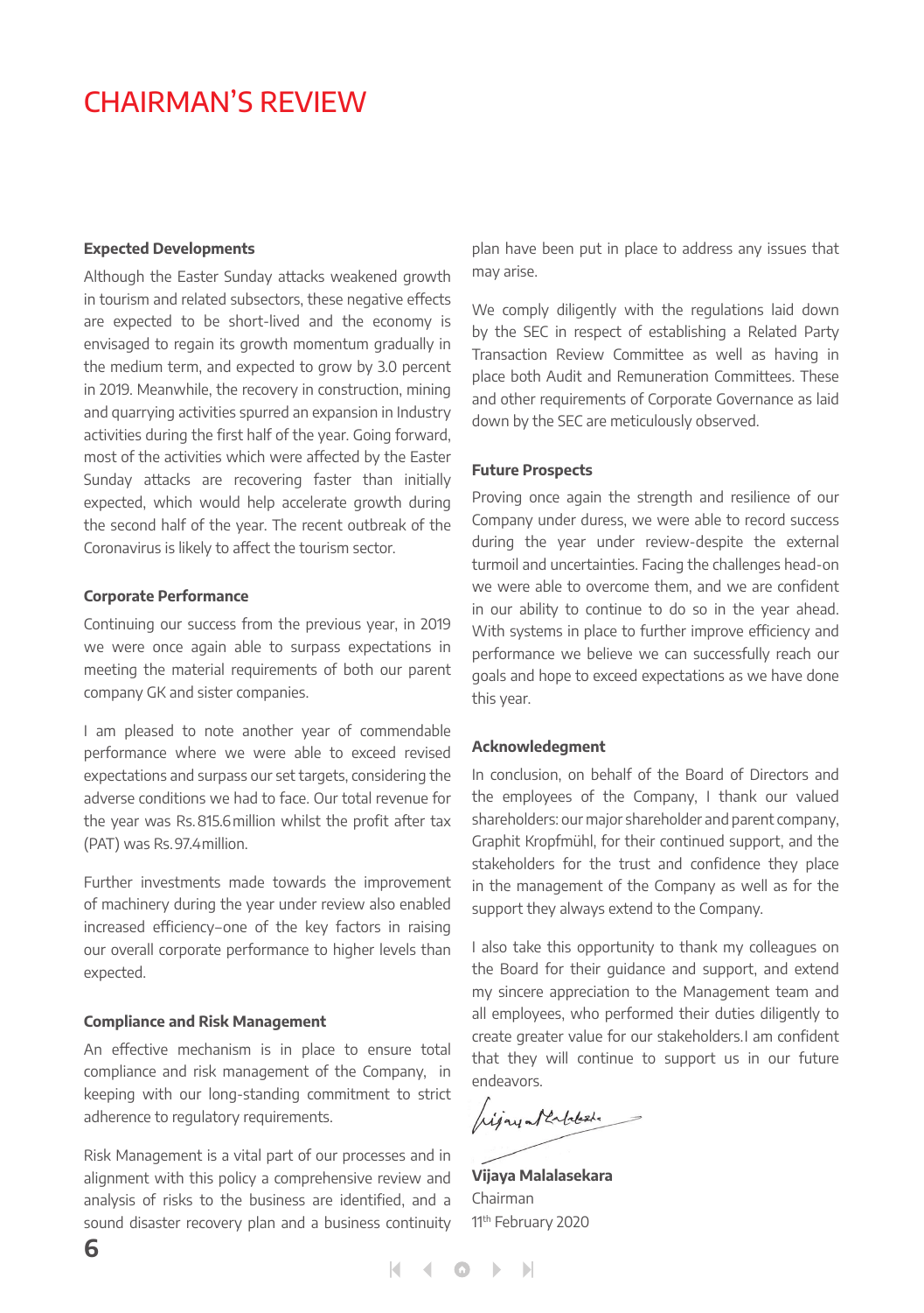# CHAIRMAN'S REVIEW

### Expected Developments

Although the Easter Sunday attacks weakened growth in tourism and related subsectors, these negative effects are expected to be short-lived and the economy is envisaged to regain its growth momentum gradually in the medium term, and expected to grow by 3.0 percent in 2019. Meanwhile, the recovery in construction, mining and quarrying activities spurred an expansion in Industry activities during the first half of the year. Going forward, most of the activities which were affected by the Easter Sunday attacks are recovering faster than initially expected, which would help accelerate growth during the second half of the year. The recent outbreak of the Coronavirus is likely to affect the tourism sector.

### Corporate Performance

Continuing our success from the previous year, in 2019 we were once again able to surpass expectations in meeting the material requirements of both our parent company GK and sister companies.

I am pleased to note another year of commendable performance where we were able to exceed revised expectations and surpass our set targets, considering the adverse conditions we had to face. Our total revenue for the year was Rs. 815.6 million whilst the profit after tax (PAT) was Rs. 97.4 million.

Further investments made towards the improvement of machinery during the year under review also enabled increased efficiency–one of the key factors in raising our overall corporate performance to higher levels than expected.

### Compliance and Risk Management

An effective mechanism is in place to ensure total compliance and risk management of the Company, in keeping with our long-standing commitment to strict adherence to regulatory requirements.

Risk Management is a vital part of our processes and in alignment with this policy a comprehensive review and analysis of risks to the business are identified, and a sound disaster recovery plan and a business continuity plan have been put in place to address any issues that may arise.

We comply diligently with the regulations laid down by the SEC in respect of establishing a Related Party Transaction Review Committee as well as having in place both Audit and Remuneration Committees. These and other requirements of Corporate Governance as laid down by the SEC are meticulously observed.

### Future Prospects

Proving once again the strength and resilience of our Company under duress, we were able to record success during the year under review-despite the external turmoil and uncertainties. Facing the challenges head-on we were able to overcome them, and we are confident in our ability to continue to do so in the year ahead. With systems in place to further improve efficiency and performance we believe we can successfully reach our goals and hope to exceed expectations as we have done this year.

### Acknowledgement

In conclusion, on behalf of the Board of Directors and the employees of the Company, I thank our valued shareholders: our major shareholder and parent company, Graphit Kropfmühl, for their continued support, and the stakeholders for the trust and confidence they place in the management of the Company as well as for the support they always extend to the Company.

I also take this opportunity to thank my colleagues on the Board for their guidance and support, and extend my sincere appreciation to the Management team and all employees, who performed their duties diligently to create greater value for our stakeholders. I am confident that they will continue to support us in our future endeavors.

**Vijaya Malalasekara**
Chairman
11th February 2020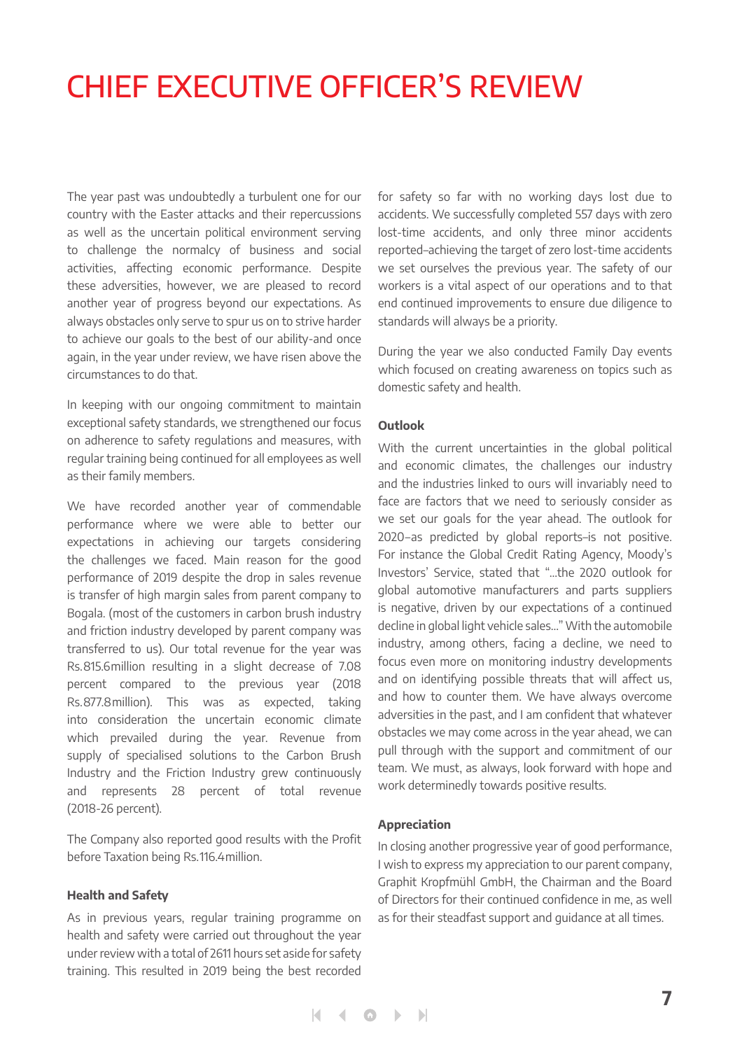# CHIEF EXECUTIVE OFFICER'S REVIEW

The year past was undoubtedly a turbulent one for our country with the Easter attacks and their repercussions as well as the uncertain political environment serving to challenge the normalcy of business and social activities, affecting economic performance. Despite these adversities, however, we are pleased to record another year of progress beyond our expectations. As always obstacles only serve to spur us on to strive harder to achieve our goals to the best of our ability-and once again, in the year under review, we have risen above the circumstances to do that.

In keeping with our ongoing commitment to maintain exceptional safety standards, we strengthened our focus on adherence to safety regulations and measures, with regular training being continued for all employees as well as their family members.

We have recorded another year of commendable performance where we were able to better our expectations in achieving our targets considering the challenges we faced. Main reason for the good performance of 2019 despite the drop in sales revenue is transfer of high margin sales from parent company to Bogala. (most of the customers in carbon brush industry and friction industry developed by parent company was transferred to us). Our total revenue for the year was Rs.815.6million resulting in a slight decrease of 7.08 percent compared to the previous year (2018 Rs.877.8million). This was as expected, taking into consideration the uncertain economic climate which prevailed during the year. Revenue from supply of specialised solutions to the Carbon Brush Industry and the Friction Industry grew continuously and represents 28 percent of total revenue (2018-26 percent).

The Company also reported good results with the Profit before Taxation being Rs.116.4million.

### Health and Safety

As in previous years, regular training programme on health and safety were carried out throughout the year under review with a total of 2611 hours set aside for safety training. This resulted in 2019 being the best recorded for safety so far with no working days lost due to accidents. We successfully completed 557 days with zero lost-time accidents, and only three minor accidents reported–achieving the target of zero lost-time accidents we set ourselves the previous year. The safety of our workers is a vital aspect of our operations and to that end continued improvements to ensure due diligence to standards will always be a priority.

During the year we also conducted Family Day events which focused on creating awareness on topics such as domestic safety and health.

### Outlook

With the current uncertainties in the global political and economic climates, the challenges our industry and the industries linked to ours will invariably need to face are factors that we need to seriously consider as we set our goals for the year ahead. The outlook for 2020–as predicted by global reports–is not positive. For instance the Global Credit Rating Agency, Moody's Investors' Service, stated that "...the 2020 outlook for global automotive manufacturers and parts suppliers is negative, driven by our expectations of a continued decline in global light vehicle sales..." With the automobile industry, among others, facing a decline, we need to focus even more on monitoring industry developments and on identifying possible threats that will affect us, and how to counter them. We have always overcome adversities in the past, and I am confident that whatever obstacles we may come across in the year ahead, we can pull through with the support and commitment of our team. We must, as always, look forward with hope and work determinedly towards positive results.

### Appreciation

In closing another progressive year of good performance, I wish to express my appreciation to our parent company, Graphit Kropfmühl GmbH, the Chairman and the Board of Directors for their continued confidence in me, as well as for their steadfast support and guidance at all times.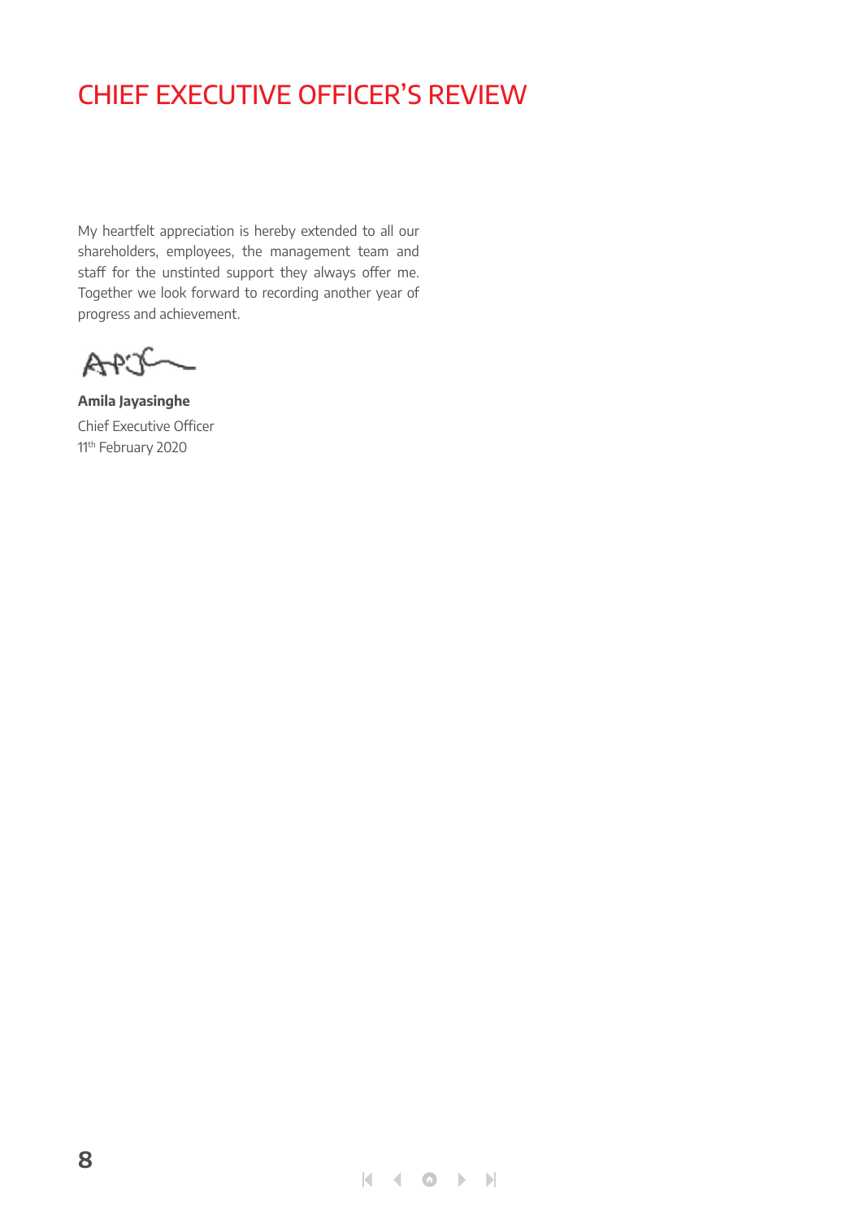# CHIEF EXECUTIVE OFFICER'S REVIEW

My heartfelt appreciation is hereby extended to all our shareholders, employees, the management team and staff for the unstinted support they always offer me. Together we look forward to recording another year of progress and achievement.

**Amila Jayasinghe**
Chief Executive Officer
11th February 2020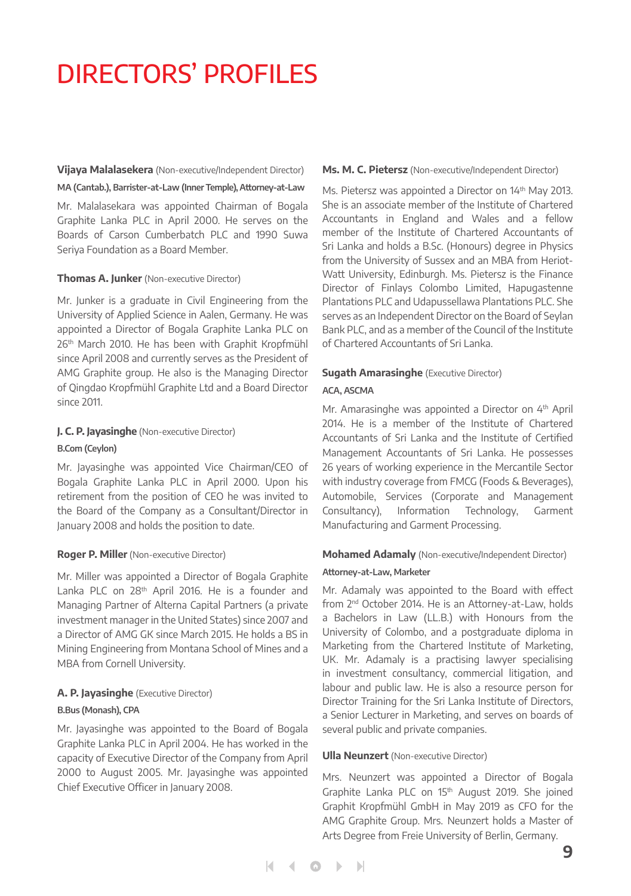# DIRECTORS' PROFILES

**Vijaya Malalasekera** (Non-executive/Independent Director)

**MA (Cantab.), Barrister-at-Law (Inner Temple), Attorney-at-Law**

Mr. Malalasekara was appointed Chairman of Bogala Graphite Lanka PLC in April 2000. He serves on the Boards of Carson Cumberbatch PLC and 1990 Suwa Seriya Foundation as a Board Member.

**Thomas A. Junker** (Non-executive Director)

Mr. Junker is a graduate in Civil Engineering from the University of Applied Science in Aalen, Germany. He was appointed a Director of Bogala Graphite Lanka PLC on 26th March 2010. He has been with Graphit Kropfmühl since April 2008 and currently serves as the President of AMG Graphite group. He also is the Managing Director of Qingdao Kropfmühl Graphite Ltd and a Board Director since 2011.

**J. C. P. Jayasinghe** (Non-executive Director)

**B.Com (Ceylon)**

Mr. Jayasinghe was appointed Vice Chairman/CEO of Bogala Graphite Lanka PLC in April 2000. Upon his retirement from the position of CEO he was invited to the Board of the Company as a Consultant/Director in January 2008 and holds the position to date.

**Roger P. Miller** (Non-executive Director)

Mr. Miller was appointed a Director of Bogala Graphite Lanka PLC on 28th April 2016. He is a founder and Managing Partner of Alterna Capital Partners (a private investment manager in the United States) since 2007 and a Director of AMG GK since March 2015. He holds a BS in Mining Engineering from Montana School of Mines and a MBA from Cornell University.

**A. P. Jayasinghe** (Executive Director)

**B.Bus (Monash), CPA**

Mr. Jayasinghe was appointed to the Board of Bogala Graphite Lanka PLC in April 2004. He has worked in the capacity of Executive Director of the Company from April 2000 to August 2005. Mr. Jayasinghe was appointed Chief Executive Officer in January 2008.

**Ms. M. C. Pietersz** (Non-executive/Independent Director)

Ms. Pietersz was appointed a Director on 14th May 2013. She is an associate member of the Institute of Chartered Accountants in England and Wales and a fellow member of the Institute of Chartered Accountants of Sri Lanka and holds a B.Sc. (Honours) degree in Physics from the University of Sussex and an MBA from Heriot-Watt University, Edinburgh. Ms. Pietersz is the Finance Director of Finlays Colombo Limited, Hapugastenne Plantations PLC and Udapussellawa Plantations PLC. She serves as an Independent Director on the Board of Seylan Bank PLC, and as a member of the Council of the Institute of Chartered Accountants of Sri Lanka.

**Sugath Amarasinghe** (Executive Director)

**ACA, ASCMA**

Mr. Amarasinghe was appointed a Director on 4th April 2014. He is a member of the Institute of Chartered Accountants of Sri Lanka and the Institute of Certified Management Accountants of Sri Lanka. He possesses 26 years of working experience in the Mercantile Sector with industry coverage from FMCG (Foods & Beverages), Automobile, Services (Corporate and Management Consultancy), Information Technology, Garment Manufacturing and Garment Processing.

**Mohamed Adamaly** (Non-executive/Independent Director)

**Attorney-at-Law, Marketer**

Mr. Adamaly was appointed to the Board with effect from 2nd October 2014. He is an Attorney-at-Law, holds a Bachelors in Law (LL.B.) with Honours from the University of Colombo, and a postgraduate diploma in Marketing from the Chartered Institute of Marketing, UK. Mr. Adamaly is a practising lawyer specialising in investment consultancy, commercial litigation, and labour and public law. He is also a resource person for Director Training for the Sri Lanka Institute of Directors, a Senior Lecturer in Marketing, and serves on boards of several public and private companies.

**Ulla Neunzert** (Non-executive Director)

Mrs. Neunzert was appointed a Director of Bogala Graphite Lanka PLC on 15th August 2019. She joined Graphit Kropfmühl GmbH in May 2019 as CFO for the AMG Graphite Group. Mrs. Neunzert holds a Master of Arts Degree from Freie University of Berlin, Germany.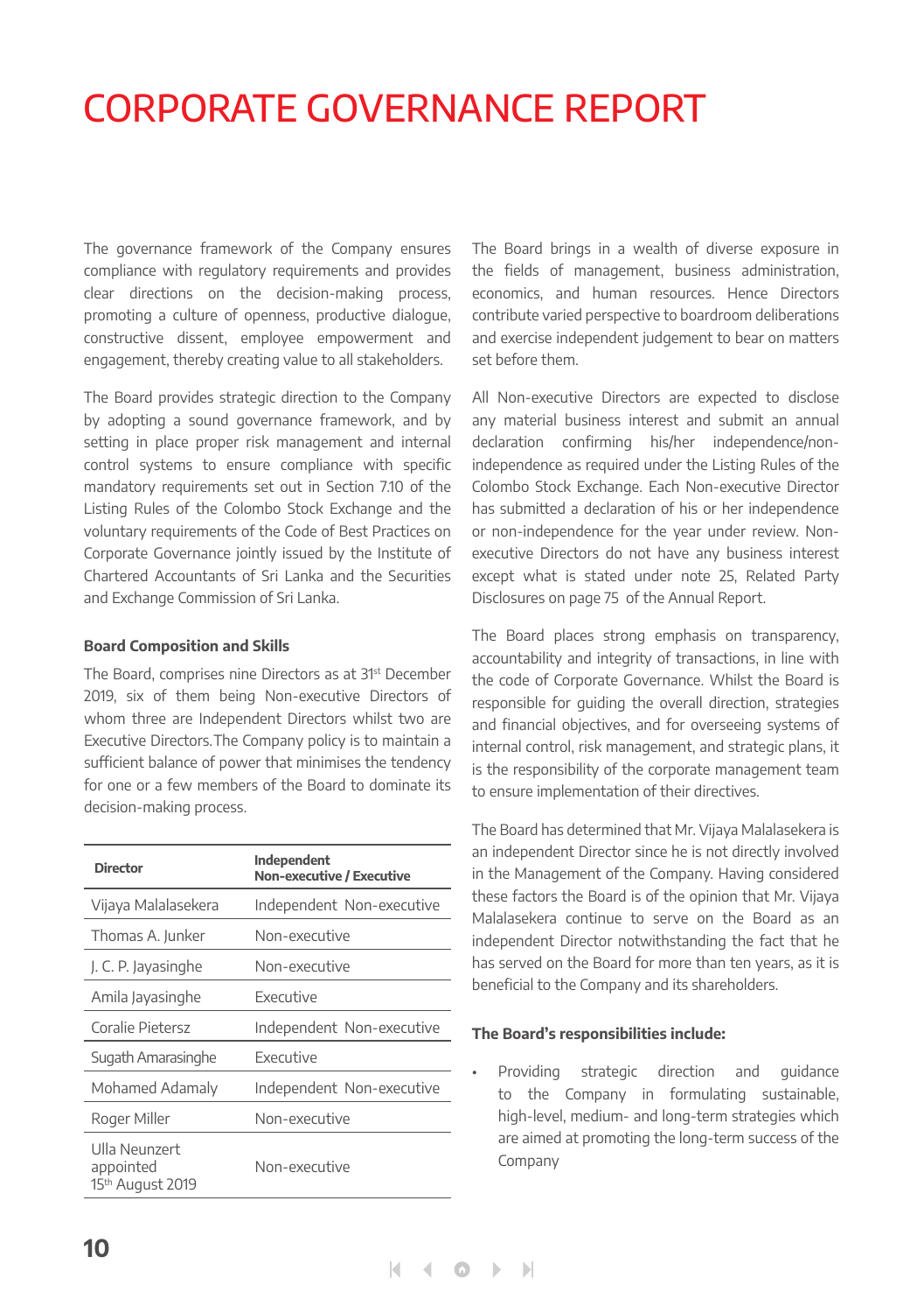# CORPORATE GOVERNANCE REPORT

The governance framework of the Company ensures compliance with regulatory requirements and provides clear directions on the decision-making process, promoting a culture of openness, productive dialogue, constructive dissent, employee empowerment and engagement, thereby creating value to all stakeholders.

The Board provides strategic direction to the Company by adopting a sound governance framework, and by setting in place proper risk management and internal control systems to ensure compliance with specific mandatory requirements set out in Section 7.10 of the Listing Rules of the Colombo Stock Exchange and the voluntary requirements of the Code of Best Practices on Corporate Governance jointly issued by the Institute of Chartered Accountants of Sri Lanka and the Securities and Exchange Commission of Sri Lanka.

**Board Composition and Skills**

The Board, comprises nine Directors as at 31st December 2019, six of them being Non-executive Directors of whom three are Independent Directors whilst two are Executive Directors. The Company policy is to maintain a sufficient balance of power that minimises the tendency for one or a few members of the Board to dominate its decision-making process.

| Director | Independent Non-executive / Executive |
|---|---|
| Vijaya Malalasekera | Independent Non-executive |
| Thomas A. Junker | Non-executive |
| J. C. P. Jayasinghe | Non-executive |
| Amila Jayasinghe | Executive |
| Coralie Pietersz | Independent Non-executive |
| Sugath Amarasinghe | Executive |
| Mohamed Adamaly | Independent Non-executive |
| Roger Miller | Non-executive |
| Ulla Neunzert appointed 15th August 2019 | Non-executive |

The Board brings in a wealth of diverse exposure in the fields of management, business administration, economics, and human resources. Hence Directors contribute varied perspective to boardroom deliberations and exercise independent judgement to bear on matters set before them.

All Non-executive Directors are expected to disclose any material business interest and submit an annual declaration confirming his/her independence/non-independence as required under the Listing Rules of the Colombo Stock Exchange. Each Non-executive Director has submitted a declaration of his or her independence or non-independence for the year under review. Non-executive Directors do not have any business interest except what is stated under note 25, Related Party Disclosures on page 75 of the Annual Report.

The Board places strong emphasis on transparency, accountability and integrity of transactions, in line with the code of Corporate Governance. Whilst the Board is responsible for guiding the overall direction, strategies and financial objectives, and for overseeing systems of internal control, risk management, and strategic plans, it is the responsibility of the corporate management team to ensure implementation of their directives.

The Board has determined that Mr. Vijaya Malalasekera is an independent Director since he is not directly involved in the Management of the Company. Having considered these factors the Board is of the opinion that Mr. Vijaya Malalasekera continue to serve on the Board as an independent Director notwithstanding the fact that he has served on the Board for more than ten years, as it is beneficial to the Company and its shareholders.

**The Board's responsibilities include:**

- Providing strategic direction and guidance to the Company in formulating sustainable, high-level, medium- and long-term strategies which are aimed at promoting the long-term success of the Company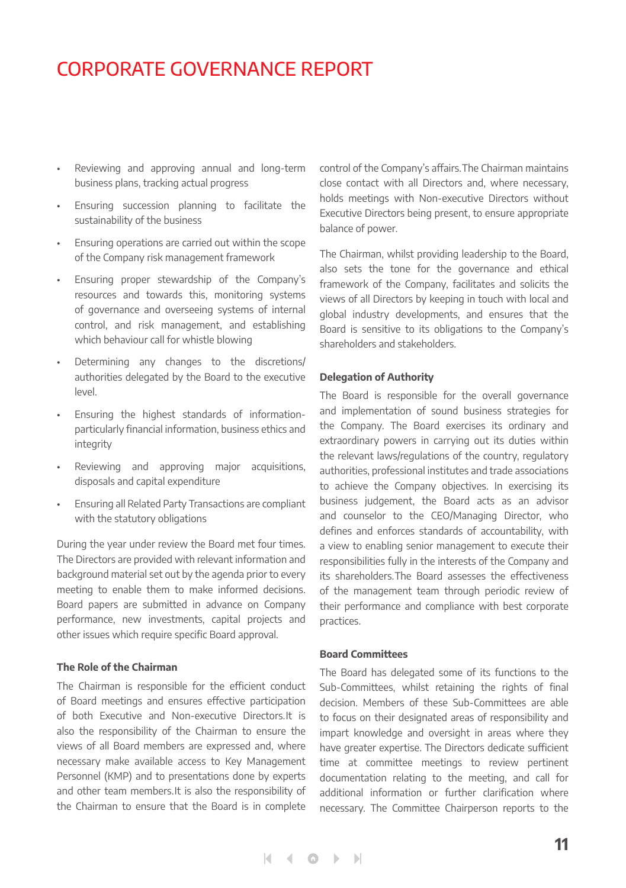# CORPORATE GOVERNANCE REPORT

- Reviewing and approving annual and long-term business plans, tracking actual progress
- Ensuring succession planning to facilitate the sustainability of the business
- Ensuring operations are carried out within the scope of the Company risk management framework
- Ensuring proper stewardship of the Company's resources and towards this, monitoring systems of governance and overseeing systems of internal control, and risk management, and establishing which behaviour call for whistle blowing
- Determining any changes to the discretions/ authorities delegated by the Board to the executive level.
- Ensuring the highest standards of information-particularly financial information, business ethics and integrity
- Reviewing and approving major acquisitions, disposals and capital expenditure
- Ensuring all Related Party Transactions are compliant with the statutory obligations

During the year under review the Board met four times. The Directors are provided with relevant information and background material set out by the agenda prior to every meeting to enable them to make informed decisions. Board papers are submitted in advance on Company performance, new investments, capital projects and other issues which require specific Board approval.

**The Role of the Chairman**

The Chairman is responsible for the efficient conduct of Board meetings and ensures effective participation of both Executive and Non-executive Directors.It is also the responsibility of the Chairman to ensure the views of all Board members are expressed and, where necessary make available access to Key Management Personnel (KMP) and to presentations done by experts and other team members.It is also the responsibility of the Chairman to ensure that the Board is in complete control of the Company's affairs.The Chairman maintains close contact with all Directors and, where necessary, holds meetings with Non-executive Directors without Executive Directors being present, to ensure appropriate balance of power.

The Chairman, whilst providing leadership to the Board, also sets the tone for the governance and ethical framework of the Company, facilitates and solicits the views of all Directors by keeping in touch with local and global industry developments, and ensures that the Board is sensitive to its obligations to the Company's shareholders and stakeholders.

**Delegation of Authority**

The Board is responsible for the overall governance and implementation of sound business strategies for the Company. The Board exercises its ordinary and extraordinary powers in carrying out its duties within the relevant laws/regulations of the country, regulatory authorities, professional institutes and trade associations to achieve the Company objectives. In exercising its business judgement, the Board acts as an advisor and counselor to the CEO/Managing Director, who defines and enforces standards of accountability, with a view to enabling senior management to execute their responsibilities fully in the interests of the Company and its shareholders.The Board assesses the effectiveness of the management team through periodic review of their performance and compliance with best corporate practices.

**Board Committees**

The Board has delegated some of its functions to the Sub-Committees, whilst retaining the rights of final decision. Members of these Sub-Committees are able to focus on their designated areas of responsibility and impart knowledge and oversight in areas where they have greater expertise. The Directors dedicate sufficient time at committee meetings to review pertinent documentation relating to the meeting, and call for additional information or further clarification where necessary. The Committee Chairperson reports to the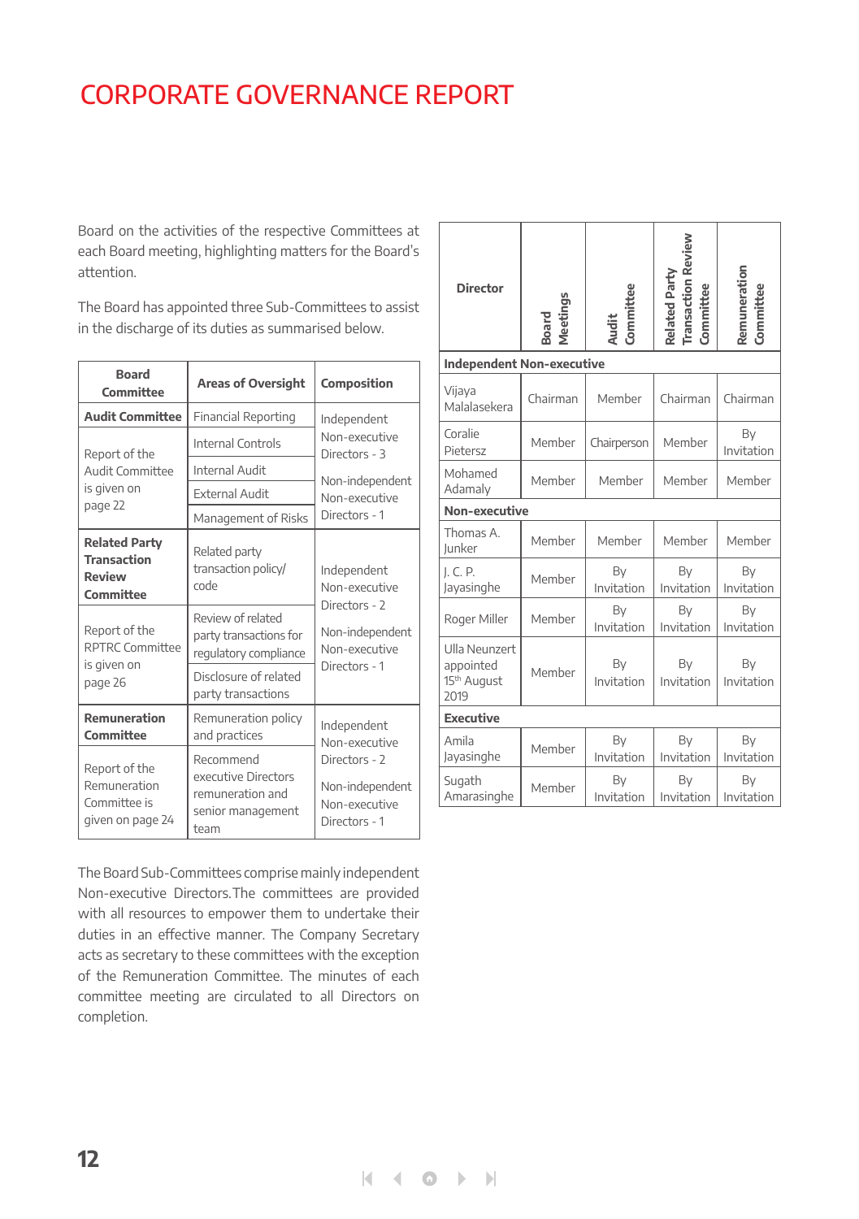# CORPORATE GOVERNANCE REPORT

Board on the activities of the respective Committees at each Board meeting, highlighting matters for the Board's attention.

The Board has appointed three Sub-Committees to assist in the discharge of its duties as summarised below.

| Board Committee | Areas of Oversight | Composition |
|---|---|---|
| **Audit Committee** | Financial Reporting | Independent Non-executive Directors - 3 |
| Report of the Audit Committee is given on page 22 | Internal Controls | Non-independent Non-executive Directors - 1 |
| | Internal Audit | |
| | External Audit | |
| | Management of Risks | |
| **Related Party Transaction Review Committee** | Related party transaction policy/ code | Independent Non-executive Directors - 2 |
| Report of the RPTRC Committee is given on page 26 | Review of related party transactions for regulatory compliance | Non-independent Non-executive Directors - 1 |
| | Disclosure of related party transactions | |
| **Remuneration Committee** | Remuneration policy and practices | Independent Non-executive Directors - 2 |
| Report of the Remuneration Committee is given on page 24 | Recommend executive Directors remuneration and senior management team | Non-independent Non-executive Directors - 1 |

The Board Sub-Committees comprise mainly independent Non-executive Directors. The committees are provided with all resources to empower them to undertake their duties in an effective manner. The Company Secretary acts as secretary to these committees with the exception of the Remuneration Committee. The minutes of each committee meeting are circulated to all Directors on completion.

| Director | Board Meetings | Audit Committee | Related Party Transaction Review Committee | Remuneration Committee |
|---|---|---|---|---|
| **Independent Non-executive** | | | | |
| Vijaya Malalasekera | Chairman | Member | Chairman | Chairman |
| Coralie Pietersz | Member | Chairperson | Member | By Invitation |
| Mohamed Adamaly | Member | Member | Member | Member |
| **Non-executive** | | | | |
| Thomas A. Junker | Member | Member | Member | Member |
| J. C. P. Jayasinghe | Member | By Invitation | By Invitation | By Invitation |
| Roger Miller | Member | By Invitation | By Invitation | By Invitation |
| Ulla Neunzert appointed 15th August 2019 | Member | By Invitation | By Invitation | By Invitation |
| **Executive** | | | | |
| Amila Jayasinghe | Member | By Invitation | By Invitation | By Invitation |
| Sugath Amarasinghe | Member | By Invitation | By Invitation | By Invitation |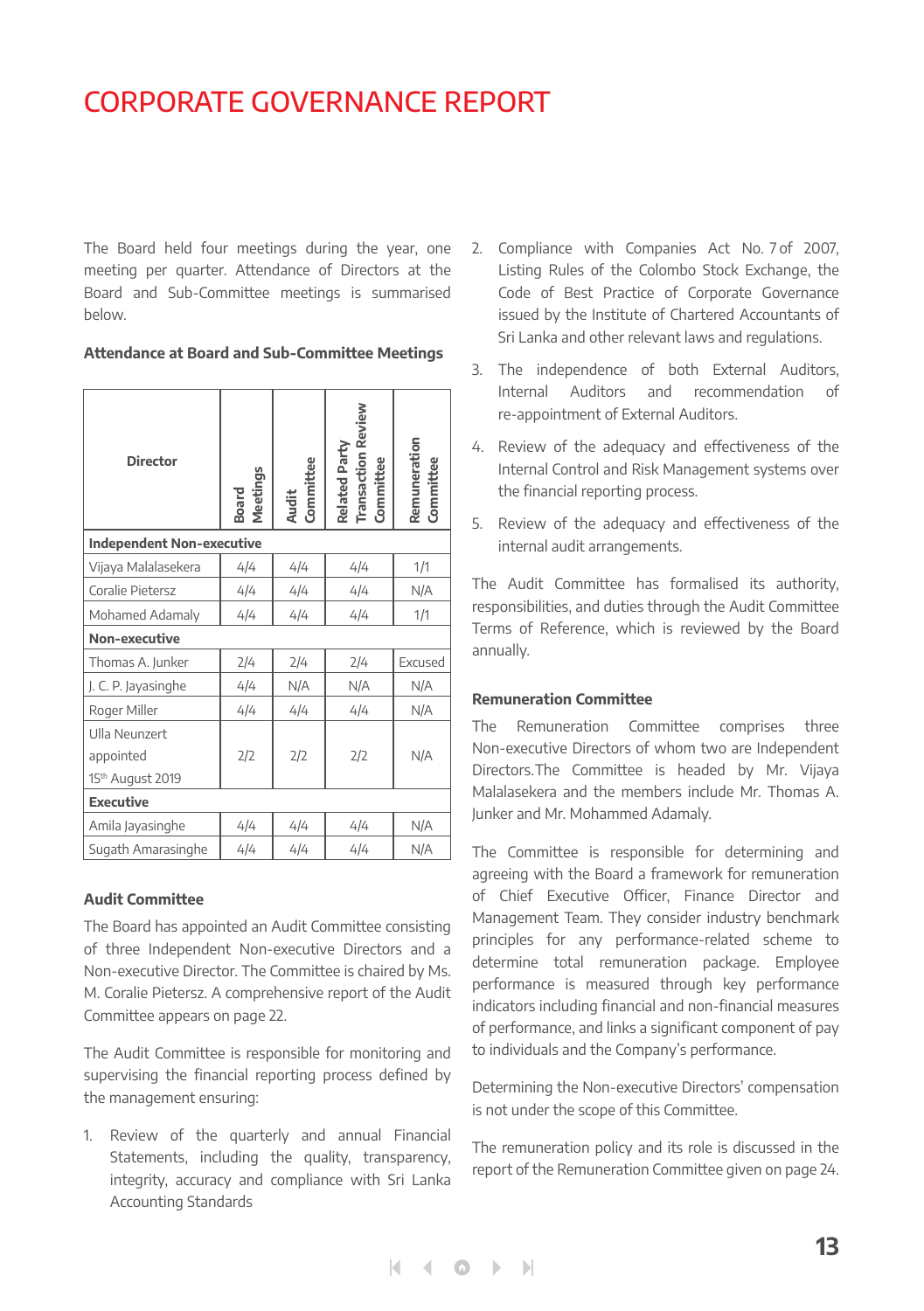# CORPORATE GOVERNANCE REPORT

The Board held four meetings during the year, one meeting per quarter. Attendance of Directors at the Board and Sub-Committee meetings is summarised below.

**Attendance at Board and Sub-Committee Meetings**

| Director | Board Meetings | Audit Committee | Related Party Transaction Review Committee | Remuneration Committee |
|---|---|---|---|---|
| **Independent Non-executive** | | | | |
| Vijaya Malalasekera | 4/4 | 4/4 | 4/4 | 1/1 |
| Coralie Pietersz | 4/4 | 4/4 | 4/4 | N/A |
| Mohamed Adamaly | 4/4 | 4/4 | 4/4 | 1/1 |
| **Non-executive** | | | | |
| Thomas A. Junker | 2/4 | 2/4 | 2/4 | Excused |
| J. C. P. Jayasinghe | 4/4 | N/A | N/A | N/A |
| Roger Miller | 4/4 | 4/4 | 4/4 | N/A |
| Ulla Neunzert appointed 15th August 2019 | 2/2 | 2/2 | 2/2 | N/A |
| **Executive** | | | | |
| Amila Jayasinghe | 4/4 | 4/4 | 4/4 | N/A |
| Sugath Amarasinghe | 4/4 | 4/4 | 4/4 | N/A |

### Audit Committee

The Board has appointed an Audit Committee consisting of three Independent Non-executive Directors and a Non-executive Director. The Committee is chaired by Ms. M. Coralie Pietersz. A comprehensive report of the Audit Committee appears on page 22.

The Audit Committee is responsible for monitoring and supervising the financial reporting process defined by the management ensuring:

1. Review of the quarterly and annual Financial Statements, including the quality, transparency, integrity, accuracy and compliance with Sri Lanka Accounting Standards
2. Compliance with Companies Act No. 7 of 2007, Listing Rules of the Colombo Stock Exchange, the Code of Best Practice of Corporate Governance issued by the Institute of Chartered Accountants of Sri Lanka and other relevant laws and regulations.
3. The independence of both External Auditors, Internal Auditors and recommendation of re-appointment of External Auditors.
4. Review of the adequacy and effectiveness of the Internal Control and Risk Management systems over the financial reporting process.
5. Review of the adequacy and effectiveness of the internal audit arrangements.

The Audit Committee has formalised its authority, responsibilities, and duties through the Audit Committee Terms of Reference, which is reviewed by the Board annually.

### Remuneration Committee

The Remuneration Committee comprises three Non-executive Directors of whom two are Independent Directors.The Committee is headed by Mr. Vijaya Malalasekera and the members include Mr. Thomas A. Junker and Mr. Mohammed Adamaly.

The Committee is responsible for determining and agreeing with the Board a framework for remuneration of Chief Executive Officer, Finance Director and Management Team. They consider industry benchmark principles for any performance-related scheme to determine total remuneration package. Employee performance is measured through key performance indicators including financial and non-financial measures of performance, and links a significant component of pay to individuals and the Company's performance.

Determining the Non-executive Directors' compensation is not under the scope of this Committee.

The remuneration policy and its role is discussed in the report of the Remuneration Committee given on page 24.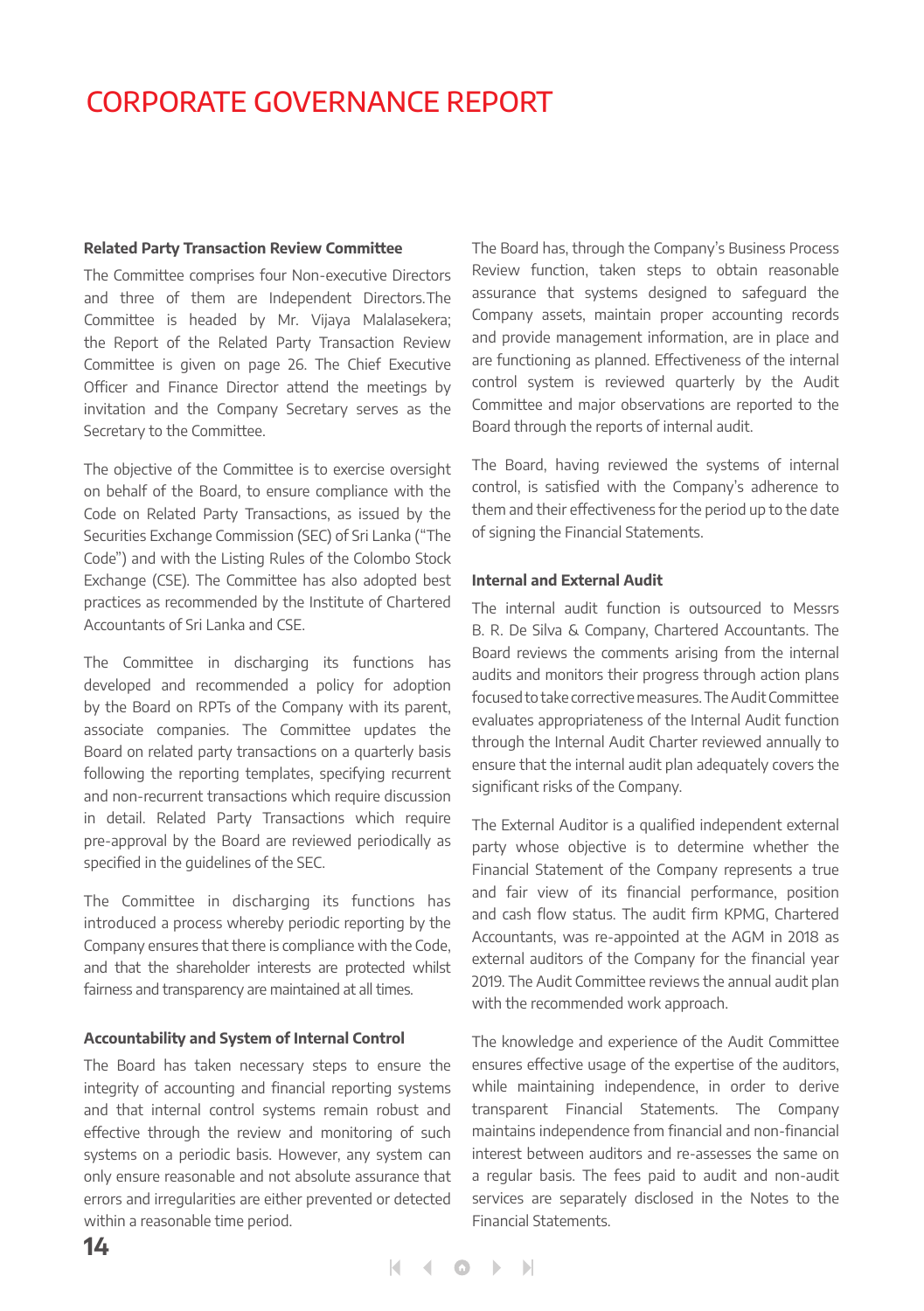# CORPORATE GOVERNANCE REPORT

### Related Party Transaction Review Committee

The Committee comprises four Non-executive Directors and three of them are Independent Directors. The Committee is headed by Mr. Vijaya Malalasekera; the Report of the Related Party Transaction Review Committee is given on page 26. The Chief Executive Officer and Finance Director attend the meetings by invitation and the Company Secretary serves as the Secretary to the Committee.

The objective of the Committee is to exercise oversight on behalf of the Board, to ensure compliance with the Code on Related Party Transactions, as issued by the Securities Exchange Commission (SEC) of Sri Lanka ("The Code") and with the Listing Rules of the Colombo Stock Exchange (CSE). The Committee has also adopted best practices as recommended by the Institute of Chartered Accountants of Sri Lanka and CSE.

The Committee in discharging its functions has developed and recommended a policy for adoption by the Board on RPTs of the Company with its parent, associate companies. The Committee updates the Board on related party transactions on a quarterly basis following the reporting templates, specifying recurrent and non-recurrent transactions which require discussion in detail. Related Party Transactions which require pre-approval by the Board are reviewed periodically as specified in the guidelines of the SEC.

The Committee in discharging its functions has introduced a process whereby periodic reporting by the Company ensures that there is compliance with the Code, and that the shareholder interests are protected whilst fairness and transparency are maintained at all times.

### Accountability and System of Internal Control

The Board has taken necessary steps to ensure the integrity of accounting and financial reporting systems and that internal control systems remain robust and effective through the review and monitoring of such systems on a periodic basis. However, any system can only ensure reasonable and not absolute assurance that errors and irregularities are either prevented or detected within a reasonable time period.

The Board has, through the Company's Business Process Review function, taken steps to obtain reasonable assurance that systems designed to safeguard the Company assets, maintain proper accounting records and provide management information, are in place and are functioning as planned. Effectiveness of the internal control system is reviewed quarterly by the Audit Committee and major observations are reported to the Board through the reports of internal audit.

The Board, having reviewed the systems of internal control, is satisfied with the Company's adherence to them and their effectiveness for the period up to the date of signing the Financial Statements.

### Internal and External Audit

The internal audit function is outsourced to Messrs B. R. De Silva & Company, Chartered Accountants. The Board reviews the comments arising from the internal audits and monitors their progress through action plans focused to take corrective measures. The Audit Committee evaluates appropriateness of the Internal Audit function through the Internal Audit Charter reviewed annually to ensure that the internal audit plan adequately covers the significant risks of the Company.

The External Auditor is a qualified independent external party whose objective is to determine whether the Financial Statement of the Company represents a true and fair view of its financial performance, position and cash flow status. The audit firm KPMG, Chartered Accountants, was re-appointed at the AGM in 2018 as external auditors of the Company for the financial year 2019. The Audit Committee reviews the annual audit plan with the recommended work approach.

The knowledge and experience of the Audit Committee ensures effective usage of the expertise of the auditors, while maintaining independence, in order to derive transparent Financial Statements. The Company maintains independence from financial and non-financial interest between auditors and re-assesses the same on a regular basis. The fees paid to audit and non-audit services are separately disclosed in the Notes to the Financial Statements.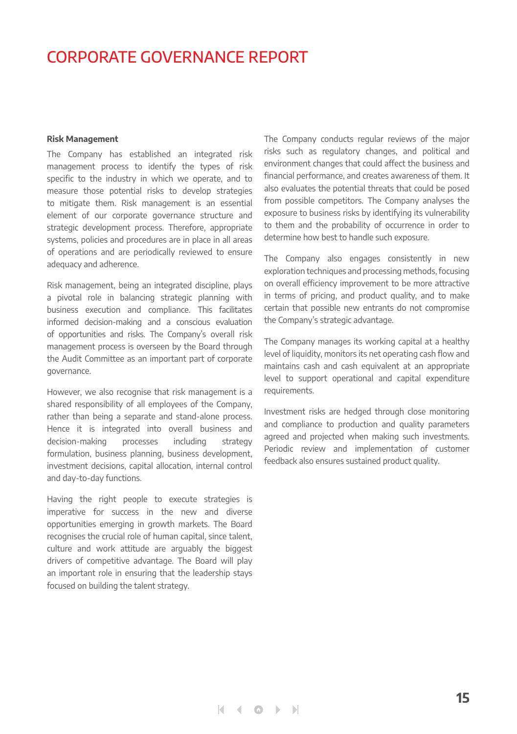# CORPORATE GOVERNANCE REPORT

**Risk Management**

The Company has established an integrated risk management process to identify the types of risk specific to the industry in which we operate, and to measure those potential risks to develop strategies to mitigate them. Risk management is an essential element of our corporate governance structure and strategic development process. Therefore, appropriate systems, policies and procedures are in place in all areas of operations and are periodically reviewed to ensure adequacy and adherence.

Risk management, being an integrated discipline, plays a pivotal role in balancing strategic planning with business execution and compliance. This facilitates informed decision-making and a conscious evaluation of opportunities and risks. The Company's overall risk management process is overseen by the Board through the Audit Committee as an important part of corporate governance.

However, we also recognise that risk management is a shared responsibility of all employees of the Company, rather than being a separate and stand-alone process. Hence it is integrated into overall business and decision-making processes including strategy formulation, business planning, business development, investment decisions, capital allocation, internal control and day-to-day functions.

Having the right people to execute strategies is imperative for success in the new and diverse opportunities emerging in growth markets. The Board recognises the crucial role of human capital, since talent, culture and work attitude are arguably the biggest drivers of competitive advantage. The Board will play an important role in ensuring that the leadership stays focused on building the talent strategy.

The Company conducts regular reviews of the major risks such as regulatory changes, and political and environment changes that could affect the business and financial performance, and creates awareness of them. It also evaluates the potential threats that could be posed from possible competitors. The Company analyses the exposure to business risks by identifying its vulnerability to them and the probability of occurrence in order to determine how best to handle such exposure.

The Company also engages consistently in new exploration techniques and processing methods, focusing on overall efficiency improvement to be more attractive in terms of pricing, and product quality, and to make certain that possible new entrants do not compromise the Company's strategic advantage.

The Company manages its working capital at a healthy level of liquidity, monitors its net operating cash flow and maintains cash and cash equivalent at an appropriate level to support operational and capital expenditure requirements.

Investment risks are hedged through close monitoring and compliance to production and quality parameters agreed and projected when making such investments. Periodic review and implementation of customer feedback also ensures sustained product quality.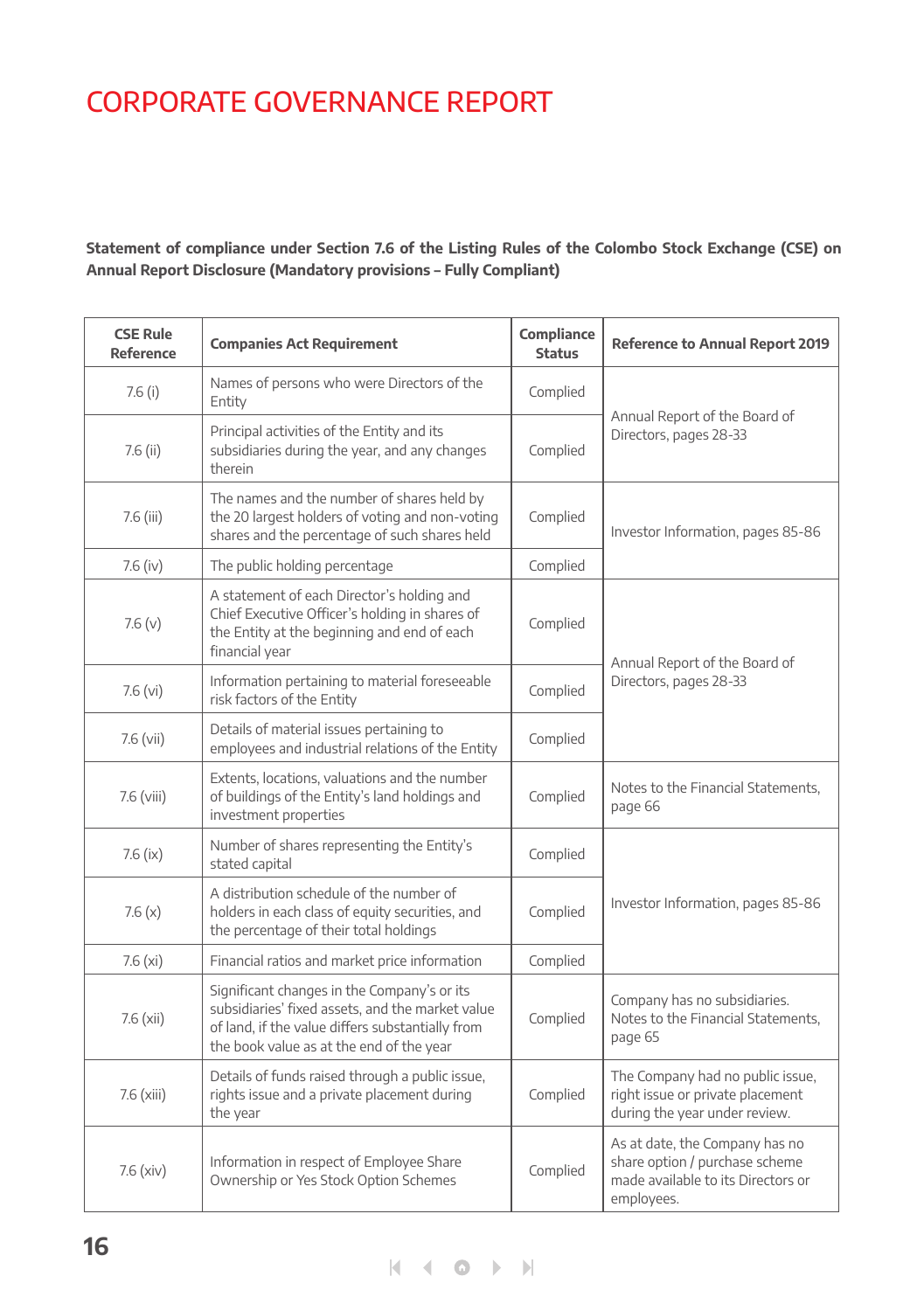# CORPORATE GOVERNANCE REPORT

**Statement of compliance under Section 7.6 of the Listing Rules of the Colombo Stock Exchange (CSE) on Annual Report Disclosure (Mandatory provisions – Fully Compliant)**

| CSE Rule Reference | Companies Act Requirement | Compliance Status | Reference to Annual Report 2019 |
|---|---|---|---|
| 7.6 (i) | Names of persons who were Directors of the Entity | Complied | Annual Report of the Board of Directors, pages 28-33 |
| 7.6 (ii) | Principal activities of the Entity and its subsidiaries during the year, and any changes therein | Complied | Annual Report of the Board of Directors, pages 28-33 |
| 7.6 (iii) | The names and the number of shares held by the 20 largest holders of voting and non-voting shares and the percentage of such shares held | Complied | Investor Information, pages 85-86 |
| 7.6 (iv) | The public holding percentage | Complied | Investor Information, pages 85-86 |
| 7.6 (v) | A statement of each Director's holding and Chief Executive Officer's holding in shares of the Entity at the beginning and end of each financial year | Complied | Annual Report of the Board of Directors, pages 28-33 |
| 7.6 (vi) | Information pertaining to material foreseeable risk factors of the Entity | Complied | Annual Report of the Board of Directors, pages 28-33 |
| 7.6 (vii) | Details of material issues pertaining to employees and industrial relations of the Entity | Complied | Annual Report of the Board of Directors, pages 28-33 |
| 7.6 (viii) | Extents, locations, valuations and the number of buildings of the Entity's land holdings and investment properties | Complied | Notes to the Financial Statements, page 66 |
| 7.6 (ix) | Number of shares representing the Entity's stated capital | Complied | Investor Information, pages 85-86 |
| 7.6 (x) | A distribution schedule of the number of holders in each class of equity securities, and the percentage of their total holdings | Complied | Investor Information, pages 85-86 |
| 7.6 (xi) | Financial ratios and market price information | Complied | Investor Information, pages 85-86 |
| 7.6 (xii) | Significant changes in the Company's or its subsidiaries' fixed assets, and the market value of land, if the value differs substantially from the book value as at the end of the year | Complied | Company has no subsidiaries. Notes to the Financial Statements, page 65 |
| 7.6 (xiii) | Details of funds raised through a public issue, rights issue and a private placement during the year | Complied | The Company had no public issue, right issue or private placement during the year under review. |
| 7.6 (xiv) | Information in respect of Employee Share Ownership or Yes Stock Option Schemes | Complied | As at date, the Company has no share option / purchase scheme made available to its Directors or employees. |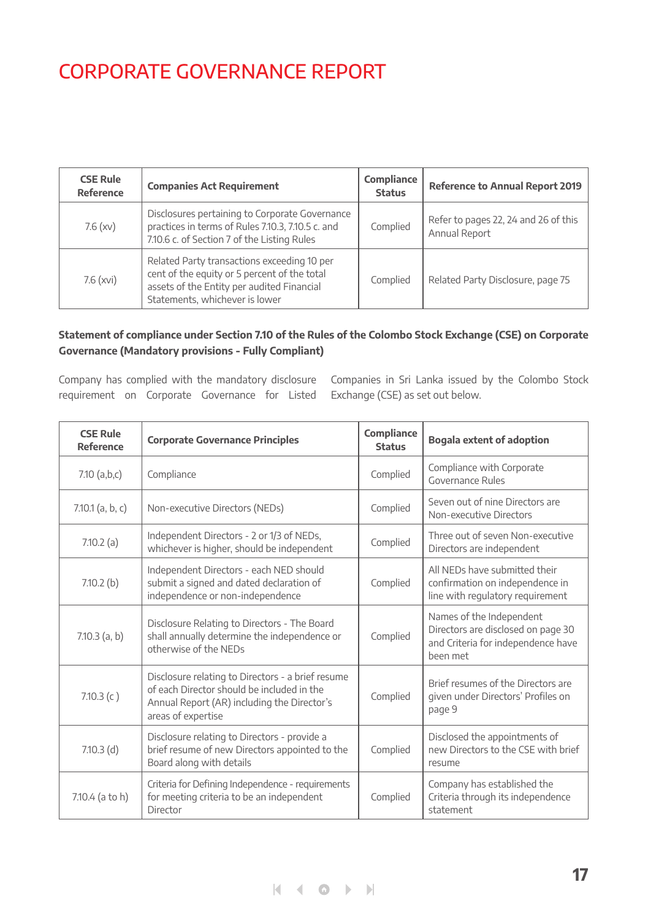# CORPORATE GOVERNANCE REPORT

| CSE Rule Reference | Companies Act Requirement | Compliance Status | Reference to Annual Report 2019 |
|---|---|---|---|
| 7.6 (xv) | Disclosures pertaining to Corporate Governance practices in terms of Rules 7.10.3, 7.10.5 c. and 7.10.6 c. of Section 7 of the Listing Rules | Complied | Refer to pages 22, 24 and 26 of this Annual Report |
| 7.6 (xvi) | Related Party transactions exceeding 10 per cent of the equity or 5 percent of the total assets of the Entity per audited Financial Statements, whichever is lower | Complied | Related Party Disclosure, page 75 |

**Statement of compliance under Section 7.10 of the Rules of the Colombo Stock Exchange (CSE) on Corporate Governance (Mandatory provisions - Fully Compliant)**

Company has complied with the mandatory disclosure requirement on Corporate Governance for Listed Companies in Sri Lanka issued by the Colombo Stock Exchange (CSE) as set out below.

| CSE Rule Reference | Corporate Governance Principles | Compliance Status | Bogala extent of adoption |
|---|---|---|---|
| 7.10 (a,b,c) | Compliance | Complied | Compliance with Corporate Governance Rules |
| 7.10.1 (a, b, c) | Non-executive Directors (NEDs) | Complied | Seven out of nine Directors are Non-executive Directors |
| 7.10.2 (a) | Independent Directors - 2 or 1/3 of NEDs, whichever is higher, should be independent | Complied | Three out of seven Non-executive Directors are independent |
| 7.10.2 (b) | Independent Directors - each NED should submit a signed and dated declaration of independence or non-independence | Complied | All NEDs have submitted their confirmation on independence in line with regulatory requirement |
| 7.10.3 (a, b) | Disclosure Relating to Directors - The Board shall annually determine the independence or otherwise of the NEDs | Complied | Names of the Independent Directors are disclosed on page 30 and Criteria for independence have been met |
| 7.10.3 (c ) | Disclosure relating to Directors - a brief resume of each Director should be included in the Annual Report (AR) including the Director's areas of expertise | Complied | Brief resumes of the Directors are given under Directors' Profiles on page 9 |
| 7.10.3 (d) | Disclosure relating to Directors - provide a brief resume of new Directors appointed to the Board along with details | Complied | Disclosed the appointments of new Directors to the CSE with brief resume |
| 7.10.4 (a to h) | Criteria for Defining Independence - requirements for meeting criteria to be an independent Director | Complied | Company has established the Criteria through its independence statement |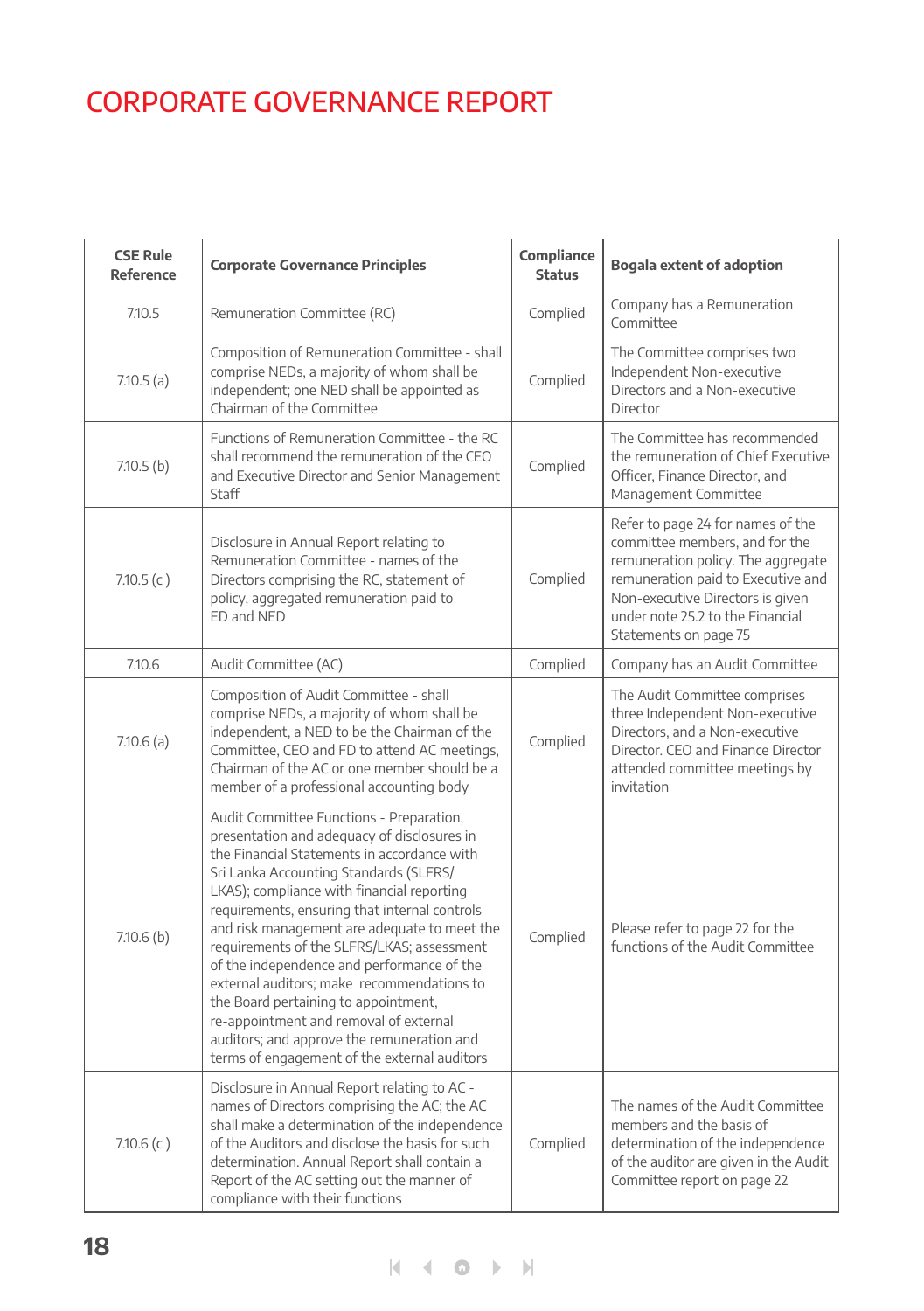# CORPORATE GOVERNANCE REPORT

| CSE Rule Reference | Corporate Governance Principles | Compliance Status | Bogala extent of adoption |
|---|---|---|---|
| 7.10.5 | Remuneration Committee (RC) | Complied | Company has a Remuneration Committee |
| 7.10.5 (a) | Composition of Remuneration Committee - shall comprise NEDs, a majority of whom shall be independent; one NED shall be appointed as Chairman of the Committee | Complied | The Committee comprises two Independent Non-executive Directors and a Non-executive Director |
| 7.10.5 (b) | Functions of Remuneration Committee - the RC shall recommend the remuneration of the CEO and Executive Director and Senior Management Staff | Complied | The Committee has recommended the remuneration of Chief Executive Officer, Finance Director, and Management Committee |
| 7.10.5 (c ) | Disclosure in Annual Report relating to Remuneration Committee - names of the Directors comprising the RC, statement of policy, aggregated remuneration paid to ED and NED | Complied | Refer to page 24 for names of the committee members, and for the remuneration policy. The aggregate remuneration paid to Executive and Non-executive Directors is given under note 25.2 to the Financial Statements on page 75 |
| 7.10.6 | Audit Committee (AC) | Complied | Company has an Audit Committee |
| 7.10.6 (a) | Composition of Audit Committee - shall comprise NEDs, a majority of whom shall be independent, a NED to be the Chairman of the Committee, CEO and FD to attend AC meetings, Chairman of the AC or one member should be a member of a professional accounting body | Complied | The Audit Committee comprises three Independent Non-executive Directors, and a Non-executive Director. CEO and Finance Director attended committee meetings by invitation |
| 7.10.6 (b) | Audit Committee Functions - Preparation, presentation and adequacy of disclosures in the Financial Statements in accordance with Sri Lanka Accounting Standards (SLFRS/ LKAS); compliance with financial reporting requirements, ensuring that internal controls and risk management are adequate to meet the requirements of the SLFRS/LKAS; assessment of the independence and performance of the external auditors; make recommendations to the Board pertaining to appointment, re-appointment and removal of external auditors; and approve the remuneration and terms of engagement of the external auditors | Complied | Please refer to page 22 for the functions of the Audit Committee |
| 7.10.6 (c ) | Disclosure in Annual Report relating to AC - names of Directors comprising the AC; the AC shall make a determination of the independence of the Auditors and disclose the basis for such determination. Annual Report shall contain a Report of the AC setting out the manner of compliance with their functions | Complied | The names of the Audit Committee members and the basis of determination of the independence of the auditor are given in the Audit Committee report on page 22 |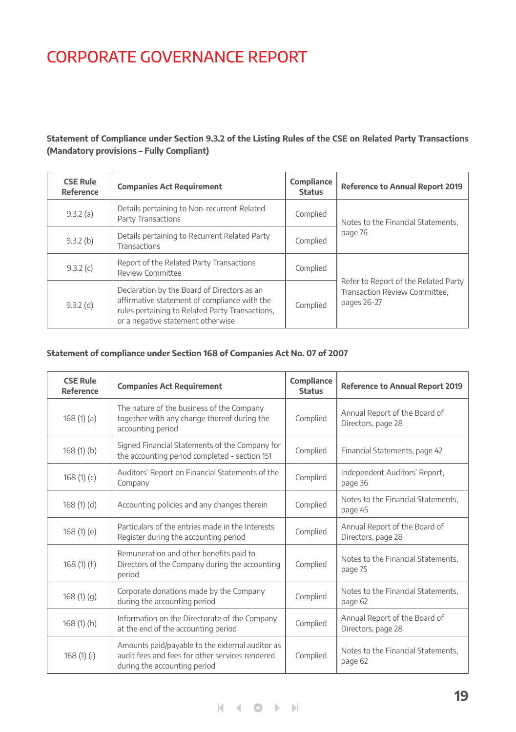# CORPORATE GOVERNANCE REPORT

**Statement of Compliance under Section 9.3.2 of the Listing Rules of the CSE on Related Party Transactions (Mandatory provisions – Fully Compliant)**

| CSE Rule Reference | Companies Act Requirement | Compliance Status | Reference to Annual Report 2019 |
|---|---|---|---|
| 9.3.2 (a) | Details pertaining to Non-recurrent Related Party Transactions | Complied | Notes to the Financial Statements, page 76 |
| 9.3.2 (b) | Details pertaining to Recurrent Related Party Transactions | Complied | |
| 9.3.2 (c) | Report of the Related Party Transactions Review Committee | Complied | Refer to Report of the Related Party Transaction Review Committee, pages 26-27 |
| 9.3.2 (d) | Declaration by the Board of Directors as an affirmative statement of compliance with the rules pertaining to Related Party Transactions, or a negative statement otherwise | Complied | |

**Statement of compliance under Section 168 of Companies Act No. 07 of 2007**

| CSE Rule Reference | Companies Act Requirement | Compliance Status | Reference to Annual Report 2019 |
|---|---|---|---|
| 168 (1) (a) | The nature of the business of the Company together with any change thereof during the accounting period | Complied | Annual Report of the Board of Directors, page 28 |
| 168 (1) (b) | Signed Financial Statements of the Company for the accounting period completed - section 151 | Complied | Financial Statements, page 42 |
| 168 (1) (c) | Auditors' Report on Financial Statements of the Company | Complied | Independent Auditors' Report, page 36 |
| 168 (1) (d) | Accounting policies and any changes therein | Complied | Notes to the Financial Statements, page 45 |
| 168 (1) (e) | Particulars of the entries made in the Interests Register during the accounting period | Complied | Annual Report of the Board of Directors, page 28 |
| 168 (1) (f) | Remuneration and other benefits paid to Directors of the Company during the accounting period | Complied | Notes to the Financial Statements, page 75 |
| 168 (1) (g) | Corporate donations made by the Company during the accounting period | Complied | Notes to the Financial Statements, page 62 |
| 168 (1) (h) | Information on the Directorate of the Company at the end of the accounting period | Complied | Annual Report of the Board of Directors, page 28 |
| 168 (1) (i) | Amounts paid/payable to the external auditor as audit fees and fees for other services rendered during the accounting period | Complied | Notes to the Financial Statements, page 62 |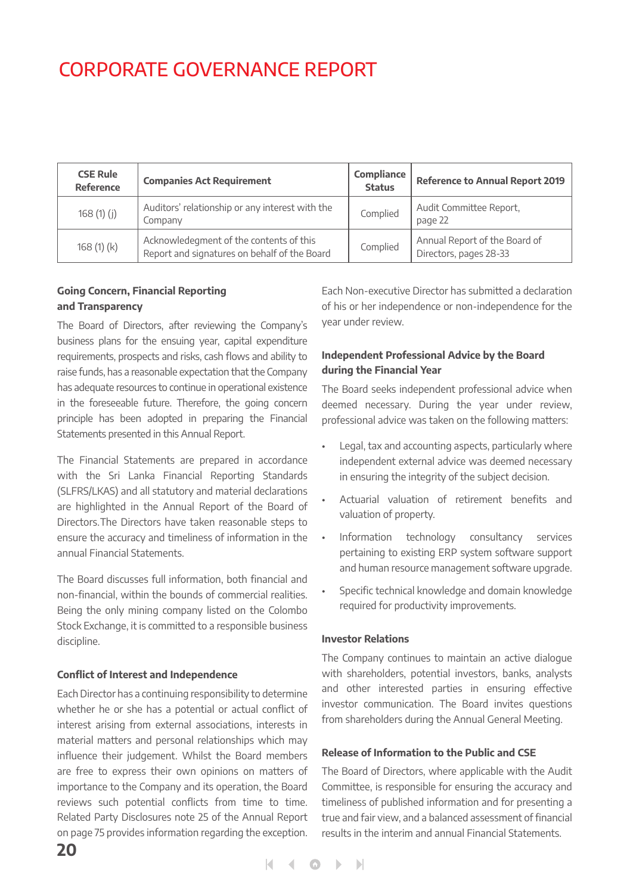# CORPORATE GOVERNANCE REPORT

| CSE Rule Reference | Companies Act Requirement | Compliance Status | Reference to Annual Report 2019 |
|---|---|---|---|
| 168 (1) (j) | Auditors' relationship or any interest with the Company | Complied | Audit Committee Report, page 22 |
| 168 (1) (k) | Acknowledgement of the contents of this Report and signatures on behalf of the Board | Complied | Annual Report of the Board of Directors, pages 28-33 |

**Going Concern, Financial Reporting and Transparency**

The Board of Directors, after reviewing the Company's business plans for the ensuing year, capital expenditure requirements, prospects and risks, cash flows and ability to raise funds, has a reasonable expectation that the Company has adequate resources to continue in operational existence in the foreseeable future. Therefore, the going concern principle has been adopted in preparing the Financial Statements presented in this Annual Report.

The Financial Statements are prepared in accordance with the Sri Lanka Financial Reporting Standards (SLFRS/LKAS) and all statutory and material declarations are highlighted in the Annual Report of the Board of Directors.The Directors have taken reasonable steps to ensure the accuracy and timeliness of information in the annual Financial Statements.

The Board discusses full information, both financial and non-financial, within the bounds of commercial realities. Being the only mining company listed on the Colombo Stock Exchange, it is committed to a responsible business discipline.

**Conflict of Interest and Independence**

Each Director has a continuing responsibility to determine whether he or she has a potential or actual conflict of interest arising from external associations, interests in material matters and personal relationships which may influence their judgement. Whilst the Board members are free to express their own opinions on matters of importance to the Company and its operation, the Board reviews such potential conflicts from time to time. Related Party Disclosures note 25 of the Annual Report on page 75 provides information regarding the exception.

Each Non-executive Director has submitted a declaration of his or her independence or non-independence for the year under review.

**Independent Professional Advice by the Board during the Financial Year**

The Board seeks independent professional advice when deemed necessary. During the year under review, professional advice was taken on the following matters:

- Legal, tax and accounting aspects, particularly where independent external advice was deemed necessary in ensuring the integrity of the subject decision.
- Actuarial valuation of retirement benefits and valuation of property.
- Information technology consultancy services pertaining to existing ERP system software support and human resource management software upgrade.
- Specific technical knowledge and domain knowledge required for productivity improvements.

**Investor Relations**

The Company continues to maintain an active dialogue with shareholders, potential investors, banks, analysts and other interested parties in ensuring effective investor communication. The Board invites questions from shareholders during the Annual General Meeting.

**Release of Information to the Public and CSE**

The Board of Directors, where applicable with the Audit Committee, is responsible for ensuring the accuracy and timeliness of published information and for presenting a true and fair view, and a balanced assessment of financial results in the interim and annual Financial Statements.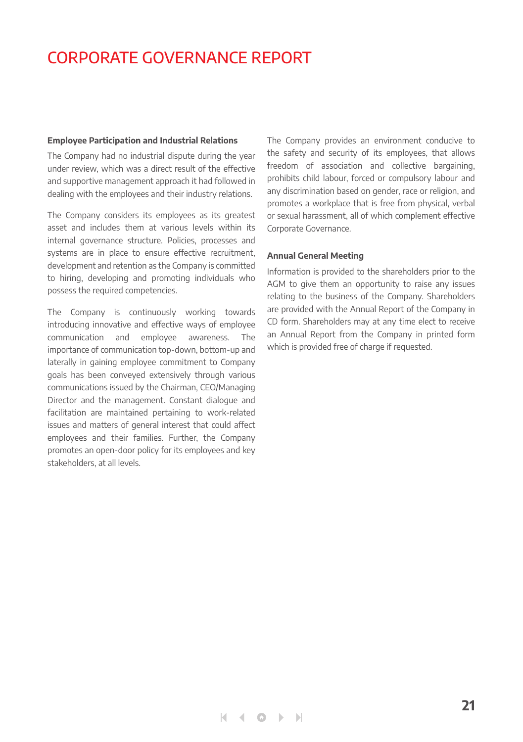# CORPORATE GOVERNANCE REPORT

**Employee Participation and Industrial Relations**

The Company had no industrial dispute during the year under review, which was a direct result of the effective and supportive management approach it had followed in dealing with the employees and their industry relations.

The Company considers its employees as its greatest asset and includes them at various levels within its internal governance structure. Policies, processes and systems are in place to ensure effective recruitment, development and retention as the Company is committed to hiring, developing and promoting individuals who possess the required competencies.

The Company is continuously working towards introducing innovative and effective ways of employee communication and employee awareness. The importance of communication top-down, bottom-up and laterally in gaining employee commitment to Company goals has been conveyed extensively through various communications issued by the Chairman, CEO/Managing Director and the management. Constant dialogue and facilitation are maintained pertaining to work-related issues and matters of general interest that could affect employees and their families. Further, the Company promotes an open-door policy for its employees and key stakeholders, at all levels.

The Company provides an environment conducive to the safety and security of its employees, that allows freedom of association and collective bargaining, prohibits child labour, forced or compulsory labour and any discrimination based on gender, race or religion, and promotes a workplace that is free from physical, verbal or sexual harassment, all of which complement effective Corporate Governance.

**Annual General Meeting**

Information is provided to the shareholders prior to the AGM to give them an opportunity to raise any issues relating to the business of the Company. Shareholders are provided with the Annual Report of the Company in CD form. Shareholders may at any time elect to receive an Annual Report from the Company in printed form which is provided free of charge if requested.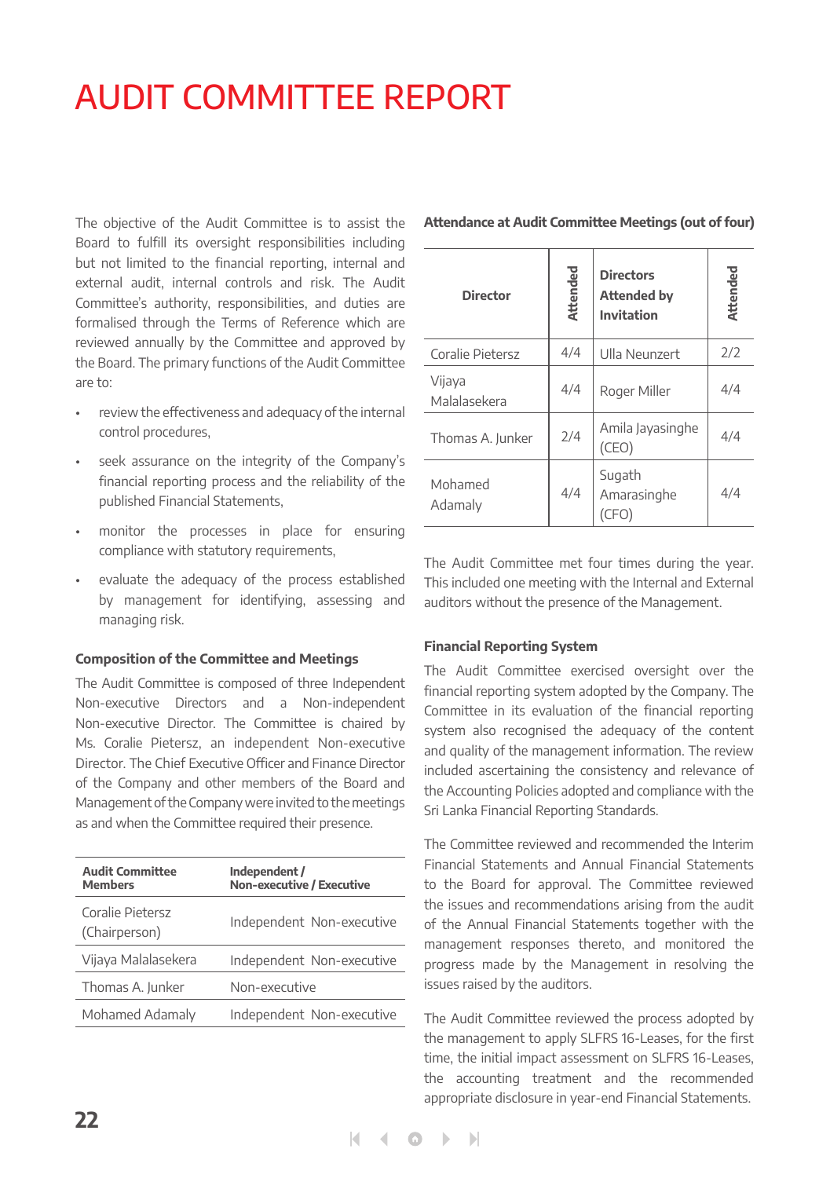# AUDIT COMMITTEE REPORT

The objective of the Audit Committee is to assist the Board to fulfill its oversight responsibilities including but not limited to the financial reporting, internal and external audit, internal controls and risk. The Audit Committee's authority, responsibilities, and duties are formalised through the Terms of Reference which are reviewed annually by the Committee and approved by the Board. The primary functions of the Audit Committee are to:

- review the effectiveness and adequacy of the internal control procedures,
- seek assurance on the integrity of the Company's financial reporting process and the reliability of the published Financial Statements,
- monitor the processes in place for ensuring compliance with statutory requirements,
- evaluate the adequacy of the process established by management for identifying, assessing and managing risk.

### Composition of the Committee and Meetings

The Audit Committee is composed of three Independent Non-executive Directors and a Non-independent Non-executive Director. The Committee is chaired by Ms. Coralie Pietersz, an independent Non-executive Director. The Chief Executive Officer and Finance Director of the Company and other members of the Board and Management of the Company were invited to the meetings as and when the Committee required their presence.

| Audit Committee Members | Independent / Non-executive / Executive |
|---|---|
| Coralie Pietersz (Chairperson) | Independent Non-executive |
| Vijaya Malalasekera | Independent Non-executive |
| Thomas A. Junker | Non-executive |
| Mohamed Adamaly | Independent Non-executive |

**Attendance at Audit Committee Meetings (out of four)**

| Director | Attended | Directors Attended by Invitation | Attended |
|---|---|---|---|
| Coralie Pietersz | 4/4 | Ulla Neunzert | 2/2 |
| Vijaya Malalasekera | 4/4 | Roger Miller | 4/4 |
| Thomas A. Junker | 2/4 | Amila Jayasinghe (CEO) | 4/4 |
| Mohamed Adamaly | 4/4 | Sugath Amarasinghe (CFO) | 4/4 |

The Audit Committee met four times during the year. This included one meeting with the Internal and External auditors without the presence of the Management.

### Financial Reporting System

The Audit Committee exercised oversight over the financial reporting system adopted by the Company. The Committee in its evaluation of the financial reporting system also recognised the adequacy of the content and quality of the management information. The review included ascertaining the consistency and relevance of the Accounting Policies adopted and compliance with the Sri Lanka Financial Reporting Standards.

The Committee reviewed and recommended the Interim Financial Statements and Annual Financial Statements to the Board for approval. The Committee reviewed the issues and recommendations arising from the audit of the Annual Financial Statements together with the management responses thereto, and monitored the progress made by the Management in resolving the issues raised by the auditors.

The Audit Committee reviewed the process adopted by the management to apply SLFRS 16-Leases, for the first time, the initial impact assessment on SLFRS 16-Leases, the accounting treatment and the recommended appropriate disclosure in year-end Financial Statements.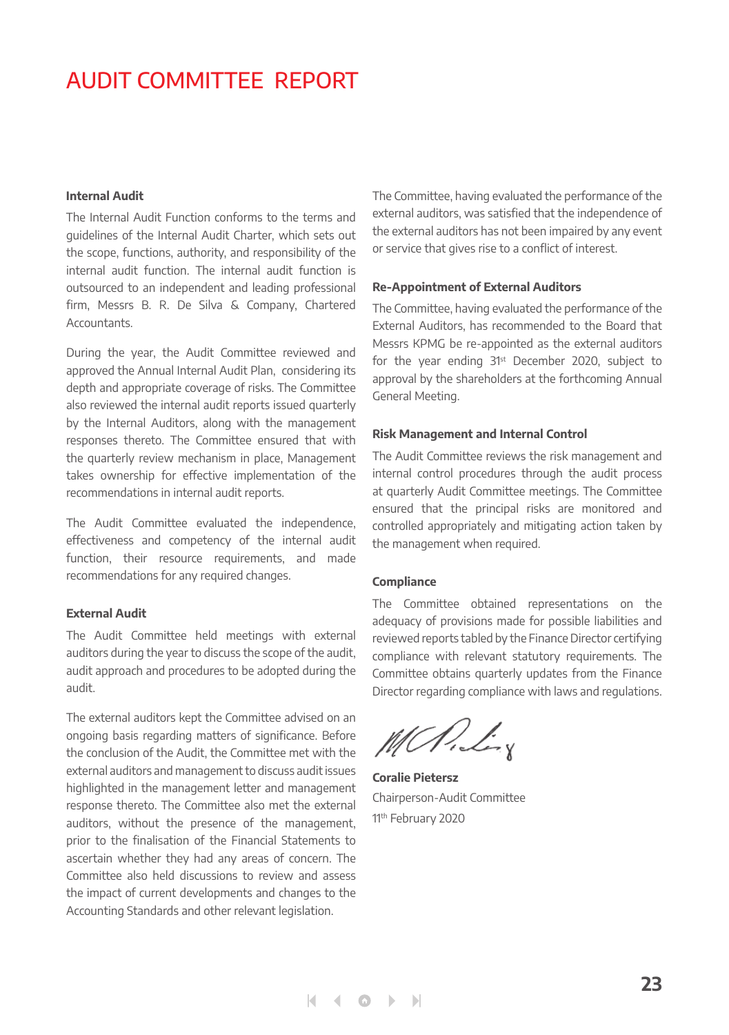# AUDIT COMMITTEE REPORT

### Internal Audit

The Internal Audit Function conforms to the terms and guidelines of the Internal Audit Charter, which sets out the scope, functions, authority, and responsibility of the internal audit function. The internal audit function is outsourced to an independent and leading professional firm, Messrs B. R. De Silva & Company, Chartered Accountants.

During the year, the Audit Committee reviewed and approved the Annual Internal Audit Plan, considering its depth and appropriate coverage of risks. The Committee also reviewed the internal audit reports issued quarterly by the Internal Auditors, along with the management responses thereto. The Committee ensured that with the quarterly review mechanism in place, Management takes ownership for effective implementation of the recommendations in internal audit reports.

The Audit Committee evaluated the independence, effectiveness and competency of the internal audit function, their resource requirements, and made recommendations for any required changes.

### External Audit

The Audit Committee held meetings with external auditors during the year to discuss the scope of the audit, audit approach and procedures to be adopted during the audit.

The external auditors kept the Committee advised on an ongoing basis regarding matters of significance. Before the conclusion of the Audit, the Committee met with the external auditors and management to discuss audit issues highlighted in the management letter and management response thereto. The Committee also met the external auditors, without the presence of the management, prior to the finalisation of the Financial Statements to ascertain whether they had any areas of concern. The Committee also held discussions to review and assess the impact of current developments and changes to the Accounting Standards and other relevant legislation.

The Committee, having evaluated the performance of the external auditors, was satisfied that the independence of the external auditors has not been impaired by any event or service that gives rise to a conflict of interest.

### Re-Appointment of External Auditors

The Committee, having evaluated the performance of the External Auditors, has recommended to the Board that Messrs KPMG be re-appointed as the external auditors for the year ending 31st December 2020, subject to approval by the shareholders at the forthcoming Annual General Meeting.

### Risk Management and Internal Control

The Audit Committee reviews the risk management and internal control procedures through the audit process at quarterly Audit Committee meetings. The Committee ensured that the principal risks are monitored and controlled appropriately and mitigating action taken by the management when required.

### Compliance

The Committee obtained representations on the adequacy of provisions made for possible liabilities and reviewed reports tabled by the Finance Director certifying compliance with relevant statutory requirements. The Committee obtains quarterly updates from the Finance Director regarding compliance with laws and regulations.

**Coralie Pietersz**
Chairperson-Audit Committee
11th February 2020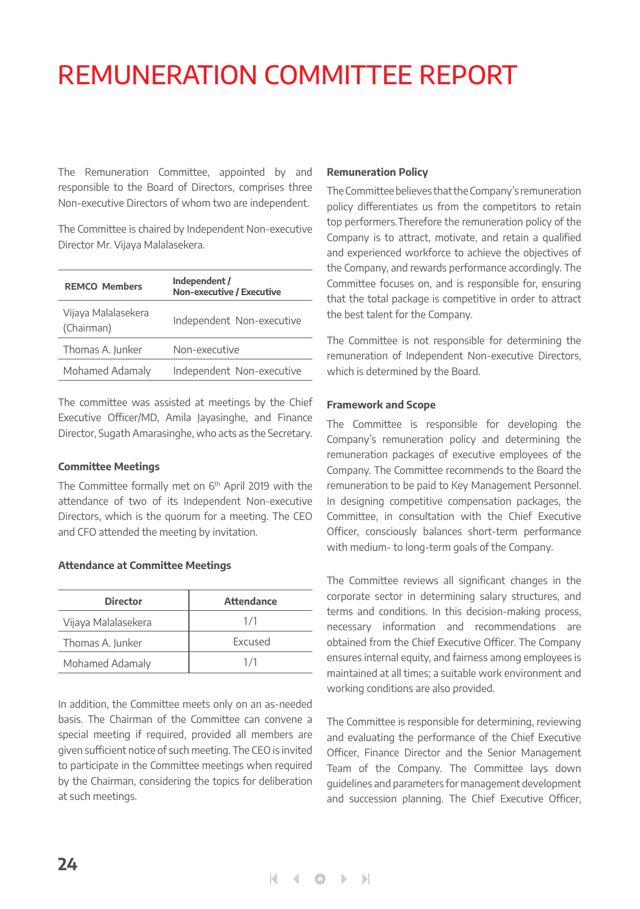# REMUNERATION COMMITTEE REPORT

The Remuneration Committee, appointed by and responsible to the Board of Directors, comprises three Non-executive Directors of whom two are independent.

The Committee is chaired by Independent Non-executive Director Mr. Vijaya Malalasekera.

| REMCO Members | Independent / Non-executive / Executive |
|---|---|
| Vijaya Malalasekera (Chairman) | Independent Non-executive |
| Thomas A. Junker | Non-executive |
| Mohamed Adamaly | Independent Non-executive |

The committee was assisted at meetings by the Chief Executive Officer/MD, Amila Jayasinghe, and Finance Director, Sugath Amarasinghe, who acts as the Secretary.

### Committee Meetings

The Committee formally met on 6th April 2019 with the attendance of two of its Independent Non-executive Directors, which is the quorum for a meeting. The CEO and CFO attended the meeting by invitation.

### Attendance at Committee Meetings

| Director | Attendance |
|---|---|
| Vijaya Malalasekera | 1/1 |
| Thomas A. Junker | Excused |
| Mohamed Adamaly | 1/1 |

In addition, the Committee meets only on an as-needed basis. The Chairman of the Committee can convene a special meeting if required, provided all members are given sufficient notice of such meeting. The CEO is invited to participate in the Committee meetings when required by the Chairman, considering the topics for deliberation at such meetings.

### Remuneration Policy

The Committee believes that the Company's remuneration policy differentiates us from the competitors to retain top performers.Therefore the remuneration policy of the Company is to attract, motivate, and retain a qualified and experienced workforce to achieve the objectives of the Company, and rewards performance accordingly. The Committee focuses on, and is responsible for, ensuring that the total package is competitive in order to attract the best talent for the Company.

The Committee is not responsible for determining the remuneration of Independent Non-executive Directors, which is determined by the Board.

### Framework and Scope

The Committee is responsible for developing the Company's remuneration policy and determining the remuneration packages of executive employees of the Company. The Committee recommends to the Board the remuneration to be paid to Key Management Personnel. In designing competitive compensation packages, the Committee, in consultation with the Chief Executive Officer, consciously balances short-term performance with medium- to long-term goals of the Company.

The Committee reviews all significant changes in the corporate sector in determining salary structures, and terms and conditions. In this decision-making process, necessary information and recommendations are obtained from the Chief Executive Officer. The Company ensures internal equity, and fairness among employees is maintained at all times; a suitable work environment and working conditions are also provided.

The Committee is responsible for determining, reviewing and evaluating the performance of the Chief Executive Officer, Finance Director and the Senior Management Team of the Company. The Committee lays down guidelines and parameters for management development and succession planning. The Chief Executive Officer,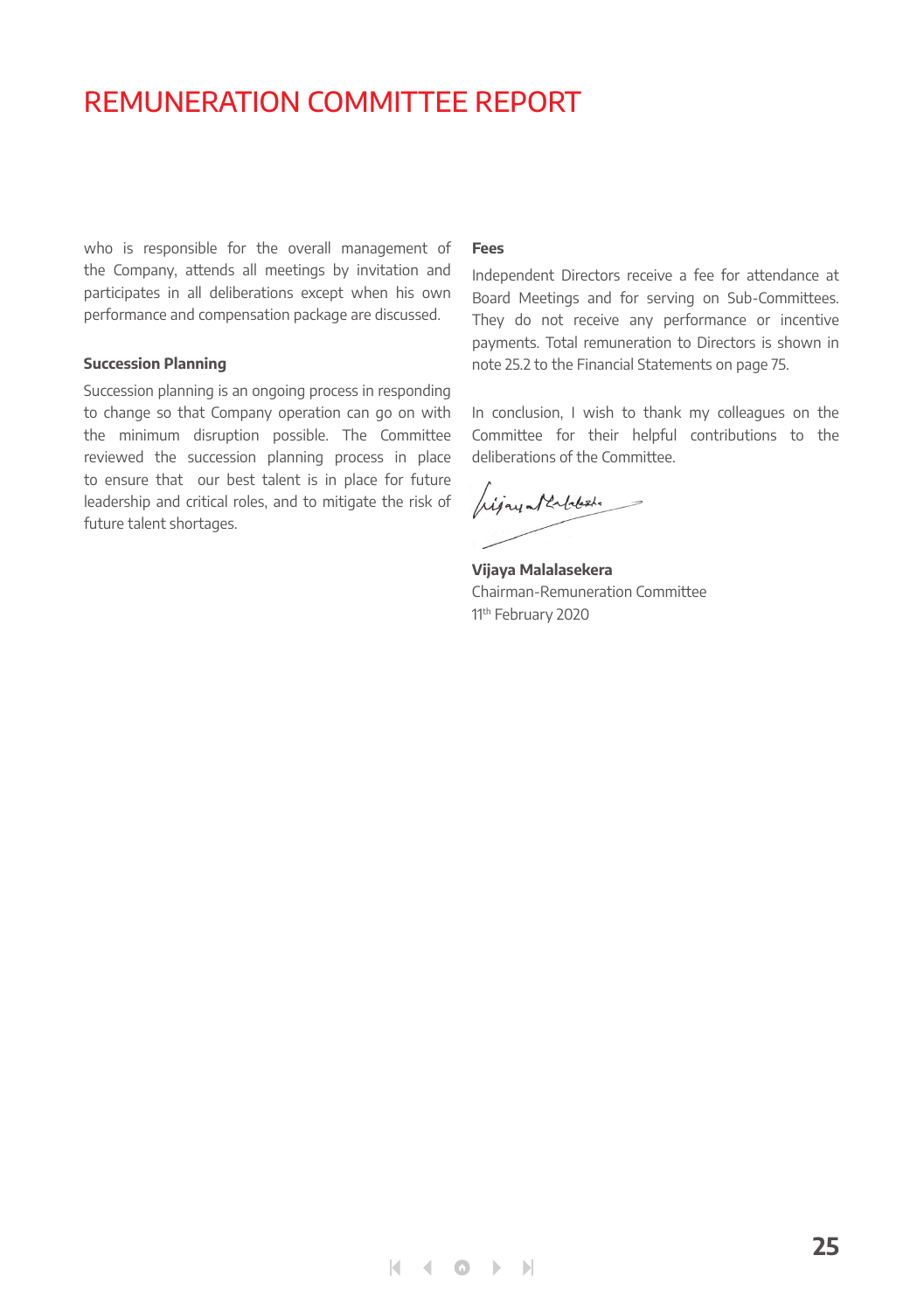# REMUNERATION COMMITTEE REPORT

who is responsible for the overall management of the Company, attends all meetings by invitation and participates in all deliberations except when his own performance and compensation package are discussed.

**Succession Planning**

Succession planning is an ongoing process in responding to change so that Company operation can go on with the minimum disruption possible. The Committee reviewed the succession planning process in place to ensure that our best talent is in place for future leadership and critical roles, and to mitigate the risk of future talent shortages.

**Fees**

Independent Directors receive a fee for attendance at Board Meetings and for serving on Sub-Committees. They do not receive any performance or incentive payments. Total remuneration to Directors is shown in note 25.2 to the Financial Statements on page 75.

In conclusion, I wish to thank my colleagues on the Committee for their helpful contributions to the deliberations of the Committee.

**Vijaya Malalasekera**
Chairman-Remuneration Committee
11th February 2020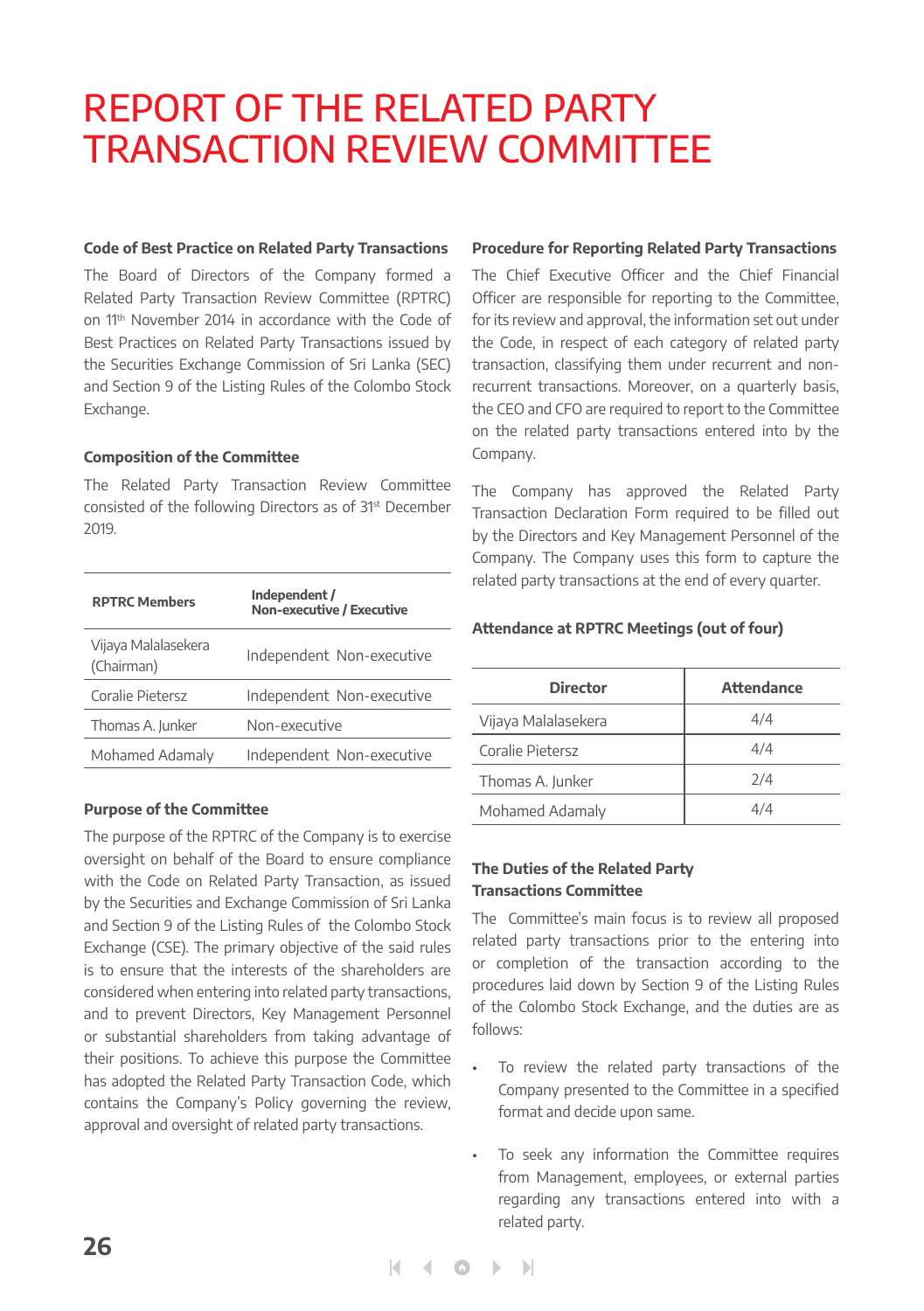# REPORT OF THE RELATED PARTY TRANSACTION REVIEW COMMITTEE

### Code of Best Practice on Related Party Transactions

The Board of Directors of the Company formed a Related Party Transaction Review Committee (RPTRC) on 11th November 2014 in accordance with the Code of Best Practices on Related Party Transactions issued by the Securities Exchange Commission of Sri Lanka (SEC) and Section 9 of the Listing Rules of the Colombo Stock Exchange.

### Composition of the Committee

The Related Party Transaction Review Committee consisted of the following Directors as of 31st December 2019.

| RPTRC Members | Independent / Non-executive / Executive |
|---|---|
| Vijaya Malalasekera (Chairman) | Independent Non-executive |
| Coralie Pietersz | Independent Non-executive |
| Thomas A. Junker | Non-executive |
| Mohamed Adamaly | Independent Non-executive |

### Purpose of the Committee

The purpose of the RPTRC of the Company is to exercise oversight on behalf of the Board to ensure compliance with the Code on Related Party Transaction, as issued by the Securities and Exchange Commission of Sri Lanka and Section 9 of the Listing Rules of the Colombo Stock Exchange (CSE). The primary objective of the said rules is to ensure that the interests of the shareholders are considered when entering into related party transactions, and to prevent Directors, Key Management Personnel or substantial shareholders from taking advantage of their positions. To achieve this purpose the Committee has adopted the Related Party Transaction Code, which contains the Company's Policy governing the review, approval and oversight of related party transactions.

### Procedure for Reporting Related Party Transactions

The Chief Executive Officer and the Chief Financial Officer are responsible for reporting to the Committee, for its review and approval, the information set out under the Code, in respect of each category of related party transaction, classifying them under recurrent and non-recurrent transactions. Moreover, on a quarterly basis, the CEO and CFO are required to report to the Committee on the related party transactions entered into by the Company.

The Company has approved the Related Party Transaction Declaration Form required to be filled out by the Directors and Key Management Personnel of the Company. The Company uses this form to capture the related party transactions at the end of every quarter.

### Attendance at RPTRC Meetings (out of four)

| Director | Attendance |
|---|---|
| Vijaya Malalasekera | 4/4 |
| Coralie Pietersz | 4/4 |
| Thomas A. Junker | 2/4 |
| Mohamed Adamaly | 4/4 |

### The Duties of the Related Party Transactions Committee

The Committee's main focus is to review all proposed related party transactions prior to the entering into or completion of the transaction according to the procedures laid down by Section 9 of the Listing Rules of the Colombo Stock Exchange, and the duties are as follows:

- To review the related party transactions of the Company presented to the Committee in a specified format and decide upon same.
- To seek any information the Committee requires from Management, employees, or external parties regarding any transactions entered into with a related party.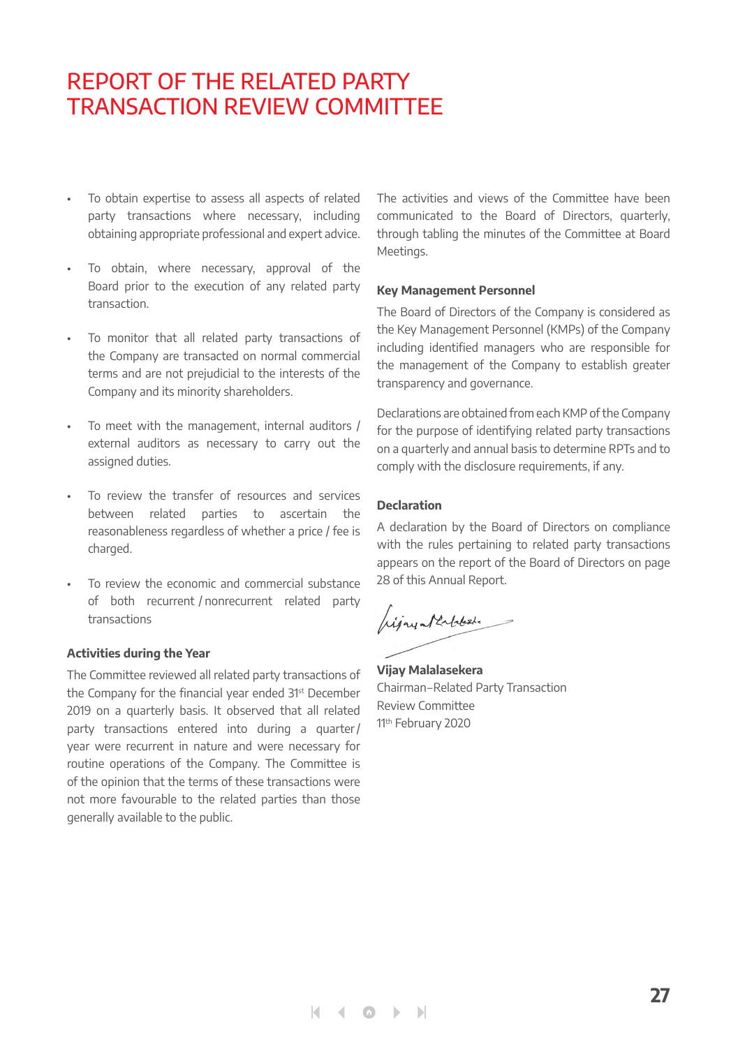# REPORT OF THE RELATED PARTY TRANSACTION REVIEW COMMITTEE

- To obtain expertise to assess all aspects of related party transactions where necessary, including obtaining appropriate professional and expert advice.
- To obtain, where necessary, approval of the Board prior to the execution of any related party transaction.
- To monitor that all related party transactions of the Company are transacted on normal commercial terms and are not prejudicial to the interests of the Company and its minority shareholders.
- To meet with the management, internal auditors / external auditors as necessary to carry out the assigned duties.
- To review the transfer of resources and services between related parties to ascertain the reasonableness regardless of whether a price / fee is charged.
- To review the economic and commercial substance of both recurrent / nonrecurrent related party transactions

### Activities during the Year

The Committee reviewed all related party transactions of the Company for the financial year ended 31st December 2019 on a quarterly basis. It observed that all related party transactions entered into during a quarter / year were recurrent in nature and were necessary for routine operations of the Company. The Committee is of the opinion that the terms of these transactions were not more favourable to the related parties than those generally available to the public.

The activities and views of the Committee have been communicated to the Board of Directors, quarterly, through tabling the minutes of the Committee at Board Meetings.

### Key Management Personnel

The Board of Directors of the Company is considered as the Key Management Personnel (KMPs) of the Company including identified managers who are responsible for the management of the Company to establish greater transparency and governance.

Declarations are obtained from each KMP of the Company for the purpose of identifying related party transactions on a quarterly and annual basis to determine RPTs and to comply with the disclosure requirements, if any.

### Declaration

A declaration by the Board of Directors on compliance with the rules pertaining to related party transactions appears on the report of the Board of Directors on page 28 of this Annual Report.

**Vijay Malalasekera**
Chairman–Related Party Transaction Review Committee
11th February 2020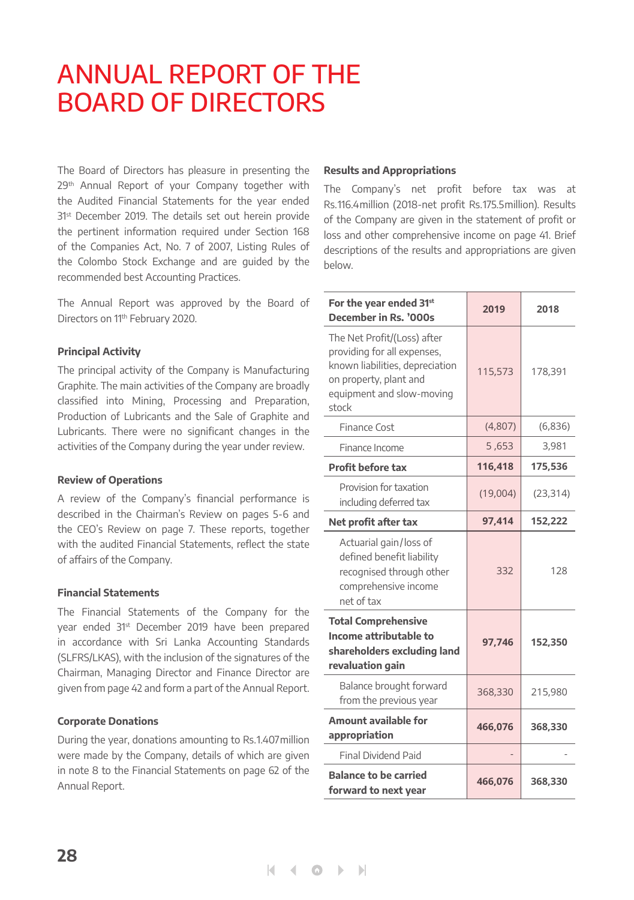# ANNUAL REPORT OF THE BOARD OF DIRECTORS

The Board of Directors has pleasure in presenting the 29th Annual Report of your Company together with the Audited Financial Statements for the year ended 31st December 2019. The details set out herein provide the pertinent information required under Section 168 of the Companies Act, No. 7 of 2007, Listing Rules of the Colombo Stock Exchange and are guided by the recommended best Accounting Practices.

The Annual Report was approved by the Board of Directors on 11th February 2020.

### Principal Activity

The principal activity of the Company is Manufacturing Graphite. The main activities of the Company are broadly classified into Mining, Processing and Preparation, Production of Lubricants and the Sale of Graphite and Lubricants. There were no significant changes in the activities of the Company during the year under review.

### Review of Operations

A review of the Company's financial performance is described in the Chairman's Review on pages 5-6 and the CEO's Review on page 7. These reports, together with the audited Financial Statements, reflect the state of affairs of the Company.

### Financial Statements

The Financial Statements of the Company for the year ended 31st December 2019 have been prepared in accordance with Sri Lanka Accounting Standards (SLFRS/LKAS), with the inclusion of the signatures of the Chairman, Managing Director and Finance Director are given from page 42 and form a part of the Annual Report.

### Corporate Donations

During the year, donations amounting to Rs.1.407million were made by the Company, details of which are given in note 8 to the Financial Statements on page 62 of the Annual Report.

### Results and Appropriations

The Company's net profit before tax was at Rs.116.4million (2018-net profit Rs.175.5million). Results of the Company are given in the statement of profit or loss and other comprehensive income on page 41. Brief descriptions of the results and appropriations are given below.

| For the year ended 31st December in Rs. '000s | 2019 | 2018 |
|---|---|---|
| The Net Profit/(Loss) after providing for all expenses, known liabilities, depreciation on property, plant and equipment and slow-moving stock | 115,573 | 178,391 |
| Finance Cost | (4,807) | (6,836) |
| Finance Income | 5 ,653 | 3,981 |
| **Profit before tax** | **116,418** | **175,536** |
| Provision for taxation including deferred tax | (19,004) | (23,314) |
| **Net profit after tax** | **97,414** | **152,222** |
| Actuarial gain/loss of defined benefit liability recognised through other comprehensive income net of tax | 332 | 128 |
| **Total Comprehensive Income attributable to shareholders excluding land revaluation gain** | **97,746** | **152,350** |
| Balance brought forward from the previous year | 368,330 | 215,980 |
| **Amount available for appropriation** | **466,076** | **368,330** |
| Final Dividend Paid | - | - |
| **Balance to be carried forward to next year** | **466,076** | **368,330** |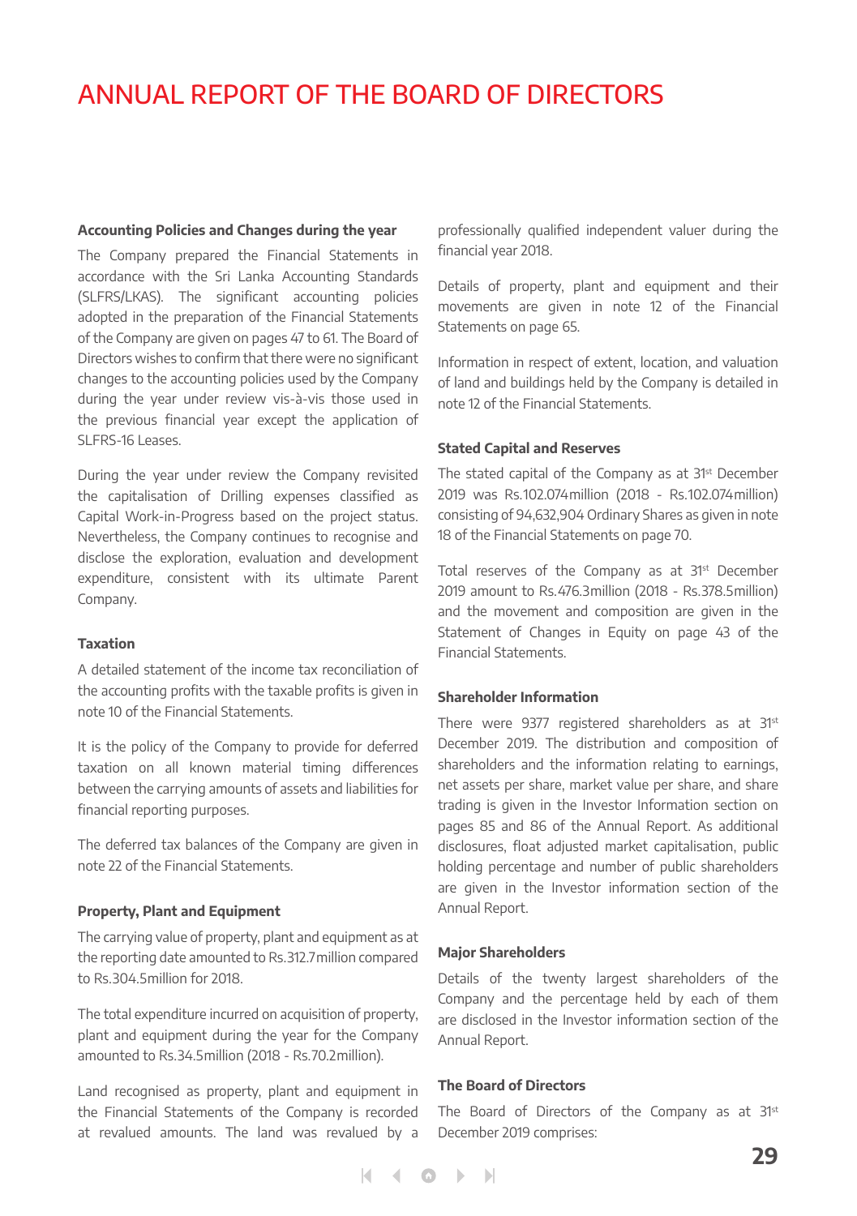# ANNUAL REPORT OF THE BOARD OF DIRECTORS

**Accounting Policies and Changes during the year**

The Company prepared the Financial Statements in accordance with the Sri Lanka Accounting Standards (SLFRS/LKAS). The significant accounting policies adopted in the preparation of the Financial Statements of the Company are given on pages 47 to 61. The Board of Directors wishes to confirm that there were no significant changes to the accounting policies used by the Company during the year under review vis-à-vis those used in the previous financial year except the application of SLFRS-16 Leases.

During the year under review the Company revisited the capitalisation of Drilling expenses classified as Capital Work-in-Progress based on the project status. Nevertheless, the Company continues to recognise and disclose the exploration, evaluation and development expenditure, consistent with its ultimate Parent Company.

**Taxation**

A detailed statement of the income tax reconciliation of the accounting profits with the taxable profits is given in note 10 of the Financial Statements.

It is the policy of the Company to provide for deferred taxation on all known material timing differences between the carrying amounts of assets and liabilities for financial reporting purposes.

The deferred tax balances of the Company are given in note 22 of the Financial Statements.

**Property, Plant and Equipment**

The carrying value of property, plant and equipment as at the reporting date amounted to Rs.312.7million compared to Rs.304.5million for 2018.

The total expenditure incurred on acquisition of property, plant and equipment during the year for the Company amounted to Rs.34.5million (2018 - Rs.70.2million).

Land recognised as property, plant and equipment in the Financial Statements of the Company is recorded at revalued amounts. The land was revalued by a professionally qualified independent valuer during the financial year 2018.

Details of property, plant and equipment and their movements are given in note 12 of the Financial Statements on page 65.

Information in respect of extent, location, and valuation of land and buildings held by the Company is detailed in note 12 of the Financial Statements.

**Stated Capital and Reserves**

The stated capital of the Company as at 31st December 2019 was Rs.102.074million (2018 - Rs.102.074million) consisting of 94,632,904 Ordinary Shares as given in note 18 of the Financial Statements on page 70.

Total reserves of the Company as at 31st December 2019 amount to Rs.476.3million (2018 - Rs.378.5million) and the movement and composition are given in the Statement of Changes in Equity on page 43 of the Financial Statements.

**Shareholder Information**

There were 9377 registered shareholders as at 31st December 2019. The distribution and composition of shareholders and the information relating to earnings, net assets per share, market value per share, and share trading is given in the Investor Information section on pages 85 and 86 of the Annual Report. As additional disclosures, float adjusted market capitalisation, public holding percentage and number of public shareholders are given in the Investor information section of the Annual Report.

**Major Shareholders**

Details of the twenty largest shareholders of the Company and the percentage held by each of them are disclosed in the Investor information section of the Annual Report.

**The Board of Directors**

The Board of Directors of the Company as at 31st December 2019 comprises: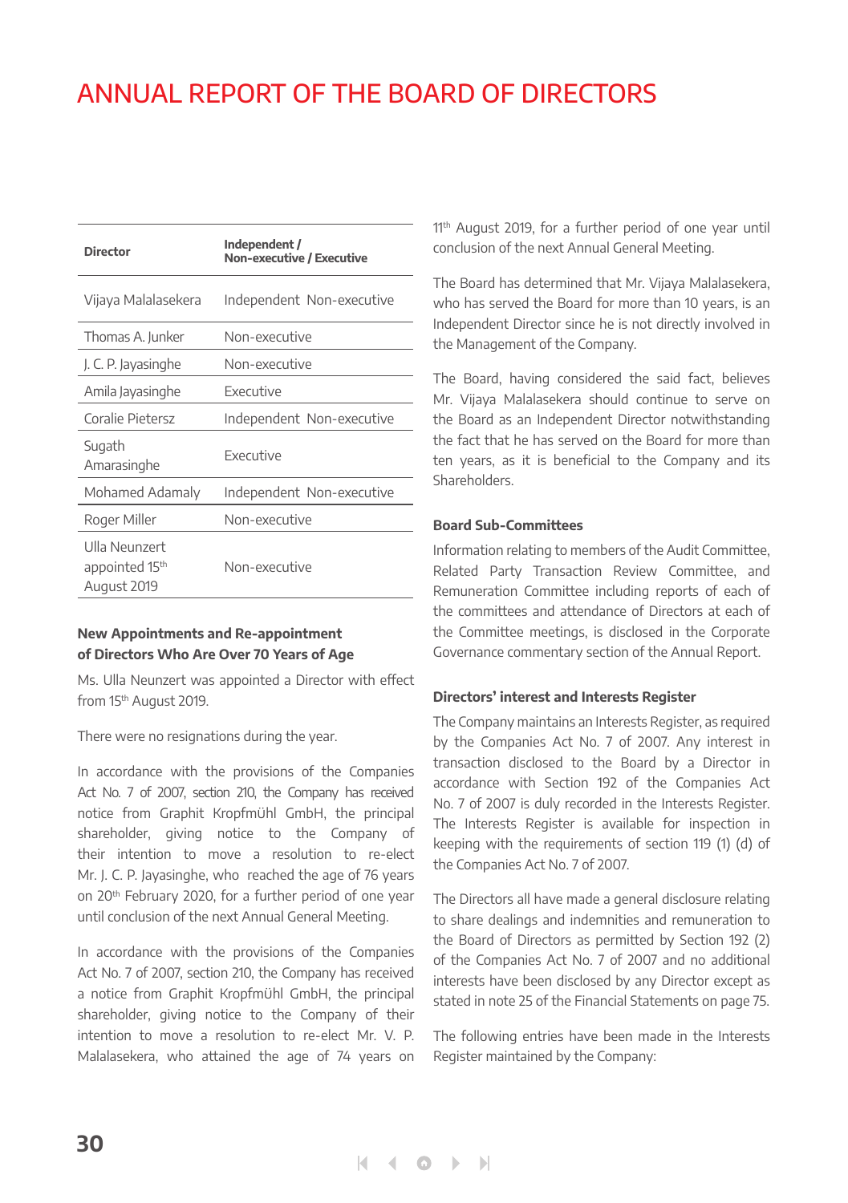# ANNUAL REPORT OF THE BOARD OF DIRECTORS

| Director | Independent / Non-executive / Executive |
|---|---|
| Vijaya Malalasekera | Independent Non-executive |
| Thomas A. Junker | Non-executive |
| J. C. P. Jayasinghe | Non-executive |
| Amila Jayasinghe | Executive |
| Coralie Pietersz | Independent Non-executive |
| Sugath Amarasinghe | Executive |
| Mohamed Adamaly | Independent Non-executive |
| Roger Miller | Non-executive |
| Ulla Neunzert appointed 15th August 2019 | Non-executive |

### New Appointments and Re-appointment of Directors Who Are Over 70 Years of Age

Ms. Ulla Neunzert was appointed a Director with effect from 15th August 2019.

There were no resignations during the year.

In accordance with the provisions of the Companies Act No. 7 of 2007, section 210, the Company has received notice from Graphit Kropfmühl GmbH, the principal shareholder, giving notice to the Company of their intention to move a resolution to re-elect Mr. J. C. P. Jayasinghe, who reached the age of 76 years on 20th February 2020, for a further period of one year until conclusion of the next Annual General Meeting.

In accordance with the provisions of the Companies Act No. 7 of 2007, section 210, the Company has received a notice from Graphit Kropfmühl GmbH, the principal shareholder, giving notice to the Company of their intention to move a resolution to re-elect Mr. V. P. Malalasekera, who attained the age of 74 years on 11th August 2019, for a further period of one year until conclusion of the next Annual General Meeting.

The Board has determined that Mr. Vijaya Malalasekera, who has served the Board for more than 10 years, is an Independent Director since he is not directly involved in the Management of the Company.

The Board, having considered the said fact, believes Mr. Vijaya Malalasekera should continue to serve on the Board as an Independent Director notwithstanding the fact that he has served on the Board for more than ten years, as it is beneficial to the Company and its Shareholders.

### Board Sub-Committees

Information relating to members of the Audit Committee, Related Party Transaction Review Committee, and Remuneration Committee including reports of each of the committees and attendance of Directors at each of the Committee meetings, is disclosed in the Corporate Governance commentary section of the Annual Report.

### Directors' interest and Interests Register

The Company maintains an Interests Register, as required by the Companies Act No. 7 of 2007. Any interest in transaction disclosed to the Board by a Director in accordance with Section 192 of the Companies Act No. 7 of 2007 is duly recorded in the Interests Register. The Interests Register is available for inspection in keeping with the requirements of section 119 (1) (d) of the Companies Act No. 7 of 2007.

The Directors all have made a general disclosure relating to share dealings and indemnities and remuneration to the Board of Directors as permitted by Section 192 (2) of the Companies Act No. 7 of 2007 and no additional interests have been disclosed by any Director except as stated in note 25 of the Financial Statements on page 75.

The following entries have been made in the Interests Register maintained by the Company: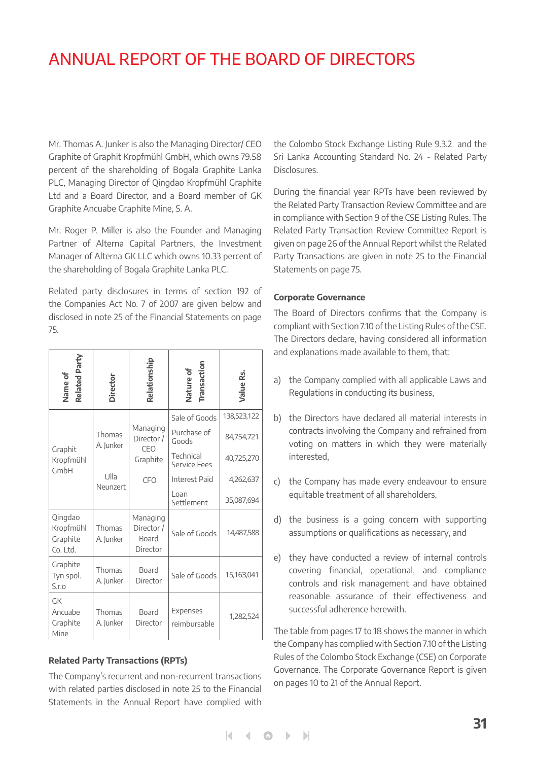# ANNUAL REPORT OF THE BOARD OF DIRECTORS

Mr. Thomas A. Junker is also the Managing Director/ CEO Graphite of Graphit Kropfmühl GmbH, which owns 79.58 percent of the shareholding of Bogala Graphite Lanka PLC, Managing Director of Qingdao Kropfmühl Graphite Ltd and a Board Director, and a Board member of GK Graphite Ancuabe Graphite Mine, S. A.

Mr. Roger P. Miller is also the Founder and Managing Partner of Alterna Capital Partners, the Investment Manager of Alterna GK LLC which owns 10.33 percent of the shareholding of Bogala Graphite Lanka PLC.

Related party disclosures in terms of section 192 of the Companies Act No. 7 of 2007 are given below and disclosed in note 25 of the Financial Statements on page 75.

| Name of Related Party | Director | Relationship | Nature of Transaction | Value Rs. |
|---|---|---|---|---|
| Graphit Kropfmühl GmbH | Thomas A. Junker | Managing Director / CEO Graphite | Sale of Goods | 138,523,122 |
| | | | Purchase of Goods | 84,754,721 |
| | | | Technical Service Fees | 40,725,270 |
| | Ulla Neunzert | CFO | Interest Paid | 4,262,637 |
| | | | Loan Settlement | 35,087,694 |
| Qingdao Kropfmühl Graphite Co. Ltd. | Thomas A. Junker | Managing Director / Board Director | Sale of Goods | 14,487,588 |
| Graphite Tyn spol. S.r.o | Thomas A. Junker | Board Director | Sale of Goods | 15,163,041 |
| GK Ancuabe Graphite Mine | Thomas A. Junker | Board Director | Expenses reimbursable | 1,282,524 |

**Related Party Transactions (RPTs)**

The Company's recurrent and non-recurrent transactions with related parties disclosed in note 25 to the Financial Statements in the Annual Report have complied with the Colombo Stock Exchange Listing Rule 9.3.2 and the Sri Lanka Accounting Standard No. 24 - Related Party Disclosures.

During the financial year RPTs have been reviewed by the Related Party Transaction Review Committee and are in compliance with Section 9 of the CSE Listing Rules. The Related Party Transaction Review Committee Report is given on page 26 of the Annual Report whilst the Related Party Transactions are given in note 25 to the Financial Statements on page 75.

**Corporate Governance**

The Board of Directors confirms that the Company is compliant with Section 7.10 of the Listing Rules of the CSE. The Directors declare, having considered all information and explanations made available to them, that:

a) the Company complied with all applicable Laws and Regulations in conducting its business,

b) the Directors have declared all material interests in contracts involving the Company and refrained from voting on matters in which they were materially interested,

c) the Company has made every endeavour to ensure equitable treatment of all shareholders,

d) the business is a going concern with supporting assumptions or qualifications as necessary, and

e) they have conducted a review of internal controls covering financial, operational, and compliance controls and risk management and have obtained reasonable assurance of their effectiveness and successful adherence herewith.

The table from pages 17 to 18 shows the manner in which the Company has complied with Section 7.10 of the Listing Rules of the Colombo Stock Exchange (CSE) on Corporate Governance. The Corporate Governance Report is given on pages 10 to 21 of the Annual Report.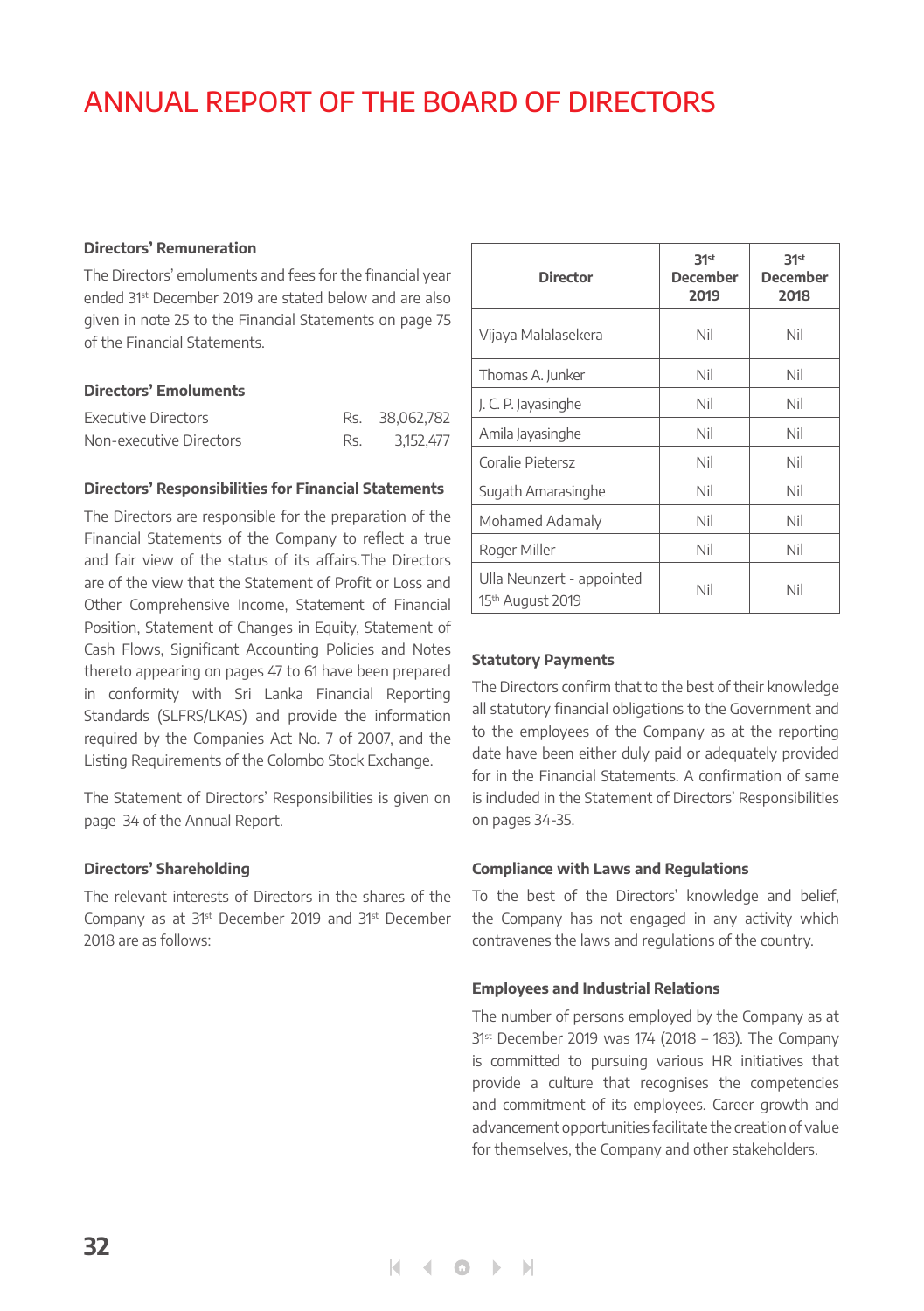# ANNUAL REPORT OF THE BOARD OF DIRECTORS

### Directors' Remuneration

The Directors' emoluments and fees for the financial year ended 31st December 2019 are stated below and are also given in note 25 to the Financial Statements on page 75 of the Financial Statements.

### Directors' Emoluments

| | | |
|---|---|---|
| Executive Directors | Rs. | 38,062,782 |
| Non-executive Directors | Rs. | 3,152,477 |

### Directors' Responsibilities for Financial Statements

The Directors are responsible for the preparation of the Financial Statements of the Company to reflect a true and fair view of the status of its affairs.The Directors are of the view that the Statement of Profit or Loss and Other Comprehensive Income, Statement of Financial Position, Statement of Changes in Equity, Statement of Cash Flows, Significant Accounting Policies and Notes thereto appearing on pages 47 to 61 have been prepared in conformity with Sri Lanka Financial Reporting Standards (SLFRS/LKAS) and provide the information required by the Companies Act No. 7 of 2007, and the Listing Requirements of the Colombo Stock Exchange.

The Statement of Directors' Responsibilities is given on page 34 of the Annual Report.

### Directors' Shareholding

The relevant interests of Directors in the shares of the Company as at 31st December 2019 and 31st December 2018 are as follows:

| Director | 31st December 2019 | 31st December 2018 |
|---|---|---|
| Vijaya Malalasekera | Nil | Nil |
| Thomas A. Junker | Nil | Nil |
| J. C. P. Jayasinghe | Nil | Nil |
| Amila Jayasinghe | Nil | Nil |
| Coralie Pietersz | Nil | Nil |
| Sugath Amarasinghe | Nil | Nil |
| Mohamed Adamaly | Nil | Nil |
| Roger Miller | Nil | Nil |
| Ulla Neunzert - appointed 15th August 2019 | Nil | Nil |

### Statutory Payments

The Directors confirm that to the best of their knowledge all statutory financial obligations to the Government and to the employees of the Company as at the reporting date have been either duly paid or adequately provided for in the Financial Statements. A confirmation of same is included in the Statement of Directors' Responsibilities on pages 34-35.

### Compliance with Laws and Regulations

To the best of the Directors' knowledge and belief, the Company has not engaged in any activity which contravenes the laws and regulations of the country.

### Employees and Industrial Relations

The number of persons employed by the Company as at 31st December 2019 was 174 (2018 – 183). The Company is committed to pursuing various HR initiatives that provide a culture that recognises the competencies and commitment of its employees. Career growth and advancement opportunities facilitate the creation of value for themselves, the Company and other stakeholders.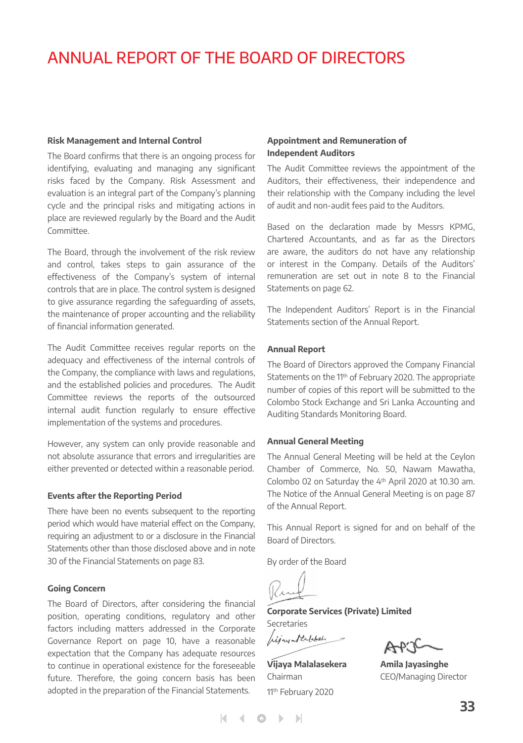# ANNUAL REPORT OF THE BOARD OF DIRECTORS

#### Risk Management and Internal Control

The Board confirms that there is an ongoing process for identifying, evaluating and managing any significant risks faced by the Company. Risk Assessment and evaluation is an integral part of the Company's planning cycle and the principal risks and mitigating actions in place are reviewed regularly by the Board and the Audit Committee.

The Board, through the involvement of the risk review and control, takes steps to gain assurance of the effectiveness of the Company's system of internal controls that are in place. The control system is designed to give assurance regarding the safeguarding of assets, the maintenance of proper accounting and the reliability of financial information generated.

The Audit Committee receives regular reports on the adequacy and effectiveness of the internal controls of the Company, the compliance with laws and regulations, and the established policies and procedures. The Audit Committee reviews the reports of the outsourced internal audit function regularly to ensure effective implementation of the systems and procedures.

However, any system can only provide reasonable and not absolute assurance that errors and irregularities are either prevented or detected within a reasonable period.

#### Events after the Reporting Period

There have been no events subsequent to the reporting period which would have material effect on the Company, requiring an adjustment to or a disclosure in the Financial Statements other than those disclosed above and in note 30 of the Financial Statements on page 83.

#### Going Concern

The Board of Directors, after considering the financial position, operating conditions, regulatory and other factors including matters addressed in the Corporate Governance Report on page 10, have a reasonable expectation that the Company has adequate resources to continue in operational existence for the foreseeable future. Therefore, the going concern basis has been adopted in the preparation of the Financial Statements.

#### Appointment and Remuneration of Independent Auditors

The Audit Committee reviews the appointment of the Auditors, their effectiveness, their independence and their relationship with the Company including the level of audit and non-audit fees paid to the Auditors.

Based on the declaration made by Messrs KPMG, Chartered Accountants, and as far as the Directors are aware, the auditors do not have any relationship or interest in the Company. Details of the Auditors' remuneration are set out in note 8 to the Financial Statements on page 62.

The Independent Auditors' Report is in the Financial Statements section of the Annual Report.

#### Annual Report

The Board of Directors approved the Company Financial Statements on the 11th of February 2020. The appropriate number of copies of this report will be submitted to the Colombo Stock Exchange and Sri Lanka Accounting and Auditing Standards Monitoring Board.

#### Annual General Meeting

The Annual General Meeting will be held at the Ceylon Chamber of Commerce, No. 50, Nawam Mawatha, Colombo 02 on Saturday the 4th April 2020 at 10.30 am. The Notice of the Annual General Meeting is on page 87 of the Annual Report.

This Annual Report is signed for and on behalf of the Board of Directors.

By order of the Board

**Corporate Services (Private) Limited**
Secretaries

**Vijaya Malalasekera**
Chairman

**Amila Jayasinghe**
CEO/Managing Director

11th February 2020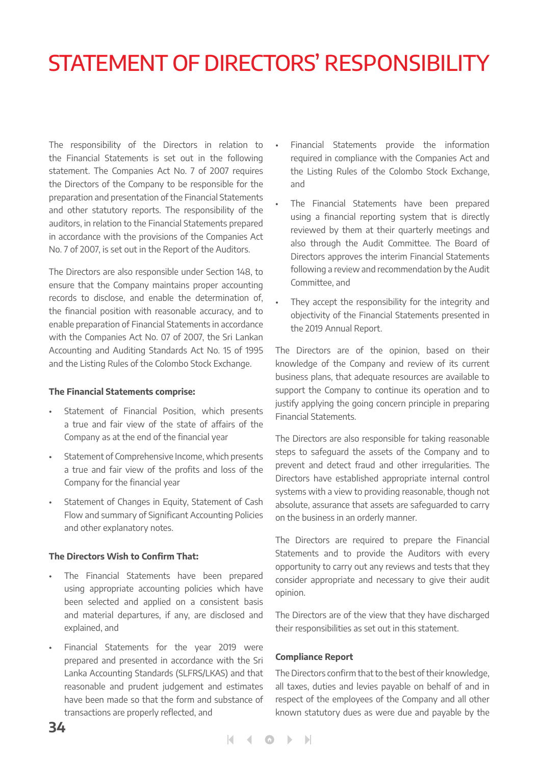# STATEMENT OF DIRECTORS' RESPONSIBILITY

The responsibility of the Directors in relation to the Financial Statements is set out in the following statement. The Companies Act No. 7 of 2007 requires the Directors of the Company to be responsible for the preparation and presentation of the Financial Statements and other statutory reports. The responsibility of the auditors, in relation to the Financial Statements prepared in accordance with the provisions of the Companies Act No. 7 of 2007, is set out in the Report of the Auditors.

The Directors are also responsible under Section 148, to ensure that the Company maintains proper accounting records to disclose, and enable the determination of, the financial position with reasonable accuracy, and to enable preparation of Financial Statements in accordance with the Companies Act No. 07 of 2007, the Sri Lankan Accounting and Auditing Standards Act No. 15 of 1995 and the Listing Rules of the Colombo Stock Exchange.

**The Financial Statements comprise:**

- Statement of Financial Position, which presents a true and fair view of the state of affairs of the Company as at the end of the financial year
- Statement of Comprehensive Income, which presents a true and fair view of the profits and loss of the Company for the financial year
- Statement of Changes in Equity, Statement of Cash Flow and summary of Significant Accounting Policies and other explanatory notes.

**The Directors Wish to Confirm That:**

- The Financial Statements have been prepared using appropriate accounting policies which have been selected and applied on a consistent basis and material departures, if any, are disclosed and explained, and
- Financial Statements for the year 2019 were prepared and presented in accordance with the Sri Lanka Accounting Standards (SLFRS/LKAS) and that reasonable and prudent judgement and estimates have been made so that the form and substance of transactions are properly reflected, and
- Financial Statements provide the information required in compliance with the Companies Act and the Listing Rules of the Colombo Stock Exchange, and
- The Financial Statements have been prepared using a financial reporting system that is directly reviewed by them at their quarterly meetings and also through the Audit Committee. The Board of Directors approves the interim Financial Statements following a review and recommendation by the Audit Committee, and
- They accept the responsibility for the integrity and objectivity of the Financial Statements presented in the 2019 Annual Report.

The Directors are of the opinion, based on their knowledge of the Company and review of its current business plans, that adequate resources are available to support the Company to continue its operation and to justify applying the going concern principle in preparing Financial Statements.

The Directors are also responsible for taking reasonable steps to safeguard the assets of the Company and to prevent and detect fraud and other irregularities. The Directors have established appropriate internal control systems with a view to providing reasonable, though not absolute, assurance that assets are safeguarded to carry on the business in an orderly manner.

The Directors are required to prepare the Financial Statements and to provide the Auditors with every opportunity to carry out any reviews and tests that they consider appropriate and necessary to give their audit opinion.

The Directors are of the view that they have discharged their responsibilities as set out in this statement.

**Compliance Report**

The Directors confirm that to the best of their knowledge, all taxes, duties and levies payable on behalf of and in respect of the employees of the Company and all other known statutory dues as were due and payable by the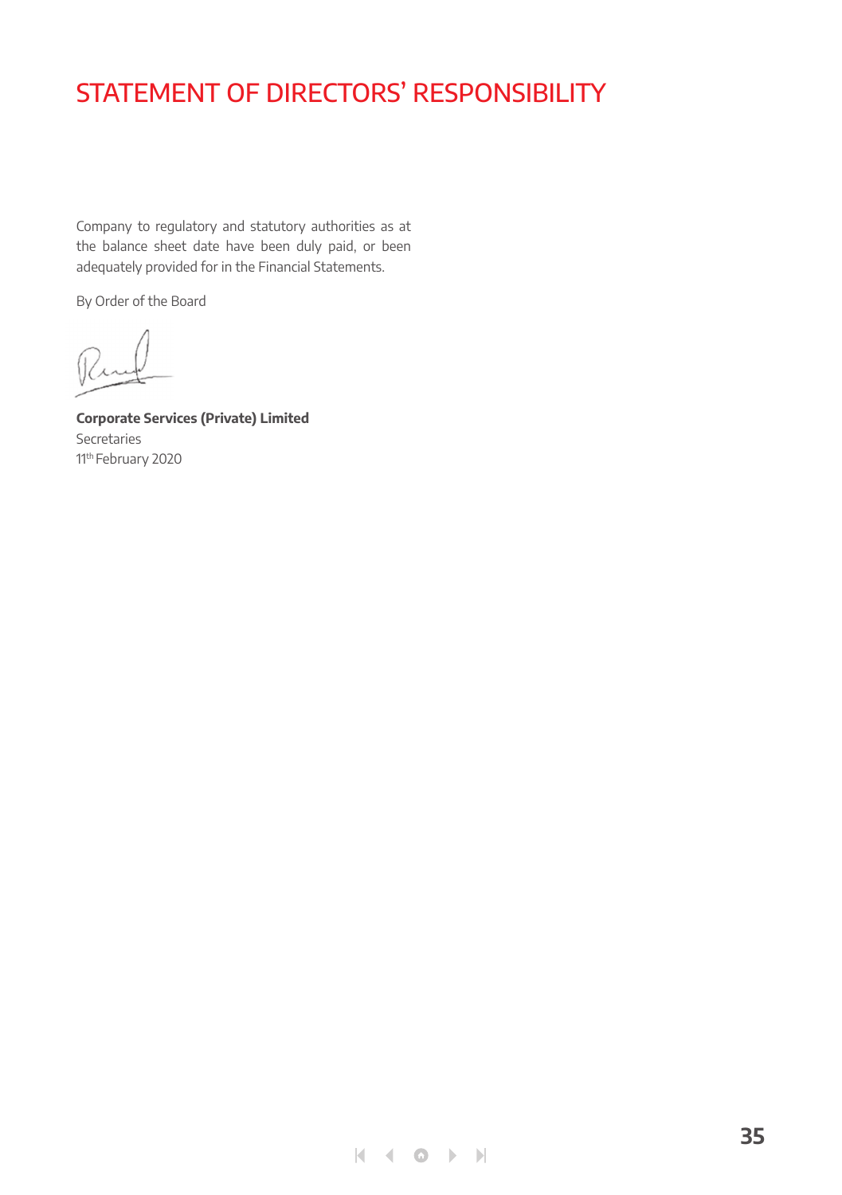# STATEMENT OF DIRECTORS' RESPONSIBILITY

Company to regulatory and statutory authorities as at the balance sheet date have been duly paid, or been adequately provided for in the Financial Statements.

By Order of the Board

**Corporate Services (Private) Limited**
Secretaries
11th February 2020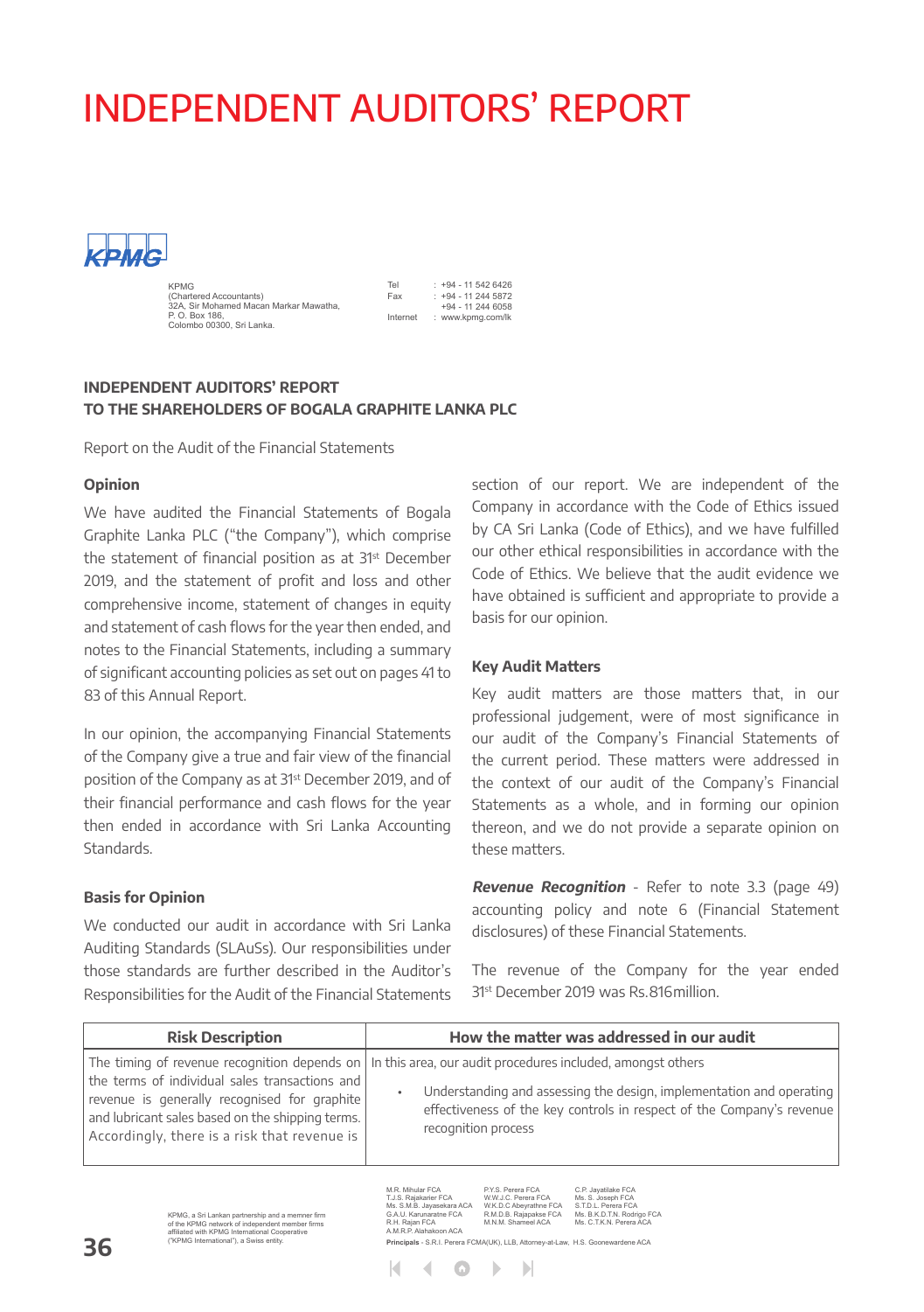# INDEPENDENT AUDITORS' REPORT

KPMG
(Chartered Accountants)
32A, Sir Mohamed Macan Markar Mawatha,
P. O. Box 186,
Colombo 00300, Sri Lanka.

Tel : +94 - 11 542 6426
Fax : +94 - 11 244 5872
+94 - 11 244 6058
Internet : www.kpmg.com/lk

**INDEPENDENT AUDITORS' REPORT**
**TO THE SHAREHOLDERS OF BOGALA GRAPHITE LANKA PLC**

Report on the Audit of the Financial Statements

### Opinion

We have audited the Financial Statements of Bogala Graphite Lanka PLC ("the Company"), which comprise the statement of financial position as at 31st December 2019, and the statement of profit and loss and other comprehensive income, statement of changes in equity and statement of cash flows for the year then ended, and notes to the Financial Statements, including a summary of significant accounting policies as set out on pages 41 to 83 of this Annual Report.

In our opinion, the accompanying Financial Statements of the Company give a true and fair view of the financial position of the Company as at 31st December 2019, and of their financial performance and cash flows for the year then ended in accordance with Sri Lanka Accounting Standards.

### Basis for Opinion

We conducted our audit in accordance with Sri Lanka Auditing Standards (SLAuSs). Our responsibilities under those standards are further described in the Auditor's Responsibilities for the Audit of the Financial Statements section of our report. We are independent of the Company in accordance with the Code of Ethics issued by CA Sri Lanka (Code of Ethics), and we have fulfilled our other ethical responsibilities in accordance with the Code of Ethics. We believe that the audit evidence we have obtained is sufficient and appropriate to provide a basis for our opinion.

### Key Audit Matters

Key audit matters are those matters that, in our professional judgement, were of most significance in our audit of the Company's Financial Statements of the current period. These matters were addressed in the context of our audit of the Company's Financial Statements as a whole, and in forming our opinion thereon, and we do not provide a separate opinion on these matters.

***Revenue Recognition*** - Refer to note 3.3 (page 49) accounting policy and note 6 (Financial Statement disclosures) of these Financial Statements.

The revenue of the Company for the year ended 31st December 2019 was Rs.816million.

| Risk Description | How the matter was addressed in our audit |
|---|---|
| The timing of revenue recognition depends on the terms of individual sales transactions and revenue is generally recognised for graphite and lubricant sales based on the shipping terms. Accordingly, there is a risk that revenue is | In this area, our audit procedures included, amongst others<br>• Understanding and assessing the design, implementation and operating effectiveness of the key controls in respect of the Company's revenue recognition process |

KPMG, a Sri Lankan partnership and a member firm of the KPMG network of independent member firms affiliated with KPMG International Cooperative ("KPMG International"), a Swiss entity.

M.R. Mihular FCA, T.J.S. Rajakarier FCA, Ms. S.M.B. Jayasekara ACA, G.A.U. Karunaratne FCA, R.H. Rajan FCA, A.M.R.P. Alahakoon ACA, P.Y.S. Perera FCA, W.W.J.C. Perera FCA, W.K.D.C Abeyrathne FCA, R.M.D.B. Rajapakse FCA, M.N.M. Shameel ACA, C.P. Jayatilake FCA, Ms. S. Joseph FCA, S.T.D.L. Perera FCA, Ms. B.K.D.T.N. Rodrigo FCA, Ms. C.T.K.N. Perera ACA

**Principals** - S.R.I. Perera FCMA(UK), LLB, Attorney-at-Law, H.S. Goonewardene ACA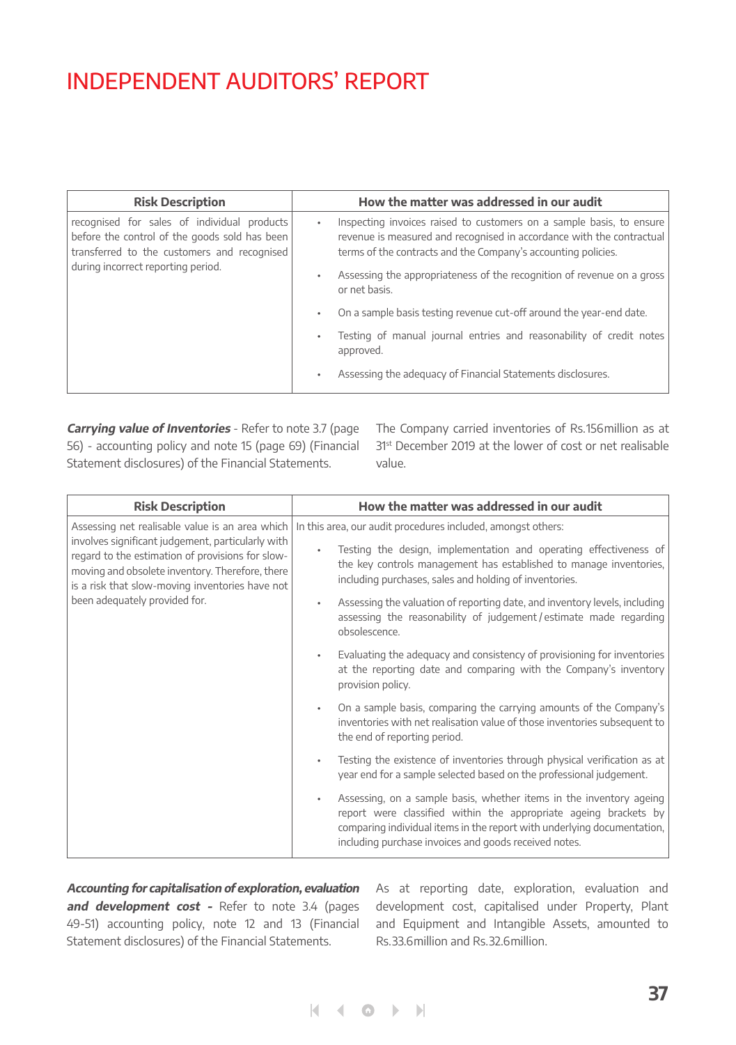# INDEPENDENT AUDITORS' REPORT

| Risk Description | How the matter was addressed in our audit |
|---|---|
| recognised for sales of individual products before the control of the goods sold has been transferred to the customers and recognised during incorrect reporting period. | • Inspecting invoices raised to customers on a sample basis, to ensure revenue is measured and recognised in accordance with the contractual terms of the contracts and the Company's accounting policies.<br>• Assessing the appropriateness of the recognition of revenue on a gross or net basis.<br>• On a sample basis testing revenue cut-off around the year-end date.<br>• Testing of manual journal entries and reasonability of credit notes approved.<br>• Assessing the adequacy of Financial Statements disclosures. |

***Carrying value of Inventories*** - Refer to note 3.7 (page 56) - accounting policy and note 15 (page 69) (Financial Statement disclosures) of the Financial Statements.

The Company carried inventories of Rs.156million as at 31st December 2019 at the lower of cost or net realisable value.

| Risk Description | How the matter was addressed in our audit |
|---|---|
| Assessing net realisable value is an area which involves significant judgement, particularly with regard to the estimation of provisions for slow-moving and obsolete inventory. Therefore, there is a risk that slow-moving inventories have not been adequately provided for. | In this area, our audit procedures included, amongst others:<br>• Testing the design, implementation and operating effectiveness of the key controls management has established to manage inventories, including purchases, sales and holding of inventories.<br>• Assessing the valuation of reporting date, and inventory levels, including assessing the reasonability of judgement / estimate made regarding obsolescence.<br>• Evaluating the adequacy and consistency of provisioning for inventories at the reporting date and comparing with the Company's inventory provision policy.<br>• On a sample basis, comparing the carrying amounts of the Company's inventories with net realisation value of those inventories subsequent to the end of reporting period.<br>• Testing the existence of inventories through physical verification as at year end for a sample selected based on the professional judgement.<br>• Assessing, on a sample basis, whether items in the inventory ageing report were classified within the appropriate ageing brackets by comparing individual items in the report with underlying documentation, including purchase invoices and goods received notes. |

***Accounting for capitalisation of exploration, evaluation and development cost -*** Refer to note 3.4 (pages 49-51) accounting policy, note 12 and 13 (Financial Statement disclosures) of the Financial Statements.

As at reporting date, exploration, evaluation and development cost, capitalised under Property, Plant and Equipment and Intangible Assets, amounted to Rs.33.6million and Rs.32.6million.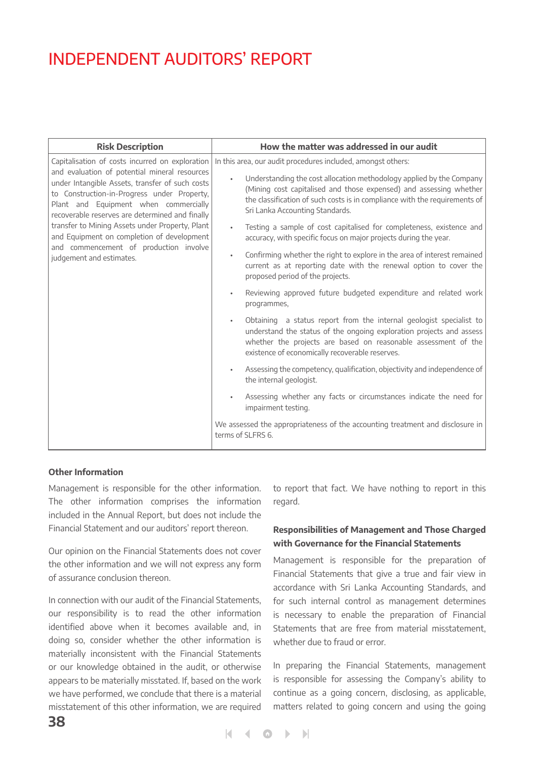# INDEPENDENT AUDITORS' REPORT

| Risk Description | How the matter was addressed in our audit |
|---|---|
| Capitalisation of costs incurred on exploration and evaluation of potential mineral resources under Intangible Assets, transfer of such costs to Construction-in-Progress under Property, Plant and Equipment when commercially recoverable reserves are determined and finally transfer to Mining Assets under Property, Plant and Equipment on completion of development and commencement of production involve judgement and estimates. | In this area, our audit procedures included, amongst others:<br><br>• Understanding the cost allocation methodology applied by the Company (Mining cost capitalised and those expensed) and assessing whether the classification of such costs is in compliance with the requirements of Sri Lanka Accounting Standards.<br><br>• Testing a sample of cost capitalised for completeness, existence and accuracy, with specific focus on major projects during the year.<br><br>• Confirming whether the right to explore in the area of interest remained current as at reporting date with the renewal option to cover the proposed period of the projects.<br><br>• Reviewing approved future budgeted expenditure and related work programmes,<br><br>• Obtaining a status report from the internal geologist specialist to understand the status of the ongoing exploration projects and assess whether the projects are based on reasonable assessment of the existence of economically recoverable reserves.<br><br>• Assessing the competency, qualification, objectivity and independence of the internal geologist.<br><br>• Assessing whether any facts or circumstances indicate the need for impairment testing.<br><br>We assessed the appropriateness of the accounting treatment and disclosure in terms of SLFRS 6. |

**Other Information**

Management is responsible for the other information. The other information comprises the information included in the Annual Report, but does not include the Financial Statement and our auditors' report thereon.

Our opinion on the Financial Statements does not cover the other information and we will not express any form of assurance conclusion thereon.

In connection with our audit of the Financial Statements, our responsibility is to read the other information identified above when it becomes available and, in doing so, consider whether the other information is materially inconsistent with the Financial Statements or our knowledge obtained in the audit, or otherwise appears to be materially misstated. If, based on the work we have performed, we conclude that there is a material misstatement of this other information, we are required to report that fact. We have nothing to report in this regard.

**Responsibilities of Management and Those Charged with Governance for the Financial Statements**

Management is responsible for the preparation of Financial Statements that give a true and fair view in accordance with Sri Lanka Accounting Standards, and for such internal control as management determines is necessary to enable the preparation of Financial Statements that are free from material misstatement, whether due to fraud or error.

In preparing the Financial Statements, management is responsible for assessing the Company's ability to continue as a going concern, disclosing, as applicable, matters related to going concern and using the going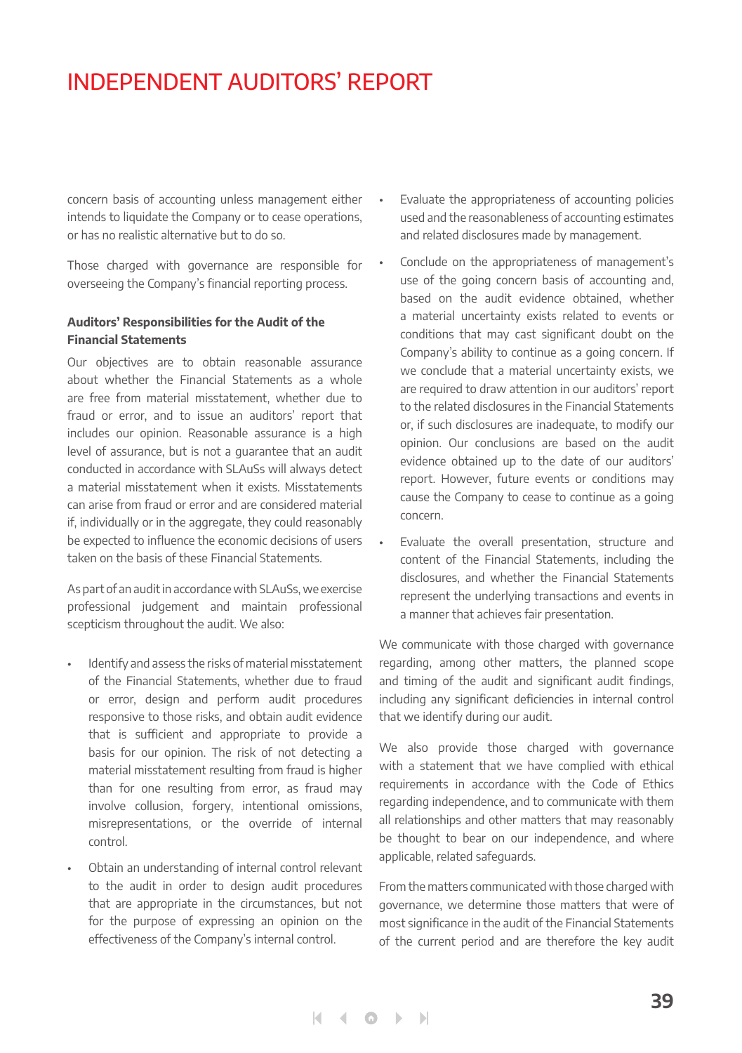concern basis of accounting unless management either intends to liquidate the Company or to cease operations, or has no realistic alternative but to do so.

Those charged with governance are responsible for overseeing the Company's financial reporting process.

**Auditors' Responsibilities for the Audit of the Financial Statements**

Our objectives are to obtain reasonable assurance about whether the Financial Statements as a whole are free from material misstatement, whether due to fraud or error, and to issue an auditors' report that includes our opinion. Reasonable assurance is a high level of assurance, but is not a guarantee that an audit conducted in accordance with SLAuSs will always detect a material misstatement when it exists. Misstatements can arise from fraud or error and are considered material if, individually or in the aggregate, they could reasonably be expected to influence the economic decisions of users taken on the basis of these Financial Statements.

As part of an audit in accordance with SLAuSs, we exercise professional judgement and maintain professional scepticism throughout the audit. We also:

- Identify and assess the risks of material misstatement of the Financial Statements, whether due to fraud or error, design and perform audit procedures responsive to those risks, and obtain audit evidence that is sufficient and appropriate to provide a basis for our opinion. The risk of not detecting a material misstatement resulting from fraud is higher than for one resulting from error, as fraud may involve collusion, forgery, intentional omissions, misrepresentations, or the override of internal control.
- Obtain an understanding of internal control relevant to the audit in order to design audit procedures that are appropriate in the circumstances, but not for the purpose of expressing an opinion on the effectiveness of the Company's internal control.
- Evaluate the appropriateness of accounting policies used and the reasonableness of accounting estimates and related disclosures made by management.
- Conclude on the appropriateness of management's use of the going concern basis of accounting and, based on the audit evidence obtained, whether a material uncertainty exists related to events or conditions that may cast significant doubt on the Company's ability to continue as a going concern. If we conclude that a material uncertainty exists, we are required to draw attention in our auditors' report to the related disclosures in the Financial Statements or, if such disclosures are inadequate, to modify our opinion. Our conclusions are based on the audit evidence obtained up to the date of our auditors' report. However, future events or conditions may cause the Company to cease to continue as a going concern.
- Evaluate the overall presentation, structure and content of the Financial Statements, including the disclosures, and whether the Financial Statements represent the underlying transactions and events in a manner that achieves fair presentation.

We communicate with those charged with governance regarding, among other matters, the planned scope and timing of the audit and significant audit findings, including any significant deficiencies in internal control that we identify during our audit.

We also provide those charged with governance with a statement that we have complied with ethical requirements in accordance with the Code of Ethics regarding independence, and to communicate with them all relationships and other matters that may reasonably be thought to bear on our independence, and where applicable, related safeguards.

From the matters communicated with those charged with governance, we determine those matters that were of most significance in the audit of the Financial Statements of the current period and are therefore the key audit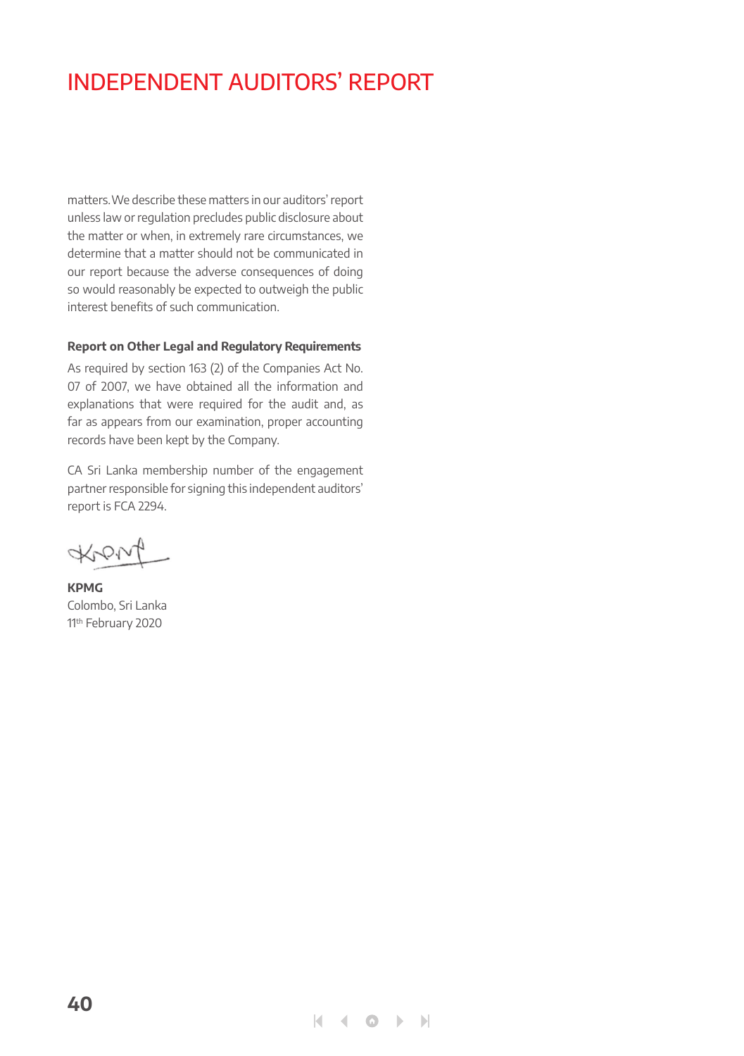# INDEPENDENT AUDITORS' REPORT

matters. We describe these matters in our auditors' report unless law or regulation precludes public disclosure about the matter or when, in extremely rare circumstances, we determine that a matter should not be communicated in our report because the adverse consequences of doing so would reasonably be expected to outweigh the public interest benefits of such communication.

**Report on Other Legal and Regulatory Requirements**

As required by section 163 (2) of the Companies Act No. 07 of 2007, we have obtained all the information and explanations that were required for the audit and, as far as appears from our examination, proper accounting records have been kept by the Company.

CA Sri Lanka membership number of the engagement partner responsible for signing this independent auditors' report is FCA 2294.

**KPMG**
Colombo, Sri Lanka
11th February 2020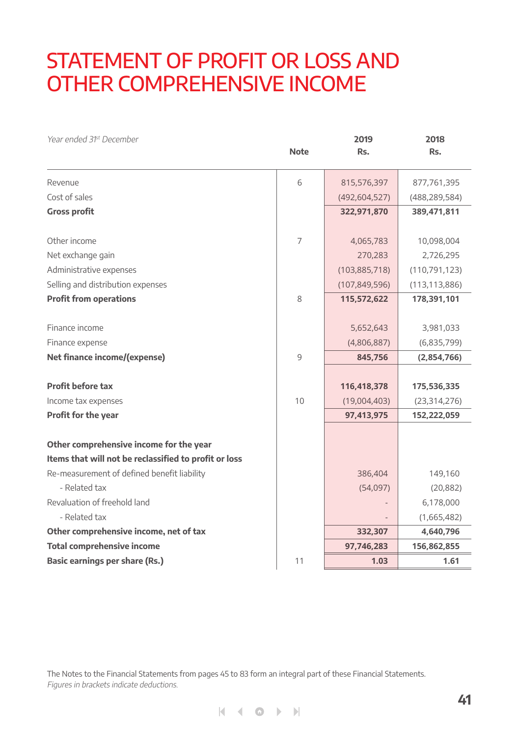# STATEMENT OF PROFIT OR LOSS AND OTHER COMPREHENSIVE INCOME

| *Year ended 31st December* | Note | 2019 Rs. | 2018 Rs. |
|---|---|---|---|
| Revenue | 6 | 815,576,397 | 877,761,395 |
| Cost of sales | | (492,604,527) | (488,289,584) |
| **Gross profit** | | **322,971,870** | **389,471,811** |
| | | | |
| Other income | 7 | 4,065,783 | 10,098,004 |
| Net exchange gain | | 270,283 | 2,726,295 |
| Administrative expenses | | (103,885,718) | (110,791,123) |
| Selling and distribution expenses | | (107,849,596) | (113,113,886) |
| **Profit from operations** | 8 | **115,572,622** | **178,391,101** |
| | | | |
| Finance income | | 5,652,643 | 3,981,033 |
| Finance expense | | (4,806,887) | (6,835,799) |
| **Net finance income/(expense)** | 9 | **845,756** | **(2,854,766)** |
| | | | |
| **Profit before tax** | | **116,418,378** | **175,536,335** |
| Income tax expenses | 10 | (19,004,403) | (23,314,276) |
| **Profit for the year** | | **97,413,975** | **152,222,059** |
| | | | |
| **Other comprehensive income for the year** | | | |
| **Items that will not be reclassified to profit or loss** | | | |
| Re-measurement of defined benefit liability | | 386,404 | 149,160 |
| - Related tax | | (54,097) | (20,882) |
| Revaluation of freehold land | | - | 6,178,000 |
| - Related tax | | - | (1,665,482) |
| **Other comprehensive income, net of tax** | | **332,307** | **4,640,796** |
| **Total comprehensive income** | | **97,746,283** | **156,862,855** |
| **Basic earnings per share (Rs.)** | 11 | **1.03** | **1.61** |

The Notes to the Financial Statements from pages 45 to 83 form an integral part of these Financial Statements.
*Figures in brackets indicate deductions.*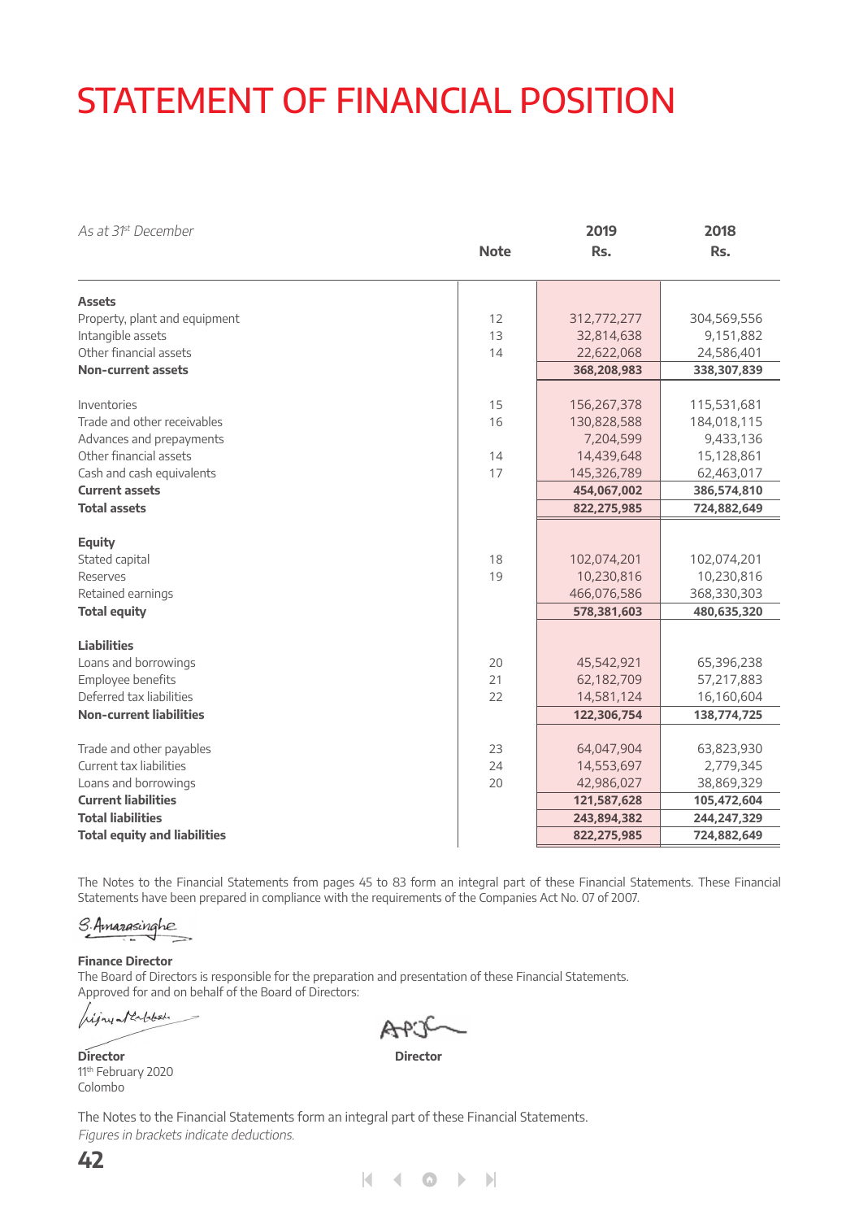# STATEMENT OF FINANCIAL POSITION

| *As at 31st December* | Note | 2019 Rs. | 2018 Rs. |
|---|---|---|---|
| **Assets** | | | |
| Property, plant and equipment | 12 | 312,772,277 | 304,569,556 |
| Intangible assets | 13 | 32,814,638 | 9,151,882 |
| Other financial assets | 14 | 22,622,068 | 24,586,401 |
| **Non-current assets** | | **368,208,983** | **338,307,839** |
| Inventories | 15 | 156,267,378 | 115,531,681 |
| Trade and other receivables | 16 | 130,828,588 | 184,018,115 |
| Advances and prepayments | | 7,204,599 | 9,433,136 |
| Other financial assets | 14 | 14,439,648 | 15,128,861 |
| Cash and cash equivalents | 17 | 145,326,789 | 62,463,017 |
| **Current assets** | | **454,067,002** | **386,574,810** |
| **Total assets** | | **822,275,985** | **724,882,649** |
| **Equity** | | | |
| Stated capital | 18 | 102,074,201 | 102,074,201 |
| Reserves | 19 | 10,230,816 | 10,230,816 |
| Retained earnings | | 466,076,586 | 368,330,303 |
| **Total equity** | | **578,381,603** | **480,635,320** |
| **Liabilities** | | | |
| Loans and borrowings | 20 | 45,542,921 | 65,396,238 |
| Employee benefits | 21 | 62,182,709 | 57,217,883 |
| Deferred tax liabilities | 22 | 14,581,124 | 16,160,604 |
| **Non-current liabilities** | | **122,306,754** | **138,774,725** |
| Trade and other payables | 23 | 64,047,904 | 63,823,930 |
| Current tax liabilities | 24 | 14,553,697 | 2,779,345 |
| Loans and borrowings | 20 | 42,986,027 | 38,869,329 |
| **Current liabilities** | | **121,587,628** | **105,472,604** |
| **Total liabilities** | | **243,894,382** | **244,247,329** |
| **Total equity and liabilities** | | **822,275,985** | **724,882,649** |

The Notes to the Financial Statements from pages 45 to 83 form an integral part of these Financial Statements. These Financial Statements have been prepared in compliance with the requirements of the Companies Act No. 07 of 2007.

S. Amarasinghe

**Finance Director**

The Board of Directors is responsible for the preparation and presentation of these Financial Statements.

Approved for and on behalf of the Board of Directors:

**Director**

11th February 2020

Colombo

**Director**

The Notes to the Financial Statements form an integral part of these Financial Statements.

*Figures in brackets indicate deductions.*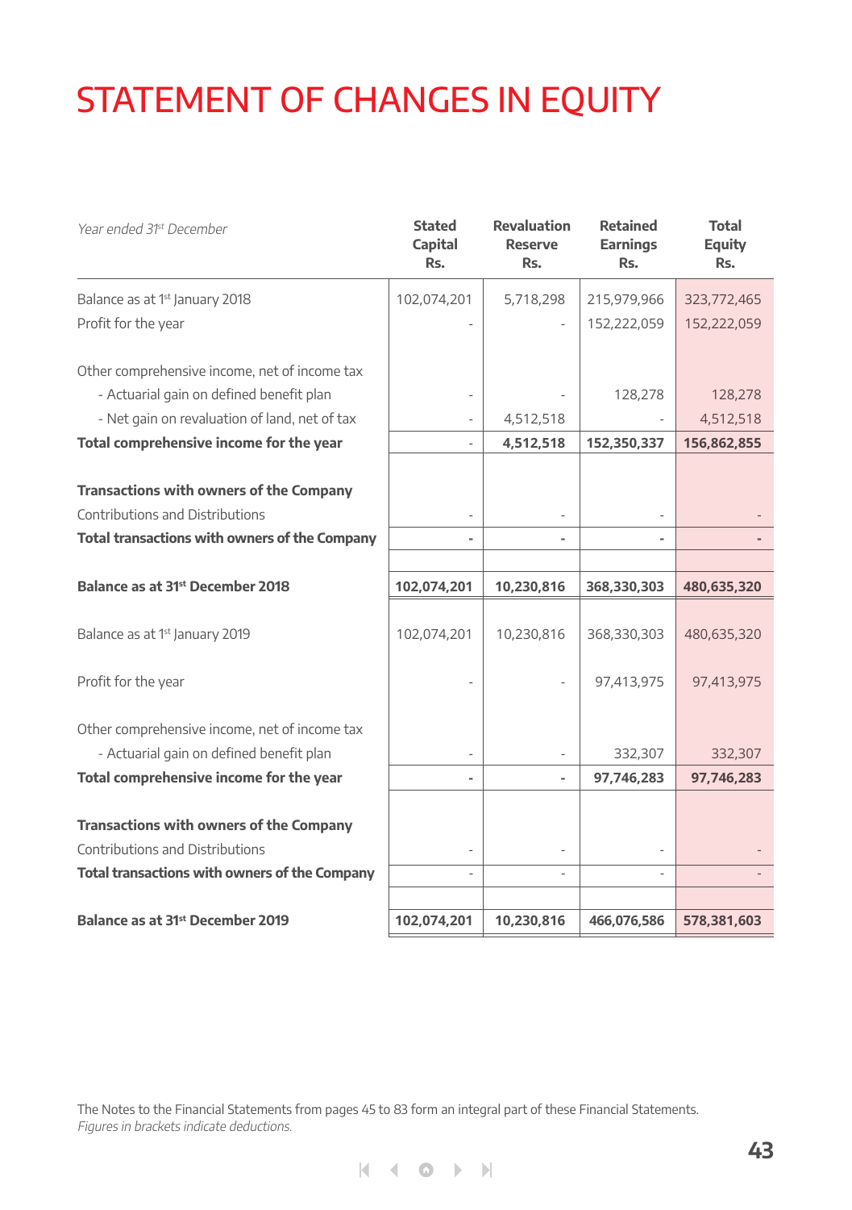# STATEMENT OF CHANGES IN EQUITY

| *Year ended 31st December* | **Stated Capital Rs.** | **Revaluation Reserve Rs.** | **Retained Earnings Rs.** | **Total Equity Rs.** |
|---|---|---|---|---|
| Balance as at 1st January 2018 | 102,074,201 | 5,718,298 | 215,979,966 | 323,772,465 |
| Profit for the year | - | - | 152,222,059 | 152,222,059 |
| Other comprehensive income, net of income tax | | | | |
| - Actuarial gain on defined benefit plan | - | - | 128,278 | 128,278 |
| - Net gain on revaluation of land, net of tax | - | 4,512,518 | - | 4,512,518 |
| **Total comprehensive income for the year** | - | **4,512,518** | **152,350,337** | **156,862,855** |
| **Transactions with owners of the Company** | | | | |
| Contributions and Distributions | - | - | - | - |
| **Total transactions with owners of the Company** | **-** | **-** | **-** | **-** |
| **Balance as at 31st December 2018** | **102,074,201** | **10,230,816** | **368,330,303** | **480,635,320** |
| Balance as at 1st January 2019 | 102,074,201 | 10,230,816 | 368,330,303 | 480,635,320 |
| Profit for the year | - | - | 97,413,975 | 97,413,975 |
| Other comprehensive income, net of income tax | | | | |
| - Actuarial gain on defined benefit plan | - | - | 332,307 | 332,307 |
| **Total comprehensive income for the year** | **-** | **-** | **97,746,283** | **97,746,283** |
| **Transactions with owners of the Company** | | | | |
| Contributions and Distributions | - | - | - | - |
| **Total transactions with owners of the Company** | - | - | - | - |
| **Balance as at 31st December 2019** | **102,074,201** | **10,230,816** | **466,076,586** | **578,381,603** |

The Notes to the Financial Statements from pages 45 to 83 form an integral part of these Financial Statements.
*Figures in brackets indicate deductions.*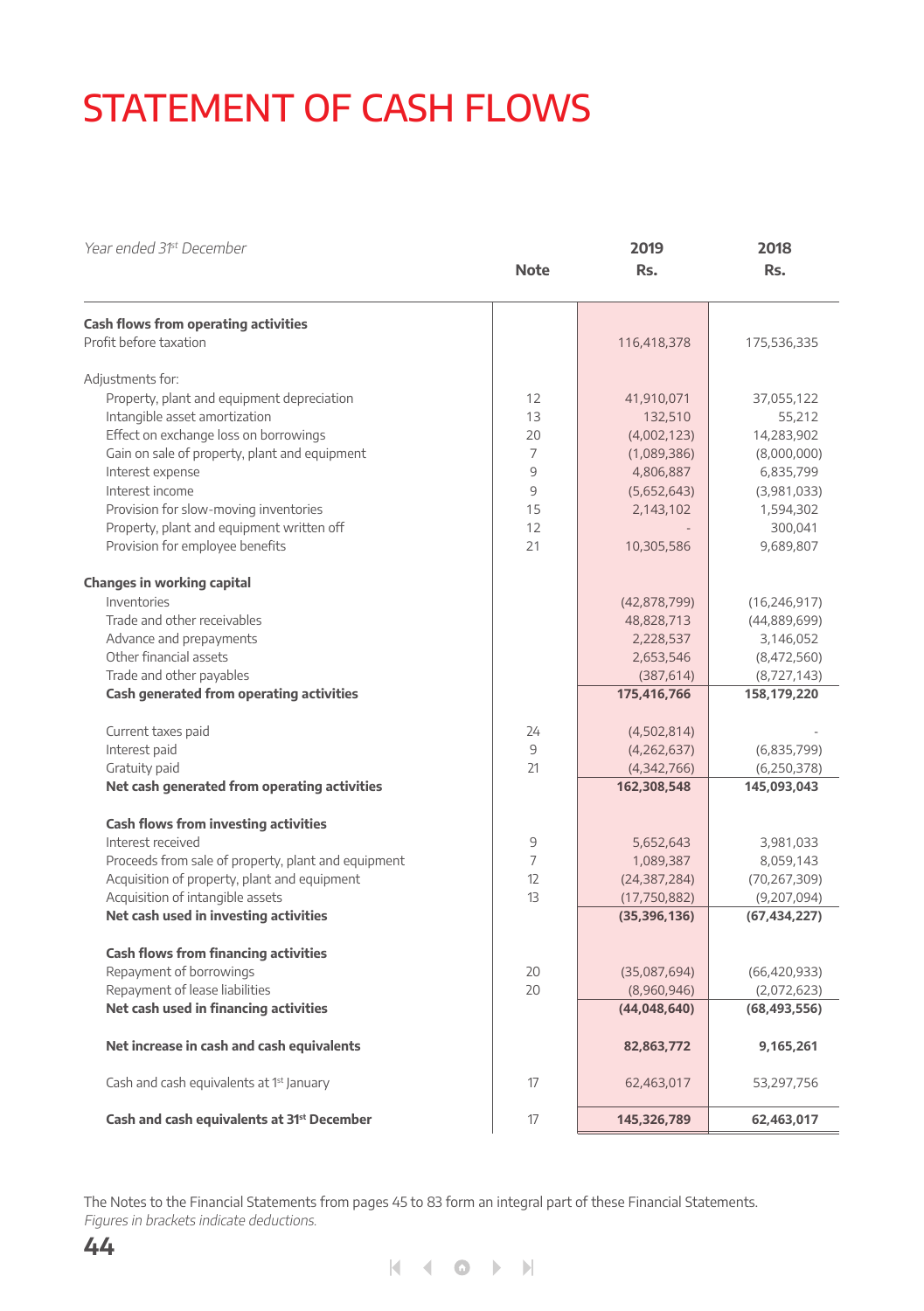# STATEMENT OF CASH FLOWS

| *Year ended 31st December* | Note | 2019 Rs. | 2018 Rs. |
|---|---|---|---|
| **Cash flows from operating activities** | | | |
| Profit before taxation | | 116,418,378 | 175,536,335 |
| Adjustments for: | | | |
| Property, plant and equipment depreciation | 12 | 41,910,071 | 37,055,122 |
| Intangible asset amortization | 13 | 132,510 | 55,212 |
| Effect on exchange loss on borrowings | 20 | (4,002,123) | 14,283,902 |
| Gain on sale of property, plant and equipment | 7 | (1,089,386) | (8,000,000) |
| Interest expense | 9 | 4,806,887 | 6,835,799 |
| Interest income | 9 | (5,652,643) | (3,981,033) |
| Provision for slow-moving inventories | 15 | 2,143,102 | 1,594,302 |
| Property, plant and equipment written off | 12 | - | 300,041 |
| Provision for employee benefits | 21 | 10,305,586 | 9,689,807 |
| **Changes in working capital** | | | |
| Inventories | | (42,878,799) | (16,246,917) |
| Trade and other receivables | | 48,828,713 | (44,889,699) |
| Advance and prepayments | | 2,228,537 | 3,146,052 |
| Other financial assets | | 2,653,546 | (8,472,560) |
| Trade and other payables | | (387,614) | (8,727,143) |
| **Cash generated from operating activities** | | **175,416,766** | **158,179,220** |
| Current taxes paid | 24 | (4,502,814) | - |
| Interest paid | 9 | (4,262,637) | (6,835,799) |
| Gratuity paid | 21 | (4,342,766) | (6,250,378) |
| **Net cash generated from operating activities** | | **162,308,548** | **145,093,043** |
| **Cash flows from investing activities** | | | |
| Interest received | 9 | 5,652,643 | 3,981,033 |
| Proceeds from sale of property, plant and equipment | 7 | 1,089,387 | 8,059,143 |
| Acquisition of property, plant and equipment | 12 | (24,387,284) | (70,267,309) |
| Acquisition of intangible assets | 13 | (17,750,882) | (9,207,094) |
| **Net cash used in investing activities** | | **(35,396,136)** | **(67,434,227)** |
| **Cash flows from financing activities** | | | |
| Repayment of borrowings | 20 | (35,087,694) | (66,420,933) |
| Repayment of lease liabilities | 20 | (8,960,946) | (2,072,623) |
| **Net cash used in financing activities** | | **(44,048,640)** | **(68,493,556)** |
| **Net increase in cash and cash equivalents** | | **82,863,772** | **9,165,261** |
| Cash and cash equivalents at 1st January | 17 | 62,463,017 | 53,297,756 |
| **Cash and cash equivalents at 31st December** | 17 | **145,326,789** | **62,463,017** |

The Notes to the Financial Statements from pages 45 to 83 form an integral part of these Financial Statements.

*Figures in brackets indicate deductions.*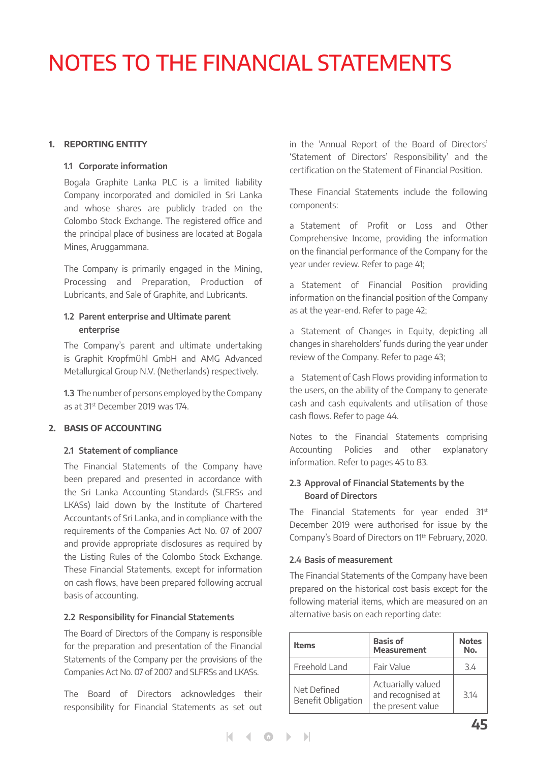# NOTES TO THE FINANCIAL STATEMENTS

## 1. REPORTING ENTITY

### 1.1 Corporate information

Bogala Graphite Lanka PLC is a limited liability Company incorporated and domiciled in Sri Lanka and whose shares are publicly traded on the Colombo Stock Exchange. The registered office and the principal place of business are located at Bogala Mines, Aruggammana.

The Company is primarily engaged in the Mining, Processing and Preparation, Production of Lubricants, and Sale of Graphite, and Lubricants.

### 1.2 Parent enterprise and Ultimate parent enterprise

The Company's parent and ultimate undertaking is Graphit Kropfmühl GmbH and AMG Advanced Metallurgical Group N.V. (Netherlands) respectively.

**1.3** The number of persons employed by the Company as at 31st December 2019 was 174.

## 2. BASIS OF ACCOUNTING

### 2.1 Statement of compliance

The Financial Statements of the Company have been prepared and presented in accordance with the Sri Lanka Accounting Standards (SLFRSs and LKASs) laid down by the Institute of Chartered Accountants of Sri Lanka, and in compliance with the requirements of the Companies Act No. 07 of 2007 and provide appropriate disclosures as required by the Listing Rules of the Colombo Stock Exchange. These Financial Statements, except for information on cash flows, have been prepared following accrual basis of accounting.

### 2.2 Responsibility for Financial Statements

The Board of Directors of the Company is responsible for the preparation and presentation of the Financial Statements of the Company per the provisions of the Companies Act No. 07 of 2007 and SLFRSs and LKASs.

The Board of Directors acknowledges their responsibility for Financial Statements as set out in the 'Annual Report of the Board of Directors' 'Statement of Directors' Responsibility' and the certification on the Statement of Financial Position.

These Financial Statements include the following components:

a Statement of Profit or Loss and Other Comprehensive Income, providing the information on the financial performance of the Company for the year under review. Refer to page 41;

a Statement of Financial Position providing information on the financial position of the Company as at the year-end. Refer to page 42;

a Statement of Changes in Equity, depicting all changes in shareholders' funds during the year under review of the Company. Refer to page 43;

a Statement of Cash Flows providing information to the users, on the ability of the Company to generate cash and cash equivalents and utilisation of those cash flows. Refer to page 44.

Notes to the Financial Statements comprising Accounting Policies and other explanatory information. Refer to pages 45 to 83.

### 2.3 Approval of Financial Statements by the Board of Directors

The Financial Statements for year ended 31st December 2019 were authorised for issue by the Company's Board of Directors on 11th February, 2020.

### 2.4 Basis of measurement

The Financial Statements of the Company have been prepared on the historical cost basis except for the following material items, which are measured on an alternative basis on each reporting date:

| Items | Basis of Measurement | Notes No. |
|---|---|---|
| Freehold Land | Fair Value | 3.4 |
| Net Defined Benefit Obligation | Actuarially valued and recognised at the present value | 3.14 |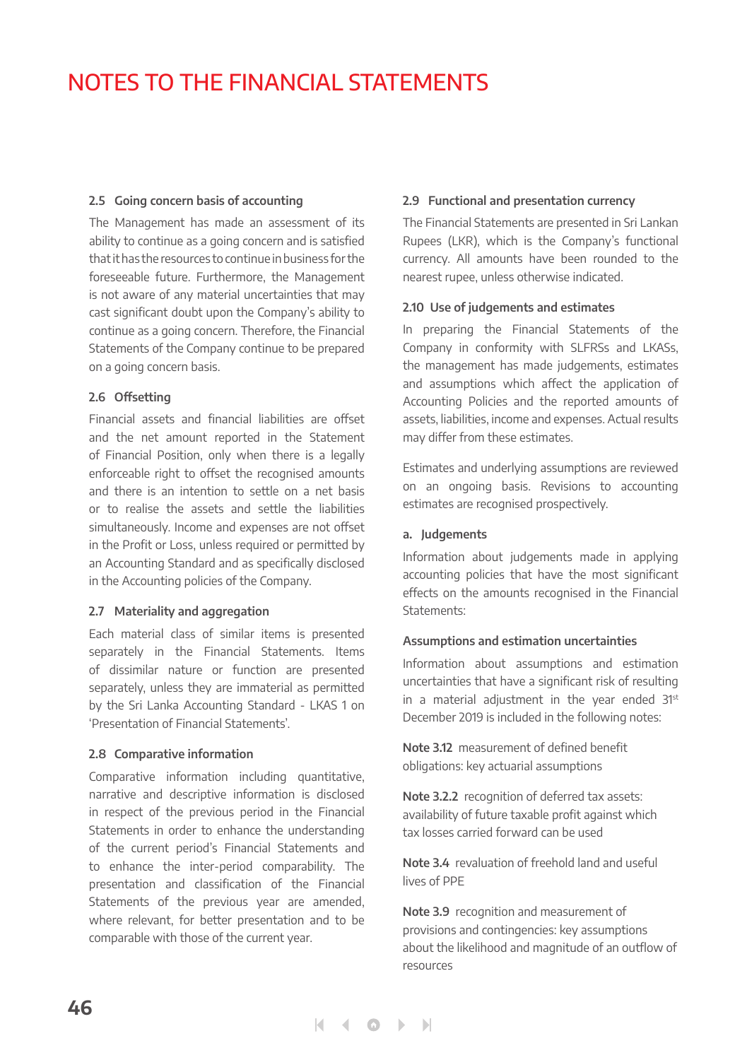# NOTES TO THE FINANCIAL STATEMENTS

### 2.5 Going concern basis of accounting

The Management has made an assessment of its ability to continue as a going concern and is satisfied that it has the resources to continue in business for the foreseeable future. Furthermore, the Management is not aware of any material uncertainties that may cast significant doubt upon the Company's ability to continue as a going concern. Therefore, the Financial Statements of the Company continue to be prepared on a going concern basis.

### 2.6 Offsetting

Financial assets and financial liabilities are offset and the net amount reported in the Statement of Financial Position, only when there is a legally enforceable right to offset the recognised amounts and there is an intention to settle on a net basis or to realise the assets and settle the liabilities simultaneously. Income and expenses are not offset in the Profit or Loss, unless required or permitted by an Accounting Standard and as specifically disclosed in the Accounting policies of the Company.

### 2.7 Materiality and aggregation

Each material class of similar items is presented separately in the Financial Statements. Items of dissimilar nature or function are presented separately, unless they are immaterial as permitted by the Sri Lanka Accounting Standard - LKAS 1 on 'Presentation of Financial Statements'.

### 2.8 Comparative information

Comparative information including quantitative, narrative and descriptive information is disclosed in respect of the previous period in the Financial Statements in order to enhance the understanding of the current period's Financial Statements and to enhance the inter-period comparability. The presentation and classification of the Financial Statements of the previous year are amended, where relevant, for better presentation and to be comparable with those of the current year.

### 2.9 Functional and presentation currency

The Financial Statements are presented in Sri Lankan Rupees (LKR), which is the Company's functional currency. All amounts have been rounded to the nearest rupee, unless otherwise indicated.

### 2.10 Use of judgements and estimates

In preparing the Financial Statements of the Company in conformity with SLFRSs and LKASs, the management has made judgements, estimates and assumptions which affect the application of Accounting Policies and the reported amounts of assets, liabilities, income and expenses. Actual results may differ from these estimates.

Estimates and underlying assumptions are reviewed on an ongoing basis. Revisions to accounting estimates are recognised prospectively.

#### a. Judgements

Information about judgements made in applying accounting policies that have the most significant effects on the amounts recognised in the Financial Statements:

#### Assumptions and estimation uncertainties

Information about assumptions and estimation uncertainties that have a significant risk of resulting in a material adjustment in the year ended 31st December 2019 is included in the following notes:

**Note 3.12** measurement of defined benefit obligations: key actuarial assumptions

**Note 3.2.2** recognition of deferred tax assets: availability of future taxable profit against which tax losses carried forward can be used

**Note 3.4** revaluation of freehold land and useful lives of PPE

**Note 3.9** recognition and measurement of provisions and contingencies: key assumptions about the likelihood and magnitude of an outflow of resources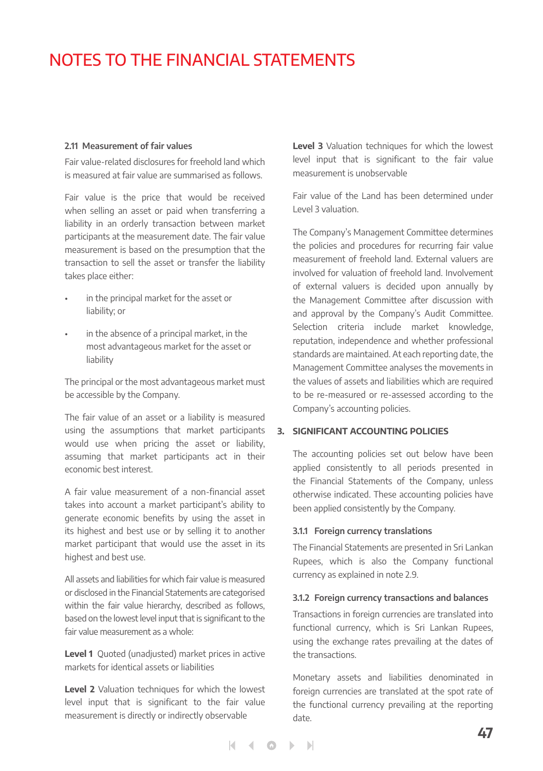# NOTES TO THE FINANCIAL STATEMENTS

### 2.11 Measurement of fair values

Fair value-related disclosures for freehold land which is measured at fair value are summarised as follows.

Fair value is the price that would be received when selling an asset or paid when transferring a liability in an orderly transaction between market participants at the measurement date. The fair value measurement is based on the presumption that the transaction to sell the asset or transfer the liability takes place either:

- in the principal market for the asset or liability; or
- in the absence of a principal market, in the most advantageous market for the asset or liability

The principal or the most advantageous market must be accessible by the Company.

The fair value of an asset or a liability is measured using the assumptions that market participants would use when pricing the asset or liability, assuming that market participants act in their economic best interest.

A fair value measurement of a non-financial asset takes into account a market participant's ability to generate economic benefits by using the asset in its highest and best use or by selling it to another market participant that would use the asset in its highest and best use.

All assets and liabilities for which fair value is measured or disclosed in the Financial Statements are categorised within the fair value hierarchy, described as follows, based on the lowest level input that is significant to the fair value measurement as a whole:

**Level 1** Quoted (unadjusted) market prices in active markets for identical assets or liabilities

**Level 2** Valuation techniques for which the lowest level input that is significant to the fair value measurement is directly or indirectly observable

**Level 3** Valuation techniques for which the lowest level input that is significant to the fair value measurement is unobservable

Fair value of the Land has been determined under Level 3 valuation.

The Company's Management Committee determines the policies and procedures for recurring fair value measurement of freehold land. External valuers are involved for valuation of freehold land. Involvement of external valuers is decided upon annually by the Management Committee after discussion with and approval by the Company's Audit Committee. Selection criteria include market knowledge, reputation, independence and whether professional standards are maintained. At each reporting date, the Management Committee analyses the movements in the values of assets and liabilities which are required to be re-measured or re-assessed according to the Company's accounting policies.

## 3. SIGNIFICANT ACCOUNTING POLICIES

The accounting policies set out below have been applied consistently to all periods presented in the Financial Statements of the Company, unless otherwise indicated. These accounting policies have been applied consistently by the Company.

### 3.1.1 Foreign currency translations

The Financial Statements are presented in Sri Lankan Rupees, which is also the Company functional currency as explained in note 2.9.

### 3.1.2 Foreign currency transactions and balances

Transactions in foreign currencies are translated into functional currency, which is Sri Lankan Rupees, using the exchange rates prevailing at the dates of the transactions.

Monetary assets and liabilities denominated in foreign currencies are translated at the spot rate of the functional currency prevailing at the reporting date.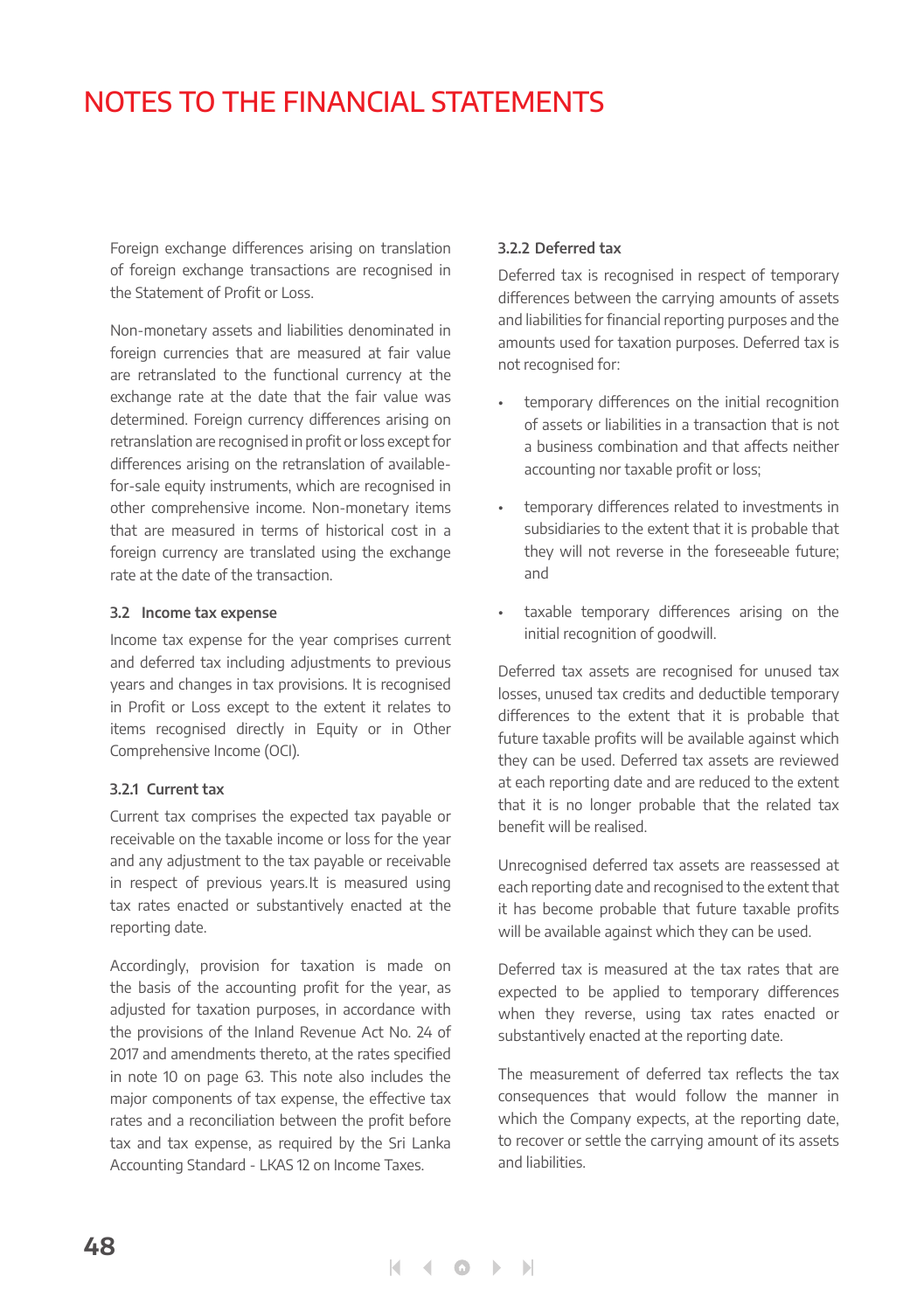# NOTES TO THE FINANCIAL STATEMENTS

Foreign exchange differences arising on translation of foreign exchange transactions are recognised in the Statement of Profit or Loss.

Non-monetary assets and liabilities denominated in foreign currencies that are measured at fair value are retranslated to the functional currency at the exchange rate at the date that the fair value was determined. Foreign currency differences arising on retranslation are recognised in profit or loss except for differences arising on the retranslation of available-for-sale equity instruments, which are recognised in other comprehensive income. Non-monetary items that are measured in terms of historical cost in a foreign currency are translated using the exchange rate at the date of the transaction.

### 3.2 Income tax expense

Income tax expense for the year comprises current and deferred tax including adjustments to previous years and changes in tax provisions. It is recognised in Profit or Loss except to the extent it relates to items recognised directly in Equity or in Other Comprehensive Income (OCI).

#### 3.2.1 Current tax

Current tax comprises the expected tax payable or receivable on the taxable income or loss for the year and any adjustment to the tax payable or receivable in respect of previous years.It is measured using tax rates enacted or substantively enacted at the reporting date.

Accordingly, provision for taxation is made on the basis of the accounting profit for the year, as adjusted for taxation purposes, in accordance with the provisions of the Inland Revenue Act No. 24 of 2017 and amendments thereto, at the rates specified in note 10 on page 63. This note also includes the major components of tax expense, the effective tax rates and a reconciliation between the profit before tax and tax expense, as required by the Sri Lanka Accounting Standard - LKAS 12 on Income Taxes.

#### 3.2.2 Deferred tax

Deferred tax is recognised in respect of temporary differences between the carrying amounts of assets and liabilities for financial reporting purposes and the amounts used for taxation purposes. Deferred tax is not recognised for:

- temporary differences on the initial recognition of assets or liabilities in a transaction that is not a business combination and that affects neither accounting nor taxable profit or loss;
- temporary differences related to investments in subsidiaries to the extent that it is probable that they will not reverse in the foreseeable future; and
- taxable temporary differences arising on the initial recognition of goodwill.

Deferred tax assets are recognised for unused tax losses, unused tax credits and deductible temporary differences to the extent that it is probable that future taxable profits will be available against which they can be used. Deferred tax assets are reviewed at each reporting date and are reduced to the extent that it is no longer probable that the related tax benefit will be realised.

Unrecognised deferred tax assets are reassessed at each reporting date and recognised to the extent that it has become probable that future taxable profits will be available against which they can be used.

Deferred tax is measured at the tax rates that are expected to be applied to temporary differences when they reverse, using tax rates enacted or substantively enacted at the reporting date.

The measurement of deferred tax reflects the tax consequences that would follow the manner in which the Company expects, at the reporting date, to recover or settle the carrying amount of its assets and liabilities.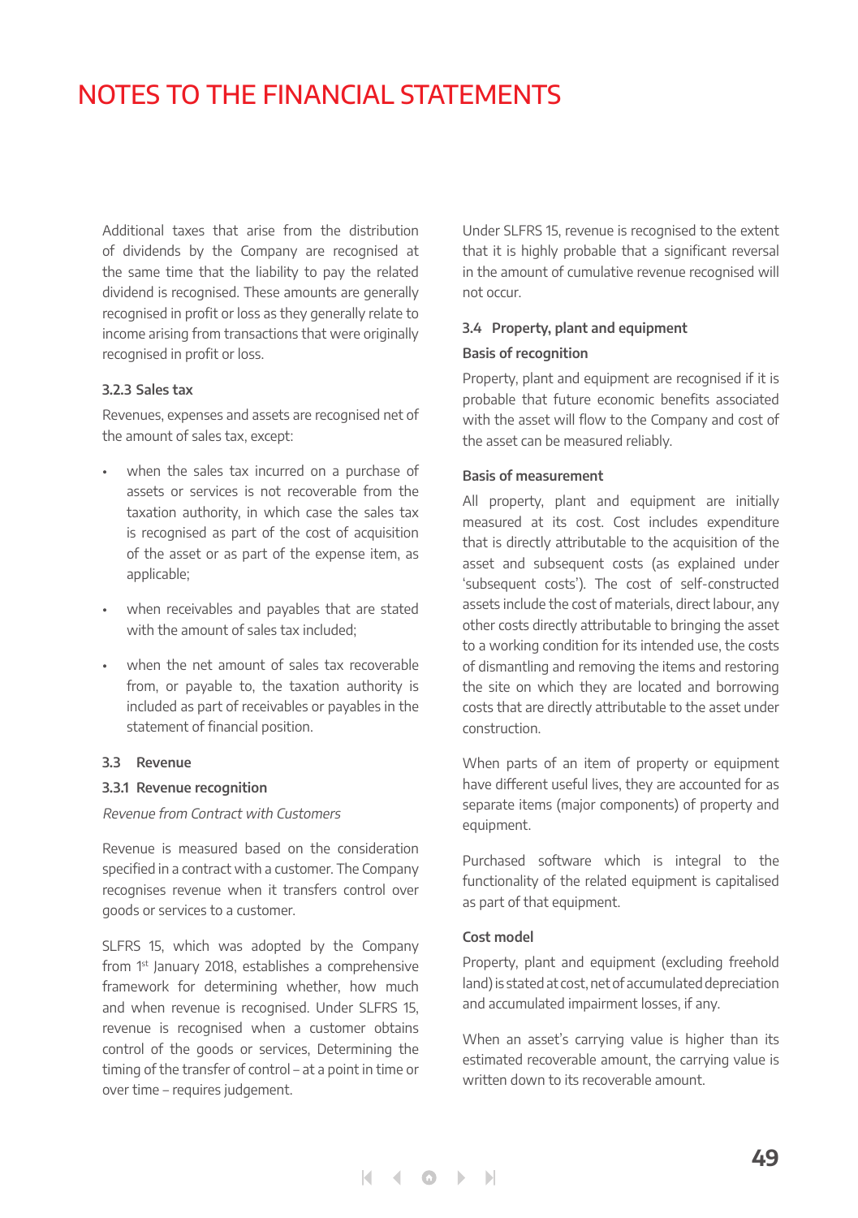# NOTES TO THE FINANCIAL STATEMENTS

Additional taxes that arise from the distribution of dividends by the Company are recognised at the same time that the liability to pay the related dividend is recognised. These amounts are generally recognised in profit or loss as they generally relate to income arising from transactions that were originally recognised in profit or loss.

#### 3.2.3 Sales tax

Revenues, expenses and assets are recognised net of the amount of sales tax, except:

- when the sales tax incurred on a purchase of assets or services is not recoverable from the taxation authority, in which case the sales tax is recognised as part of the cost of acquisition of the asset or as part of the expense item, as applicable;
- when receivables and payables that are stated with the amount of sales tax included;
- when the net amount of sales tax recoverable from, or payable to, the taxation authority is included as part of receivables or payables in the statement of financial position.

### 3.3 Revenue

#### 3.3.1 Revenue recognition

*Revenue from Contract with Customers*

Revenue is measured based on the consideration specified in a contract with a customer. The Company recognises revenue when it transfers control over goods or services to a customer.

SLFRS 15, which was adopted by the Company from 1st January 2018, establishes a comprehensive framework for determining whether, how much and when revenue is recognised. Under SLFRS 15, revenue is recognised when a customer obtains control of the goods or services, Determining the timing of the transfer of control – at a point in time or over time – requires judgement.

Under SLFRS 15, revenue is recognised to the extent that it is highly probable that a significant reversal in the amount of cumulative revenue recognised will not occur.

### 3.4 Property, plant and equipment

#### Basis of recognition

Property, plant and equipment are recognised if it is probable that future economic benefits associated with the asset will flow to the Company and cost of the asset can be measured reliably.

#### Basis of measurement

All property, plant and equipment are initially measured at its cost. Cost includes expenditure that is directly attributable to the acquisition of the asset and subsequent costs (as explained under 'subsequent costs'). The cost of self-constructed assets include the cost of materials, direct labour, any other costs directly attributable to bringing the asset to a working condition for its intended use, the costs of dismantling and removing the items and restoring the site on which they are located and borrowing costs that are directly attributable to the asset under construction.

When parts of an item of property or equipment have different useful lives, they are accounted for as separate items (major components) of property and equipment.

Purchased software which is integral to the functionality of the related equipment is capitalised as part of that equipment.

#### Cost model

Property, plant and equipment (excluding freehold land) is stated at cost, net of accumulated depreciation and accumulated impairment losses, if any.

When an asset's carrying value is higher than its estimated recoverable amount, the carrying value is written down to its recoverable amount.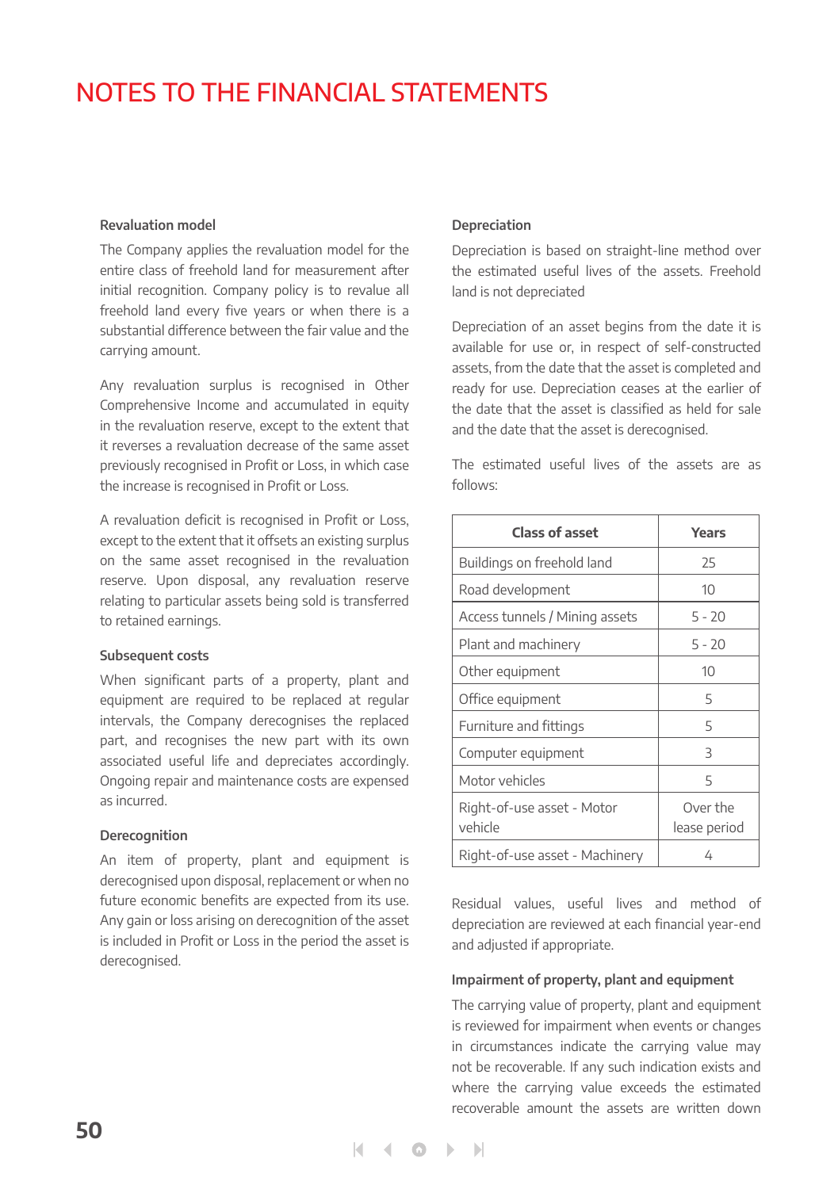# NOTES TO THE FINANCIAL STATEMENTS

### Revaluation model

The Company applies the revaluation model for the entire class of freehold land for measurement after initial recognition. Company policy is to revalue all freehold land every five years or when there is a substantial difference between the fair value and the carrying amount.

Any revaluation surplus is recognised in Other Comprehensive Income and accumulated in equity in the revaluation reserve, except to the extent that it reverses a revaluation decrease of the same asset previously recognised in Profit or Loss, in which case the increase is recognised in Profit or Loss.

A revaluation deficit is recognised in Profit or Loss, except to the extent that it offsets an existing surplus on the same asset recognised in the revaluation reserve. Upon disposal, any revaluation reserve relating to particular assets being sold is transferred to retained earnings.

### Subsequent costs

When significant parts of a property, plant and equipment are required to be replaced at regular intervals, the Company derecognises the replaced part, and recognises the new part with its own associated useful life and depreciates accordingly. Ongoing repair and maintenance costs are expensed as incurred.

### Derecognition

An item of property, plant and equipment is derecognised upon disposal, replacement or when no future economic benefits are expected from its use. Any gain or loss arising on derecognition of the asset is included in Profit or Loss in the period the asset is derecognised.

### Depreciation

Depreciation is based on straight-line method over the estimated useful lives of the assets. Freehold land is not depreciated

Depreciation of an asset begins from the date it is available for use or, in respect of self-constructed assets, from the date that the asset is completed and ready for use. Depreciation ceases at the earlier of the date that the asset is classified as held for sale and the date that the asset is derecognised.

The estimated useful lives of the assets are as follows:

| Class of asset | Years |
|---|---|
| Buildings on freehold land | 25 |
| Road development | 10 |
| Access tunnels / Mining assets | 5 - 20 |
| Plant and machinery | 5 - 20 |
| Other equipment | 10 |
| Office equipment | 5 |
| Furniture and fittings | 5 |
| Computer equipment | 3 |
| Motor vehicles | 5 |
| Right-of-use asset - Motor vehicle | Over the lease period |
| Right-of-use asset - Machinery | 4 |

Residual values, useful lives and method of depreciation are reviewed at each financial year-end and adjusted if appropriate.

### Impairment of property, plant and equipment

The carrying value of property, plant and equipment is reviewed for impairment when events or changes in circumstances indicate the carrying value may not be recoverable. If any such indication exists and where the carrying value exceeds the estimated recoverable amount the assets are written down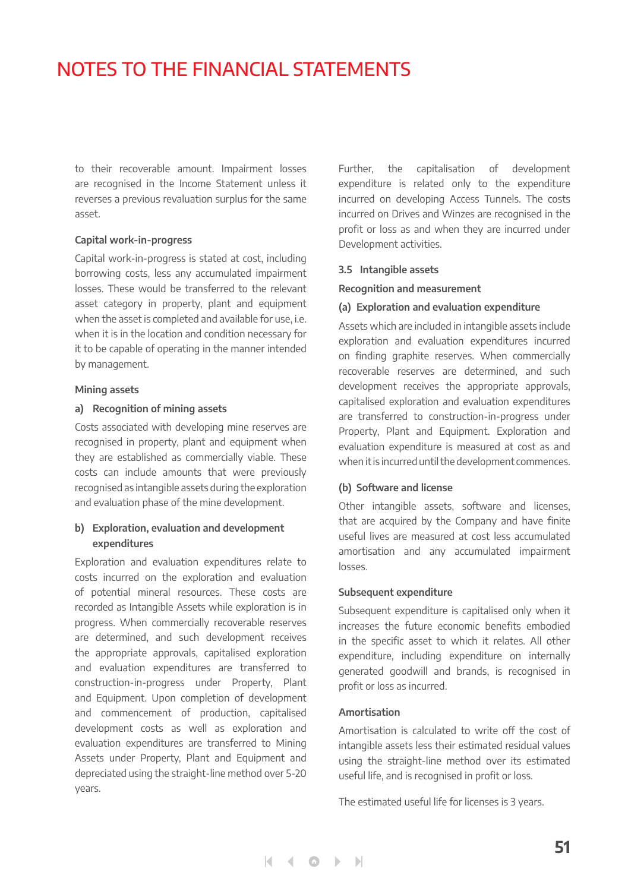# NOTES TO THE FINANCIAL STATEMENTS

to their recoverable amount. Impairment losses are recognised in the Income Statement unless it reverses a previous revaluation surplus for the same asset.

**Capital work-in-progress**

Capital work-in-progress is stated at cost, including borrowing costs, less any accumulated impairment losses. These would be transferred to the relevant asset category in property, plant and equipment when the asset is completed and available for use, i.e. when it is in the location and condition necessary for it to be capable of operating in the manner intended by management.

**Mining assets**

**a) Recognition of mining assets**

Costs associated with developing mine reserves are recognised in property, plant and equipment when they are established as commercially viable. These costs can include amounts that were previously recognised as intangible assets during the exploration and evaluation phase of the mine development.

**b) Exploration, evaluation and development expenditures**

Exploration and evaluation expenditures relate to costs incurred on the exploration and evaluation of potential mineral resources. These costs are recorded as Intangible Assets while exploration is in progress. When commercially recoverable reserves are determined, and such development receives the appropriate approvals, capitalised exploration and evaluation expenditures are transferred to construction-in-progress under Property, Plant and Equipment. Upon completion of development and commencement of production, capitalised development costs as well as exploration and evaluation expenditures are transferred to Mining Assets under Property, Plant and Equipment and depreciated using the straight-line method over 5-20 years.

Further, the capitalisation of development expenditure is related only to the expenditure incurred on developing Access Tunnels. The costs incurred on Drives and Winzes are recognised in the profit or loss as and when they are incurred under Development activities.

## 3.5 Intangible assets

**Recognition and measurement**

**(a) Exploration and evaluation expenditure**

Assets which are included in intangible assets include exploration and evaluation expenditures incurred on finding graphite reserves. When commercially recoverable reserves are determined, and such development receives the appropriate approvals, capitalised exploration and evaluation expenditures are transferred to construction-in-progress under Property, Plant and Equipment. Exploration and evaluation expenditure is measured at cost as and when it is incurred until the development commences.

**(b) Software and license**

Other intangible assets, software and licenses, that are acquired by the Company and have finite useful lives are measured at cost less accumulated amortisation and any accumulated impairment losses.

**Subsequent expenditure**

Subsequent expenditure is capitalised only when it increases the future economic benefits embodied in the specific asset to which it relates. All other expenditure, including expenditure on internally generated goodwill and brands, is recognised in profit or loss as incurred.

**Amortisation**

Amortisation is calculated to write off the cost of intangible assets less their estimated residual values using the straight-line method over its estimated useful life, and is recognised in profit or loss.

The estimated useful life for licenses is 3 years.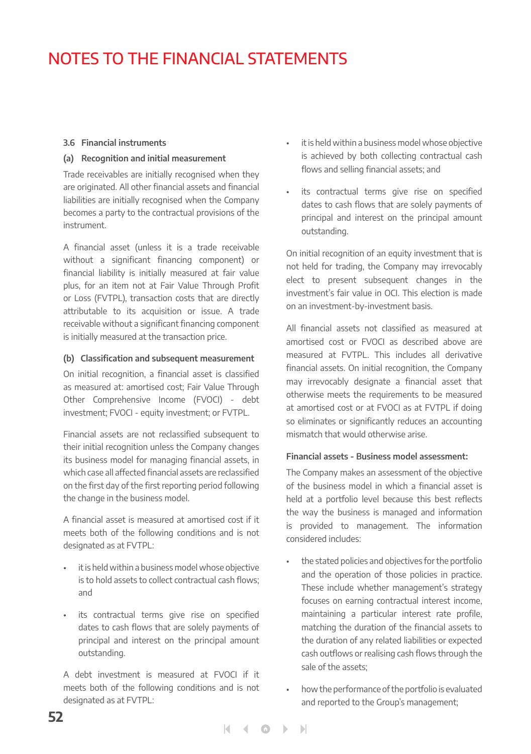# NOTES TO THE FINANCIAL STATEMENTS

### 3.6 Financial instruments

#### (a) Recognition and initial measurement

Trade receivables are initially recognised when they are originated. All other financial assets and financial liabilities are initially recognised when the Company becomes a party to the contractual provisions of the instrument.

A financial asset (unless it is a trade receivable without a significant financing component) or financial liability is initially measured at fair value plus, for an item not at Fair Value Through Profit or Loss (FVTPL), transaction costs that are directly attributable to its acquisition or issue. A trade receivable without a significant financing component is initially measured at the transaction price.

#### (b) Classification and subsequent measurement

On initial recognition, a financial asset is classified as measured at: amortised cost; Fair Value Through Other Comprehensive Income (FVOCI) - debt investment; FVOCI - equity investment; or FVTPL.

Financial assets are not reclassified subsequent to their initial recognition unless the Company changes its business model for managing financial assets, in which case all affected financial assets are reclassified on the first day of the first reporting period following the change in the business model.

A financial asset is measured at amortised cost if it meets both of the following conditions and is not designated as at FVTPL:

- it is held within a business model whose objective is to hold assets to collect contractual cash flows; and
- its contractual terms give rise on specified dates to cash flows that are solely payments of principal and interest on the principal amount outstanding.

A debt investment is measured at FVOCI if it meets both of the following conditions and is not designated as at FVTPL:

- it is held within a business model whose objective is achieved by both collecting contractual cash flows and selling financial assets; and
- its contractual terms give rise on specified dates to cash flows that are solely payments of principal and interest on the principal amount outstanding.

On initial recognition of an equity investment that is not held for trading, the Company may irrevocably elect to present subsequent changes in the investment's fair value in OCI. This election is made on an investment-by-investment basis.

All financial assets not classified as measured at amortised cost or FVOCI as described above are measured at FVTPL. This includes all derivative financial assets. On initial recognition, the Company may irrevocably designate a financial asset that otherwise meets the requirements to be measured at amortised cost or at FVOCI as at FVTPL if doing so eliminates or significantly reduces an accounting mismatch that would otherwise arise.

**Financial assets - Business model assessment:**

The Company makes an assessment of the objective of the business model in which a financial asset is held at a portfolio level because this best reflects the way the business is managed and information is provided to management. The information considered includes:

- the stated policies and objectives for the portfolio and the operation of those policies in practice. These include whether management's strategy focuses on earning contractual interest income, maintaining a particular interest rate profile, matching the duration of the financial assets to the duration of any related liabilities or expected cash outflows or realising cash flows through the sale of the assets;
- how the performance of the portfolio is evaluated and reported to the Group's management;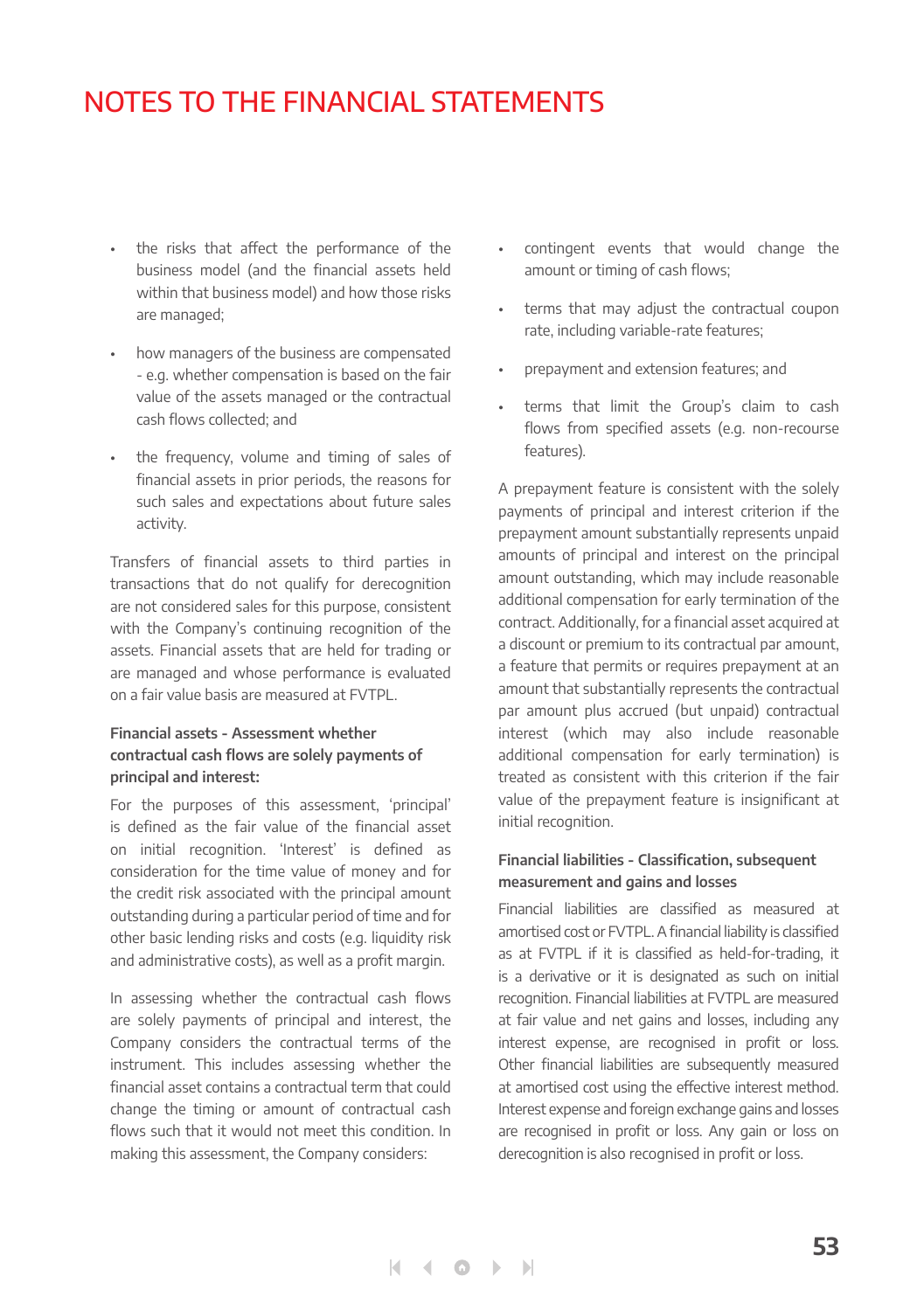# NOTES TO THE FINANCIAL STATEMENTS

- the risks that affect the performance of the business model (and the financial assets held within that business model) and how those risks are managed;
- how managers of the business are compensated - e.g. whether compensation is based on the fair value of the assets managed or the contractual cash flows collected; and
- the frequency, volume and timing of sales of financial assets in prior periods, the reasons for such sales and expectations about future sales activity.

Transfers of financial assets to third parties in transactions that do not qualify for derecognition are not considered sales for this purpose, consistent with the Company's continuing recognition of the assets. Financial assets that are held for trading or are managed and whose performance is evaluated on a fair value basis are measured at FVTPL.

**Financial assets - Assessment whether contractual cash flows are solely payments of principal and interest:**

For the purposes of this assessment, 'principal' is defined as the fair value of the financial asset on initial recognition. 'Interest' is defined as consideration for the time value of money and for the credit risk associated with the principal amount outstanding during a particular period of time and for other basic lending risks and costs (e.g. liquidity risk and administrative costs), as well as a profit margin.

In assessing whether the contractual cash flows are solely payments of principal and interest, the Company considers the contractual terms of the instrument. This includes assessing whether the financial asset contains a contractual term that could change the timing or amount of contractual cash flows such that it would not meet this condition. In making this assessment, the Company considers:

- contingent events that would change the amount or timing of cash flows;
- terms that may adjust the contractual coupon rate, including variable-rate features;
- prepayment and extension features; and
- terms that limit the Group's claim to cash flows from specified assets (e.g. non-recourse features).

A prepayment feature is consistent with the solely payments of principal and interest criterion if the prepayment amount substantially represents unpaid amounts of principal and interest on the principal amount outstanding, which may include reasonable additional compensation for early termination of the contract. Additionally, for a financial asset acquired at a discount or premium to its contractual par amount, a feature that permits or requires prepayment at an amount that substantially represents the contractual par amount plus accrued (but unpaid) contractual interest (which may also include reasonable additional compensation for early termination) is treated as consistent with this criterion if the fair value of the prepayment feature is insignificant at initial recognition.

**Financial liabilities - Classification, subsequent measurement and gains and losses**

Financial liabilities are classified as measured at amortised cost or FVTPL. A financial liability is classified as at FVTPL if it is classified as held-for-trading, it is a derivative or it is designated as such on initial recognition. Financial liabilities at FVTPL are measured at fair value and net gains and losses, including any interest expense, are recognised in profit or loss. Other financial liabilities are subsequently measured at amortised cost using the effective interest method. Interest expense and foreign exchange gains and losses are recognised in profit or loss. Any gain or loss on derecognition is also recognised in profit or loss.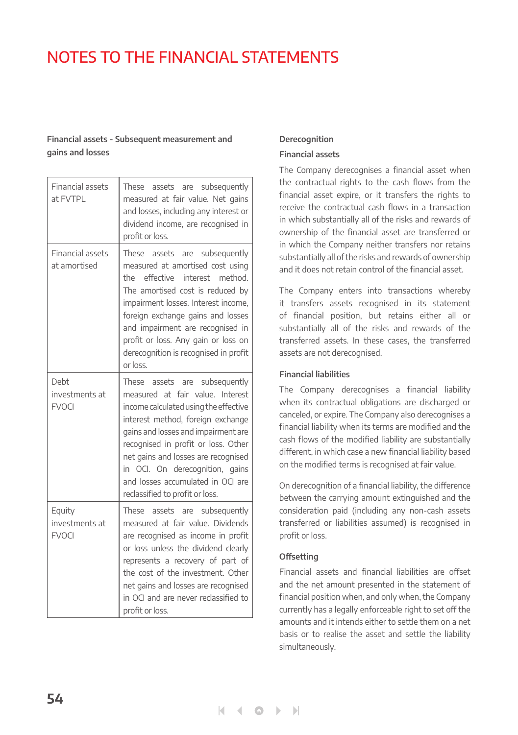# NOTES TO THE FINANCIAL STATEMENTS

**Financial assets - Subsequent measurement and gains and losses**

| | |
|---|---|
| Financial assets at FVTPL | These assets are subsequently measured at fair value. Net gains and losses, including any interest or dividend income, are recognised in profit or loss. |
| Financial assets at amortised | These assets are subsequently measured at amortised cost using the effective interest method. The amortised cost is reduced by impairment losses. Interest income, foreign exchange gains and losses and impairment are recognised in profit or loss. Any gain or loss on derecognition is recognised in profit or loss. |
| Debt investments at FVOCI | These assets are subsequently measured at fair value. Interest income calculated using the effective interest method, foreign exchange gains and losses and impairment are recognised in profit or loss. Other net gains and losses are recognised in OCI. On derecognition, gains and losses accumulated in OCI are reclassified to profit or loss. |
| Equity investments at FVOCI | These assets are subsequently measured at fair value. Dividends are recognised as income in profit or loss unless the dividend clearly represents a recovery of part of the cost of the investment. Other net gains and losses are recognised in OCI and are never reclassified to profit or loss. |

**Derecognition**

**Financial assets**

The Company derecognises a financial asset when the contractual rights to the cash flows from the financial asset expire, or it transfers the rights to receive the contractual cash flows in a transaction in which substantially all of the risks and rewards of ownership of the financial asset are transferred or in which the Company neither transfers nor retains substantially all of the risks and rewards of ownership and it does not retain control of the financial asset.

The Company enters into transactions whereby it transfers assets recognised in its statement of financial position, but retains either all or substantially all of the risks and rewards of the transferred assets. In these cases, the transferred assets are not derecognised.

**Financial liabilities**

The Company derecognises a financial liability when its contractual obligations are discharged or canceled, or expire. The Company also derecognises a financial liability when its terms are modified and the cash flows of the modified liability are substantially different, in which case a new financial liability based on the modified terms is recognised at fair value.

On derecognition of a financial liability, the difference between the carrying amount extinguished and the consideration paid (including any non-cash assets transferred or liabilities assumed) is recognised in profit or loss.

**Offsetting**

Financial assets and financial liabilities are offset and the net amount presented in the statement of financial position when, and only when, the Company currently has a legally enforceable right to set off the amounts and it intends either to settle them on a net basis or to realise the asset and settle the liability simultaneously.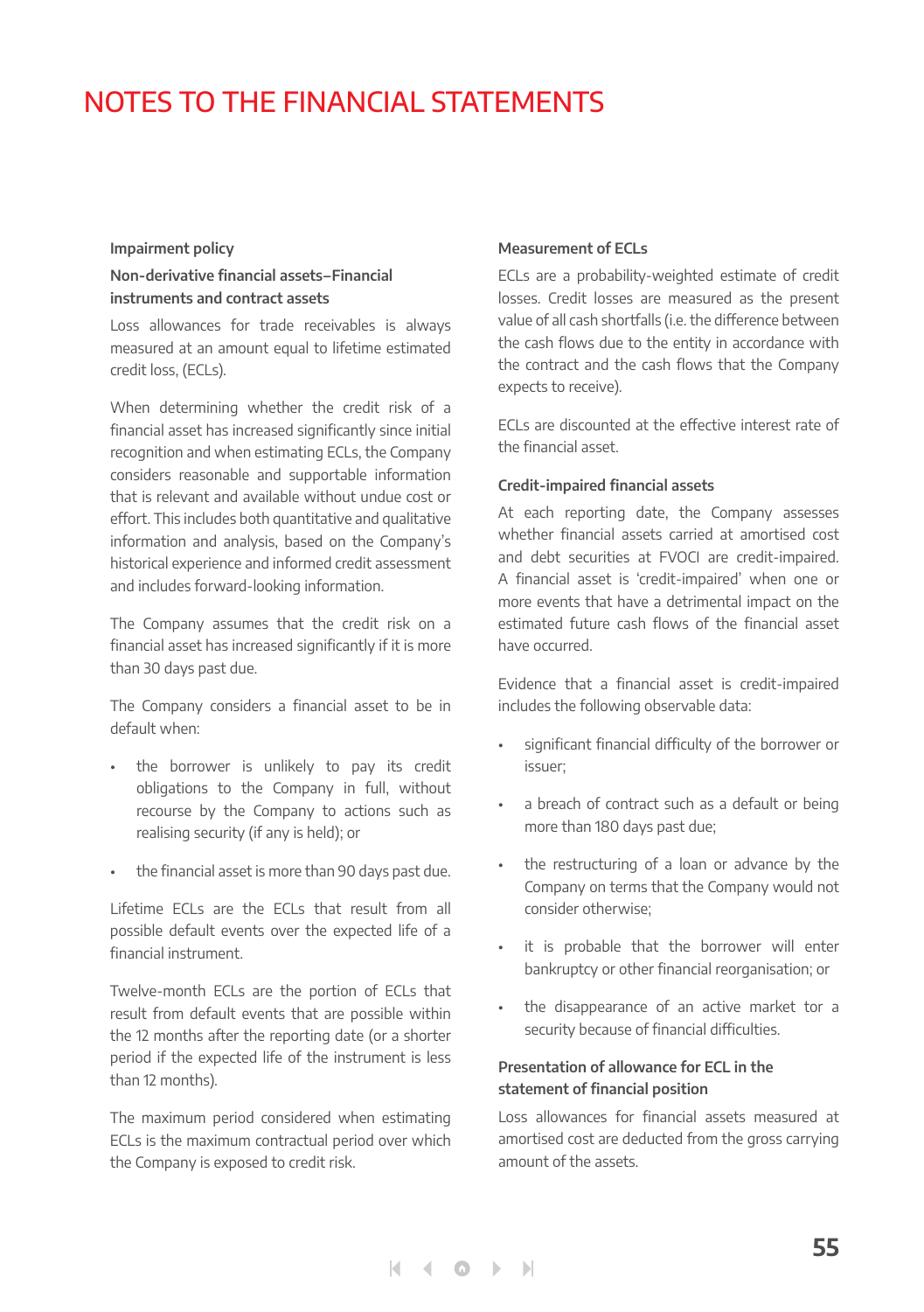# NOTES TO THE FINANCIAL STATEMENTS

### Impairment policy

**Non-derivative financial assets–Financial instruments and contract assets**

Loss allowances for trade receivables is always measured at an amount equal to lifetime estimated credit loss, (ECLs).

When determining whether the credit risk of a financial asset has increased significantly since initial recognition and when estimating ECLs, the Company considers reasonable and supportable information that is relevant and available without undue cost or effort. This includes both quantitative and qualitative information and analysis, based on the Company's historical experience and informed credit assessment and includes forward-looking information.

The Company assumes that the credit risk on a financial asset has increased significantly if it is more than 30 days past due.

The Company considers a financial asset to be in default when:

- the borrower is unlikely to pay its credit obligations to the Company in full, without recourse by the Company to actions such as realising security (if any is held); or
- the financial asset is more than 90 days past due.

Lifetime ECLs are the ECLs that result from all possible default events over the expected life of a financial instrument.

Twelve-month ECLs are the portion of ECLs that result from default events that are possible within the 12 months after the reporting date (or a shorter period if the expected life of the instrument is less than 12 months).

The maximum period considered when estimating ECLs is the maximum contractual period over which the Company is exposed to credit risk.

### Measurement of ECLs

ECLs are a probability-weighted estimate of credit losses. Credit losses are measured as the present value of all cash shortfalls (i.e. the difference between the cash flows due to the entity in accordance with the contract and the cash flows that the Company expects to receive).

ECLs are discounted at the effective interest rate of the financial asset.

### Credit-impaired financial assets

At each reporting date, the Company assesses whether financial assets carried at amortised cost and debt securities at FVOCI are credit-impaired. A financial asset is 'credit-impaired' when one or more events that have a detrimental impact on the estimated future cash flows of the financial asset have occurred.

Evidence that a financial asset is credit-impaired includes the following observable data:

- significant financial difficulty of the borrower or issuer;
- a breach of contract such as a default or being more than 180 days past due;
- the restructuring of a loan or advance by the Company on terms that the Company would not consider otherwise;
- it is probable that the borrower will enter bankruptcy or other financial reorganisation; or
- the disappearance of an active market tor a security because of financial difficulties.

### Presentation of allowance for ECL in the statement of financial position

Loss allowances for financial assets measured at amortised cost are deducted from the gross carrying amount of the assets.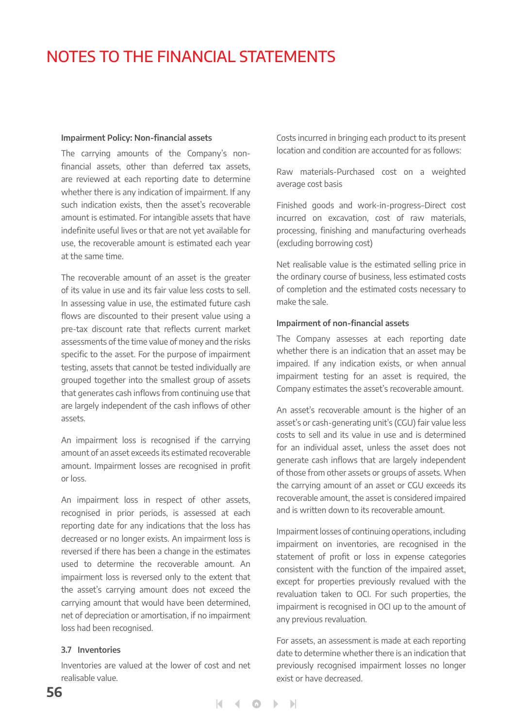# NOTES TO THE FINANCIAL STATEMENTS

**Impairment Policy: Non-financial assets**

The carrying amounts of the Company's non-financial assets, other than deferred tax assets, are reviewed at each reporting date to determine whether there is any indication of impairment. If any such indication exists, then the asset's recoverable amount is estimated. For intangible assets that have indefinite useful lives or that are not yet available for use, the recoverable amount is estimated each year at the same time.

The recoverable amount of an asset is the greater of its value in use and its fair value less costs to sell. In assessing value in use, the estimated future cash flows are discounted to their present value using a pre-tax discount rate that reflects current market assessments of the time value of money and the risks specific to the asset. For the purpose of impairment testing, assets that cannot be tested individually are grouped together into the smallest group of assets that generates cash inflows from continuing use that are largely independent of the cash inflows of other assets.

An impairment loss is recognised if the carrying amount of an asset exceeds its estimated recoverable amount. Impairment losses are recognised in profit or loss.

An impairment loss in respect of other assets, recognised in prior periods, is assessed at each reporting date for any indications that the loss has decreased or no longer exists. An impairment loss is reversed if there has been a change in the estimates used to determine the recoverable amount. An impairment loss is reversed only to the extent that the asset's carrying amount does not exceed the carrying amount that would have been determined, net of depreciation or amortisation, if no impairment loss had been recognised.

### 3.7 Inventories

Inventories are valued at the lower of cost and net realisable value.

Costs incurred in bringing each product to its present location and condition are accounted for as follows:

Raw materials-Purchased cost on a weighted average cost basis

Finished goods and work-in-progress–Direct cost incurred on excavation, cost of raw materials, processing, finishing and manufacturing overheads (excluding borrowing cost)

Net realisable value is the estimated selling price in the ordinary course of business, less estimated costs of completion and the estimated costs necessary to make the sale.

**Impairment of non-financial assets**

The Company assesses at each reporting date whether there is an indication that an asset may be impaired. If any indication exists, or when annual impairment testing for an asset is required, the Company estimates the asset's recoverable amount.

An asset's recoverable amount is the higher of an asset's or cash-generating unit's (CGU) fair value less costs to sell and its value in use and is determined for an individual asset, unless the asset does not generate cash inflows that are largely independent of those from other assets or groups of assets. When the carrying amount of an asset or CGU exceeds its recoverable amount, the asset is considered impaired and is written down to its recoverable amount.

Impairment losses of continuing operations, including impairment on inventories, are recognised in the statement of profit or loss in expense categories consistent with the function of the impaired asset, except for properties previously revalued with the revaluation taken to OCI. For such properties, the impairment is recognised in OCI up to the amount of any previous revaluation.

For assets, an assessment is made at each reporting date to determine whether there is an indication that previously recognised impairment losses no longer exist or have decreased.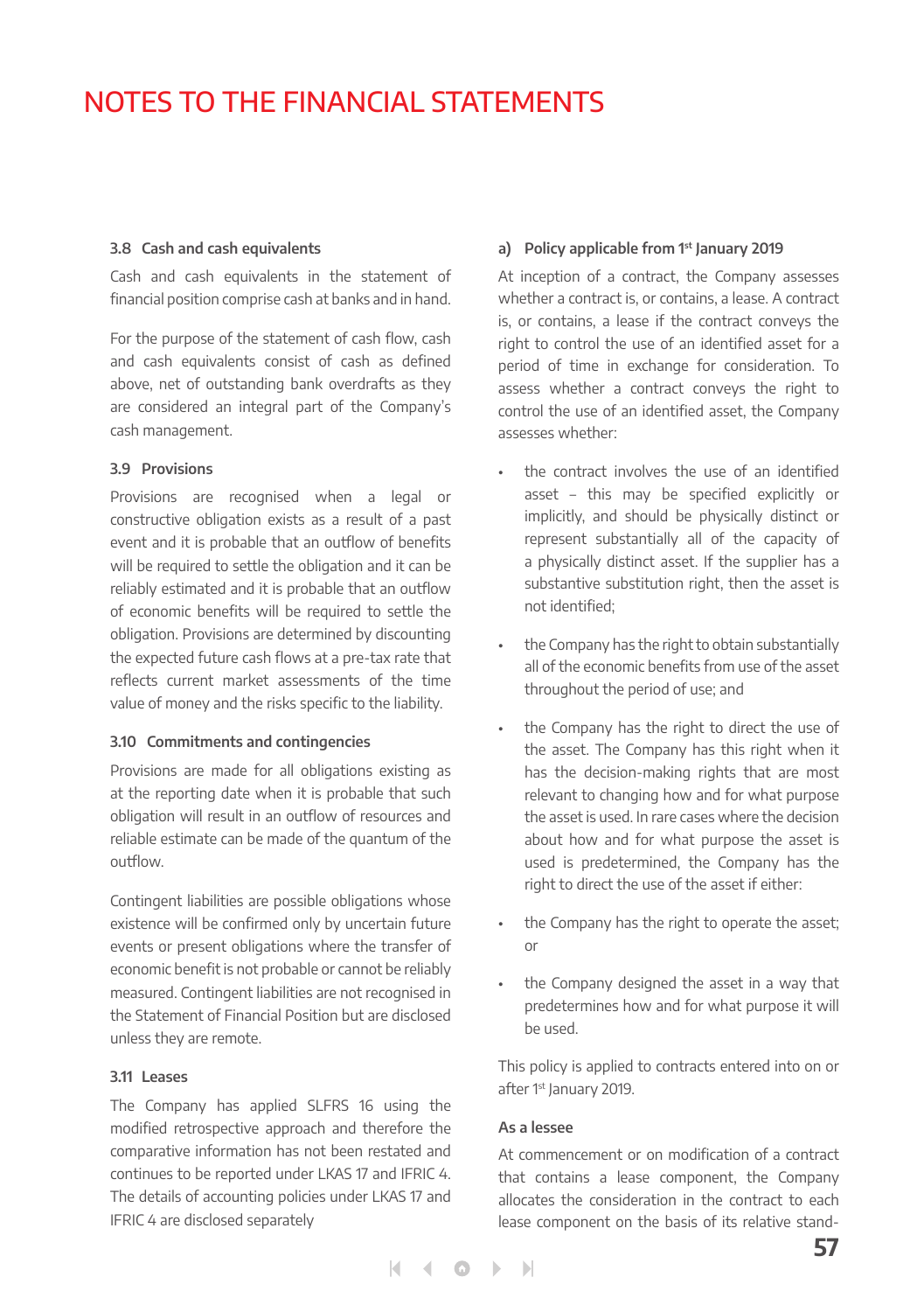# NOTES TO THE FINANCIAL STATEMENTS

### 3.8 Cash and cash equivalents

Cash and cash equivalents in the statement of financial position comprise cash at banks and in hand.

For the purpose of the statement of cash flow, cash and cash equivalents consist of cash as defined above, net of outstanding bank overdrafts as they are considered an integral part of the Company's cash management.

### 3.9 Provisions

Provisions are recognised when a legal or constructive obligation exists as a result of a past event and it is probable that an outflow of benefits will be required to settle the obligation and it can be reliably estimated and it is probable that an outflow of economic benefits will be required to settle the obligation. Provisions are determined by discounting the expected future cash flows at a pre-tax rate that reflects current market assessments of the time value of money and the risks specific to the liability.

### 3.10 Commitments and contingencies

Provisions are made for all obligations existing as at the reporting date when it is probable that such obligation will result in an outflow of resources and reliable estimate can be made of the quantum of the outflow.

Contingent liabilities are possible obligations whose existence will be confirmed only by uncertain future events or present obligations where the transfer of economic benefit is not probable or cannot be reliably measured. Contingent liabilities are not recognised in the Statement of Financial Position but are disclosed unless they are remote.

### 3.11 Leases

The Company has applied SLFRS 16 using the modified retrospective approach and therefore the comparative information has not been restated and continues to be reported under LKAS 17 and IFRIC 4. The details of accounting policies under LKAS 17 and IFRIC 4 are disclosed separately

#### a) Policy applicable from 1st January 2019

At inception of a contract, the Company assesses whether a contract is, or contains, a lease. A contract is, or contains, a lease if the contract conveys the right to control the use of an identified asset for a period of time in exchange for consideration. To assess whether a contract conveys the right to control the use of an identified asset, the Company assesses whether:

- the contract involves the use of an identified asset – this may be specified explicitly or implicitly, and should be physically distinct or represent substantially all of the capacity of a physically distinct asset. If the supplier has a substantive substitution right, then the asset is not identified;
- the Company has the right to obtain substantially all of the economic benefits from use of the asset throughout the period of use; and
- the Company has the right to direct the use of the asset. The Company has this right when it has the decision-making rights that are most relevant to changing how and for what purpose the asset is used. In rare cases where the decision about how and for what purpose the asset is used is predetermined, the Company has the right to direct the use of the asset if either:
- the Company has the right to operate the asset; or
- the Company designed the asset in a way that predetermines how and for what purpose it will be used.

This policy is applied to contracts entered into on or after 1st January 2019.

#### As a lessee

At commencement or on modification of a contract that contains a lease component, the Company allocates the consideration in the contract to each lease component on the basis of its relative stand-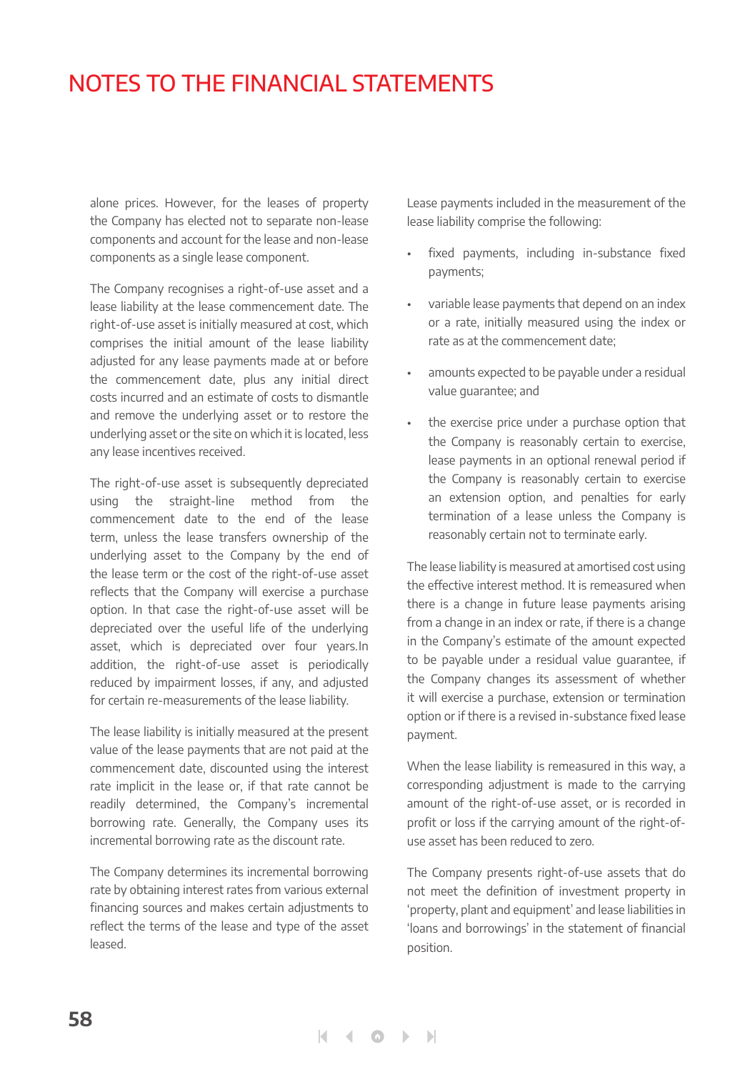alone prices. However, for the leases of property the Company has elected not to separate non-lease components and account for the lease and non-lease components as a single lease component.

The Company recognises a right-of-use asset and a lease liability at the lease commencement date. The right-of-use asset is initially measured at cost, which comprises the initial amount of the lease liability adjusted for any lease payments made at or before the commencement date, plus any initial direct costs incurred and an estimate of costs to dismantle and remove the underlying asset or to restore the underlying asset or the site on which it is located, less any lease incentives received.

The right-of-use asset is subsequently depreciated using the straight-line method from the commencement date to the end of the lease term, unless the lease transfers ownership of the underlying asset to the Company by the end of the lease term or the cost of the right-of-use asset reflects that the Company will exercise a purchase option. In that case the right-of-use asset will be depreciated over the useful life of the underlying asset, which is depreciated over four years.In addition, the right-of-use asset is periodically reduced by impairment losses, if any, and adjusted for certain re-measurements of the lease liability.

The lease liability is initially measured at the present value of the lease payments that are not paid at the commencement date, discounted using the interest rate implicit in the lease or, if that rate cannot be readily determined, the Company's incremental borrowing rate. Generally, the Company uses its incremental borrowing rate as the discount rate.

The Company determines its incremental borrowing rate by obtaining interest rates from various external financing sources and makes certain adjustments to reflect the terms of the lease and type of the asset leased.

Lease payments included in the measurement of the lease liability comprise the following:

- fixed payments, including in-substance fixed payments;
- variable lease payments that depend on an index or a rate, initially measured using the index or rate as at the commencement date;
- amounts expected to be payable under a residual value guarantee; and
- the exercise price under a purchase option that the Company is reasonably certain to exercise, lease payments in an optional renewal period if the Company is reasonably certain to exercise an extension option, and penalties for early termination of a lease unless the Company is reasonably certain not to terminate early.

The lease liability is measured at amortised cost using the effective interest method. It is remeasured when there is a change in future lease payments arising from a change in an index or rate, if there is a change in the Company's estimate of the amount expected to be payable under a residual value guarantee, if the Company changes its assessment of whether it will exercise a purchase, extension or termination option or if there is a revised in-substance fixed lease payment.

When the lease liability is remeasured in this way, a corresponding adjustment is made to the carrying amount of the right-of-use asset, or is recorded in profit or loss if the carrying amount of the right-of-use asset has been reduced to zero.

The Company presents right-of-use assets that do not meet the definition of investment property in 'property, plant and equipment' and lease liabilities in 'loans and borrowings' in the statement of financial position.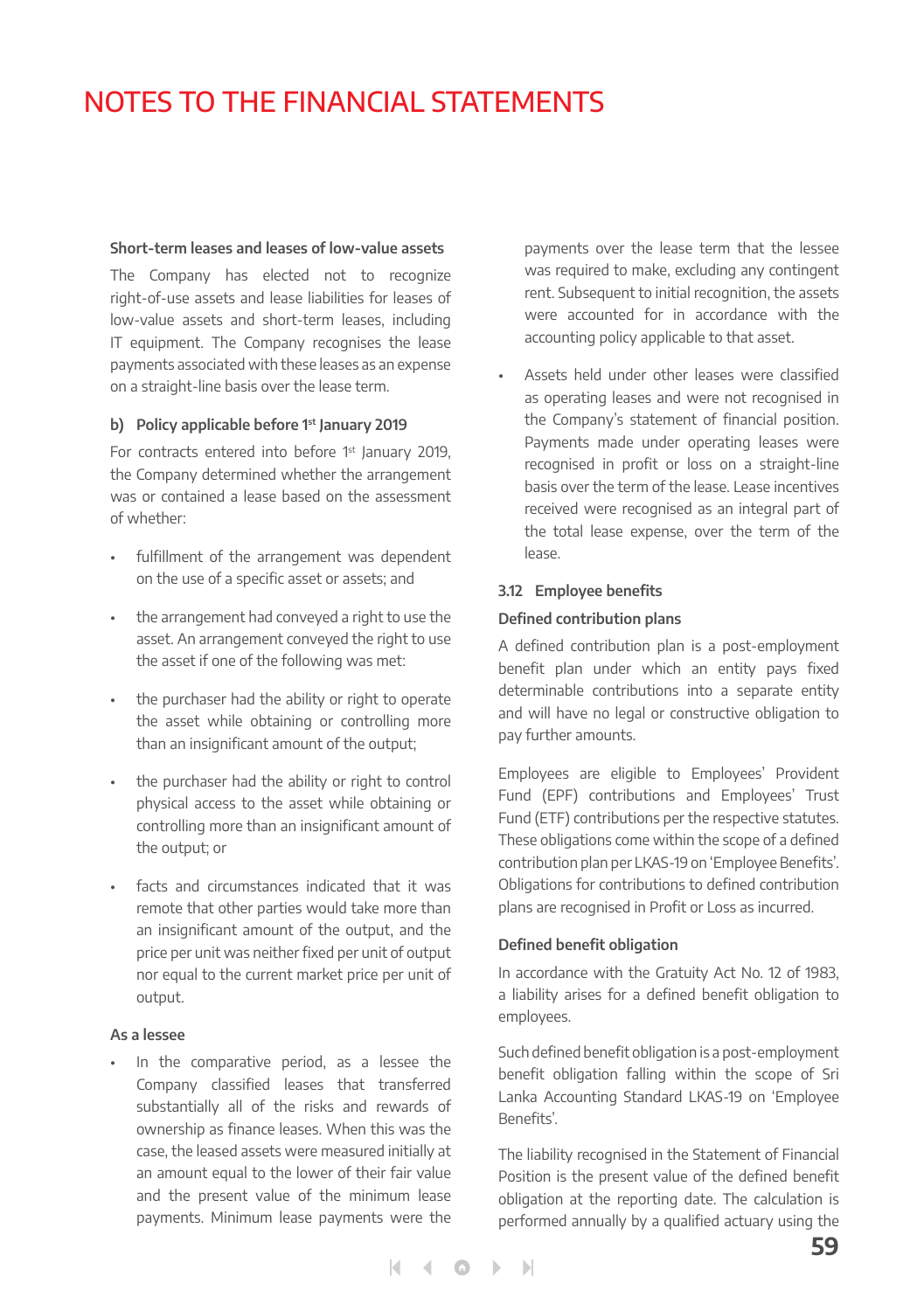#### Short-term leases and leases of low-value assets

The Company has elected not to recognize right-of-use assets and lease liabilities for leases of low-value assets and short-term leases, including IT equipment. The Company recognises the lease payments associated with these leases as an expense on a straight-line basis over the lease term.

#### b) Policy applicable before 1st January 2019

For contracts entered into before 1st January 2019, the Company determined whether the arrangement was or contained a lease based on the assessment of whether:

- fulfillment of the arrangement was dependent on the use of a specific asset or assets; and
- the arrangement had conveyed a right to use the asset. An arrangement conveyed the right to use the asset if one of the following was met:
- the purchaser had the ability or right to operate the asset while obtaining or controlling more than an insignificant amount of the output;
- the purchaser had the ability or right to control physical access to the asset while obtaining or controlling more than an insignificant amount of the output; or
- facts and circumstances indicated that it was remote that other parties would take more than an insignificant amount of the output, and the price per unit was neither fixed per unit of output nor equal to the current market price per unit of output.

#### As a lessee

- In the comparative period, as a lessee the Company classified leases that transferred substantially all of the risks and rewards of ownership as finance leases. When this was the case, the leased assets were measured initially at an amount equal to the lower of their fair value and the present value of the minimum lease payments. Minimum lease payments were the payments over the lease term that the lessee was required to make, excluding any contingent rent. Subsequent to initial recognition, the assets were accounted for in accordance with the accounting policy applicable to that asset.
- Assets held under other leases were classified as operating leases and were not recognised in the Company's statement of financial position. Payments made under operating leases were recognised in profit or loss on a straight-line basis over the term of the lease. Lease incentives received were recognised as an integral part of the total lease expense, over the term of the lease.

### 3.12 Employee benefits

#### Defined contribution plans

A defined contribution plan is a post-employment benefit plan under which an entity pays fixed determinable contributions into a separate entity and will have no legal or constructive obligation to pay further amounts.

Employees are eligible to Employees' Provident Fund (EPF) contributions and Employees' Trust Fund (ETF) contributions per the respective statutes. These obligations come within the scope of a defined contribution plan per LKAS-19 on 'Employee Benefits'. Obligations for contributions to defined contribution plans are recognised in Profit or Loss as incurred.

#### Defined benefit obligation

In accordance with the Gratuity Act No. 12 of 1983, a liability arises for a defined benefit obligation to employees.

Such defined benefit obligation is a post-employment benefit obligation falling within the scope of Sri Lanka Accounting Standard LKAS-19 on 'Employee Benefits'.

The liability recognised in the Statement of Financial Position is the present value of the defined benefit obligation at the reporting date. The calculation is performed annually by a qualified actuary using the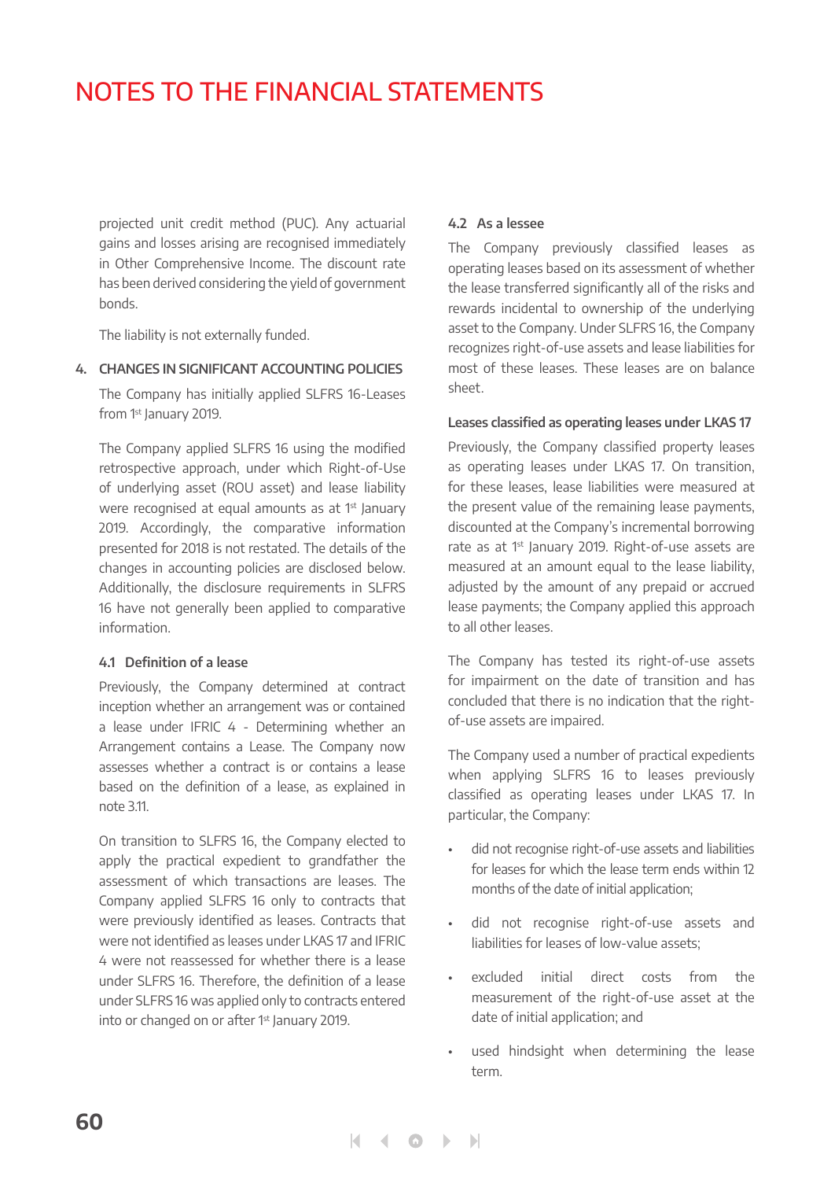projected unit credit method (PUC). Any actuarial gains and losses arising are recognised immediately in Other Comprehensive Income. The discount rate has been derived considering the yield of government bonds.

The liability is not externally funded.

## 4. CHANGES IN SIGNIFICANT ACCOUNTING POLICIES

The Company has initially applied SLFRS 16-Leases from 1st January 2019.

The Company applied SLFRS 16 using the modified retrospective approach, under which Right-of-Use of underlying asset (ROU asset) and lease liability were recognised at equal amounts as at 1st January 2019. Accordingly, the comparative information presented for 2018 is not restated. The details of the changes in accounting policies are disclosed below. Additionally, the disclosure requirements in SLFRS 16 have not generally been applied to comparative information.

### 4.1 Definition of a lease

Previously, the Company determined at contract inception whether an arrangement was or contained a lease under IFRIC 4 - Determining whether an Arrangement contains a Lease. The Company now assesses whether a contract is or contains a lease based on the definition of a lease, as explained in note 3.11.

On transition to SLFRS 16, the Company elected to apply the practical expedient to grandfather the assessment of which transactions are leases. The Company applied SLFRS 16 only to contracts that were previously identified as leases. Contracts that were not identified as leases under LKAS 17 and IFRIC 4 were not reassessed for whether there is a lease under SLFRS 16. Therefore, the definition of a lease under SLFRS 16 was applied only to contracts entered into or changed on or after 1st January 2019.

### 4.2 As a lessee

The Company previously classified leases as operating leases based on its assessment of whether the lease transferred significantly all of the risks and rewards incidental to ownership of the underlying asset to the Company. Under SLFRS 16, the Company recognizes right-of-use assets and lease liabilities for most of these leases. These leases are on balance sheet.

**Leases classified as operating leases under LKAS 17**

Previously, the Company classified property leases as operating leases under LKAS 17. On transition, for these leases, lease liabilities were measured at the present value of the remaining lease payments, discounted at the Company's incremental borrowing rate as at 1st January 2019. Right-of-use assets are measured at an amount equal to the lease liability, adjusted by the amount of any prepaid or accrued lease payments; the Company applied this approach to all other leases.

The Company has tested its right-of-use assets for impairment on the date of transition and has concluded that there is no indication that the right-of-use assets are impaired.

The Company used a number of practical expedients when applying SLFRS 16 to leases previously classified as operating leases under LKAS 17. In particular, the Company:

- did not recognise right-of-use assets and liabilities for leases for which the lease term ends within 12 months of the date of initial application;
- did not recognise right-of-use assets and liabilities for leases of low-value assets;
- excluded initial direct costs from the measurement of the right-of-use asset at the date of initial application; and
- used hindsight when determining the lease term.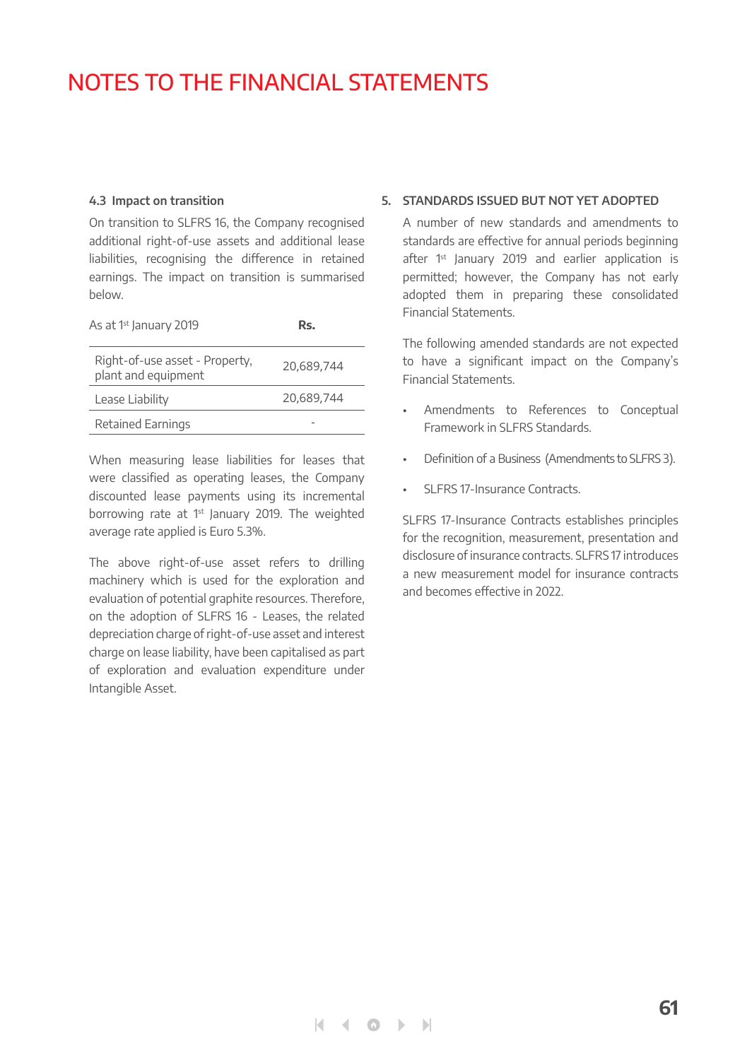# NOTES TO THE FINANCIAL STATEMENTS

### 4.3 Impact on transition

On transition to SLFRS 16, the Company recognised additional right-of-use assets and additional lease liabilities, recognising the difference in retained earnings. The impact on transition is summarised below.

| As at 1st January 2019 | Rs. |
|---|---|
| Right-of-use asset - Property, plant and equipment | 20,689,744 |
| Lease Liability | 20,689,744 |
| Retained Earnings | - |

When measuring lease liabilities for leases that were classified as operating leases, the Company discounted lease payments using its incremental borrowing rate at 1st January 2019. The weighted average rate applied is Euro 5.3%.

The above right-of-use asset refers to drilling machinery which is used for the exploration and evaluation of potential graphite resources. Therefore, on the adoption of SLFRS 16 - Leases, the related depreciation charge of right-of-use asset and interest charge on lease liability, have been capitalised as part of exploration and evaluation expenditure under Intangible Asset.

## 5. STANDARDS ISSUED BUT NOT YET ADOPTED

A number of new standards and amendments to standards are effective for annual periods beginning after 1st January 2019 and earlier application is permitted; however, the Company has not early adopted them in preparing these consolidated Financial Statements.

The following amended standards are not expected to have a significant impact on the Company's Financial Statements.

- Amendments to References to Conceptual Framework in SLFRS Standards.
- Definition of a Business (Amendments to SLFRS 3).
- SLFRS 17-Insurance Contracts.

SLFRS 17-Insurance Contracts establishes principles for the recognition, measurement, presentation and disclosure of insurance contracts. SLFRS 17 introduces a new measurement model for insurance contracts and becomes effective in 2022.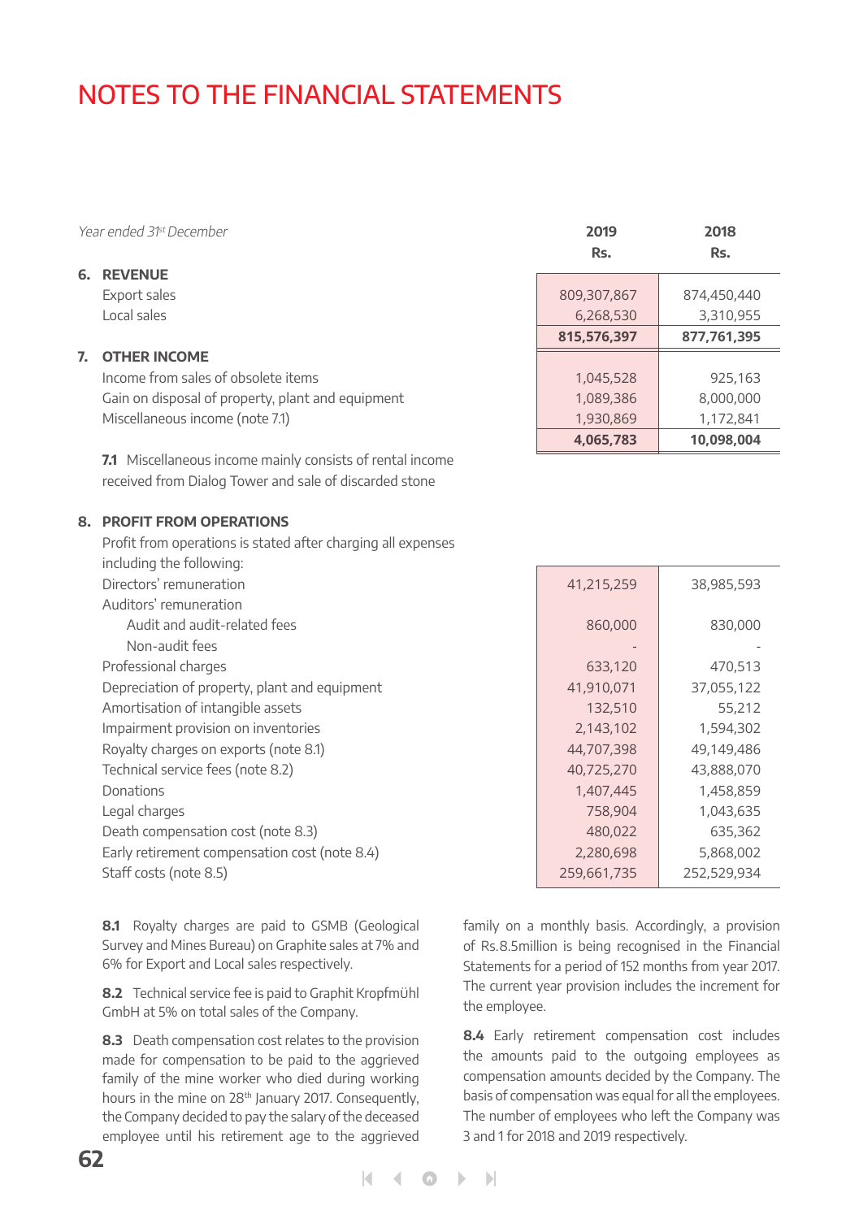# NOTES TO THE FINANCIAL STATEMENTS

| *Year ended 31st December* | 2019 Rs. | 2018 Rs. |
|---|---|---|
| **6. REVENUE** | | |
| Export sales | 809,307,867 | 874,450,440 |
| Local sales | 6,268,530 | 3,310,955 |
| | **815,576,397** | **877,761,395** |
| **7. OTHER INCOME** | | |
| Income from sales of obsolete items | 1,045,528 | 925,163 |
| Gain on disposal of property, plant and equipment | 1,089,386 | 8,000,000 |
| Miscellaneous income (note 7.1) | 1,930,869 | 1,172,841 |
| | **4,065,783** | **10,098,004** |

**7.1** Miscellaneous income mainly consists of rental income received from Dialog Tower and sale of discarded stone

**8. PROFIT FROM OPERATIONS**

Profit from operations is stated after charging all expenses including the following:

| | 2019 Rs. | 2018 Rs. |
|---|---|---|
| Directors' remuneration | 41,215,259 | 38,985,593 |
| Auditors' remuneration | | |
| Audit and audit-related fees | 860,000 | 830,000 |
| Non-audit fees | - | - |
| Professional charges | 633,120 | 470,513 |
| Depreciation of property, plant and equipment | 41,910,071 | 37,055,122 |
| Amortisation of intangible assets | 132,510 | 55,212 |
| Impairment provision on inventories | 2,143,102 | 1,594,302 |
| Royalty charges on exports (note 8.1) | 44,707,398 | 49,149,486 |
| Technical service fees (note 8.2) | 40,725,270 | 43,888,070 |
| Donations | 1,407,445 | 1,458,859 |
| Legal charges | 758,904 | 1,043,635 |
| Death compensation cost (note 8.3) | 480,022 | 635,362 |
| Early retirement compensation cost (note 8.4) | 2,280,698 | 5,868,002 |
| Staff costs (note 8.5) | 259,661,735 | 252,529,934 |

**8.1** Royalty charges are paid to GSMB (Geological Survey and Mines Bureau) on Graphite sales at 7% and 6% for Export and Local sales respectively.

**8.2** Technical service fee is paid to Graphit Kropfmühl GmbH at 5% on total sales of the Company.

**8.3** Death compensation cost relates to the provision made for compensation to be paid to the aggrieved family of the mine worker who died during working hours in the mine on 28th January 2017. Consequently, the Company decided to pay the salary of the deceased employee until his retirement age to the aggrieved family on a monthly basis. Accordingly, a provision of Rs.8.5million is being recognised in the Financial Statements for a period of 152 months from year 2017. The current year provision includes the increment for the employee.

**8.4** Early retirement compensation cost includes the amounts paid to the outgoing employees as compensation amounts decided by the Company. The basis of compensation was equal for all the employees. The number of employees who left the Company was 3 and 1 for 2018 and 2019 respectively.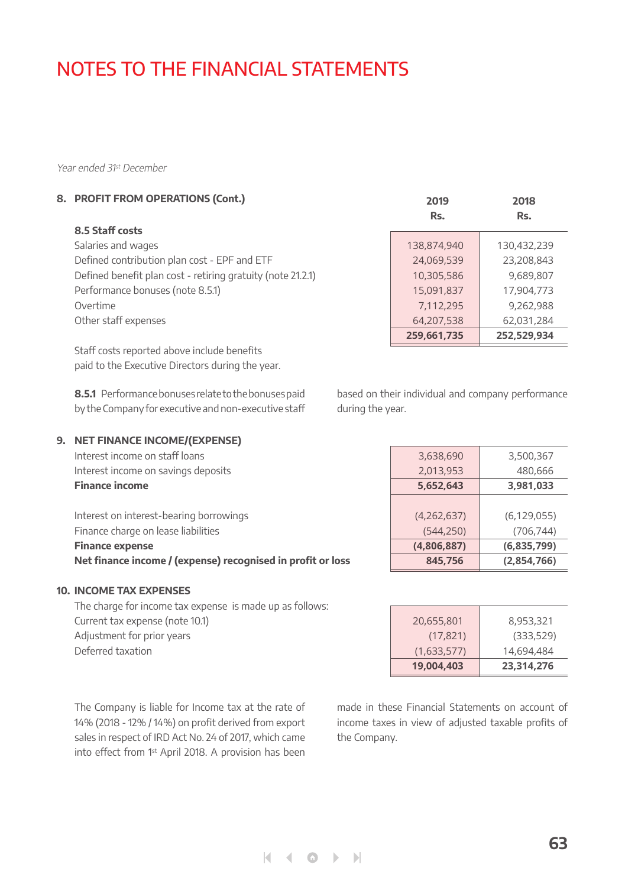# NOTES TO THE FINANCIAL STATEMENTS

*Year ended 31st December*

## 8. PROFIT FROM OPERATIONS (Cont.)

### 8.5 Staff costs

| | 2019 Rs. | 2018 Rs. |
|---|---|---|
| Salaries and wages | 138,874,940 | 130,432,239 |
| Defined contribution plan cost - EPF and ETF | 24,069,539 | 23,208,843 |
| Defined benefit plan cost - retiring gratuity (note 21.2.1) | 10,305,586 | 9,689,807 |
| Performance bonuses (note 8.5.1) | 15,091,837 | 17,904,773 |
| Overtime | 7,112,295 | 9,262,988 |
| Other staff expenses | 64,207,538 | 62,031,284 |
| | **259,661,735** | **252,529,934** |

Staff costs reported above include benefits paid to the Executive Directors during the year.

**8.5.1** Performance bonuses relate to the bonuses paid by the Company for executive and non-executive staff based on their individual and company performance during the year.

## 9. NET FINANCE INCOME/(EXPENSE)

| | 2019 Rs. | 2018 Rs. |
|---|---|---|
| Interest income on staff loans | 3,638,690 | 3,500,367 |
| Interest income on savings deposits | 2,013,953 | 480,666 |
| **Finance income** | **5,652,643** | **3,981,033** |
| | | |
| Interest on interest-bearing borrowings | (4,262,637) | (6,129,055) |
| Finance charge on lease liabilities | (544,250) | (706,744) |
| **Finance expense** | **(4,806,887)** | **(6,835,799)** |
| **Net finance income / (expense) recognised in profit or loss** | **845,756** | **(2,854,766)** |

## 10. INCOME TAX EXPENSES

The charge for income tax expense is made up as follows:

| | 2019 Rs. | 2018 Rs. |
|---|---|---|
| Current tax expense (note 10.1) | 20,655,801 | 8,953,321 |
| Adjustment for prior years | (17,821) | (333,529) |
| Deferred taxation | (1,633,577) | 14,694,484 |
| | **19,004,403** | **23,314,276** |

The Company is liable for Income tax at the rate of 14% (2018 - 12% / 14%) on profit derived from export sales in respect of IRD Act No. 24 of 2017, which came into effect from 1st April 2018. A provision has been made in these Financial Statements on account of income taxes in view of adjusted taxable profits of the Company.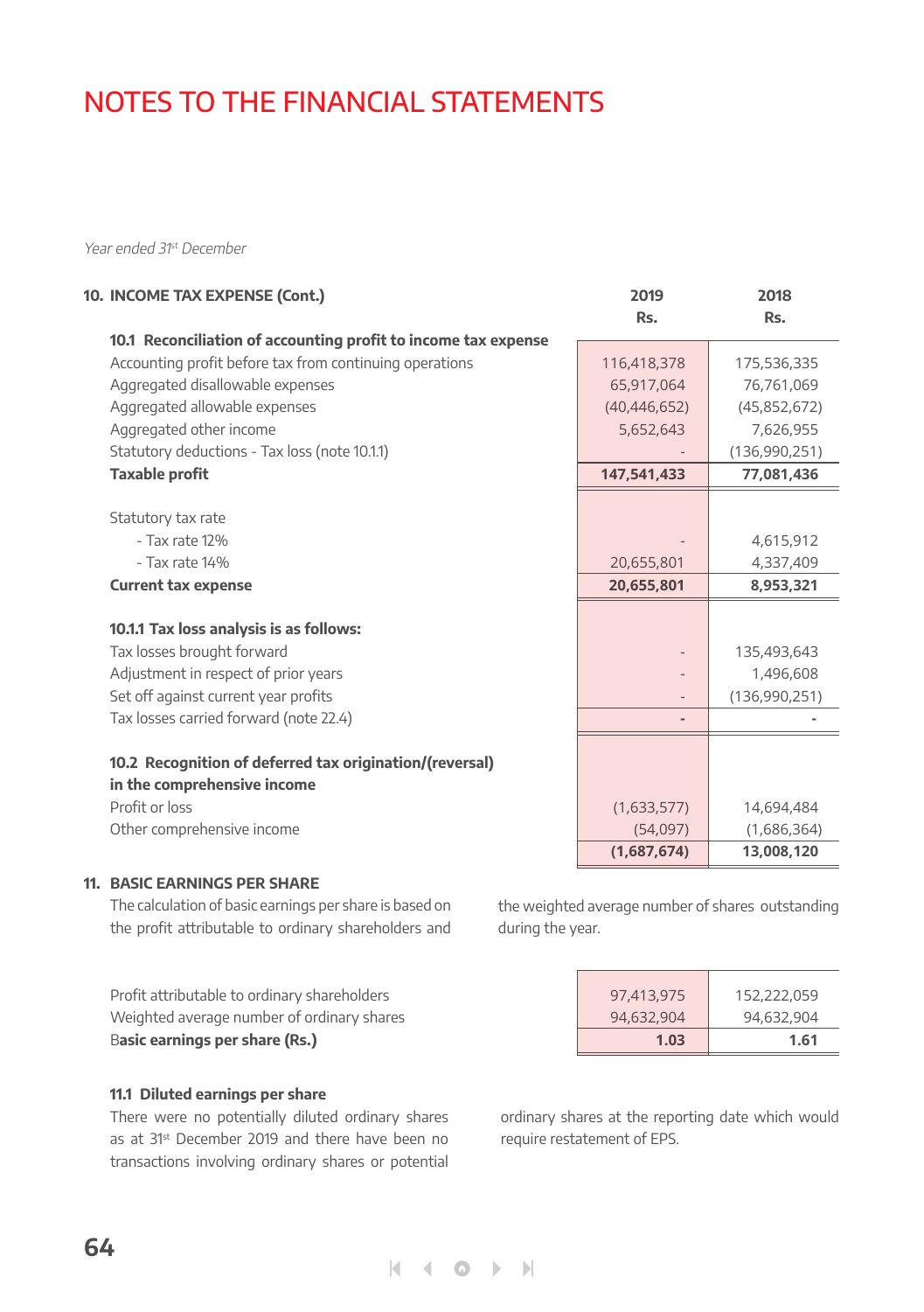# NOTES TO THE FINANCIAL STATEMENTS

*Year ended 31st December*

| 10. INCOME TAX EXPENSE (Cont.) | 2019 Rs. | 2018 Rs. |
|---|---|---|
| **10.1 Reconciliation of accounting profit to income tax expense** | | |
| Accounting profit before tax from continuing operations | 116,418,378 | 175,536,335 |
| Aggregated disallowable expenses | 65,917,064 | 76,761,069 |
| Aggregated allowable expenses | (40,446,652) | (45,852,672) |
| Aggregated other income | 5,652,643 | 7,626,955 |
| Statutory deductions - Tax loss (note 10.1.1) | - | (136,990,251) |
| **Taxable profit** | **147,541,433** | **77,081,436** |
| | | |
| Statutory tax rate | | |
| - Tax rate 12% | - | 4,615,912 |
| - Tax rate 14% | 20,655,801 | 4,337,409 |
| **Current tax expense** | **20,655,801** | **8,953,321** |
| | | |
| **10.1.1 Tax loss analysis is as follows:** | | |
| Tax losses brought forward | - | 135,493,643 |
| Adjustment in respect of prior years | - | 1,496,608 |
| Set off against current year profits | - | (136,990,251) |
| Tax losses carried forward (note 22.4) | - | - |
| | | |
| **10.2 Recognition of deferred tax origination/(reversal) in the comprehensive income** | | |
| Profit or loss | (1,633,577) | 14,694,484 |
| Other comprehensive income | (54,097) | (1,686,364) |
| | **(1,687,674)** | **13,008,120** |

## 11. BASIC EARNINGS PER SHARE

The calculation of basic earnings per share is based on the profit attributable to ordinary shareholders and the weighted average number of shares outstanding during the year.

| | 2019 | 2018 |
|---|---|---|
| Profit attributable to ordinary shareholders | 97,413,975 | 152,222,059 |
| Weighted average number of ordinary shares | 94,632,904 | 94,632,904 |
| **Basic earnings per share (Rs.)** | **1.03** | **1.61** |

### 11.1 Diluted earnings per share

There were no potentially diluted ordinary shares as at 31st December 2019 and there have been no transactions involving ordinary shares or potential ordinary shares at the reporting date which would require restatement of EPS.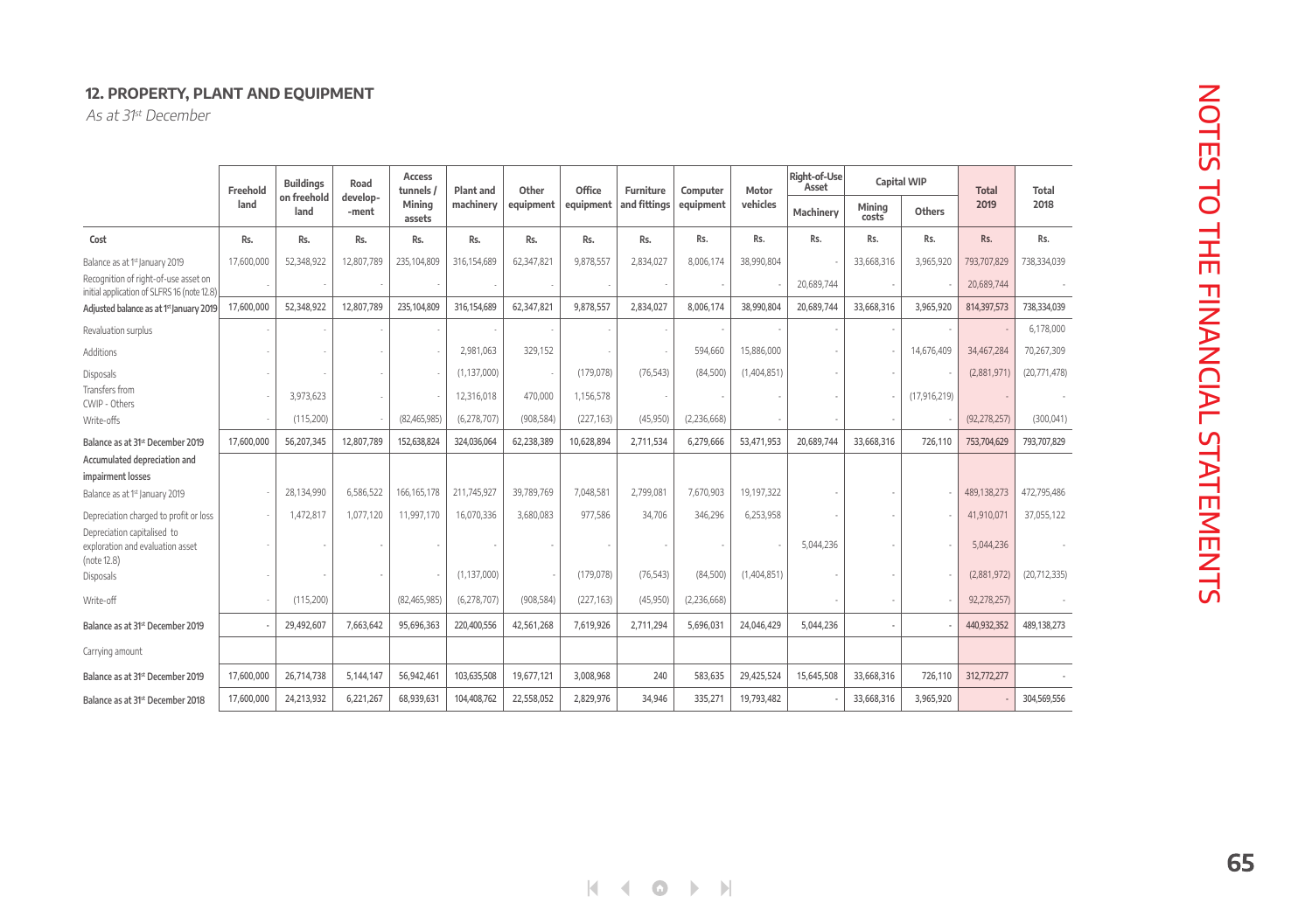## 12. PROPERTY, PLANT AND EQUIPMENT

*As at 31st December*

| | Freehold land | Buildings on freehold land | Road develop- -ment | Access tunnels / Mining assets | Plant and machinery | Other equipment | Office equipment | Furniture and fittings | Computer equipment | Motor vehicles | Right-of-Use Asset | Capital WIP | | Total 2019 | Total 2018 |
|---|---|---|---|---|---|---|---|---|---|---|---|---|---|---|---|
| | | | | | | | | | | | Machinery | Mining costs | Others | | |
| **Cost** | Rs. | Rs. | Rs. | Rs. | Rs. | Rs. | Rs. | Rs. | Rs. | Rs. | Rs. | Rs. | Rs. | Rs. | Rs. |
| Balance as at 1st January 2019 | 17,600,000 | 52,348,922 | 12,807,789 | 235,104,809 | 316,154,689 | 62,347,821 | 9,878,557 | 2,834,027 | 8,006,174 | 38,990,804 | - | 33,668,316 | 3,965,920 | 793,707,829 | 738,334,039 |
| Recognition of right-of-use asset on initial application of SLFRS 16 (note 12.8) | - | - | - | - | - | - | - | - | - | - | 20,689,744 | - | - | 20,689,744 | - |
| **Adjusted balance as at 1st January 2019** | 17,600,000 | 52,348,922 | 12,807,789 | 235,104,809 | 316,154,689 | 62,347,821 | 9,878,557 | 2,834,027 | 8,006,174 | 38,990,804 | 20,689,744 | 33,668,316 | 3,965,920 | 814,397,573 | 738,334,039 |
| Revaluation surplus | - | - | - | - | - | - | - | - | - | - | - | - | - | - | 6,178,000 |
| Additions | - | - | - | - | 2,981,063 | 329,152 | - | - | 594,660 | 15,886,000 | - | - | 14,676,409 | 34,467,284 | 70,267,309 |
| Disposals | - | - | - | - | (1,137,000) | - | (179,078) | (76,543) | (84,500) | (1,404,851) | - | - | - | (2,881,971) | (20,771,478) |
| Transfers from CWIP - Others | - | 3,973,623 | - | - | 12,316,018 | 470,000 | 1,156,578 | - | - | - | - | - | (17,916,219) | - | - |
| Write-offs | - | (115,200) | - | (82,465,985) | (6,278,707) | (908,584) | (227,163) | (45,950) | (2,236,668) | - | - | - | - | (92,278,257) | (300,041) |
| **Balance as at 31st December 2019** | 17,600,000 | 56,207,345 | 12,807,789 | 152,638,824 | 324,036,064 | 62,238,389 | 10,628,894 | 2,711,534 | 6,279,666 | 53,471,953 | 20,689,744 | 33,668,316 | 726,110 | 753,704,629 | 793,707,829 |
| **Accumulated depreciation and impairment losses** | | | | | | | | | | | | | | | |
| Balance as at 1st January 2019 | - | 28,134,990 | 6,586,522 | 166,165,178 | 211,745,927 | 39,789,769 | 7,048,581 | 2,799,081 | 7,670,903 | 19,197,322 | - | - | - | 489,138,273 | 472,795,486 |
| Depreciation charged to profit or loss | - | 1,472,817 | 1,077,120 | 11,997,170 | 16,070,336 | 3,680,083 | 977,586 | 34,706 | 346,296 | 6,253,958 | - | - | - | 41,910,071 | 37,055,122 |
| Depreciation capitalised to exploration and evaluation asset (note 12.8) | - | - | - | - | - | - | - | - | - | - | 5,044,236 | - | - | 5,044,236 | - |
| Disposals | - | - | - | - | (1,137,000) | - | (179,078) | (76,543) | (84,500) | (1,404,851) | - | - | - | (2,881,972) | (20,712,335) |
| Write-off | - | (115,200) | | (82,465,985) | (6,278,707) | (908,584) | (227,163) | (45,950) | (2,236,668) | | - | - | - | 92,278,257) | - |
| **Balance as at 31st December 2019** | - | 29,492,607 | 7,663,642 | 95,696,363 | 220,400,556 | 42,561,268 | 7,619,926 | 2,711,294 | 5,696,031 | 24,046,429 | 5,044,236 | - | - | 440,932,352 | 489,138,273 |
| Carrying amount | | | | | | | | | | | | | | | |
| **Balance as at 31st December 2019** | 17,600,000 | 26,714,738 | 5,144,147 | 56,942,461 | 103,635,508 | 19,677,121 | 3,008,968 | 240 | 583,635 | 29,425,524 | 15,645,508 | 33,668,316 | 726,110 | 312,772,277 | - |
| **Balance as at 31st December 2018** | 17,600,000 | 24,213,932 | 6,221,267 | 68,939,631 | 104,408,762 | 22,558,052 | 2,829,976 | 34,946 | 335,271 | 19,793,482 | - | 33,668,316 | 3,965,920 | - | 304,569,556 |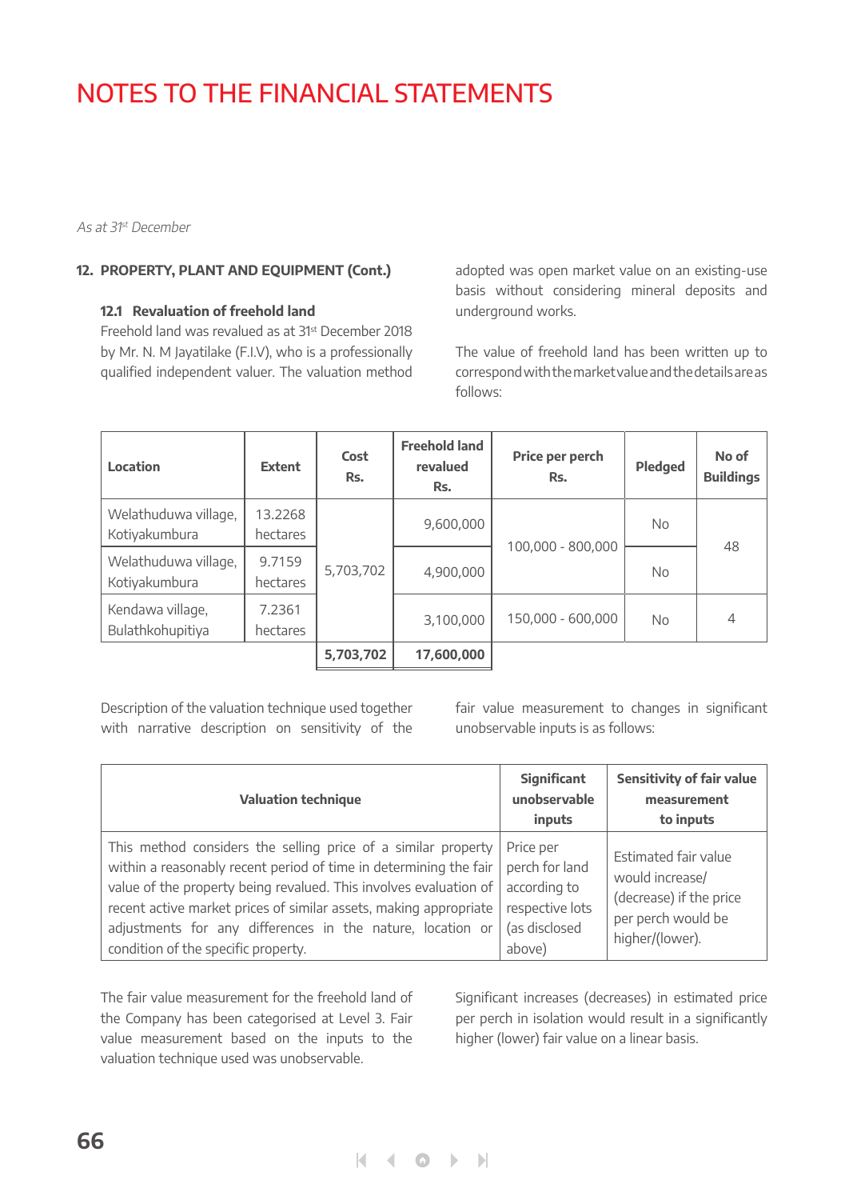# NOTES TO THE FINANCIAL STATEMENTS

*As at 31st December*

## 12. PROPERTY, PLANT AND EQUIPMENT (Cont.)

### 12.1 Revaluation of freehold land

Freehold land was revalued as at 31st December 2018 by Mr. N. M Jayatilake (F.I.V), who is a professionally qualified independent valuer. The valuation method adopted was open market value on an existing-use basis without considering mineral deposits and underground works.

The value of freehold land has been written up to correspond with the market value and the details are as follows:

| Location | Extent | Cost Rs. | Freehold land revalued Rs. | Price per perch Rs. | Pledged | No of Buildings |
|---|---|---|---|---|---|---|
| Welathuduwa village, Kotiyakumbura | 13.2268 hectares | 5,703,702 | 9,600,000 | 100,000 - 800,000 | No | 48 |
| Welathuduwa village, Kotiyakumbura | 9.7159 hectares | | 4,900,000 | | No | |
| Kendawa village, Bulathkohupitiya | 7.2361 hectares | | 3,100,000 | 150,000 - 600,000 | No | 4 |
| | | **5,703,702** | **17,600,000** | | | |

Description of the valuation technique used together with narrative description on sensitivity of the fair value measurement to changes in significant unobservable inputs is as follows:

| Valuation technique | Significant unobservable inputs | Sensitivity of fair value measurement to inputs |
|---|---|---|
| This method considers the selling price of a similar property within a reasonably recent period of time in determining the fair value of the property being revalued. This involves evaluation of recent active market prices of similar assets, making appropriate adjustments for any differences in the nature, location or condition of the specific property. | Price per perch for land according to respective lots (as disclosed above) | Estimated fair value would increase/ (decrease) if the price per perch would be higher/(lower). |

The fair value measurement for the freehold land of the Company has been categorised at Level 3. Fair value measurement based on the inputs to the valuation technique used was unobservable.

Significant increases (decreases) in estimated price per perch in isolation would result in a significantly higher (lower) fair value on a linear basis.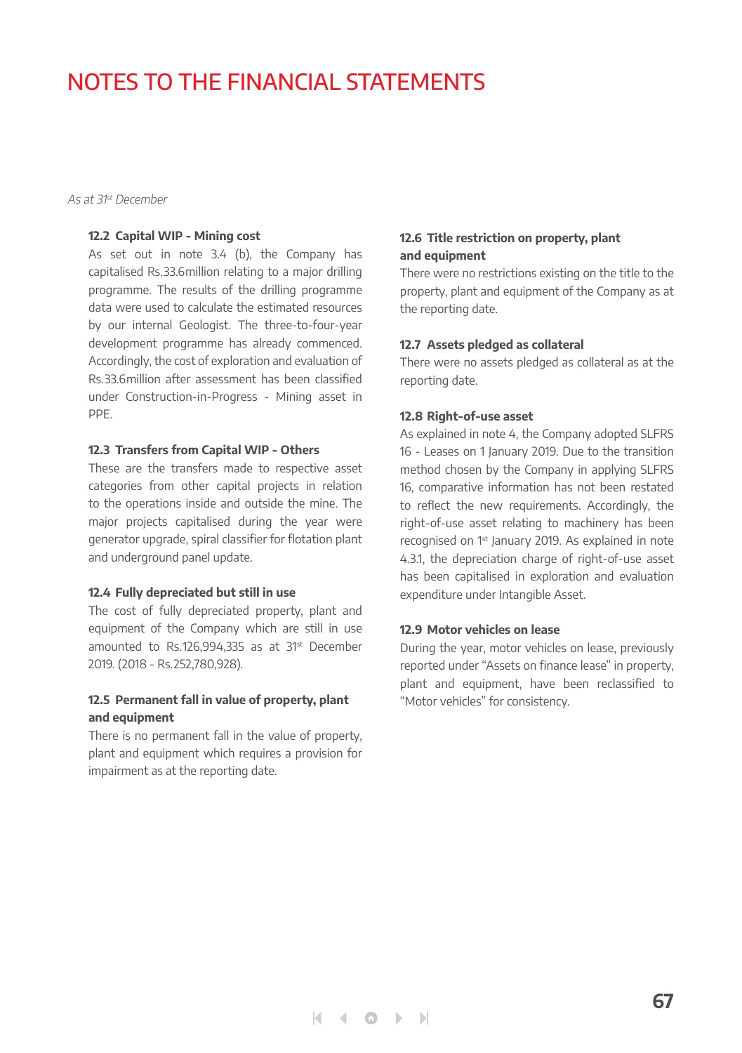# NOTES TO THE FINANCIAL STATEMENTS

*As at 31st December*

### 12.2 Capital WIP - Mining cost

As set out in note 3.4 (b), the Company has capitalised Rs.33.6million relating to a major drilling programme. The results of the drilling programme data were used to calculate the estimated resources by our internal Geologist. The three-to-four-year development programme has already commenced. Accordingly, the cost of exploration and evaluation of Rs.33.6million after assessment has been classified under Construction-in-Progress - Mining asset in PPE.

### 12.3 Transfers from Capital WIP - Others

These are the transfers made to respective asset categories from other capital projects in relation to the operations inside and outside the mine. The major projects capitalised during the year were generator upgrade, spiral classifier for flotation plant and underground panel update.

### 12.4 Fully depreciated but still in use

The cost of fully depreciated property, plant and equipment of the Company which are still in use amounted to Rs.126,994,335 as at 31st December 2019. (2018 - Rs.252,780,928).

### 12.5 Permanent fall in value of property, plant and equipment

There is no permanent fall in the value of property, plant and equipment which requires a provision for impairment as at the reporting date.

### 12.6 Title restriction on property, plant and equipment

There were no restrictions existing on the title to the property, plant and equipment of the Company as at the reporting date.

### 12.7 Assets pledged as collateral

There were no assets pledged as collateral as at the reporting date.

### 12.8 Right-of-use asset

As explained in note 4, the Company adopted SLFRS 16 - Leases on 1 January 2019. Due to the transition method chosen by the Company in applying SLFRS 16, comparative information has not been restated to reflect the new requirements. Accordingly, the right-of-use asset relating to machinery has been recognised on 1st January 2019. As explained in note 4.3.1, the depreciation charge of right-of-use asset has been capitalised in exploration and evaluation expenditure under Intangible Asset.

### 12.9 Motor vehicles on lease

During the year, motor vehicles on lease, previously reported under "Assets on finance lease" in property, plant and equipment, have been reclassified to "Motor vehicles" for consistency.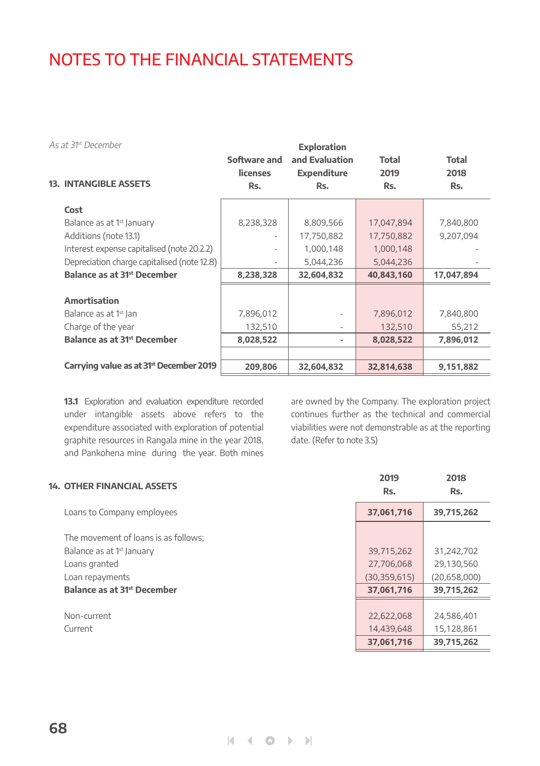# NOTES TO THE FINANCIAL STATEMENTS

*As at 31st December*

## 13. INTANGIBLE ASSETS

| | Software and licenses Rs. | Exploration and Evaluation Expenditure Rs. | Total 2019 Rs. | Total 2018 Rs. |
|---|---|---|---|---|
| **Cost** | | | | |
| Balance as at 1st January | 8,238,328 | 8,809,566 | 17,047,894 | 7,840,800 |
| Additions (note 13.1) | - | 17,750,882 | 17,750,882 | 9,207,094 |
| Interest expense capitalised (note 20.2.2) | - | 1,000,148 | 1,000,148 | - |
| Depreciation charge capitalised (note 12.8) | - | 5,044,236 | 5,044,236 | - |
| **Balance as at 31st December** | **8,238,328** | **32,604,832** | **40,843,160** | **17,047,894** |
| | | | | |
| **Amortisation** | | | | |
| Balance as at 1st Jan | 7,896,012 | - | 7,896,012 | 7,840,800 |
| Charge of the year | 132,510 | - | 132,510 | 55,212 |
| **Balance as at 31st December** | **8,028,522** | **-** | **8,028,522** | **7,896,012** |
| | | | | |
| **Carrying value as at 31st December 2019** | **209,806** | **32,604,832** | **32,814,638** | **9,151,882** |

**13.1** Exploration and evaluation expenditure recorded under intangible assets above refers to the expenditure associated with exploration of potential graphite resources in Rangala mine in the year 2018, and Pankohena mine during the year. Both mines are owned by the Company. The exploration project continues further as the technical and commercial viabilities were not demonstrable as at the reporting date. (Refer to note 3.5)

## 14. OTHER FINANCIAL ASSETS

| | 2019 Rs. | 2018 Rs. |
|---|---|---|
| Loans to Company employees | **37,061,716** | **39,715,262** |
| | | |
| The movement of loans is as follows; | | |
| Balance as at 1st January | 39,715,262 | 31,242,702 |
| Loans granted | 27,706,068 | 29,130,560 |
| Loan repayments | (30,359,615) | (20,658,000) |
| **Balance as at 31st December** | **37,061,716** | **39,715,262** |
| | | |
| Non-current | 22,622,068 | 24,586,401 |
| Current | 14,439,648 | 15,128,861 |
| | **37,061,716** | **39,715,262** |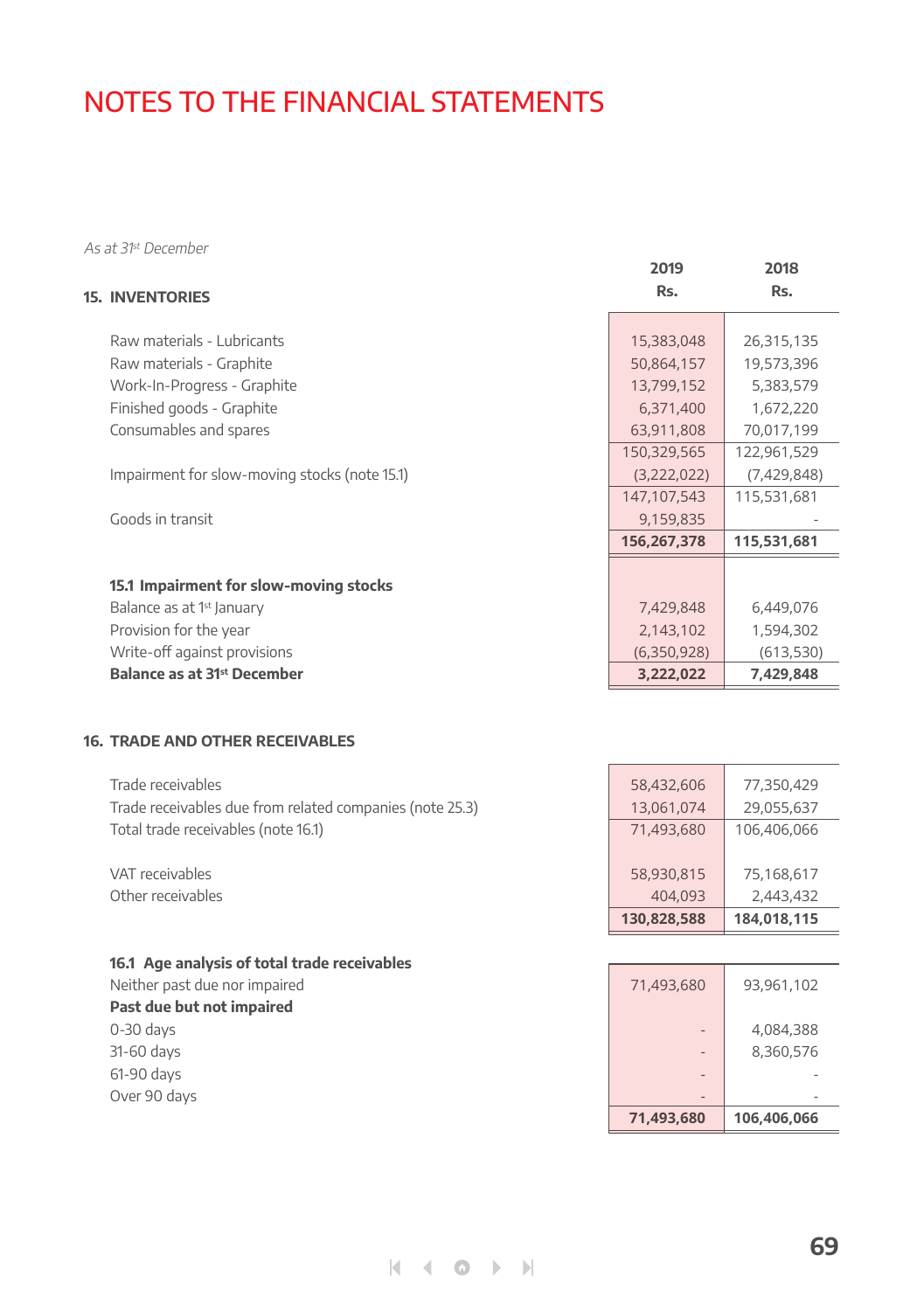# NOTES TO THE FINANCIAL STATEMENTS

*As at 31st December*

## 15. INVENTORIES

| | 2019 Rs. | 2018 Rs. |
|---|---|---|
| Raw materials - Lubricants | 15,383,048 | 26,315,135 |
| Raw materials - Graphite | 50,864,157 | 19,573,396 |
| Work-In-Progress - Graphite | 13,799,152 | 5,383,579 |
| Finished goods - Graphite | 6,371,400 | 1,672,220 |
| Consumables and spares | 63,911,808 | 70,017,199 |
| | 150,329,565 | 122,961,529 |
| Impairment for slow-moving stocks (note 15.1) | (3,222,022) | (7,429,848) |
| | 147,107,543 | 115,531,681 |
| Goods in transit | 9,159,835 | - |
| | **156,267,378** | **115,531,681** |

### 15.1 Impairment for slow-moving stocks

| | 2019 Rs. | 2018 Rs. |
|---|---|---|
| Balance as at 1st January | 7,429,848 | 6,449,076 |
| Provision for the year | 2,143,102 | 1,594,302 |
| Write-off against provisions | (6,350,928) | (613,530) |
| **Balance as at 31st December** | **3,222,022** | **7,429,848** |

## 16. TRADE AND OTHER RECEIVABLES

| | 2019 Rs. | 2018 Rs. |
|---|---|---|
| Trade receivables | 58,432,606 | 77,350,429 |
| Trade receivables due from related companies (note 25.3) | 13,061,074 | 29,055,637 |
| Total trade receivables (note 16.1) | 71,493,680 | 106,406,066 |
| VAT receivables | 58,930,815 | 75,168,617 |
| Other receivables | 404,093 | 2,443,432 |
| | **130,828,588** | **184,018,115** |

### 16.1 Age analysis of total trade receivables

| | 2019 Rs. | 2018 Rs. |
|---|---|---|
| Neither past due nor impaired | 71,493,680 | 93,961,102 |
| **Past due but not impaired** | | |
| 0-30 days | - | 4,084,388 |
| 31-60 days | - | 8,360,576 |
| 61-90 days | - | - |
| Over 90 days | - | - |
| | **71,493,680** | **106,406,066** |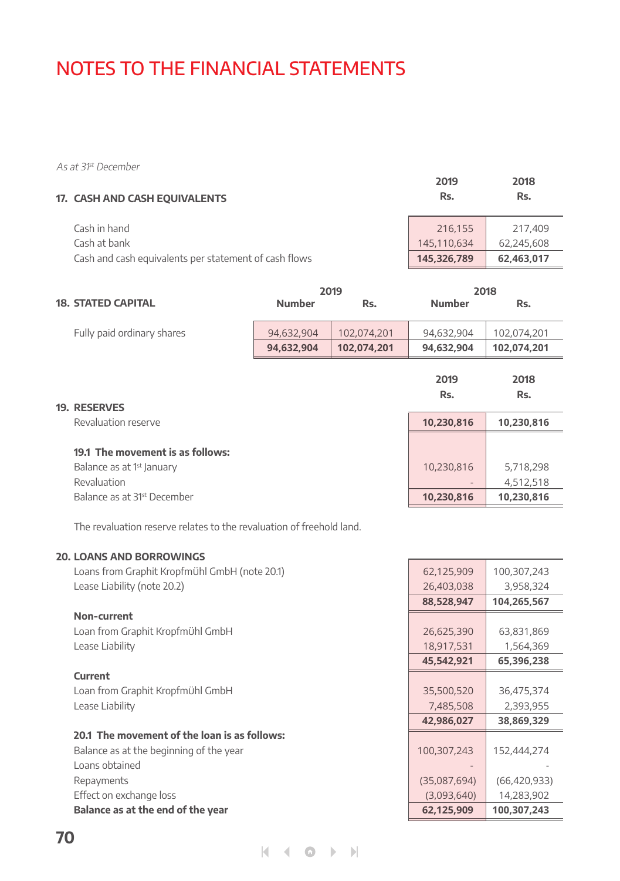# NOTES TO THE FINANCIAL STATEMENTS

*As at 31st December*

| 17. CASH AND CASH EQUIVALENTS | 2019 Rs. | 2018 Rs. |
|---|---|---|
| Cash in hand | 216,155 | 217,409 |
| Cash at bank | 145,110,634 | 62,245,608 |
| Cash and cash equivalents per statement of cash flows | **145,326,789** | **62,463,017** |

| 18. STATED CAPITAL | 2019 | | 2018 | |
|---|---|---|---|---|
| | Number | Rs. | Number | Rs. |
| Fully paid ordinary shares | 94,632,904 | 102,074,201 | 94,632,904 | 102,074,201 |
| | **94,632,904** | **102,074,201** | **94,632,904** | **102,074,201** |

| 19. RESERVES | 2019 Rs. | 2018 Rs. |
|---|---|---|
| Revaluation reserve | **10,230,816** | **10,230,816** |
| **19.1 The movement is as follows:** | | |
| Balance as at 1st January | 10,230,816 | 5,718,298 |
| Revaluation | - | 4,512,518 |
| Balance as at 31st December | **10,230,816** | **10,230,816** |

The revaluation reserve relates to the revaluation of freehold land.

| 20. LOANS AND BORROWINGS | 2019 Rs. | 2018 Rs. |
|---|---|---|
| Loans from Graphit Kropfmühl GmbH (note 20.1) | 62,125,909 | 100,307,243 |
| Lease Liability (note 20.2) | 26,403,038 | 3,958,324 |
| | **88,528,947** | **104,265,567** |
| **Non-current** | | |
| Loan from Graphit Kropfmühl GmbH | 26,625,390 | 63,831,869 |
| Lease Liability | 18,917,531 | 1,564,369 |
| | **45,542,921** | **65,396,238** |
| **Current** | | |
| Loan from Graphit Kropfmühl GmbH | 35,500,520 | 36,475,374 |
| Lease Liability | 7,485,508 | 2,393,955 |
| | **42,986,027** | **38,869,329** |
| **20.1 The movement of the loan is as follows:** | | |
| Balance as at the beginning of the year | 100,307,243 | 152,444,274 |
| Loans obtained | - | - |
| Repayments | (35,087,694) | (66,420,933) |
| Effect on exchange loss | (3,093,640) | 14,283,902 |
| **Balance as at the end of the year** | **62,125,909** | **100,307,243** |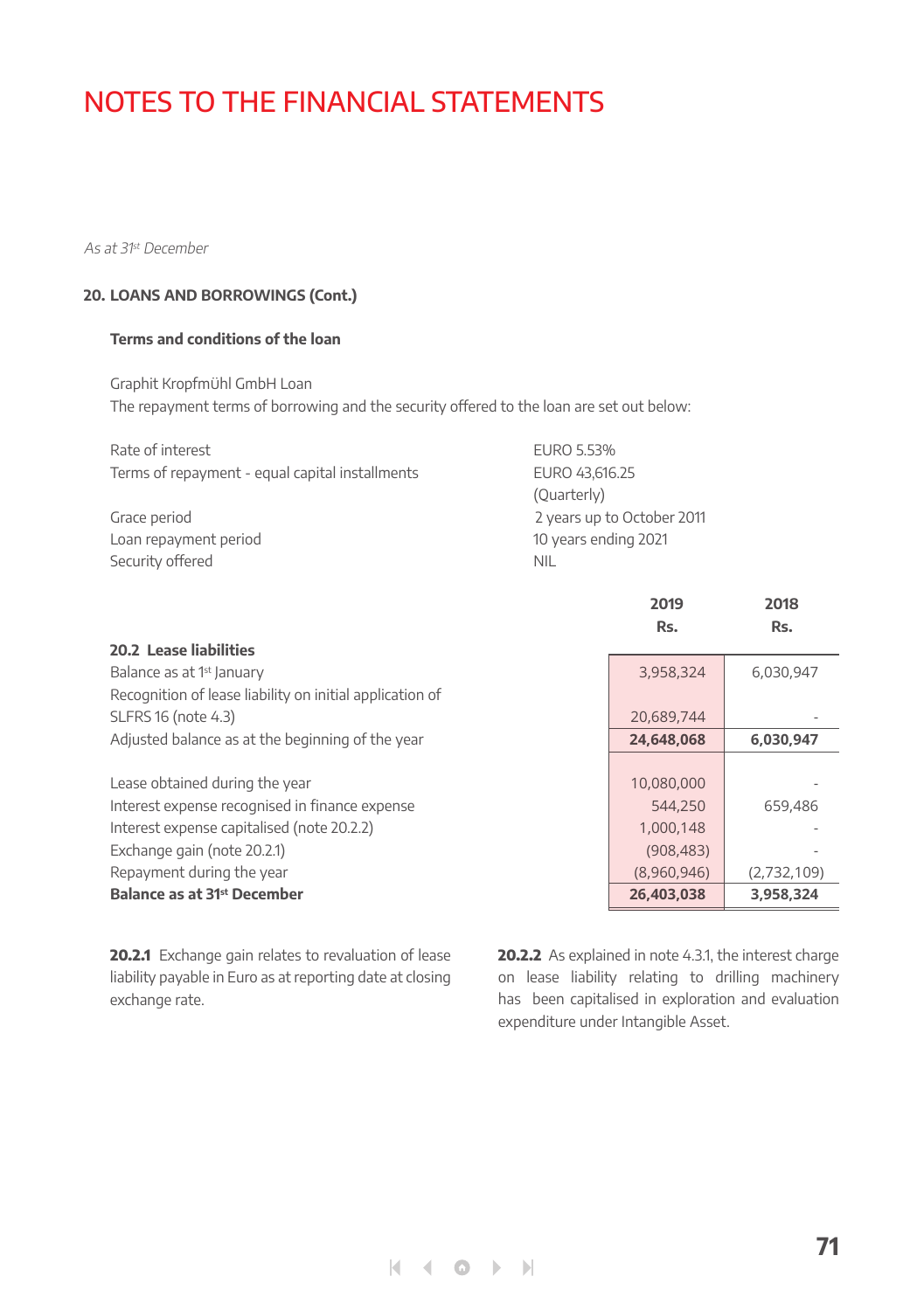# NOTES TO THE FINANCIAL STATEMENTS

*As at 31st December*

## 20. LOANS AND BORROWINGS (Cont.)

### Terms and conditions of the loan

Graphit KropfmÜhl GmbH Loan
The repayment terms of borrowing and the security offered to the loan are set out below:

| | |
|---|---|
| Rate of interest | EURO 5.53% |
| Terms of repayment - equal capital installments | EURO 43,616.25 (Quarterly) |
| Grace period | 2 years up to October 2011 |
| Loan repayment period | 10 years ending 2021 |
| Security offered | NIL |

| | 2019 Rs. | 2018 Rs. |
|---|---|---|
| **20.2 Lease liabilities** | | |
| Balance as at 1st January | 3,958,324 | 6,030,947 |
| Recognition of lease liability on initial application of SLFRS 16 (note 4.3) | 20,689,744 | - |
| Adjusted balance as at the beginning of the year | **24,648,068** | **6,030,947** |
| Lease obtained during the year | 10,080,000 | - |
| Interest expense recognised in finance expense | 544,250 | 659,486 |
| Interest expense capitalised (note 20.2.2) | 1,000,148 | - |
| Exchange gain (note 20.2.1) | (908,483) | - |
| Repayment during the year | (8,960,946) | (2,732,109) |
| **Balance as at 31st December** | **26,403,038** | **3,958,324** |

**20.2.1** Exchange gain relates to revaluation of lease liability payable in Euro as at reporting date at closing exchange rate.

**20.2.2** As explained in note 4.3.1, the interest charge on lease liability relating to drilling machinery has been capitalised in exploration and evaluation expenditure under Intangible Asset.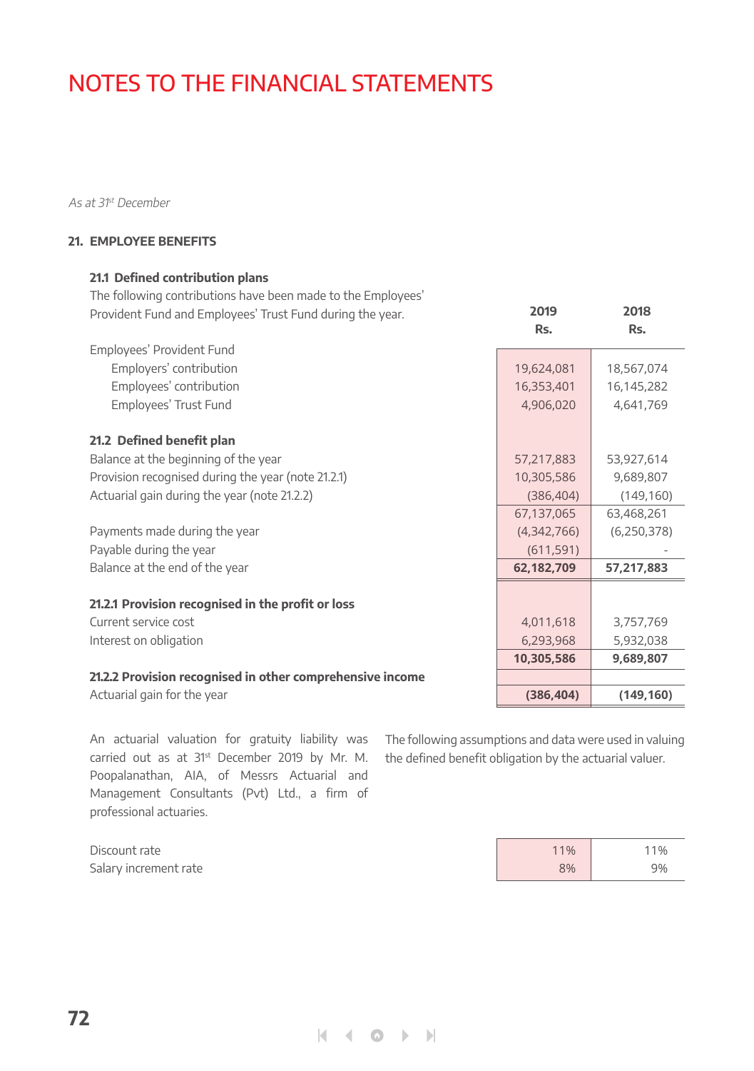# NOTES TO THE FINANCIAL STATEMENTS

*As at 31st December*

## 21. EMPLOYEE BENEFITS

### 21.1 Defined contribution plans

The following contributions have been made to the Employees' Provident Fund and Employees' Trust Fund during the year.

| | 2019 Rs. | 2018 Rs. |
|---|---|---|
| Employees' Provident Fund | | |
| Employers' contribution | 19,624,081 | 18,567,074 |
| Employees' contribution | 16,353,401 | 16,145,282 |
| Employees' Trust Fund | 4,906,020 | 4,641,769 |

### 21.2 Defined benefit plan

| | 2019 Rs. | 2018 Rs. |
|---|---|---|
| Balance at the beginning of the year | 57,217,883 | 53,927,614 |
| Provision recognised during the year (note 21.2.1) | 10,305,586 | 9,689,807 |
| Actuarial gain during the year (note 21.2.2) | (386,404) | (149,160) |
| | 67,137,065 | 63,468,261 |
| Payments made during the year | (4,342,766) | (6,250,378) |
| Payable during the year | (611,591) | - |
| Balance at the end of the year | **62,182,709** | **57,217,883** |

#### 21.2.1 Provision recognised in the profit or loss

| | 2019 Rs. | 2018 Rs. |
|---|---|---|
| Current service cost | 4,011,618 | 3,757,769 |
| Interest on obligation | 6,293,968 | 5,932,038 |
| | **10,305,586** | **9,689,807** |

#### 21.2.2 Provision recognised in other comprehensive income

| | 2019 Rs. | 2018 Rs. |
|---|---|---|
| Actuarial gain for the year | **(386,404)** | **(149,160)** |

An actuarial valuation for gratuity liability was carried out as at 31st December 2019 by Mr. M. Poopalanathan, AIA, of Messrs Actuarial and Management Consultants (Pvt) Ltd., a firm of professional actuaries.

The following assumptions and data were used in valuing the defined benefit obligation by the actuarial valuer.

| | 2019 | 2018 |
|---|---|---|
| Discount rate | 11% | 11% |
| Salary increment rate | 8% | 9% |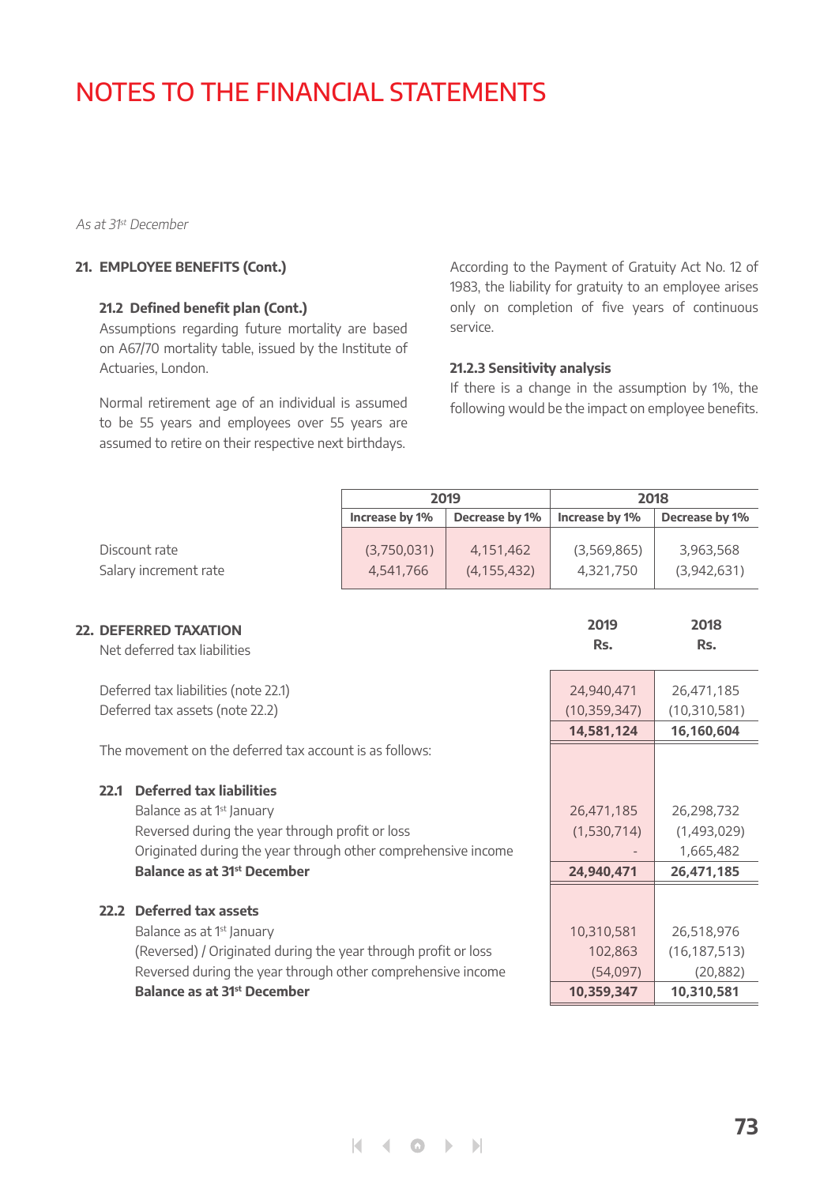# NOTES TO THE FINANCIAL STATEMENTS

*As at 31st December*

## 21. EMPLOYEE BENEFITS (Cont.)

### 21.2 Defined benefit plan (Cont.)

Assumptions regarding future mortality are based on A67/70 mortality table, issued by the Institute of Actuaries, London.

Normal retirement age of an individual is assumed to be 55 years and employees over 55 years are assumed to retire on their respective next birthdays.

According to the Payment of Gratuity Act No. 12 of 1983, the liability for gratuity to an employee arises only on completion of five years of continuous service.

### 21.2.3 Sensitivity analysis

If there is a change in the assumption by 1%, the following would be the impact on employee benefits.

| | 2019 | | 2018 | |
|---|---|---|---|---|
| | **Increase by 1%** | **Decrease by 1%** | **Increase by 1%** | **Decrease by 1%** |
| Discount rate | (3,750,031) | 4,151,462 | (3,569,865) | 3,963,568 |
| Salary increment rate | 4,541,766 | (4,155,432) | 4,321,750 | (3,942,631) |

## 22. DEFERRED TAXATION

| Net deferred tax liabilities | 2019 Rs. | 2018 Rs. |
|---|---|---|
| Deferred tax liabilities (note 22.1) | 24,940,471 | 26,471,185 |
| Deferred tax assets (note 22.2) | (10,359,347) | (10,310,581) |
| | **14,581,124** | **16,160,604** |

The movement on the deferred tax account is as follows:

| | 2019 Rs. | 2018 Rs. |
|---|---|---|
| **22.1 Deferred tax liabilities** | | |
| Balance as at 1st January | 26,471,185 | 26,298,732 |
| Reversed during the year through profit or loss | (1,530,714) | (1,493,029) |
| Originated during the year through other comprehensive income | - | 1,665,482 |
| **Balance as at 31st December** | **24,940,471** | **26,471,185** |
| **22.2 Deferred tax assets** | | |
| Balance as at 1st January | 10,310,581 | 26,518,976 |
| (Reversed) / Originated during the year through profit or loss | 102,863 | (16,187,513) |
| Reversed during the year through other comprehensive income | (54,097) | (20,882) |
| **Balance as at 31st December** | **10,359,347** | **10,310,581** |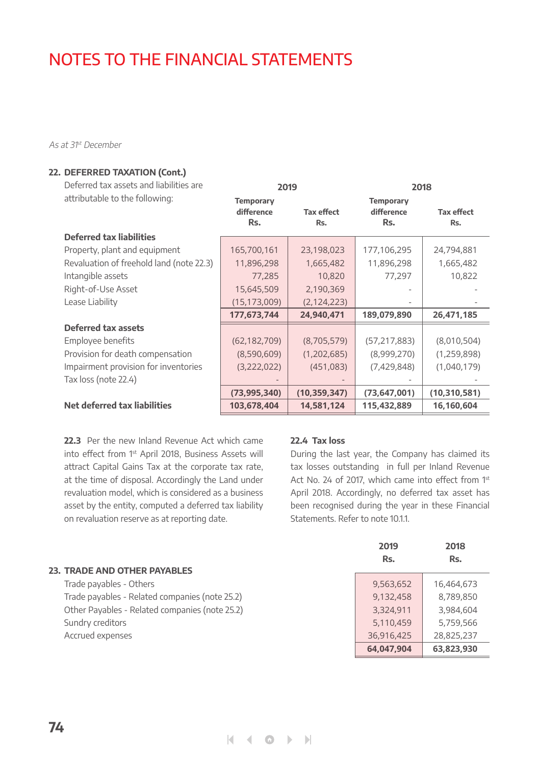# NOTES TO THE FINANCIAL STATEMENTS

*As at 31st December*

## 22. DEFERRED TAXATION (Cont.)

Deferred tax assets and liabilities are attributable to the following:

| | 2019 | | 2018 | |
|---|---|---|---|---|
| | Temporary difference Rs. | Tax effect Rs. | Temporary difference Rs. | Tax effect Rs. |
| **Deferred tax liabilities** | | | | |
| Property, plant and equipment | 165,700,161 | 23,198,023 | 177,106,295 | 24,794,881 |
| Revaluation of freehold land (note 22.3) | 11,896,298 | 1,665,482 | 11,896,298 | 1,665,482 |
| Intangible assets | 77,285 | 10,820 | 77,297 | 10,822 |
| Right-of-Use Asset | 15,645,509 | 2,190,369 | - | - |
| Lease Liability | (15,173,009) | (2,124,223) | - | - |
| | **177,673,744** | **24,940,471** | **189,079,890** | **26,471,185** |
| **Deferred tax assets** | | | | |
| Employee benefits | (62,182,709) | (8,705,579) | (57,217,883) | (8,010,504) |
| Provision for death compensation | (8,590,609) | (1,202,685) | (8,999,270) | (1,259,898) |
| Impairment provision for inventories | (3,222,022) | (451,083) | (7,429,848) | (1,040,179) |
| Tax loss (note 22.4) | - | - | - | - |
| | **(73,995,340)** | **(10,359,347)** | **(73,647,001)** | **(10,310,581)** |
| **Net deferred tax liabilities** | **103,678,404** | **14,581,124** | **115,432,889** | **16,160,604** |

**22.3** Per the new Inland Revenue Act which came into effect from 1st April 2018, Business Assets will attract Capital Gains Tax at the corporate tax rate, at the time of disposal. Accordingly the Land under revaluation model, which is considered as a business asset by the entity, computed a deferred tax liability on revaluation reserve as at reporting date.

**22.4 Tax loss**

During the last year, the Company has claimed its tax losses outstanding in full per Inland Revenue Act No. 24 of 2017, which came into effect from 1st April 2018. Accordingly, no deferred tax asset has been recognised during the year in these Financial Statements. Refer to note 10.1.1.

## 23. TRADE AND OTHER PAYABLES

| | 2019 Rs. | 2018 Rs. |
|---|---|---|
| Trade payables - Others | 9,563,652 | 16,464,673 |
| Trade payables - Related companies (note 25.2) | 9,132,458 | 8,789,850 |
| Other Payables - Related companies (note 25.2) | 3,324,911 | 3,984,604 |
| Sundry creditors | 5,110,459 | 5,759,566 |
| Accrued expenses | 36,916,425 | 28,825,237 |
| | **64,047,904** | **63,823,930** |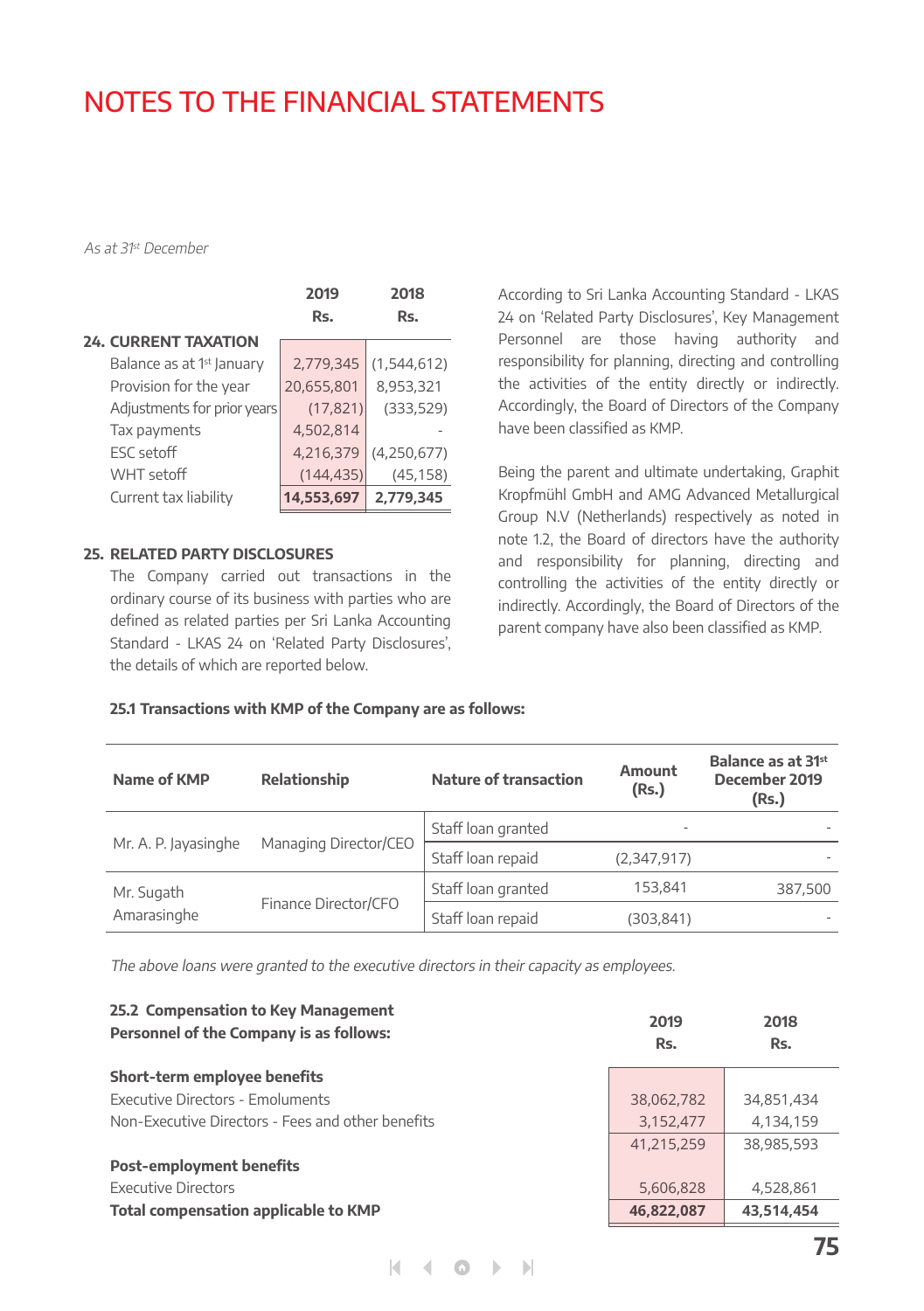# NOTES TO THE FINANCIAL STATEMENTS

*As at 31st December*

| | 2019 Rs. | 2018 Rs. |
|---|---|---|
| **24. CURRENT TAXATION** | | |
| Balance as at 1st January | 2,779,345 | (1,544,612) |
| Provision for the year | 20,655,801 | 8,953,321 |
| Adjustments for prior years | (17,821) | (333,529) |
| Tax payments | 4,502,814 | - |
| ESC setoff | 4,216,379 | (4,250,677) |
| WHT setoff | (144,435) | (45,158) |
| Current tax liability | **14,553,697** | **2,779,345** |

## 25. RELATED PARTY DISCLOSURES

The Company carried out transactions in the ordinary course of its business with parties who are defined as related parties per Sri Lanka Accounting Standard - LKAS 24 on 'Related Party Disclosures', the details of which are reported below.

According to Sri Lanka Accounting Standard - LKAS 24 on 'Related Party Disclosures', Key Management Personnel are those having authority and responsibility for planning, directing and controlling the activities of the entity directly or indirectly. Accordingly, the Board of Directors of the Company have been classified as KMP.

Being the parent and ultimate undertaking, Graphit Kropfmühl GmbH and AMG Advanced Metallurgical Group N.V (Netherlands) respectively as noted in note 1.2, the Board of directors have the authority and responsibility for planning, directing and controlling the activities of the entity directly or indirectly. Accordingly, the Board of Directors of the parent company have also been classified as KMP.

### 25.1 Transactions with KMP of the Company are as follows:

| Name of KMP | Relationship | Nature of transaction | Amount (Rs.) | Balance as at 31st December 2019 (Rs.) |
|---|---|---|---|---|
| Mr. A. P. Jayasinghe | Managing Director/CEO | Staff loan granted | - | - |
| | | Staff loan repaid | (2,347,917) | - |
| Mr. Sugath Amarasinghe | Finance Director/CFO | Staff loan granted | 153,841 | 387,500 |
| | | Staff loan repaid | (303,841) | - |

*The above loans were granted to the executive directors in their capacity as employees.*

### 25.2 Compensation to Key Management Personnel of the Company is as follows:

| | 2019 Rs. | 2018 Rs. |
|---|---|---|
| **Short-term employee benefits** | | |
| Executive Directors - Emoluments | 38,062,782 | 34,851,434 |
| Non-Executive Directors - Fees and other benefits | 3,152,477 | 4,134,159 |
| | 41,215,259 | 38,985,593 |
| **Post-employment benefits** | | |
| Executive Directors | 5,606,828 | 4,528,861 |
| **Total compensation applicable to KMP** | **46,822,087** | **43,514,454** |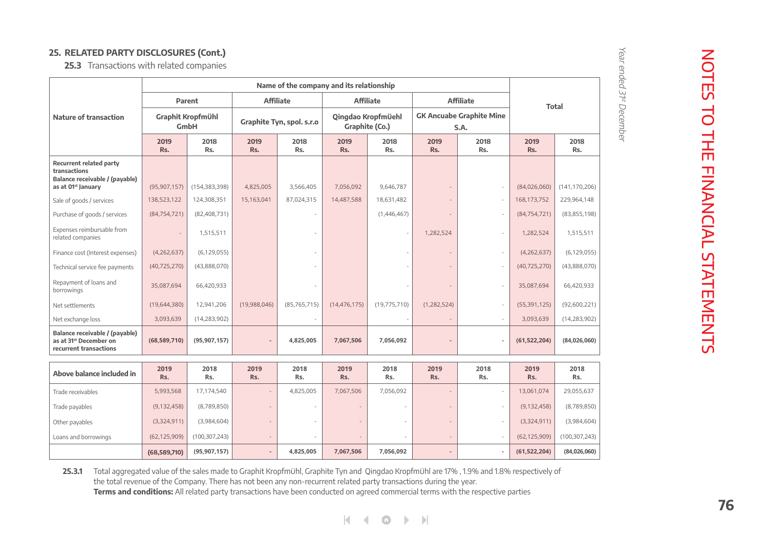## 25. RELATED PARTY DISCLOSURES (Cont.)

### 25.3 Transactions with related companies

| Nature of transaction | Name of the company and its relationship | | | | | | | | Total | |
|---|---|---|---|---|---|---|---|---|---|---|
| | Parent | | Affiliate | | Affiliate | | Affiliate | | | |
| | Graphit Kropfmühl GmbH | | Graphite Tyn, spol. s.r.o | | Qingdao Kropfmüehl Graphite (Co.) | | GK Ancuabe Graphite Mine S.A. | | | |
| | 2019 Rs. | 2018 Rs. | 2019 Rs. | 2018 Rs. | 2019 Rs. | 2018 Rs. | 2019 Rs. | 2018 Rs. | 2019 Rs. | 2018 Rs. |
| **Recurrent related party transactions** | | | | | | | | | | |
| **Balance receivable / (payable) as at 01st January** | (95,907,157) | (154,383,398) | 4,825,005 | 3,566,405 | 7,056,092 | 9,646,787 | - | - | (84,026,060) | (141,170,206) |
| Sale of goods / services | 138,523,122 | 124,308,351 | 15,163,041 | 87,024,315 | 14,487,588 | 18,631,482 | - | - | 168,173,752 | 229,964,148 |
| Purchase of goods / services | (84,754,721) | (82,408,731) | | - | | (1,446,467) | - | - | (84,754,721) | (83,855,198) |
| Expenses reimbursable from related companies | - | 1,515,511 | | - | | - | 1,282,524 | - | 1,282,524 | 1,515,511 |
| Finance cost (Interest expenses) | (4,262,637) | (6,129,055) | | - | | - | - | - | (4,262,637) | (6,129,055) |
| Technical service fee payments | (40,725,270) | (43,888,070) | | - | | - | - | - | (40,725,270) | (43,888,070) |
| Repayment of loans and borrowings | 35,087,694 | 66,420,933 | | - | | - | - | - | 35,087,694 | 66,420,933 |
| Net settlements | (19,644,380) | 12,941,206 | (19,988,046) | (85,765,715) | (14,476,175) | (19,775,710) | (1,282,524) | - | (55,391,125) | (92,600,221) |
| Net exchange loss | 3,093,639 | (14,283,902) | | - | | - | - | - | 3,093,639 | (14,283,902) |
| **Balance receivable / (payable) as at 31st December on recurrent transactions** | **(68,589,710)** | **(95,907,157)** | **-** | **4,825,005** | **7,067,506** | **7,056,092** | **-** | **-** | **(61,522,204)** | **(84,026,060)** |

| Above balance included in | 2019 Rs. | 2018 Rs. | 2019 Rs. | 2018 Rs. | 2019 Rs. | 2018 Rs. | 2019 Rs. | 2018 Rs. | 2019 Rs. | 2018 Rs. |
|---|---|---|---|---|---|---|---|---|---|---|
| Trade receivables | 5,993,568 | 17,174,540 | - | 4,825,005 | 7,067,506 | 7,056,092 | - | - | 13,061,074 | 29,055,637 |
| Trade payables | (9,132,458) | (8,789,850) | - | - | - | - | - | - | (9,132,458) | (8,789,850) |
| Other payables | (3,324,911) | (3,984,604) | - | - | - | - | - | - | (3,324,911) | (3,984,604) |
| Loans and borrowings | (62,125,909) | (100,307,243) | - | - | - | - | - | - | (62,125,909) | (100,307,243) |
| | **(68,589,710)** | **(95,907,157)** | **-** | **4,825,005** | **7,067,506** | **7,056,092** | **-** | **-** | **(61,522,204)** | **(84,026,060)** |

**25.3.1** Total aggregated value of the sales made to Graphit Kropfmühl, Graphite Tyn and Qingdao Kropfmühl are 17% , 1.9% and 1.8% respectively of the total revenue of the Company. There has not been any non-recurrent related party transactions during the year.

**Terms and conditions:** All related party transactions have been conducted on agreed commercial terms with the respective parties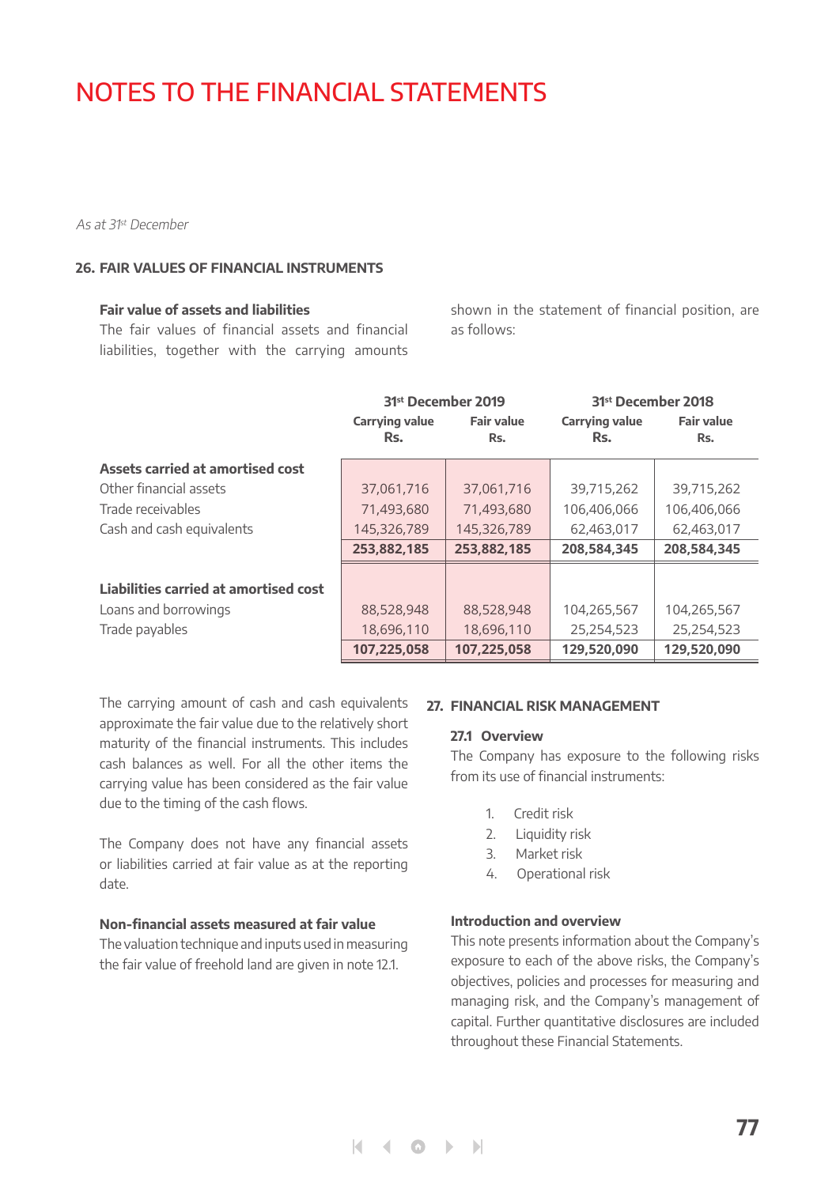# NOTES TO THE FINANCIAL STATEMENTS

*As at 31st December*

## 26. FAIR VALUES OF FINANCIAL INSTRUMENTS

**Fair value of assets and liabilities**

The fair values of financial assets and financial liabilities, together with the carrying amounts shown in the statement of financial position, are as follows:

| | 31st December 2019 | | 31st December 2018 | |
|---|---|---|---|---|
| | Carrying value Rs. | Fair value Rs. | Carrying value Rs. | Fair value Rs. |
| **Assets carried at amortised cost** | | | | |
| Other financial assets | 37,061,716 | 37,061,716 | 39,715,262 | 39,715,262 |
| Trade receivables | 71,493,680 | 71,493,680 | 106,406,066 | 106,406,066 |
| Cash and cash equivalents | 145,326,789 | 145,326,789 | 62,463,017 | 62,463,017 |
| | **253,882,185** | **253,882,185** | **208,584,345** | **208,584,345** |
| **Liabilities carried at amortised cost** | | | | |
| Loans and borrowings | 88,528,948 | 88,528,948 | 104,265,567 | 104,265,567 |
| Trade payables | 18,696,110 | 18,696,110 | 25,254,523 | 25,254,523 |
| | **107,225,058** | **107,225,058** | **129,520,090** | **129,520,090** |

The carrying amount of cash and cash equivalents approximate the fair value due to the relatively short maturity of the financial instruments. This includes cash balances as well. For all the other items the carrying value has been considered as the fair value due to the timing of the cash flows.

The Company does not have any financial assets or liabilities carried at fair value as at the reporting date.

**Non-financial assets measured at fair value**

The valuation technique and inputs used in measuring the fair value of freehold land are given in note 12.1.

## 27. FINANCIAL RISK MANAGEMENT

### 27.1 Overview

The Company has exposure to the following risks from its use of financial instruments:

1. Credit risk
2. Liquidity risk
3. Market risk
4. Operational risk

**Introduction and overview**

This note presents information about the Company's exposure to each of the above risks, the Company's objectives, policies and processes for measuring and managing risk, and the Company's management of capital. Further quantitative disclosures are included throughout these Financial Statements.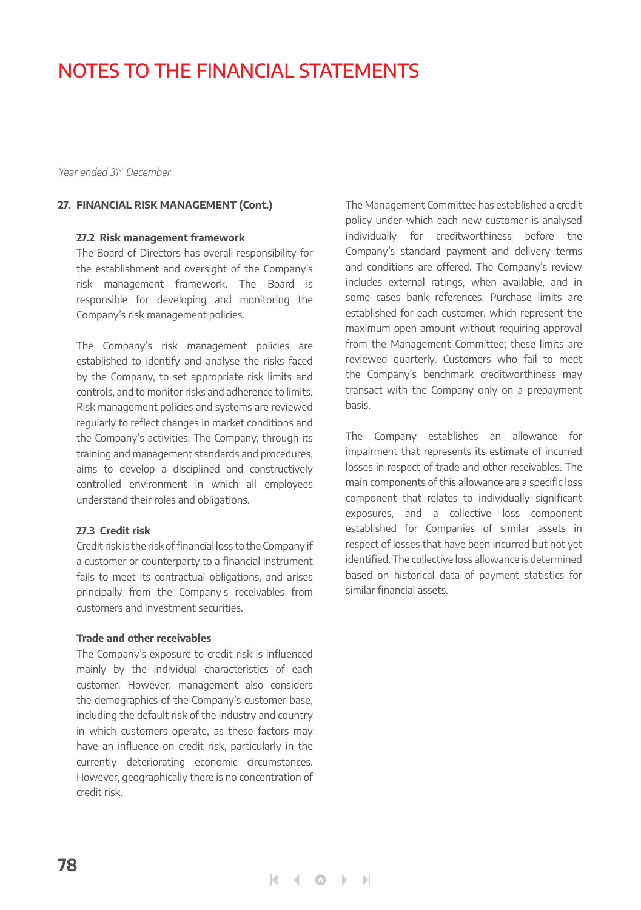# NOTES TO THE FINANCIAL STATEMENTS

*Year ended 31st December*

## 27. FINANCIAL RISK MANAGEMENT (Cont.)

### 27.2 Risk management framework

The Board of Directors has overall responsibility for the establishment and oversight of the Company's risk management framework. The Board is responsible for developing and monitoring the Company's risk management policies.

The Company's risk management policies are established to identify and analyse the risks faced by the Company, to set appropriate risk limits and controls, and to monitor risks and adherence to limits. Risk management policies and systems are reviewed regularly to reflect changes in market conditions and the Company's activities. The Company, through its training and management standards and procedures, aims to develop a disciplined and constructively controlled environment in which all employees understand their roles and obligations.

### 27.3 Credit risk

Credit risk is the risk of financial loss to the Company if a customer or counterparty to a financial instrument fails to meet its contractual obligations, and arises principally from the Company's receivables from customers and investment securities.

**Trade and other receivables**

The Company's exposure to credit risk is influenced mainly by the individual characteristics of each customer. However, management also considers the demographics of the Company's customer base, including the default risk of the industry and country in which customers operate, as these factors may have an influence on credit risk, particularly in the currently deteriorating economic circumstances. However, geographically there is no concentration of credit risk.

The Management Committee has established a credit policy under which each new customer is analysed individually for creditworthiness before the Company's standard payment and delivery terms and conditions are offered. The Company's review includes external ratings, when available, and in some cases bank references. Purchase limits are established for each customer, which represent the maximum open amount without requiring approval from the Management Committee; these limits are reviewed quarterly. Customers who fail to meet the Company's benchmark creditworthiness may transact with the Company only on a prepayment basis.

The Company establishes an allowance for impairment that represents its estimate of incurred losses in respect of trade and other receivables. The main components of this allowance are a specific loss component that relates to individually significant exposures, and a collective loss component established for Companies of similar assets in respect of losses that have been incurred but not yet identified. The collective loss allowance is determined based on historical data of payment statistics for similar financial assets.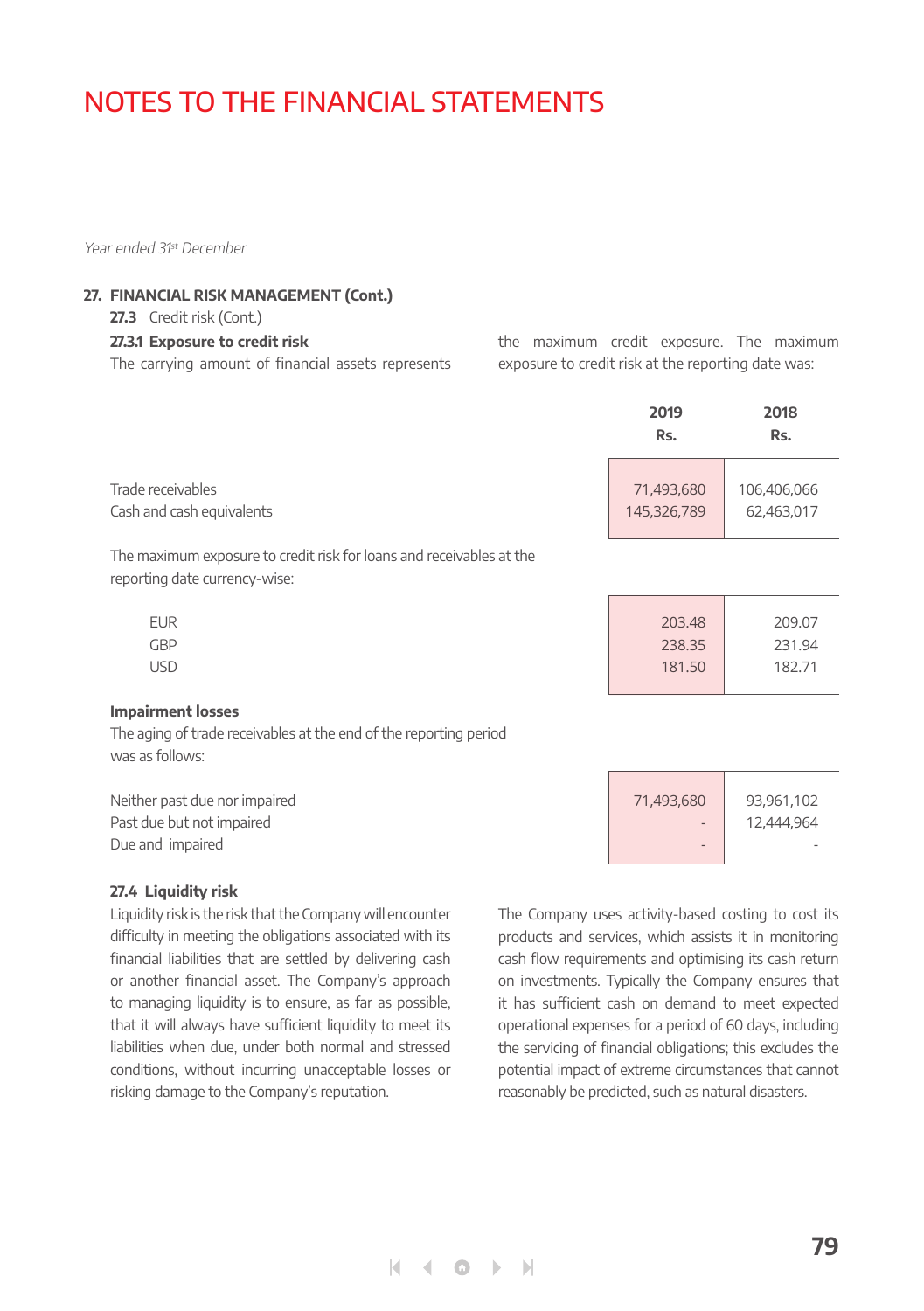# NOTES TO THE FINANCIAL STATEMENTS

*Year ended 31st December*

## 27. FINANCIAL RISK MANAGEMENT (Cont.)

**27.3** Credit risk (Cont.)

### 27.3.1 Exposure to credit risk

The carrying amount of financial assets represents the maximum credit exposure. The maximum exposure to credit risk at the reporting date was:

| | 2019 Rs. | 2018 Rs. |
|---|---|---|
| Trade receivables | 71,493,680 | 106,406,066 |
| Cash and cash equivalents | 145,326,789 | 62,463,017 |

The maximum exposure to credit risk for loans and receivables at the reporting date currency-wise:

| | 2019 | 2018 |
|---|---|---|
| EUR | 203.48 | 209.07 |
| GBP | 238.35 | 231.94 |
| USD | 181.50 | 182.71 |

**Impairment losses**

The aging of trade receivables at the end of the reporting period was as follows:

| | 2019 | 2018 |
|---|---|---|
| Neither past due nor impaired | 71,493,680 | 93,961,102 |
| Past due but not impaired | - | 12,444,964 |
| Due and impaired | - | - |

### 27.4 Liquidity risk

Liquidity risk is the risk that the Company will encounter difficulty in meeting the obligations associated with its financial liabilities that are settled by delivering cash or another financial asset. The Company's approach to managing liquidity is to ensure, as far as possible, that it will always have sufficient liquidity to meet its liabilities when due, under both normal and stressed conditions, without incurring unacceptable losses or risking damage to the Company's reputation.

The Company uses activity-based costing to cost its products and services, which assists it in monitoring cash flow requirements and optimising its cash return on investments. Typically the Company ensures that it has sufficient cash on demand to meet expected operational expenses for a period of 60 days, including the servicing of financial obligations; this excludes the potential impact of extreme circumstances that cannot reasonably be predicted, such as natural disasters.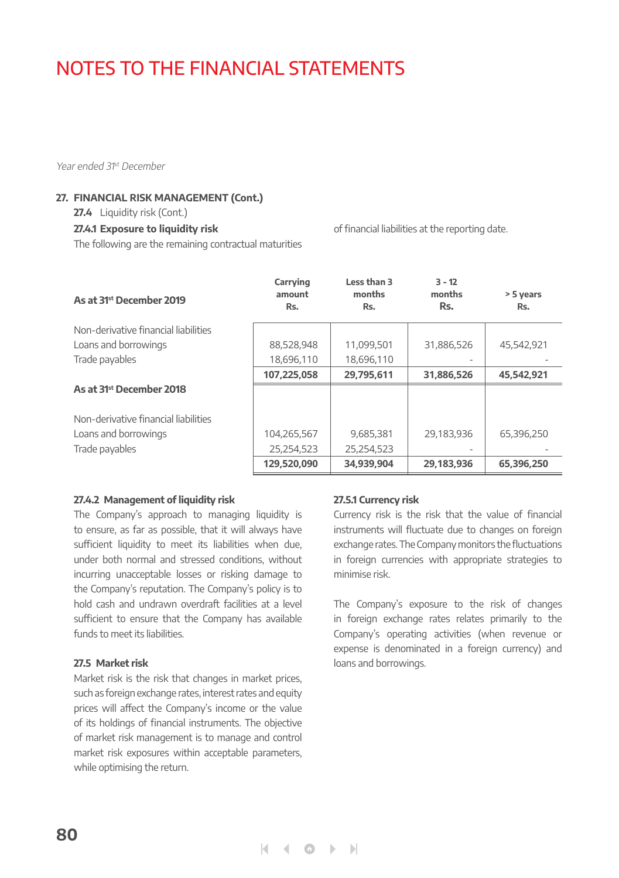# NOTES TO THE FINANCIAL STATEMENTS

*Year ended 31st December*

**27. FINANCIAL RISK MANAGEMENT (Cont.)**

**27.4** Liquidity risk (Cont.)

**27.4.1 Exposure to liquidity risk**

The following are the remaining contractual maturities of financial liabilities at the reporting date.

| **As at 31st December 2019** | **Carrying amount Rs.** | **Less than 3 months Rs.** | **3 - 12 months Rs.** | **> 5 years Rs.** |
|---|---|---|---|---|
| Non-derivative financial liabilities | | | | |
| Loans and borrowings | 88,528,948 | 11,099,501 | 31,886,526 | 45,542,921 |
| Trade payables | 18,696,110 | 18,696,110 | - | - |
| | **107,225,058** | **29,795,611** | **31,886,526** | **45,542,921** |
| **As at 31st December 2018** | | | | |
| Non-derivative financial liabilities | | | | |
| Loans and borrowings | 104,265,567 | 9,685,381 | 29,183,936 | 65,396,250 |
| Trade payables | 25,254,523 | 25,254,523 | - | - |
| | **129,520,090** | **34,939,904** | **29,183,936** | **65,396,250** |

**27.4.2 Management of liquidity risk**

The Company's approach to managing liquidity is to ensure, as far as possible, that it will always have sufficient liquidity to meet its liabilities when due, under both normal and stressed conditions, without incurring unacceptable losses or risking damage to the Company's reputation. The Company's policy is to hold cash and undrawn overdraft facilities at a level sufficient to ensure that the Company has available funds to meet its liabilities.

**27.5 Market risk**

Market risk is the risk that changes in market prices, such as foreign exchange rates, interest rates and equity prices will affect the Company's income or the value of its holdings of financial instruments. The objective of market risk management is to manage and control market risk exposures within acceptable parameters, while optimising the return.

**27.5.1 Currency risk**

Currency risk is the risk that the value of financial instruments will fluctuate due to changes on foreign exchange rates. The Company monitors the fluctuations in foreign currencies with appropriate strategies to minimise risk.

The Company's exposure to the risk of changes in foreign exchange rates relates primarily to the Company's operating activities (when revenue or expense is denominated in a foreign currency) and loans and borrowings.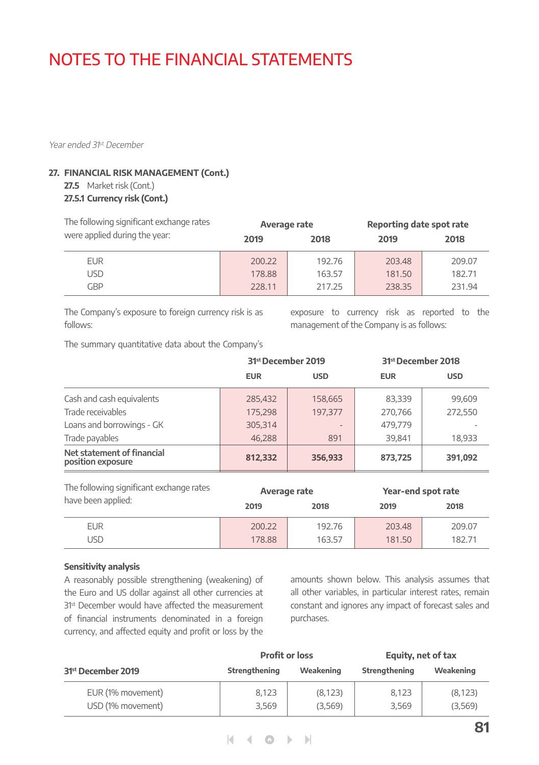# NOTES TO THE FINANCIAL STATEMENTS

*Year ended 31st December*

**27. FINANCIAL RISK MANAGEMENT (Cont.)**

**27.5** Market risk (Cont.)

**27.5.1 Currency risk (Cont.)**

| The following significant exchange rates were applied during the year: | Average rate | | Reporting date spot rate | |
|---|---|---|---|---|
| | **2019** | **2018** | **2019** | **2018** |
| EUR | 200.22 | 192.76 | 203.48 | 209.07 |
| USD | 178.88 | 163.57 | 181.50 | 182.71 |
| GBP | 228.11 | 217.25 | 238.35 | 231.94 |

The Company's exposure to foreign currency risk is as follows:

The summary quantitative data about the Company's exposure to currency risk as reported to the management of the Company is as follows:

| | 31st December 2019 | | 31st December 2018 | |
|---|---|---|---|---|
| | **EUR** | **USD** | **EUR** | **USD** |
| Cash and cash equivalents | 285,432 | 158,665 | 83,339 | 99,609 |
| Trade receivables | 175,298 | 197,377 | 270,766 | 272,550 |
| Loans and borrowings - GK | 305,314 | - | 479,779 | - |
| Trade payables | 46,288 | 891 | 39,841 | 18,933 |
| **Net statement of financial position exposure** | **812,332** | **356,933** | **873,725** | **391,092** |

| The following significant exchange rates have been applied: | Average rate | | Year-end spot rate | |
|---|---|---|---|---|
| | **2019** | **2018** | **2019** | **2018** |
| EUR | 200.22 | 192.76 | 203.48 | 209.07 |
| USD | 178.88 | 163.57 | 181.50 | 182.71 |

**Sensitivity analysis**

A reasonably possible strengthening (weakening) of the Euro and US dollar against all other currencies at 31st December would have affected the measurement of financial instruments denominated in a foreign currency, and affected equity and profit or loss by the amounts shown below. This analysis assumes that all other variables, in particular interest rates, remain constant and ignores any impact of forecast sales and purchases.

| | Profit or loss | | Equity, net of tax | |
|---|---|---|---|---|
| **31st December 2019** | **Strengthening** | **Weakening** | **Strengthening** | **Weakening** |
| EUR (1% movement) | 8,123 | (8,123) | 8,123 | (8,123) |
| USD (1% movement) | 3,569 | (3,569) | 3,569 | (3,569) |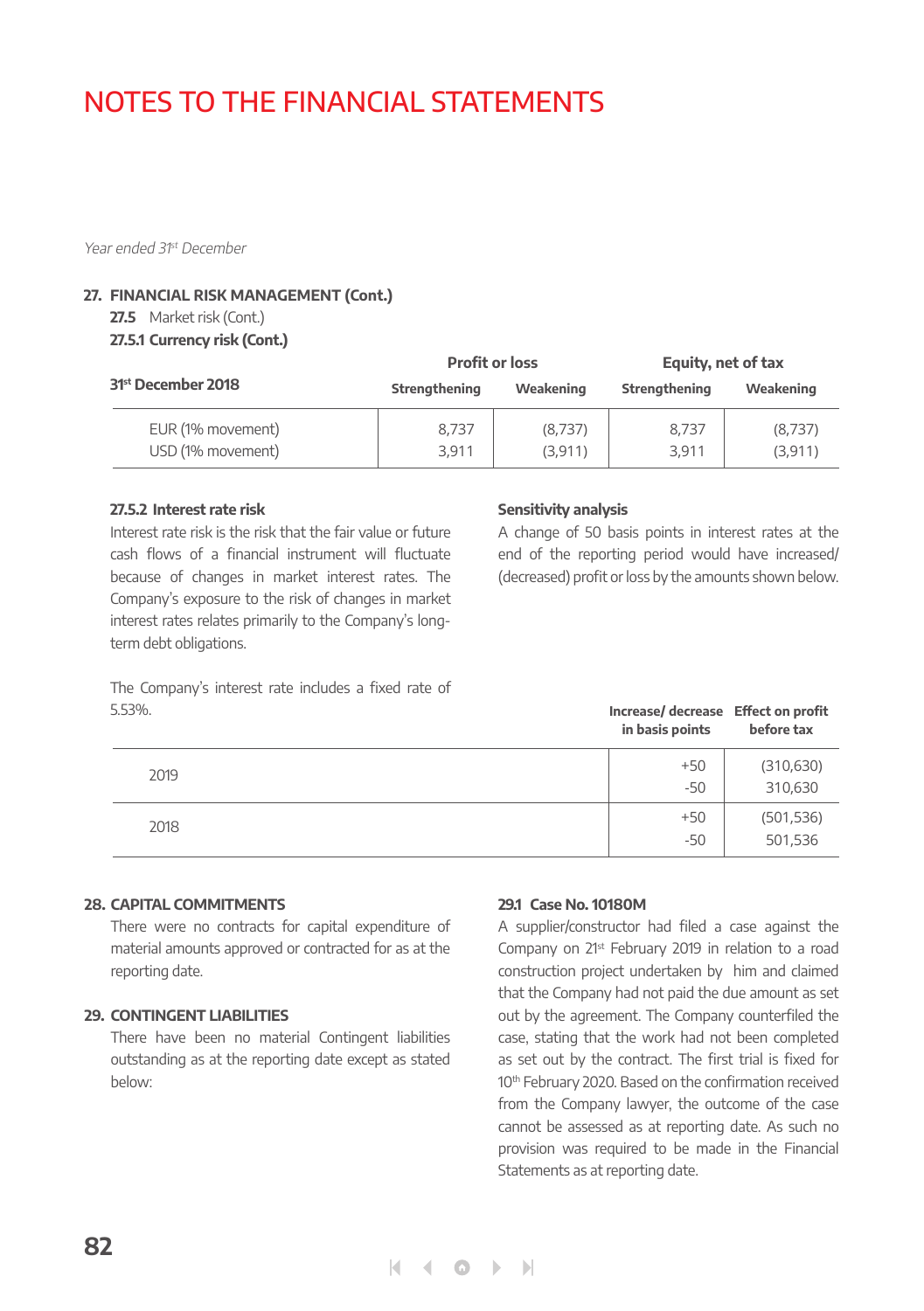# NOTES TO THE FINANCIAL STATEMENTS

*Year ended 31st December*

**27. FINANCIAL RISK MANAGEMENT (Cont.)**

**27.5** Market risk (Cont.)

**27.5.1 Currency risk (Cont.)**

| 31st December 2018 | Profit or loss | | Equity, net of tax | |
|---|---|---|---|---|
| | Strengthening | Weakening | Strengthening | Weakening |
| EUR (1% movement) | 8,737 | (8,737) | 8,737 | (8,737) |
| USD (1% movement) | 3,911 | (3,911) | 3,911 | (3,911) |

**27.5.2 Interest rate risk**

Interest rate risk is the risk that the fair value or future cash flows of a financial instrument will fluctuate because of changes in market interest rates. The Company's exposure to the risk of changes in market interest rates relates primarily to the Company's long-term debt obligations.

The Company's interest rate includes a fixed rate of 5.53%.

**Sensitivity analysis**

A change of 50 basis points in interest rates at the end of the reporting period would have increased/ (decreased) profit or loss by the amounts shown below.

| | Increase/ decrease in basis points | Effect on profit before tax |
|---|---|---|
| 2019 | +50 | (310,630) |
| | -50 | 310,630 |
| 2018 | +50 | (501,536) |
| | -50 | 501,536 |

**28. CAPITAL COMMITMENTS**

There were no contracts for capital expenditure of material amounts approved or contracted for as at the reporting date.

**29. CONTINGENT LIABILITIES**

There have been no material Contingent liabilities outstanding as at the reporting date except as stated below:

**29.1 Case No. 10180M**

A supplier/constructor had filed a case against the Company on 21st February 2019 in relation to a road construction project undertaken by him and claimed that the Company had not paid the due amount as set out by the agreement. The Company counterfiled the case, stating that the work had not been completed as set out by the contract. The first trial is fixed for 10th February 2020. Based on the confirmation received from the Company lawyer, the outcome of the case cannot be assessed as at reporting date. As such no provision was required to be made in the Financial Statements as at reporting date.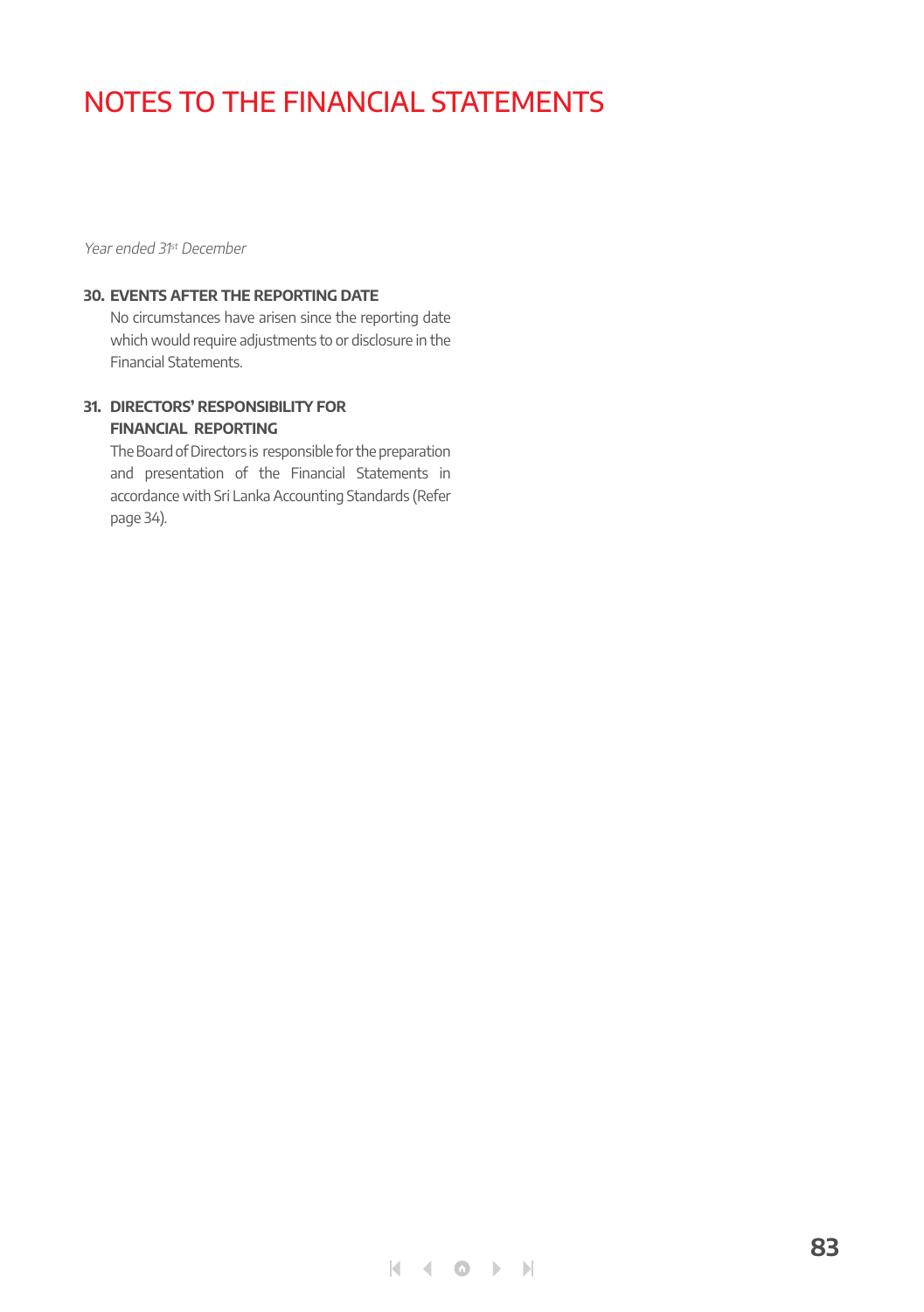# NOTES TO THE FINANCIAL STATEMENTS

*Year ended 31st December*

### 30. EVENTS AFTER THE REPORTING DATE

No circumstances have arisen since the reporting date which would require adjustments to or disclosure in the Financial Statements.

### 31. DIRECTORS' RESPONSIBILITY FOR FINANCIAL REPORTING

The Board of Directors is responsible for the preparation and presentation of the Financial Statements in accordance with Sri Lanka Accounting Standards (Refer page 34).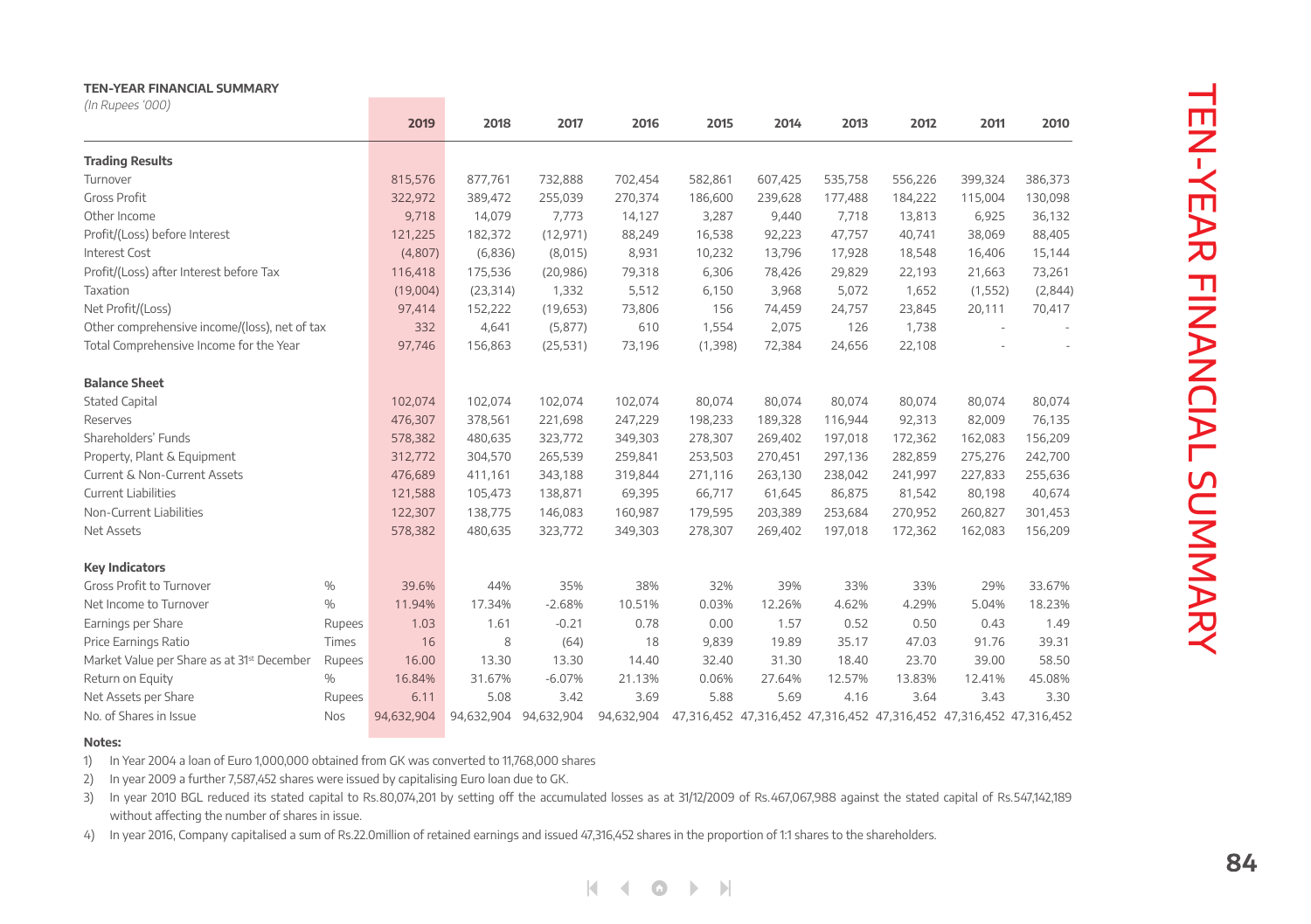**TEN-YEAR FINANCIAL SUMMARY**

*(In Rupees '000)*

| | | 2019 | 2018 | 2017 | 2016 | 2015 | 2014 | 2013 | 2012 | 2011 | 2010 |
|---|---|---|---|---|---|---|---|---|---|---|---|
| **Trading Results** | | | | | | | | | | | |
| Turnover | | 815,576 | 877,761 | 732,888 | 702,454 | 582,861 | 607,425 | 535,758 | 556,226 | 399,324 | 386,373 |
| Gross Profit | | 322,972 | 389,472 | 255,039 | 270,374 | 186,600 | 239,628 | 177,488 | 184,222 | 115,004 | 130,098 |
| Other Income | | 9,718 | 14,079 | 7,773 | 14,127 | 3,287 | 9,440 | 7,718 | 13,813 | 6,925 | 36,132 |
| Profit/(Loss) before Interest | | 121,225 | 182,372 | (12,971) | 88,249 | 16,538 | 92,223 | 47,757 | 40,741 | 38,069 | 88,405 |
| Interest Cost | | (4,807) | (6,836) | (8,015) | 8,931 | 10,232 | 13,796 | 17,928 | 18,548 | 16,406 | 15,144 |
| Profit/(Loss) after Interest before Tax | | 116,418 | 175,536 | (20,986) | 79,318 | 6,306 | 78,426 | 29,829 | 22,193 | 21,663 | 73,261 |
| Taxation | | (19,004) | (23,314) | 1,332 | 5,512 | 6,150 | 3,968 | 5,072 | 1,652 | (1,552) | (2,844) |
| Net Profit/(Loss) | | 97,414 | 152,222 | (19,653) | 73,806 | 156 | 74,459 | 24,757 | 23,845 | 20,111 | 70,417 |
| Other comprehensive income/(loss), net of tax | | 332 | 4,641 | (5,877) | 610 | 1,554 | 2,075 | 126 | 1,738 | - | - |
| Total Comprehensive Income for the Year | | 97,746 | 156,863 | (25,531) | 73,196 | (1,398) | 72,384 | 24,656 | 22,108 | - | - |
| **Balance Sheet** | | | | | | | | | | | |
| Stated Capital | | 102,074 | 102,074 | 102,074 | 102,074 | 80,074 | 80,074 | 80,074 | 80,074 | 80,074 | 80,074 |
| Reserves | | 476,307 | 378,561 | 221,698 | 247,229 | 198,233 | 189,328 | 116,944 | 92,313 | 82,009 | 76,135 |
| Shareholders' Funds | | 578,382 | 480,635 | 323,772 | 349,303 | 278,307 | 269,402 | 197,018 | 172,362 | 162,083 | 156,209 |
| Property, Plant & Equipment | | 312,772 | 304,570 | 265,539 | 259,841 | 253,503 | 270,451 | 297,136 | 282,859 | 275,276 | 242,700 |
| Current & Non-Current Assets | | 476,689 | 411,161 | 343,188 | 319,844 | 271,116 | 263,130 | 238,042 | 241,997 | 227,833 | 255,636 |
| Current Liabilities | | 121,588 | 105,473 | 138,871 | 69,395 | 66,717 | 61,645 | 86,875 | 81,542 | 80,198 | 40,674 |
| Non-Current Liabilities | | 122,307 | 138,775 | 146,083 | 160,987 | 179,595 | 203,389 | 253,684 | 270,952 | 260,827 | 301,453 |
| Net Assets | | 578,382 | 480,635 | 323,772 | 349,303 | 278,307 | 269,402 | 197,018 | 172,362 | 162,083 | 156,209 |
| **Key Indicators** | | | | | | | | | | | |
| Gross Profit to Turnover | % | 39.6% | 44% | 35% | 38% | 32% | 39% | 33% | 33% | 29% | 33.67% |
| Net Income to Turnover | % | 11.94% | 17.34% | -2.68% | 10.51% | 0.03% | 12.26% | 4.62% | 4.29% | 5.04% | 18.23% |
| Earnings per Share | Rupees | 1.03 | 1.61 | -0.21 | 0.78 | 0.00 | 1.57 | 0.52 | 0.50 | 0.43 | 1.49 |
| Price Earnings Ratio | Times | 16 | 8 | (64) | 18 | 9,839 | 19.89 | 35.17 | 47.03 | 91.76 | 39.31 |
| Market Value per Share as at 31st December | Rupees | 16.00 | 13.30 | 13.30 | 14.40 | 32.40 | 31.30 | 18.40 | 23.70 | 39.00 | 58.50 |
| Return on Equity | % | 16.84% | 31.67% | -6.07% | 21.13% | 0.06% | 27.64% | 12.57% | 13.83% | 12.41% | 45.08% |
| Net Assets per Share | Rupees | 6.11 | 5.08 | 3.42 | 3.69 | 5.88 | 5.69 | 4.16 | 3.64 | 3.43 | 3.30 |
| No. of Shares in Issue | Nos | 94,632,904 | 94,632,904 | 94,632,904 | 94,632,904 | 47,316,452 | 47,316,452 | 47,316,452 | 47,316,452 | 47,316,452 | 47,316,452 |

**Notes:**

1) In Year 2004 a loan of Euro 1,000,000 obtained from GK was converted to 11,768,000 shares

2) In year 2009 a further 7,587,452 shares were issued by capitalising Euro loan due to GK.

3) In year 2010 BGL reduced its stated capital to Rs.80,074,201 by setting off the accumulated losses as at 31/12/2009 of Rs.467,067,988 against the stated capital of Rs.547,142,189 without affecting the number of shares in issue.

4) In year 2016, Company capitalised a sum of Rs.22.0million of retained earnings and issued 47,316,452 shares in the proportion of 1:1 shares to the shareholders.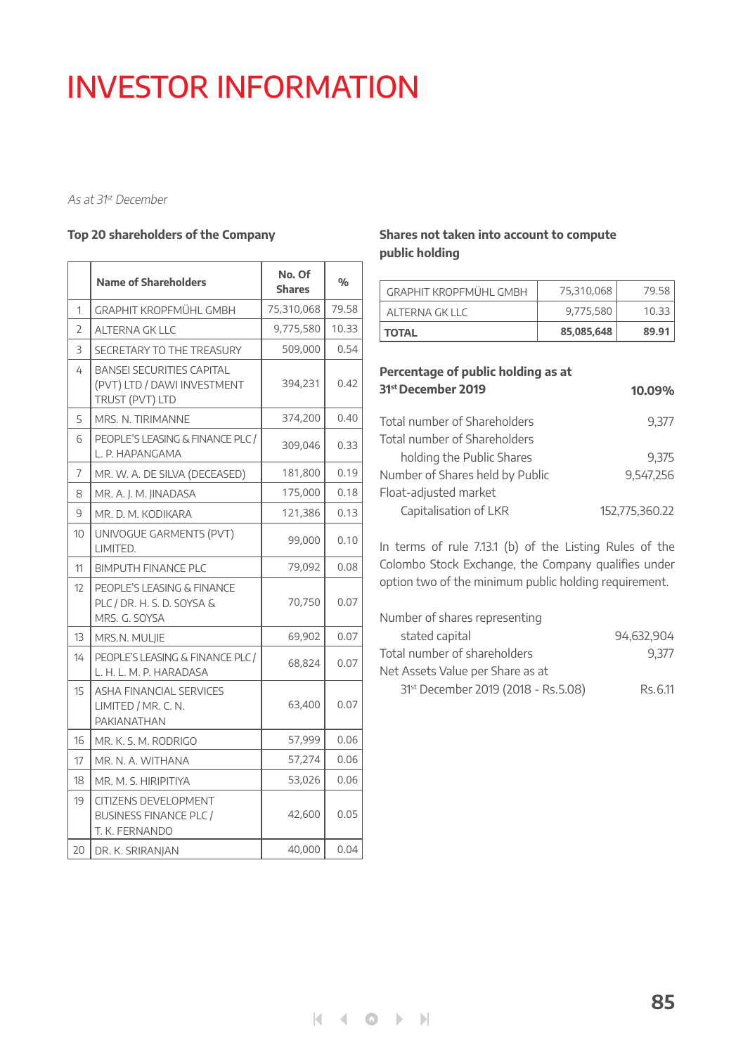# INVESTOR INFORMATION

*As at 31st December*

### Top 20 shareholders of the Company

| | Name of Shareholders | No. Of Shares | % |
|---|---|---|---|
| 1 | GRAPHIT KROPFMÜHL GMBH | 75,310,068 | 79.58 |
| 2 | ALTERNA GK LLC | 9,775,580 | 10.33 |
| 3 | SECRETARY TO THE TREASURY | 509,000 | 0.54 |
| 4 | BANSEI SECURITIES CAPITAL (PVT) LTD / DAWI INVESTMENT TRUST (PVT) LTD | 394,231 | 0.42 |
| 5 | MRS. N. TIRIMANNE | 374,200 | 0.40 |
| 6 | PEOPLE'S LEASING & FINANCE PLC / L. P. HAPANGAMA | 309,046 | 0.33 |
| 7 | MR. W. A. DE SILVA (DECEASED) | 181,800 | 0.19 |
| 8 | MR. A. J. M. JINADASA | 175,000 | 0.18 |
| 9 | MR. D. M. KODIKARA | 121,386 | 0.13 |
| 10 | UNIVOGUE GARMENTS (PVT) LIMITED. | 99,000 | 0.10 |
| 11 | BIMPUTH FINANCE PLC | 79,092 | 0.08 |
| 12 | PEOPLE'S LEASING & FINANCE PLC / DR. H. S. D. SOYSA & MRS. G. SOYSA | 70,750 | 0.07 |
| 13 | MRS.N. MULJIE | 69,902 | 0.07 |
| 14 | PEOPLE'S LEASING & FINANCE PLC / L. H. L. M. P. HARADASA | 68,824 | 0.07 |
| 15 | ASHA FINANCIAL SERVICES LIMITED / MR. C. N. PAKIANATHAN | 63,400 | 0.07 |
| 16 | MR. K. S. M. RODRIGO | 57,999 | 0.06 |
| 17 | MR. N. A. WITHANA | 57,274 | 0.06 |
| 18 | MR. M. S. HIRIPITIYA | 53,026 | 0.06 |
| 19 | CITIZENS DEVELOPMENT BUSINESS FINANCE PLC / T. K. FERNANDO | 42,600 | 0.05 |
| 20 | DR. K. SRIRANJAN | 40,000 | 0.04 |

### Shares not taken into account to compute public holding

| | | |
|---|---|---|
| GRAPHIT KROPFMÜHL GMBH | 75,310,068 | 79.58 |
| ALTERNA GK LLC | 9,775,580 | 10.33 |
| **TOTAL** | **85,085,648** | **89.91** |

### Percentage of public holding as at 31st December 2019 — 10.09%

| | |
|---|---|
| Total number of Shareholders | 9,377 |
| Total number of Shareholders holding the Public Shares | 9,375 |
| Number of Shares held by Public | 9,547,256 |
| Float-adjusted market Capitalisation of LKR | 152,775,360.22 |

In terms of rule 7.13.1 (b) of the Listing Rules of the Colombo Stock Exchange, the Company qualifies under option two of the minimum public holding requirement.

| | |
|---|---|
| Number of shares representing stated capital | 94,632,904 |
| Total number of shareholders | 9,377 |
| Net Assets Value per Share as at 31st December 2019 (2018 - Rs.5.08) | Rs.6.11 |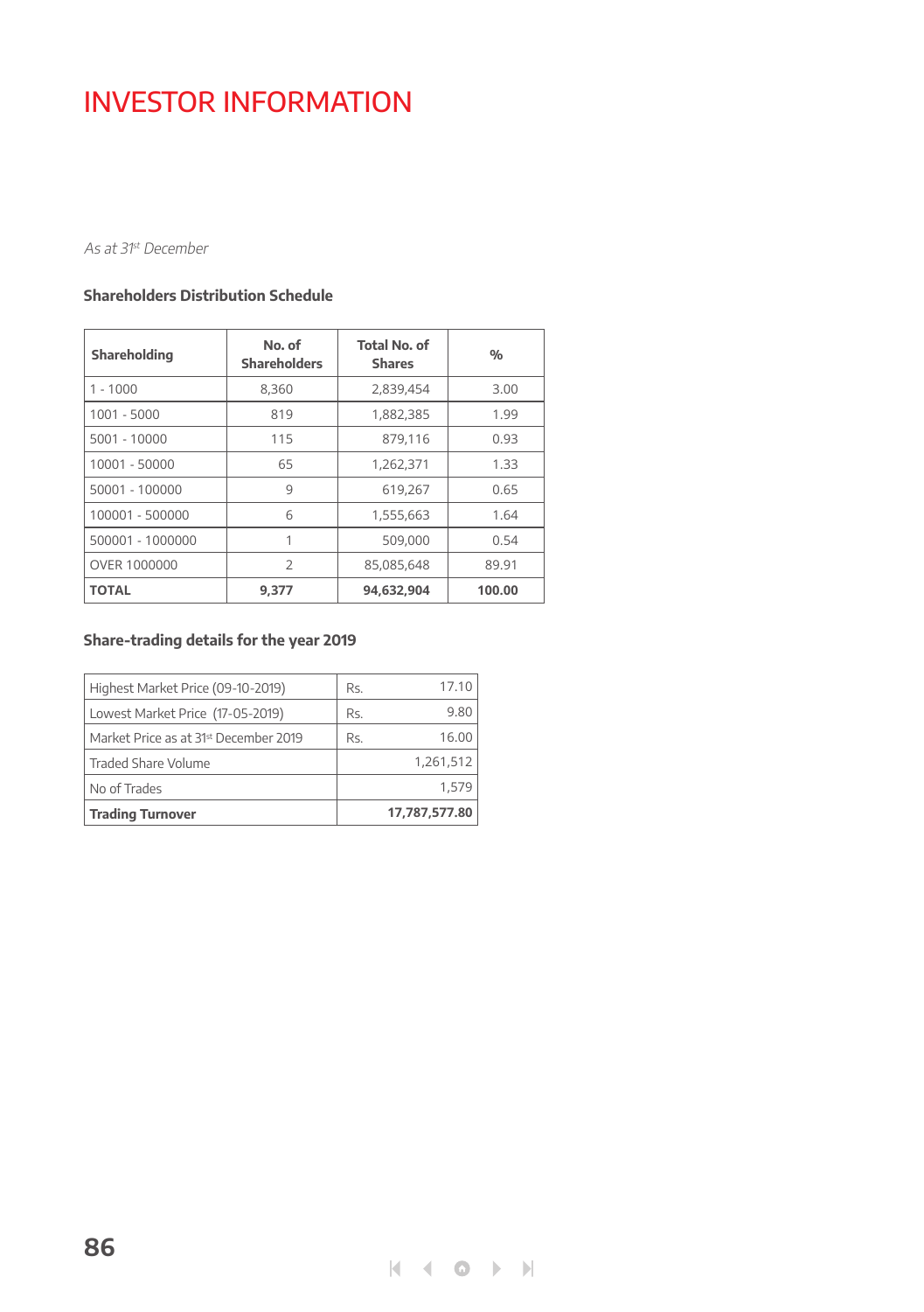# INVESTOR INFORMATION

*As at 31st December*

### Shareholders Distribution Schedule

| Shareholding | No. of Shareholders | Total No. of Shares | % |
|---|---|---|---|
| 1 - 1000 | 8,360 | 2,839,454 | 3.00 |
| 1001 - 5000 | 819 | 1,882,385 | 1.99 |
| 5001 - 10000 | 115 | 879,116 | 0.93 |
| 10001 - 50000 | 65 | 1,262,371 | 1.33 |
| 50001 - 100000 | 9 | 619,267 | 0.65 |
| 100001 - 500000 | 6 | 1,555,663 | 1.64 |
| 500001 - 1000000 | 1 | 509,000 | 0.54 |
| OVER 1000000 | 2 | 85,085,648 | 89.91 |
| **TOTAL** | **9,377** | **94,632,904** | **100.00** |

### Share-trading details for the year 2019

| | | |
|---|---|---|
| Highest Market Price (09-10-2019) | Rs. | 17.10 |
| Lowest Market Price (17-05-2019) | Rs. | 9.80 |
| Market Price as at 31st December 2019 | Rs. | 16.00 |
| Traded Share Volume | | 1,261,512 |
| No of Trades | | 1,579 |
| **Trading Turnover** | | **17,787,577.80** |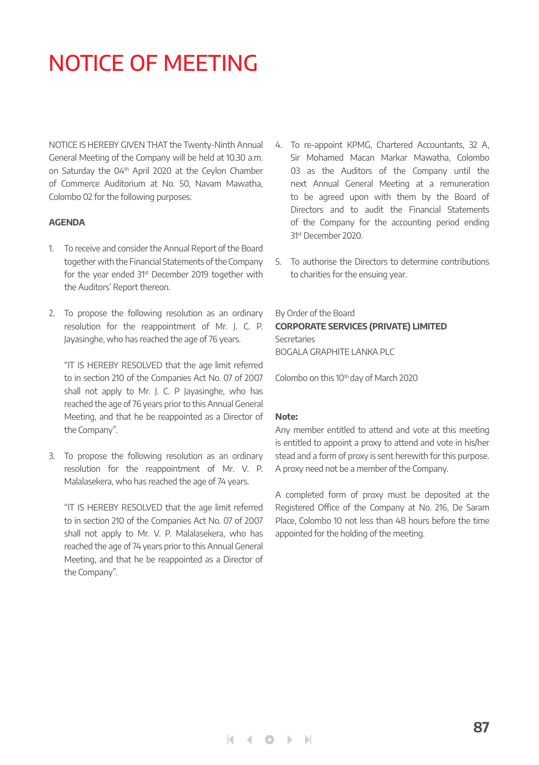# NOTICE OF MEETING

NOTICE IS HEREBY GIVEN THAT the Twenty-Ninth Annual General Meeting of the Company will be held at 10.30 a.m. on Saturday the 04th April 2020 at the Ceylon Chamber of Commerce Auditorium at No. 50, Navam Mawatha, Colombo 02 for the following purposes:

**AGENDA**

1. To receive and consider the Annual Report of the Board together with the Financial Statements of the Company for the year ended 31st December 2019 together with the Auditors' Report thereon.

2. To propose the following resolution as an ordinary resolution for the reappointment of Mr. J. C. P. Jayasinghe, who has reached the age of 76 years.

   "IT IS HEREBY RESOLVED that the age limit referred to in section 210 of the Companies Act No. 07 of 2007 shall not apply to Mr. J. C. P Jayasinghe, who has reached the age of 76 years prior to this Annual General Meeting, and that he be reappointed as a Director of the Company".

3. To propose the following resolution as an ordinary resolution for the reappointment of Mr. V. P. Malalasekera, who has reached the age of 74 years.

   "IT IS HEREBY RESOLVED that the age limit referred to in section 210 of the Companies Act No. 07 of 2007 shall not apply to Mr. V. P. Malalasekera, who has reached the age of 74 years prior to this Annual General Meeting, and that he be reappointed as a Director of the Company".

4. To re-appoint KPMG, Chartered Accountants, 32 A, Sir Mohamed Macan Markar Mawatha, Colombo 03 as the Auditors of the Company until the next Annual General Meeting at a remuneration to be agreed upon with them by the Board of Directors and to audit the Financial Statements of the Company for the accounting period ending 31st December 2020.

5. To authorise the Directors to determine contributions to charities for the ensuing year.

By Order of the Board
**CORPORATE SERVICES (PRIVATE) LIMITED**
Secretaries
BOGALA GRAPHITE LANKA PLC

Colombo on this 10th day of March 2020

**Note:**
Any member entitled to attend and vote at this meeting is entitled to appoint a proxy to attend and vote in his/her stead and a form of proxy is sent herewith for this purpose. A proxy need not be a member of the Company.

A completed form of proxy must be deposited at the Registered Office of the Company at No. 216, De Saram Place, Colombo 10 not less than 48 hours before the time appointed for the holding of the meeting.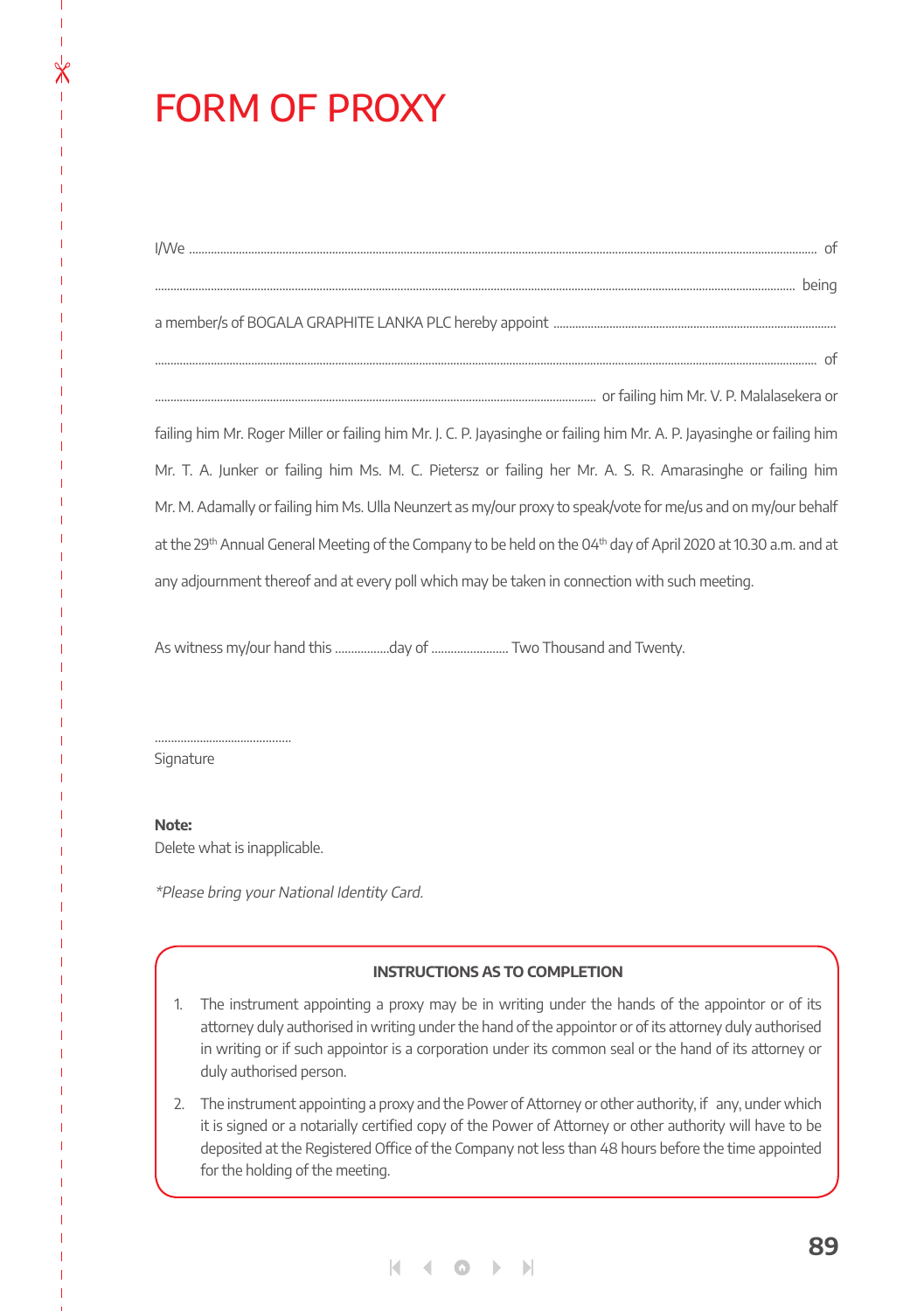# FORM OF PROXY

I/We .................................................................................................................................................................................................... of

........................................................................................................................................................................................................ being

a member/s of BOGALA GRAPHITE LANKA PLC hereby appoint ...........................................................................................

.............................................................................................................................................................................................................. of

.............................................................................................................................. or failing him Mr. V. P. Malalasekera or failing him Mr. Roger Miller or failing him Mr. J. C. P. Jayasinghe or failing him Mr. A. P. Jayasinghe or failing him Mr. T. A. Junker or failing him Ms. M. C. Pietersz or failing her Mr. A. S. R. Amarasinghe or failing him Mr. M. Adamally or failing him Ms. Ulla Neunzert as my/our proxy to speak/vote for me/us and on my/our behalf at the 29th Annual General Meeting of the Company to be held on the 04th day of April 2020 at 10.30 a.m. and at any adjournment thereof and at every poll which may be taken in connection with such meeting.

As witness my/our hand this ................day of ........................ Two Thousand and Twenty.

...........................................
Signature

**Note:**
Delete what is inapplicable.

*\*Please bring your National Identity Card.*

**INSTRUCTIONS AS TO COMPLETION**

1. The instrument appointing a proxy may be in writing under the hands of the appointor or of its attorney duly authorised in writing under the hand of the appointor or of its attorney duly authorised in writing or if such appointor is a corporation under its common seal or the hand of its attorney or duly authorised person.
2. The instrument appointing a proxy and the Power of Attorney or other authority, if any, under which it is signed or a notarially certified copy of the Power of Attorney or other authority will have to be deposited at the Registered Office of the Company not less than 48 hours before the time appointed for the holding of the meeting.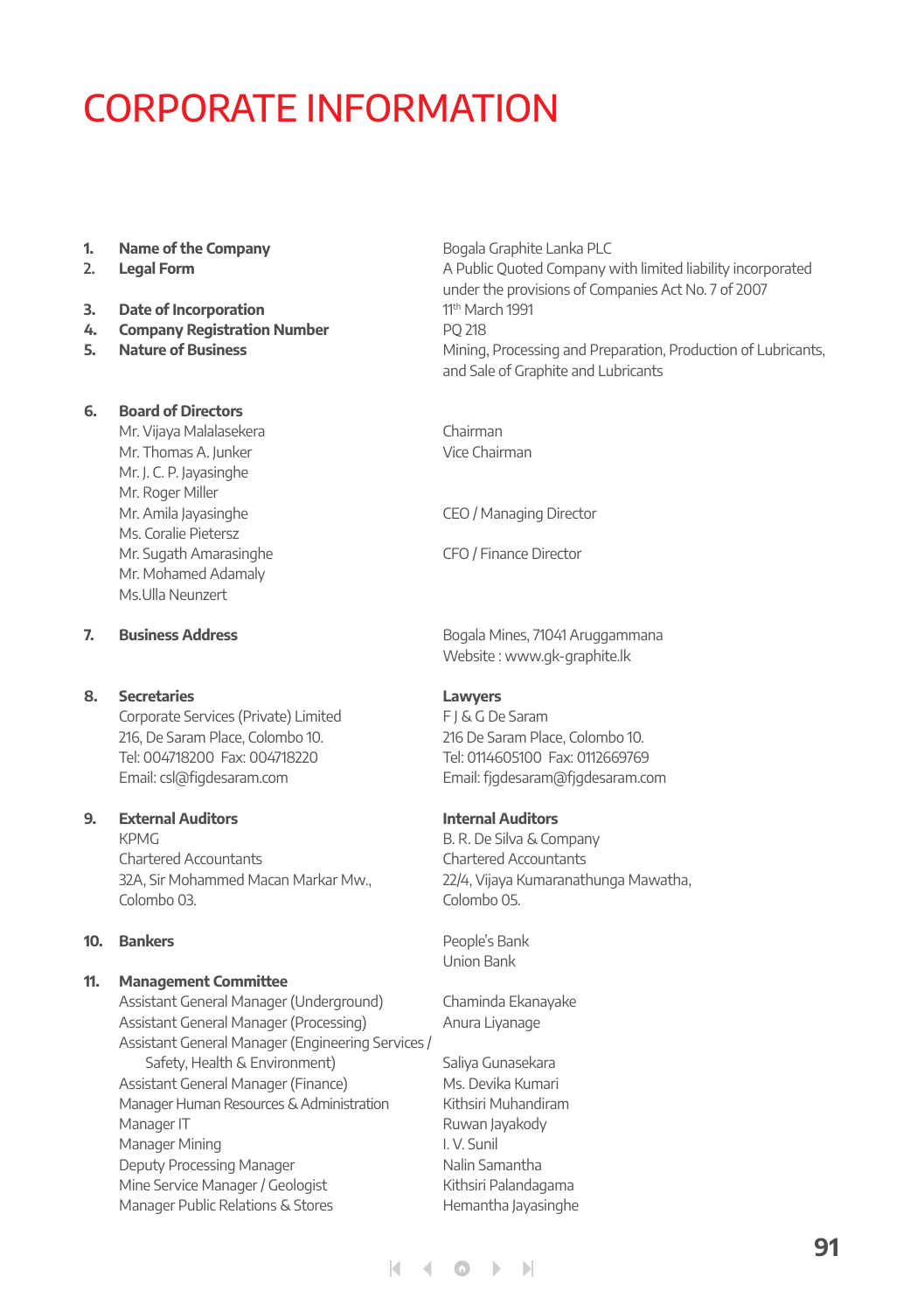# CORPORATE INFORMATION

| | | |
|---|---|---|
| 1. | **Name of the Company** | Bogala Graphite Lanka PLC |
| 2. | **Legal Form** | A Public Quoted Company with limited liability incorporated under the provisions of Companies Act No. 7 of 2007 |
| 3. | **Date of Incorporation** | 11th March 1991 |
| 4. | **Company Registration Number** | PQ 218 |
| 5. | **Nature of Business** | Mining, Processing and Preparation, Production of Lubricants, and Sale of Graphite and Lubricants |

**6. Board of Directors**

| | |
|---|---|
| Mr. Vijaya Malalasekera | Chairman |
| Mr. Thomas A. Junker | Vice Chairman |
| Mr. J. C. P. Jayasinghe | |
| Mr. Roger Miller | |
| Mr. Amila Jayasinghe | CEO / Managing Director |
| Ms. Coralie Pietersz | |
| Mr. Sugath Amarasinghe | CFO / Finance Director |
| Mr. Mohamed Adamaly | |
| Ms.Ulla Neunzert | |

**7. Business Address**

Bogala Mines, 71041 Aruggammana
Website : www.gk-graphite.lk

**8. Secretaries**

Corporate Services (Private) Limited
216, De Saram Place, Colombo 10.
Tel: 004718200 Fax: 004718220
Email: csl@figdesaram.com

**Lawyers**

F J & G De Saram
216 De Saram Place, Colombo 10.
Tel: 0114605100 Fax: 0112669769
Email: fjgdesaram@fjgdesaram.com

**9. External Auditors**

KPMG
Chartered Accountants
32A, Sir Mohammed Macan Markar Mw.,
Colombo 03.

**Internal Auditors**

B. R. De Silva & Company
Chartered Accountants
22/4, Vijaya Kumaranathunga Mawatha,
Colombo 05.

**10. Bankers**

People's Bank
Union Bank

**11. Management Committee**

| | |
|---|---|
| Assistant General Manager (Underground) | Chaminda Ekanayake |
| Assistant General Manager (Processing) | Anura Liyanage |
| Assistant General Manager (Engineering Services / Safety, Health & Environment) | Saliya Gunasekara |
| Assistant General Manager (Finance) | Ms. Devika Kumari |
| Manager Human Resources & Administration | Kithsiri Muhandiram |
| Manager IT | Ruwan Jayakody |
| Manager Mining | I. V. Sunil |
| Deputy Processing Manager | Nalin Samantha |
| Mine Service Manager / Geologist | Kithsiri Palandagama |
| Manager Public Relations & Stores | Hemantha Jayasinghe |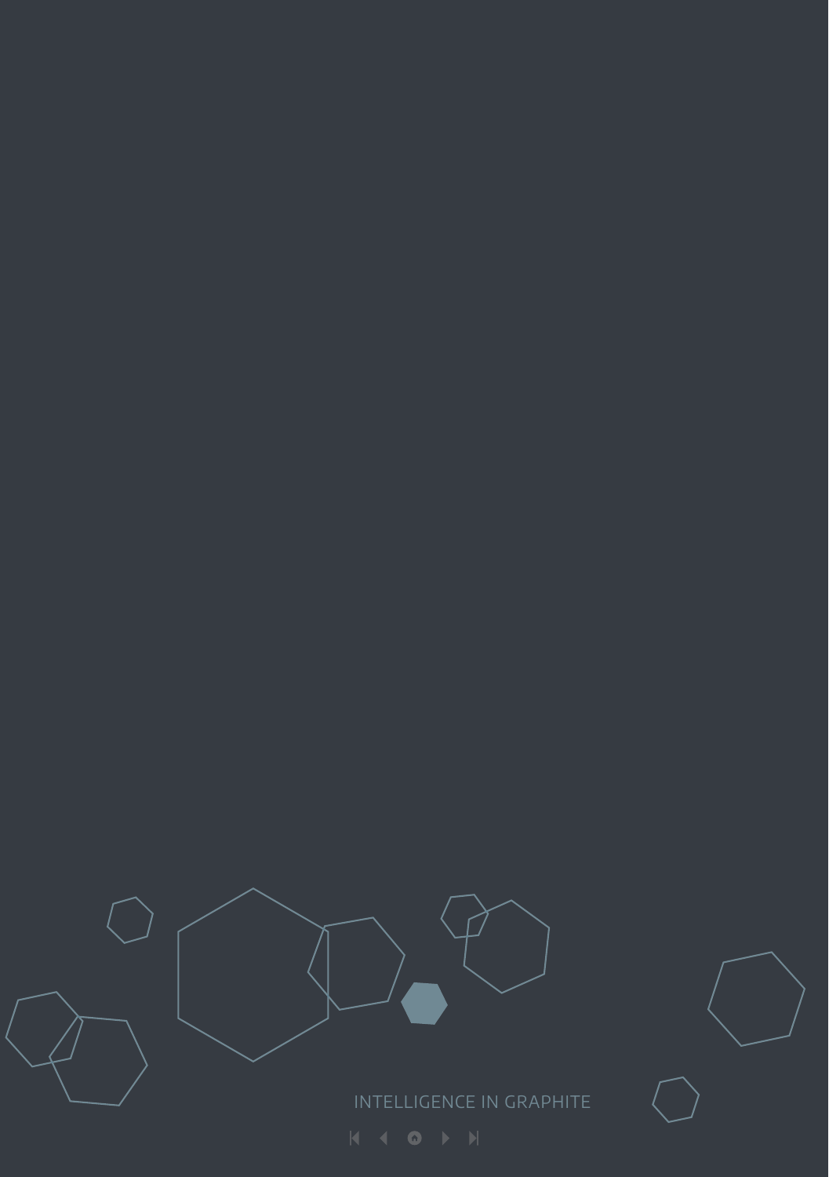INTELLIGENCE IN GRAPHITE